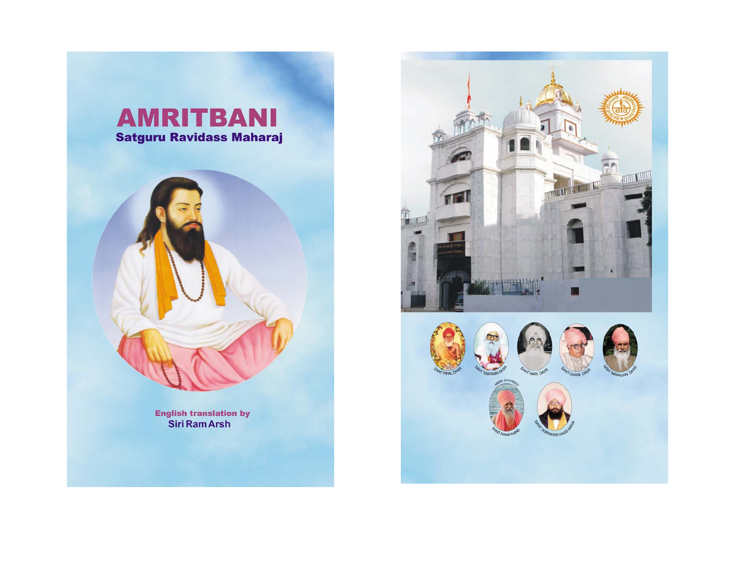# AMRITBANI

## Satguru Ravidass Maharaj

**English translation by**

**Siri Ram Arsh**

SANT PIPAL DASS

SANT SARWAN DASS

SANT HARI DASS

SANT GARIB DASS

SANT NIRANJAN DASS

AMAR SHAHEED SANT RAMA NAND

SANT SURINDER DASS BAWA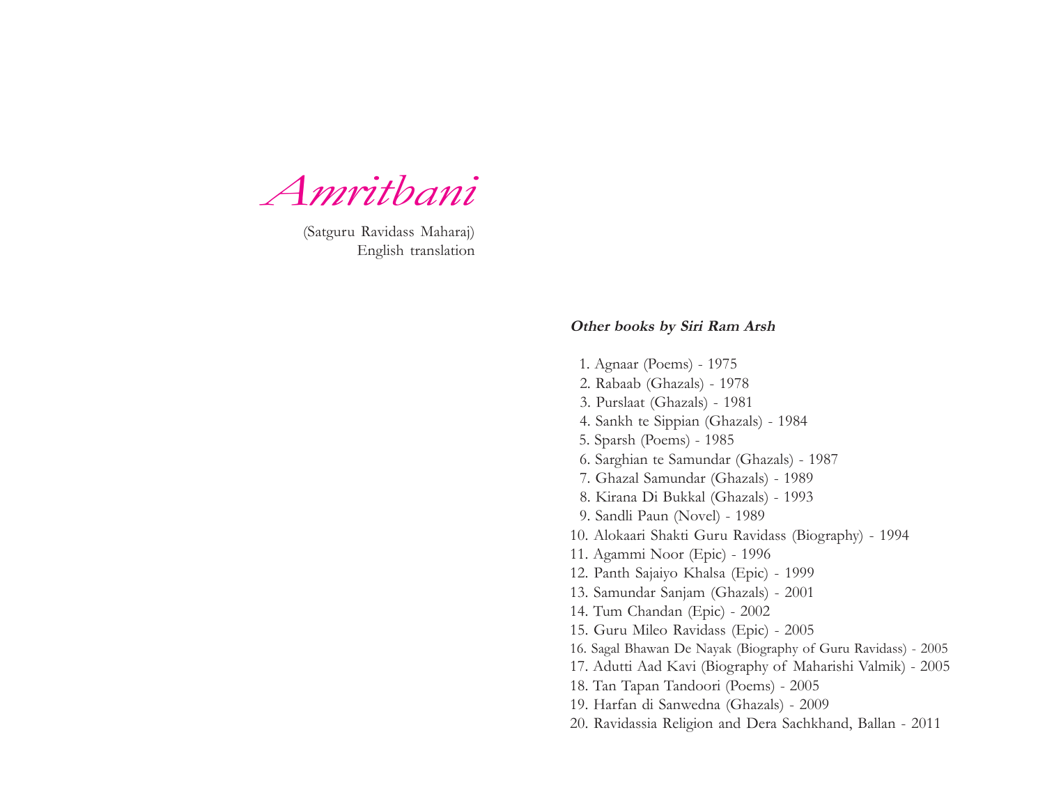# *Amritbani*

(Satguru Ravidass Maharaj)
English translation

***Other books by Siri Ram Arsh***

1. Agnaar (Poems) - 1975
2. Rabaab (Ghazals) - 1978
3. Purslaat (Ghazals) - 1981
4. Sankh te Sippian (Ghazals) - 1984
5. Sparsh (Poems) - 1985
6. Sarghian te Samundar (Ghazals) - 1987
7. Ghazal Samundar (Ghazals) - 1989
8. Kirana Di Bukkal (Ghazals) - 1993
9. Sandli Paun (Novel) - 1989
10. Alokaari Shakti Guru Ravidass (Biography) - 1994
11. Agammi Noor (Epic) - 1996
12. Panth Sajaiyo Khalsa (Epic) - 1999
13. Samundar Sanjam (Ghazals) - 2001
14. Tum Chandan (Epic) - 2002
15. Guru Mileo Ravidass (Epic) - 2005
16. Sagal Bhawan De Nayak (Biography of Guru Ravidass) - 2005
17. Adutti Aad Kavi (Biography of Maharishi Valmik) - 2005
18. Tan Tapan Tandoori (Poems) - 2005
19. Harfan di Sanwedna (Ghazals) - 2009
20. Ravidassia Religion and Dera Sachkhand, Ballan - 2011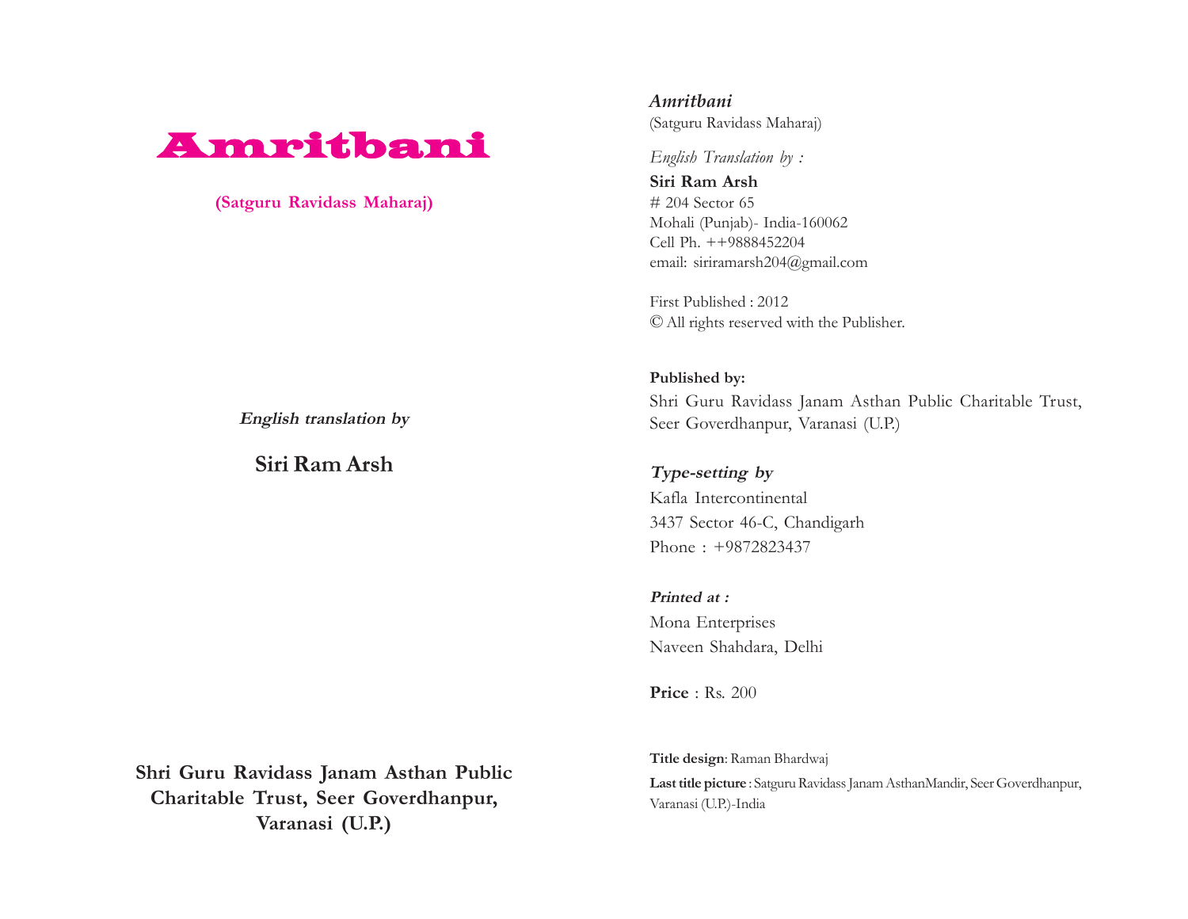# Amritbani

**(Satguru Ravidass Maharaj)**

***English translation by***

**Siri Ram Arsh**

**Shri Guru Ravidass Janam Asthan Public Charitable Trust, Seer Goverdhanpur, Varanasi (U.P.)**

***Amritbani***
(Satguru Ravidass Maharaj)

*English Translation by :*
**Siri Ram Arsh**
# 204 Sector 65
Mohali (Punjab)- India-160062
Cell Ph. ++9888452204
email: siriramarsh204@gmail.com

First Published : 2012
© All rights reserved with the Publisher.

**Published by:**
Shri Guru Ravidass Janam Asthan Public Charitable Trust, Seer Goverdhanpur, Varanasi (U.P.)

***Type-setting by***
Kafla Intercontinental
3437 Sector 46-C, Chandigarh
Phone : +9872823437

***Printed at :***
Mona Enterprises
Naveen Shahdara, Delhi

**Price** : Rs. 200

**Title design**: Raman Bhardwaj
**Last title picture** : Satguru Ravidass Janam AsthanMandir, Seer Goverdhanpur, Varanasi (U.P.)-India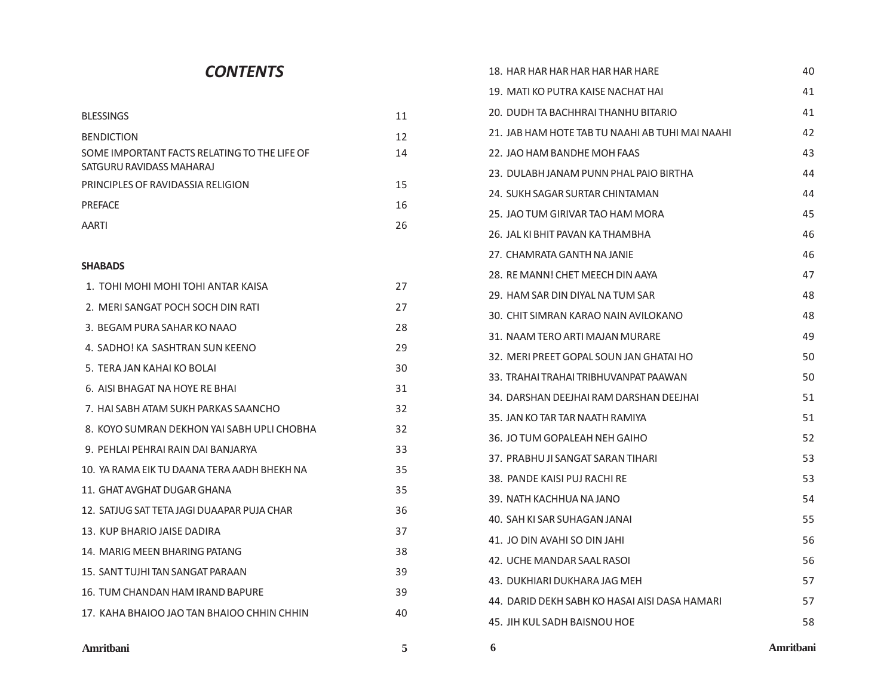# *CONTENTS*

| | |
|---|---|
| BLESSINGS | 11 |
| BENDICTION | 12 |
| SOME IMPORTANT FACTS RELATING TO THE LIFE OF SATGURU RAVIDASS MAHARAJ | 14 |
| PRINCIPLES OF RAVIDASSIA RELIGION | 15 |
| PREFACE | 16 |
| AARTI | 26 |

**SHABADS**

| | |
|---|---|
| 1. TOHI MOHI MOHI TOHI ANTAR KAISA | 27 |
| 2. MERI SANGAT POCH SOCH DIN RATI | 27 |
| 3. BEGAM PURA SAHAR KO NAAO | 28 |
| 4. SADHO! KA SASHTRAN SUN KEENO | 29 |
| 5. TERA JAN KAHAI KO BOLAI | 30 |
| 6. AISI BHAGAT NA HOYE RE BHAI | 31 |
| 7. HAI SABH ATAM SUKH PARKAS SAANCHO | 32 |
| 8. KOYO SUMRAN DEKHON YAI SABH UPLI CHOBHA | 32 |
| 9. PEHLAI PEHRAI RAIN DAI BANJARYA | 33 |
| 10. YA RAMA EIK TU DAANA TERA AADH BHEKH NA | 35 |
| 11. GHAT AVGHAT DUGAR GHANA | 35 |
| 12. SATJUG SAT TETA JAGI DUAAPAR PUJA CHAR | 36 |
| 13. KUP BHARIO JAISE DADIRA | 37 |
| 14. MARIG MEEN BHARING PATANG | 38 |
| 15. SANT TUJHI TAN SANGAT PARAAN | 39 |
| 16. TUM CHANDAN HAM IRAND BAPURE | 39 |
| 17. KAHA BHAIOO JAO TAN BHAIOO CHHIN CHHIN | 40 |
| 18. HAR HAR HAR HAR HAR HAR HARE | 40 |
| 19. MATI KO PUTRA KAISE NACHAT HAI | 41 |
| 20. DUDH TA BACHHRAI THANHU BITARIO | 41 |
| 21. JAB HAM HOTE TAB TU NAAHI AB TUHI MAI NAAHI | 42 |
| 22. JAO HAM BANDHE MOH FAAS | 43 |
| 23. DULABH JANAM PUNN PHAL PAIO BIRTHA | 44 |
| 24. SUKH SAGAR SURTAR CHINTAMAN | 44 |
| 25. JAO TUM GIRIVAR TAO HAM MORA | 45 |
| 26. JAL KI BHIT PAVAN KA THAMBHA | 46 |
| 27. CHAMRATA GANTH NA JANIE | 46 |
| 28. RE MANN! CHET MEECH DIN AAYA | 47 |
| 29. HAM SAR DIN DIYAL NA TUM SAR | 48 |
| 30. CHIT SIMRAN KARAO NAIN AVILOKANO | 48 |
| 31. NAAM TERO ARTI MAJAN MURARE | 49 |
| 32. MERI PREET GOPAL SOUN JAN GHATAI HO | 50 |
| 33. TRAHAI TRAHAI TRIBHUVANPAT PAAWAN | 50 |
| 34. DARSHAN DEEJHAI RAM DARSHAN DEEJHAI | 51 |
| 35. JAN KO TAR TAR NAATH RAMIYA | 51 |
| 36. JO TUM GOPALEAH NEH GAIHO | 52 |
| 37. PRABHU JI SANGAT SARAN TIHARI | 53 |
| 38. PANDE KAISI PUJ RACHI RE | 53 |
| 39. NATH KACHHUA NA JANO | 54 |
| 40. SAH KI SAR SUHAGAN JANAI | 55 |
| 41. JO DIN AVAHI SO DIN JAHI | 56 |
| 42. UCHE MANDAR SAAL RASOI | 56 |
| 43. DUKHIARI DUKHARA JAG MEH | 57 |
| 44. DARID DEKH SABH KO HASAI AISI DASA HAMARI | 57 |
| 45. JIH KUL SADH BAISNOU HOE | 58 |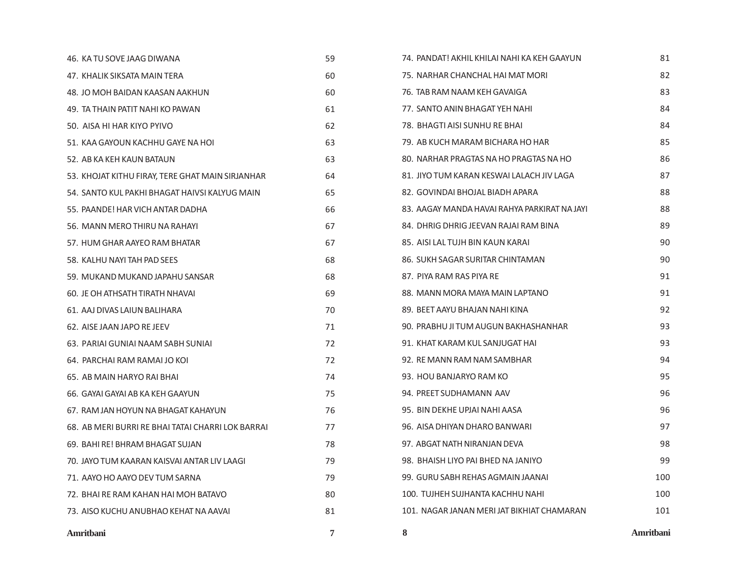| | |
|---|---|
| 46. KA TU SOVE JAAG DIWANA | 59 |
| 47. KHALIK SIKSATA MAIN TERA | 60 |
| 48. JO MOH BAIDAN KAASAN AAKHUN | 60 |
| 49. TA THAIN PATIT NAHI KO PAWAN | 61 |
| 50. AISA HI HAR KIYO PYIVO | 62 |
| 51. KAA GAYOUN KACHHU GAYE NA HOI | 63 |
| 52. AB KA KEH KAUN BATAUN | 63 |
| 53. KHOJAT KITHU FIRAY, TERE GHAT MAIN SIRJANHAR | 64 |
| 54. SANTO KUL PAKHI BHAGAT HAIVSI KALYUG MAIN | 65 |
| 55. PAANDE! HAR VICH ANTAR DADHA | 66 |
| 56. MANN MERO THIRU NA RAHAYI | 67 |
| 57. HUM GHAR AAYEO RAM BHATAR | 67 |
| 58. KALHU NAYI TAH PAD SEES | 68 |
| 59. MUKAND MUKAND JAPAHU SANSAR | 68 |
| 60. JE OH ATHSATH TIRATH NHAVAI | 69 |
| 61. AAJ DIVAS LAIUN BALIHARA | 70 |
| 62. AISE JAAN JAPO RE JEEV | 71 |
| 63. PARIAI GUNIAI NAAM SABH SUNIAI | 72 |
| 64. PARCHAI RAM RAMAI JO KOI | 72 |
| 65. AB MAIN HARYO RAI BHAI | 74 |
| 66. GAYAI GAYAI AB KA KEH GAAYUN | 75 |
| 67. RAM JAN HOYUN NA BHAGAT KAHAYUN | 76 |
| 68. AB MERI BURRI RE BHAI TATAI CHARRI LOK BARRAI | 77 |
| 69. BAHI RE! BHRAM BHAGAT SUJAN | 78 |
| 70. JAYO TUM KAARAN KAISVAI ANTAR LIV LAAGI | 79 |
| 71. AAYO HO AAYO DEV TUM SARNA | 79 |
| 72. BHAI RE RAM KAHAN HAI MOH BATAVO | 80 |
| 73. AISO KUCHU ANUBHAO KEHAT NA AAVAI | 81 |
| 74. PANDAT! AKHIL KHILAI NAHI KA KEH GAAYUN | 81 |
| 75. NARHAR CHANCHAL HAI MAT MORI | 82 |
| 76. TAB RAM NAAM KEH GAVAIGA | 83 |
| 77. SANTO ANIN BHAGAT YEH NAHI | 84 |
| 78. BHAGTI AISI SUNHU RE BHAI | 84 |
| 79. AB KUCH MARAM BICHARA HO HAR | 85 |
| 80. NARHAR PRAGTAS NA HO PRAGTAS NA HO | 86 |
| 81. JIYO TUM KARAN KESWAI LALACH JIV LAGA | 87 |
| 82. GOVINDAI BHOJAL BIADH APARA | 88 |
| 83. AAGAY MANDA HAVAI RAHYA PARKIRAT NA JAYI | 88 |
| 84. DHRIG DHRIG JEEVAN RAJAI RAM BINA | 89 |
| 85. AISI LAL TUJH BIN KAUN KARAI | 90 |
| 86. SUKH SAGAR SURITAR CHINTAMAN | 90 |
| 87. PIYA RAM RAS PIYA RE | 91 |
| 88. MANN MORA MAYA MAIN LAPTANO | 91 |
| 89. BEET AAYU BHAJAN NAHI KINA | 92 |
| 90. PRABHU JI TUM AUGUN BAKHASHANHAR | 93 |
| 91. KHAT KARAM KUL SANJUGAT HAI | 93 |
| 92. RE MANN RAM NAM SAMBHAR | 94 |
| 93. HOU BANJARYO RAM KO | 95 |
| 94. PREET SUDHAMANN AAV | 96 |
| 95. BIN DEKHE UPJAI NAHI AASA | 96 |
| 96. AISA DHIYAN DHARO BANWARI | 97 |
| 97. ABGAT NATH NIRANJAN DEVA | 98 |
| 98. BHAISH LIYO PAI BHED NA JANIYO | 99 |
| 99. GURU SABH REHAS AGMAIN JAANAI | 100 |
| 100. TUJHEH SUJHANTA KACHHU NAHI | 100 |
| 101. NAGAR JANAN MERI JAT BIKHIAT CHAMARAN | 101 |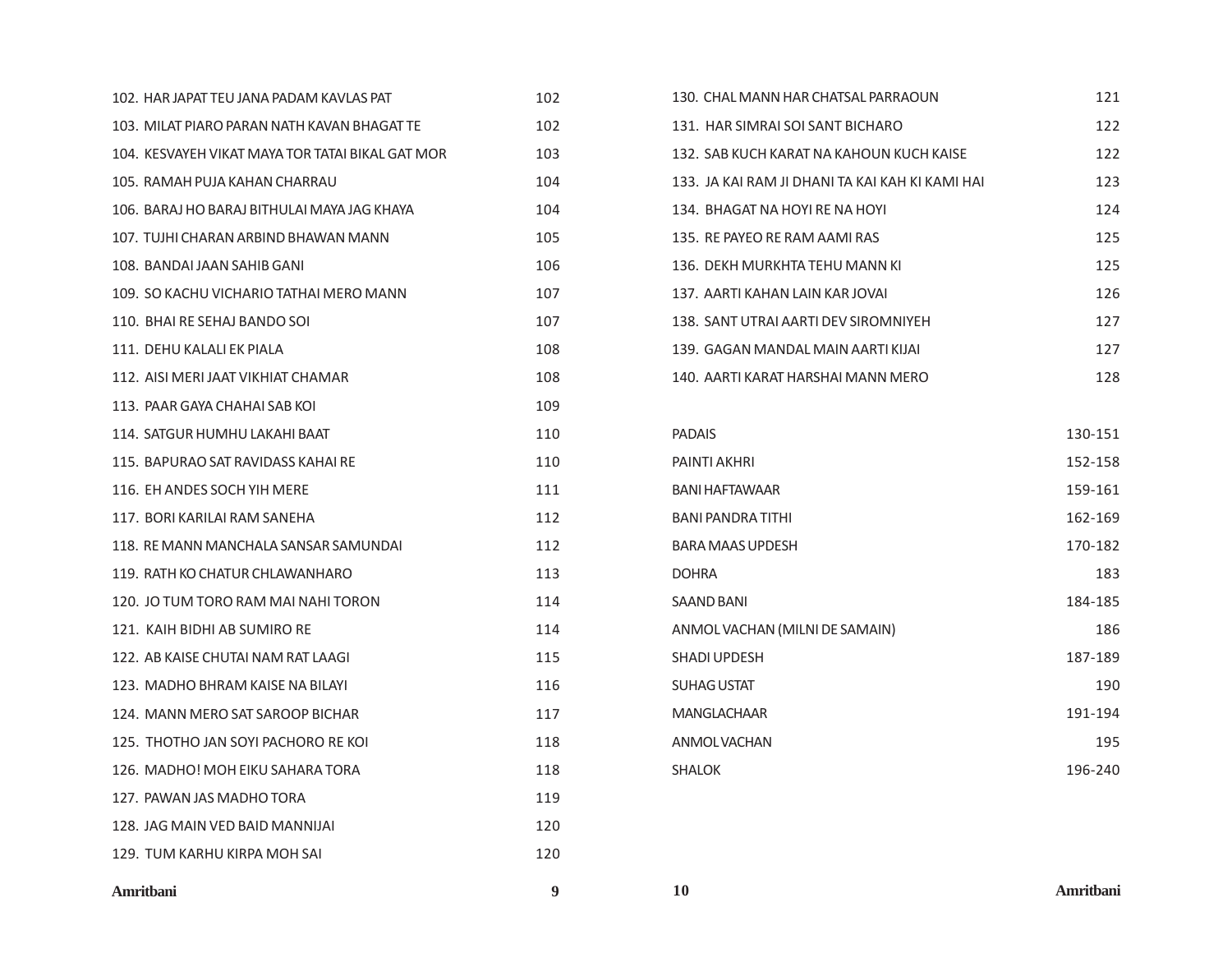| | |
|---|---|
| 102. HAR JAPAT TEU JANA PADAM KAVLAS PAT | 102 |
| 103. MILAT PIARO PARAN NATH KAVAN BHAGAT TE | 102 |
| 104. KESVAYEH VIKAT MAYA TOR TATAI BIKAL GAT MOR | 103 |
| 105. RAMAH PUJA KAHAN CHARRAU | 104 |
| 106. BARAJ HO BARAJ BITHULAI MAYA JAG KHAYA | 104 |
| 107. TUJHI CHARAN ARBIND BHAWAN MANN | 105 |
| 108. BANDAI JAAN SAHIB GANI | 106 |
| 109. SO KACHU VICHARIO TATHAI MERO MANN | 107 |
| 110. BHAI RE SEHAJ BANDO SOI | 107 |
| 111. DEHU KALALI EK PIALA | 108 |
| 112. AISI MERI JAAT VIKHIAT CHAMAR | 108 |
| 113. PAAR GAYA CHAHAI SAB KOI | 109 |
| 114. SATGUR HUMHU LAKAHI BAAT | 110 |
| 115. BAPURAO SAT RAVIDASS KAHAI RE | 110 |
| 116. EH ANDES SOCH YIH MERE | 111 |
| 117. BORI KARILAI RAM SANEHA | 112 |
| 118. RE MANN MANCHALA SANSAR SAMUNDAI | 112 |
| 119. RATH KO CHATUR CHLAWANHARO | 113 |
| 120. JO TUM TORO RAM MAI NAHI TORON | 114 |
| 121. KAIH BIDHI AB SUMIRO RE | 114 |
| 122. AB KAISE CHUTAI NAM RAT LAAGI | 115 |
| 123. MADHO BHRAM KAISE NA BILAYI | 116 |
| 124. MANN MERO SAT SAROOP BICHAR | 117 |
| 125. THOTHO JAN SOYI PACHORO RE KOI | 118 |
| 126. MADHO! MOH EIKU SAHARA TORA | 118 |
| 127. PAWAN JAS MADHO TORA | 119 |
| 128. JAG MAIN VED BAID MANNIJAI | 120 |
| 129. TUM KARHU KIRPA MOH SAI | 120 |
| 130. CHAL MANN HAR CHATSAL PARRAOUN | 121 |
| 131. HAR SIMRAI SOI SANT BICHARO | 122 |
| 132. SAB KUCH KARAT NA KAHOUN KUCH KAISE | 122 |
| 133. JA KAI RAM JI DHANI TA KAI KAH KI KAMI HAI | 123 |
| 134. BHAGAT NA HOYI RE NA HOYI | 124 |
| 135. RE PAYEO RE RAM AAMI RAS | 125 |
| 136. DEKH MURKHTA TEHU MANN KI | 125 |
| 137. AARTI KAHAN LAIN KAR JOVAI | 126 |
| 138. SANT UTRAI AARTI DEV SIROMNIYEH | 127 |
| 139. GAGAN MANDAL MAIN AARTI KIJAI | 127 |
| 140. AARTI KARAT HARSHAI MANN MERO | 128 |

| | |
|---|---|
| PADAIS | 130-151 |
| PAINTI AKHRI | 152-158 |
| BANI HAFTAWAAR | 159-161 |
| BANI PANDRA TITHI | 162-169 |
| BARA MAAS UPDESH | 170-182 |
| DOHRA | 183 |
| SAAND BANI | 184-185 |
| ANMOL VACHAN (MILNI DE SAMAIN) | 186 |
| SHADI UPDESH | 187-189 |
| SUHAG USTAT | 190 |
| MANGLACHAAR | 191-194 |
| ANMOL VACHAN | 195 |
| SHALOK | 196-240 |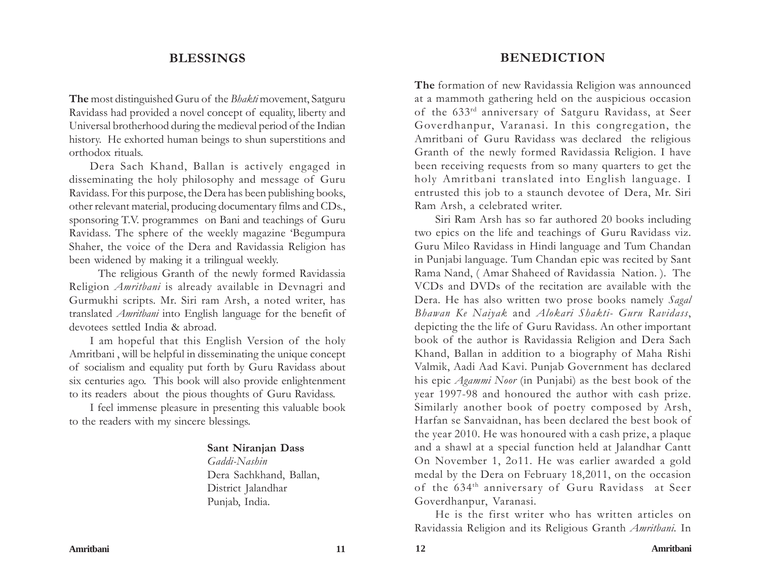## BLESSINGS

**The** most distinguished Guru of the *Bhakti* movement, Satguru Ravidass had provided a novel concept of equality, liberty and Universal brotherhood during the medieval period of the Indian history. He exhorted human beings to shun superstitions and orthodox rituals.

Dera Sach Khand, Ballan is actively engaged in disseminating the holy philosophy and message of Guru Ravidass. For this purpose, the Dera has been publishing books, other relevant material, producing documentary films and CDs., sponsoring T.V. programmes on Bani and teachings of Guru Ravidass. The sphere of the weekly magazine 'Begumpura Shaher, the voice of the Dera and Ravidassia Religion has been widened by making it a trilingual weekly.

The religious Granth of the newly formed Ravidassia Religion *Amritbani* is already available in Devnagri and Gurmukhi scripts. Mr. Siri ram Arsh, a noted writer, has translated *Amritbani* into English language for the benefit of devotees settled India & abroad.

I am hopeful that this English Version of the holy Amritbani , will be helpful in disseminating the unique concept of socialism and equality put forth by Guru Ravidass about six centuries ago. This book will also provide enlightenment to its readers about the pious thoughts of Guru Ravidass.

I feel immense pleasure in presenting this valuable book to the readers with my sincere blessings.

**Sant Niranjan Dass**
*Gaddi-Nashin*
Dera Sachkhand, Ballan,
District Jalandhar
Punjab, India.

## BENEDICTION

**The** formation of new Ravidassia Religion was announced at a mammoth gathering held on the auspicious occasion of the 633rd anniversary of Satguru Ravidass, at Seer Goverdhanpur, Varanasi. In this congregation, the Amritbani of Guru Ravidass was declared the religious Granth of the newly formed Ravidassia Religion. I have been receiving requests from so many quarters to get the holy Amritbani translated into English language. I entrusted this job to a staunch devotee of Dera, Mr. Siri Ram Arsh, a celebrated writer.

Siri Ram Arsh has so far authored 20 books including two epics on the life and teachings of Guru Ravidass viz. Guru Mileo Ravidass in Hindi language and Tum Chandan in Punjabi language. Tum Chandan epic was recited by Sant Rama Nand, ( Amar Shaheed of Ravidassia Nation. ). The VCDs and DVDs of the recitation are available with the Dera. He has also written two prose books namely *Sagal Bhawan Ke Naiyak* and *Alokari Shakti- Guru Ravidass*, depicting the the life of Guru Ravidass. An other important book of the author is Ravidassia Religion and Dera Sach Khand, Ballan in addition to a biography of Maha Rishi Valmik, Aadi Aad Kavi. Punjab Government has declared his epic *Agammi Noor* (in Punjabi) as the best book of the year 1997-98 and honoured the author with cash prize. Similarly another book of poetry composed by Arsh, Harfan se Sanvaidnan, has been declared the best book of the year 2010. He was honoured with a cash prize, a plaque and a shawl at a special function held at Jalandhar Cantt On November 1, 2o11. He was earlier awarded a gold medal by the Dera on February 18,2011, on the occasion of the 634th anniversary of Guru Ravidass at Seer Goverdhanpur, Varanasi.

He is the first writer who has written articles on Ravidassia Religion and its Religious Granth *Amritbani*. In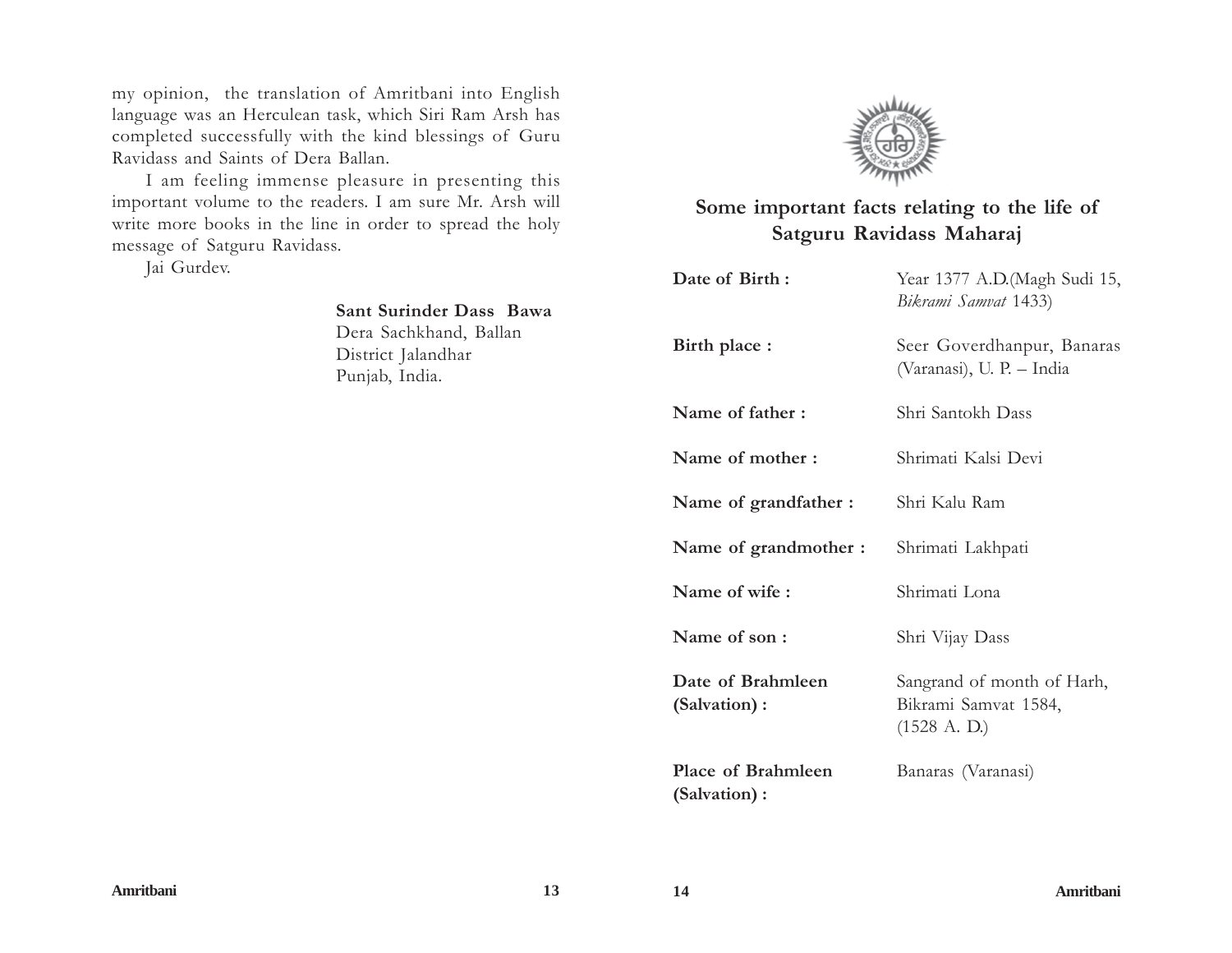my opinion, the translation of Amritbani into English language was an Herculean task, which Siri Ram Arsh has completed successfully with the kind blessings of Guru Ravidass and Saints of Dera Ballan.

I am feeling immense pleasure in presenting this important volume to the readers. I am sure Mr. Arsh will write more books in the line in order to spread the holy message of Satguru Ravidass.

Jai Gurdev.

**Sant Surinder Dass Bawa**
Dera Sachkhand, Ballan
District Jalandhar
Punjab, India.

## Some important facts relating to the life of Satguru Ravidass Maharaj

| | |
|---|---|
| **Date of Birth :** | Year 1377 A.D.(Magh Sudi 15, *Bikrami Samvat* 1433) |
| **Birth place :** | Seer Goverdhanpur, Banaras (Varanasi), U. P. – India |
| **Name of father :** | Shri Santokh Dass |
| **Name of mother :** | Shrimati Kalsi Devi |
| **Name of grandfather :** | Shri Kalu Ram |
| **Name of grandmother :** | Shrimati Lakhpati |
| **Name of wife :** | Shrimati Lona |
| **Name of son :** | Shri Vijay Dass |
| **Date of Brahmleen (Salvation) :** | Sangrand of month of Harh, Bikrami Samvat 1584, (1528 A. D.) |
| **Place of Brahmleen (Salvation) :** | Banaras (Varanasi) |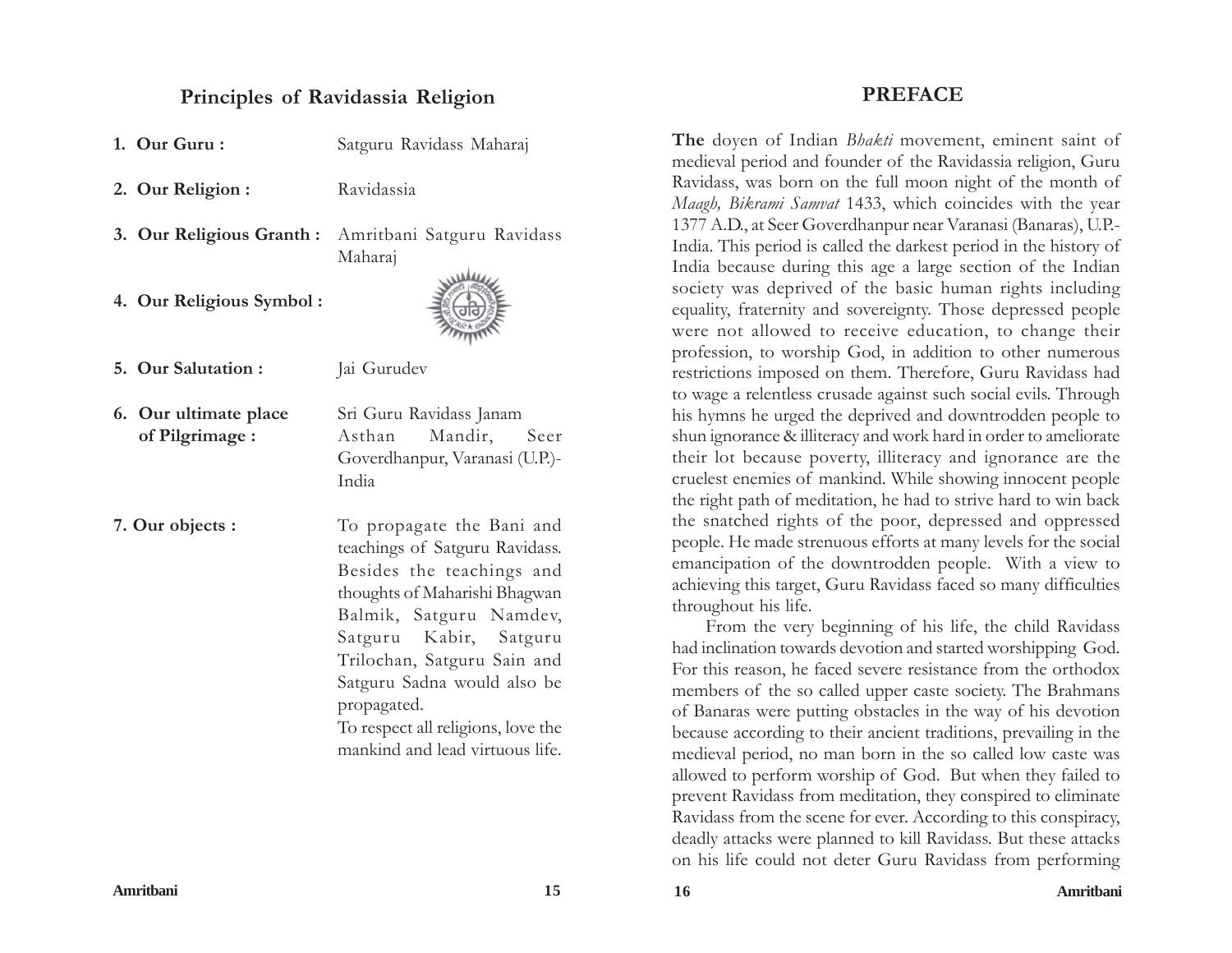## Principles of Ravidassia Religion

| | |
|---|---|
| **1. Our Guru :** | Satguru Ravidass Maharaj |
| **2. Our Religion :** | Ravidassia |
| **3. Our Religious Granth :** | Amritbani Satguru Ravidass Maharaj |
| **4. Our Religious Symbol :** | |
| **5. Our Salutation :** | Jai Gurudev |
| **6. Our ultimate place of Pilgrimage :** | Sri Guru Ravidass Janam Asthan Mandir, Seer Goverdhanpur, Varanasi (U.P.)-India |
| **7. Our objects :** | To propagate the Bani and teachings of Satguru Ravidass. Besides the teachings and thoughts of Maharishi Bhagwan Balmik, Satguru Namdev, Satguru Kabir, Satguru Trilochan, Satguru Sain and Satguru Sadna would also be propagated. To respect all religions, love the mankind and lead virtuous life. |

## PREFACE

**The** doyen of Indian *Bhakti* movement, eminent saint of medieval period and founder of the Ravidassia religion, Guru Ravidass, was born on the full moon night of the month of *Maagh, Bikrami Samvat* 1433, which coincides with the year 1377 A.D., at Seer Goverdhanpur near Varanasi (Banaras), U.P.-India. This period is called the darkest period in the history of India because during this age a large section of the Indian society was deprived of the basic human rights including equality, fraternity and sovereignty. Those depressed people were not allowed to receive education, to change their profession, to worship God, in addition to other numerous restrictions imposed on them. Therefore, Guru Ravidass had to wage a relentless crusade against such social evils. Through his hymns he urged the deprived and downtrodden people to shun ignorance & illiteracy and work hard in order to ameliorate their lot because poverty, illiteracy and ignorance are the cruelest enemies of mankind. While showing innocent people the right path of meditation, he had to strive hard to win back the snatched rights of the poor, depressed and oppressed people. He made strenuous efforts at many levels for the social emancipation of the downtrodden people. With a view to achieving this target, Guru Ravidass faced so many difficulties throughout his life.

From the very beginning of his life, the child Ravidass had inclination towards devotion and started worshipping God. For this reason, he faced severe resistance from the orthodox members of the so called upper caste society. The Brahmans of Banaras were putting obstacles in the way of his devotion because according to their ancient traditions, prevailing in the medieval period, no man born in the so called low caste was allowed to perform worship of God. But when they failed to prevent Ravidass from meditation, they conspired to eliminate Ravidass from the scene for ever. According to this conspiracy, deadly attacks were planned to kill Ravidass. But these attacks on his life could not deter Guru Ravidass from performing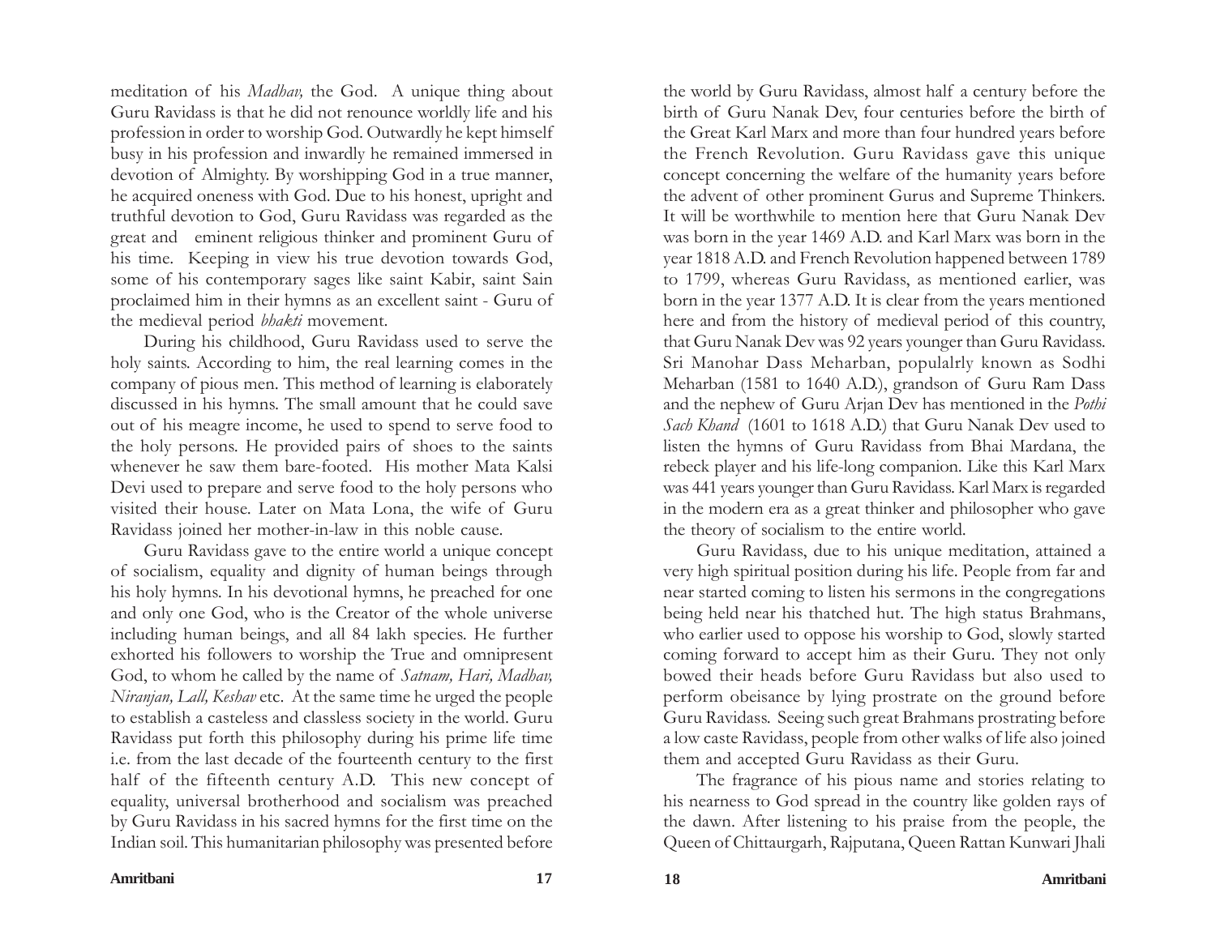meditation of his *Madhav,* the God. A unique thing about Guru Ravidass is that he did not renounce worldly life and his profession in order to worship God. Outwardly he kept himself busy in his profession and inwardly he remained immersed in devotion of Almighty. By worshipping God in a true manner, he acquired oneness with God. Due to his honest, upright and truthful devotion to God, Guru Ravidass was regarded as the great and eminent religious thinker and prominent Guru of his time. Keeping in view his true devotion towards God, some of his contemporary sages like saint Kabir, saint Sain proclaimed him in their hymns as an excellent saint - Guru of the medieval period *bhakti* movement.

During his childhood, Guru Ravidass used to serve the holy saints. According to him, the real learning comes in the company of pious men. This method of learning is elaborately discussed in his hymns. The small amount that he could save out of his meagre income, he used to spend to serve food to the holy persons. He provided pairs of shoes to the saints whenever he saw them bare-footed. His mother Mata Kalsi Devi used to prepare and serve food to the holy persons who visited their house. Later on Mata Lona, the wife of Guru Ravidass joined her mother-in-law in this noble cause.

Guru Ravidass gave to the entire world a unique concept of socialism, equality and dignity of human beings through his holy hymns. In his devotional hymns, he preached for one and only one God, who is the Creator of the whole universe including human beings, and all 84 lakh species. He further exhorted his followers to worship the True and omnipresent God, to whom he called by the name of *Satnam, Hari, Madhav, Niranjan, Lall, Keshav* etc. At the same time he urged the people to establish a casteless and classless society in the world. Guru Ravidass put forth this philosophy during his prime life time i.e. from the last decade of the fourteenth century to the first half of the fifteenth century A.D. This new concept of equality, universal brotherhood and socialism was preached by Guru Ravidass in his sacred hymns for the first time on the Indian soil. This humanitarian philosophy was presented before the world by Guru Ravidass, almost half a century before the birth of Guru Nanak Dev, four centuries before the birth of the Great Karl Marx and more than four hundred years before the French Revolution. Guru Ravidass gave this unique concept concerning the welfare of the humanity years before the advent of other prominent Gurus and Supreme Thinkers. It will be worthwhile to mention here that Guru Nanak Dev was born in the year 1469 A.D. and Karl Marx was born in the year 1818 A.D. and French Revolution happened between 1789 to 1799, whereas Guru Ravidass, as mentioned earlier, was born in the year 1377 A.D. It is clear from the years mentioned here and from the history of medieval period of this country, that Guru Nanak Dev was 92 years younger than Guru Ravidass. Sri Manohar Dass Meharban, populalrly known as Sodhi Meharban (1581 to 1640 A.D.), grandson of Guru Ram Dass and the nephew of Guru Arjan Dev has mentioned in the *Pothi Sach Khand* (1601 to 1618 A.D.) that Guru Nanak Dev used to listen the hymns of Guru Ravidass from Bhai Mardana, the rebeck player and his life-long companion. Like this Karl Marx was 441 years younger than Guru Ravidass. Karl Marx is regarded in the modern era as a great thinker and philosopher who gave the theory of socialism to the entire world.

Guru Ravidass, due to his unique meditation, attained a very high spiritual position during his life. People from far and near started coming to listen his sermons in the congregations being held near his thatched hut. The high status Brahmans, who earlier used to oppose his worship to God, slowly started coming forward to accept him as their Guru. They not only bowed their heads before Guru Ravidass but also used to perform obeisance by lying prostrate on the ground before Guru Ravidass. Seeing such great Brahmans prostrating before a low caste Ravidass, people from other walks of life also joined them and accepted Guru Ravidass as their Guru.

The fragrance of his pious name and stories relating to his nearness to God spread in the country like golden rays of the dawn. After listening to his praise from the people, the Queen of Chittaurgarh, Rajputana, Queen Rattan Kunwari Jhali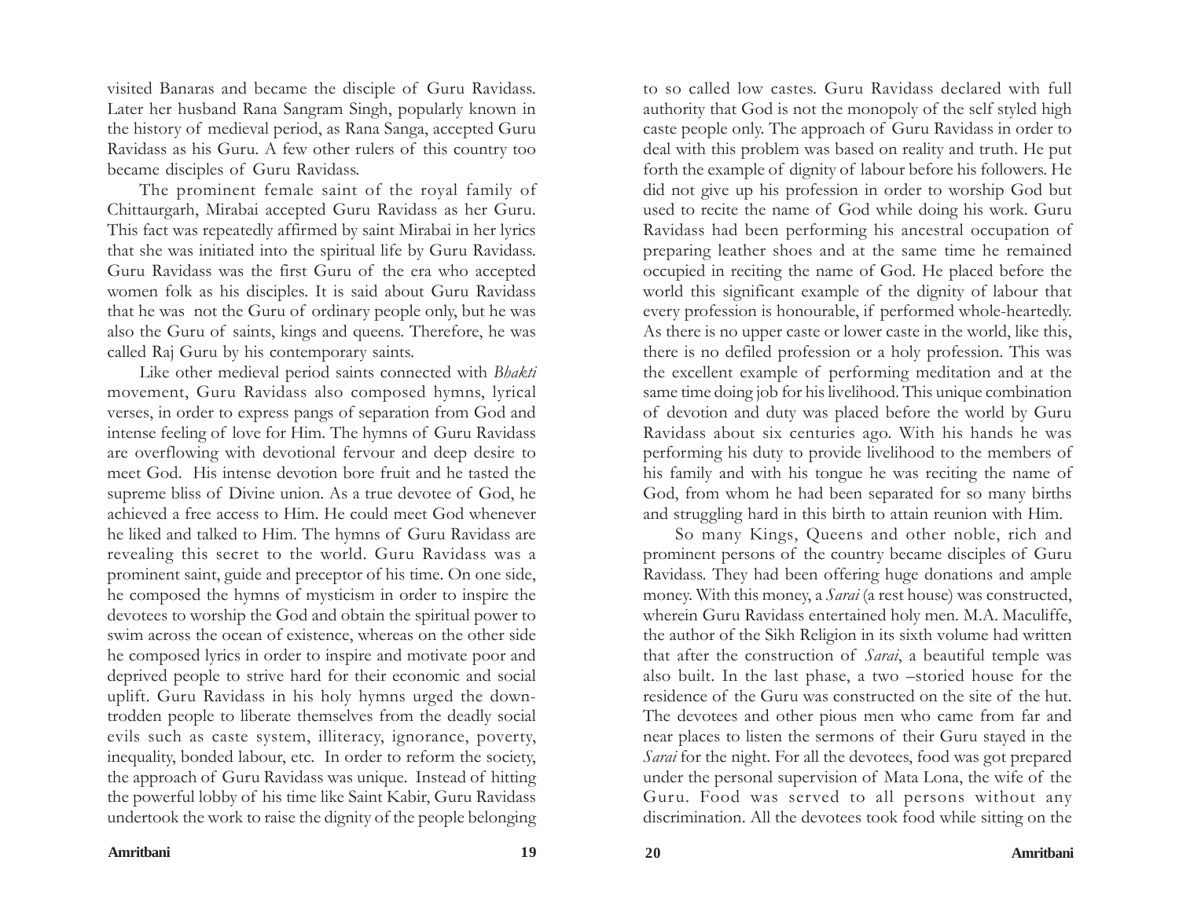visited Banaras and became the disciple of Guru Ravidass. Later her husband Rana Sangram Singh, popularly known in the history of medieval period, as Rana Sanga, accepted Guru Ravidass as his Guru. A few other rulers of this country too became disciples of Guru Ravidass.

The prominent female saint of the royal family of Chittaurgarh, Mirabai accepted Guru Ravidass as her Guru. This fact was repeatedly affirmed by saint Mirabai in her lyrics that she was initiated into the spiritual life by Guru Ravidass. Guru Ravidass was the first Guru of the era who accepted women folk as his disciples. It is said about Guru Ravidass that he was not the Guru of ordinary people only, but he was also the Guru of saints, kings and queens. Therefore, he was called Raj Guru by his contemporary saints.

Like other medieval period saints connected with *Bhakti* movement, Guru Ravidass also composed hymns, lyrical verses, in order to express pangs of separation from God and intense feeling of love for Him. The hymns of Guru Ravidass are overflowing with devotional fervour and deep desire to meet God. His intense devotion bore fruit and he tasted the supreme bliss of Divine union. As a true devotee of God, he achieved a free access to Him. He could meet God whenever he liked and talked to Him. The hymns of Guru Ravidass are revealing this secret to the world. Guru Ravidass was a prominent saint, guide and preceptor of his time. On one side, he composed the hymns of mysticism in order to inspire the devotees to worship the God and obtain the spiritual power to swim across the ocean of existence, whereas on the other side he composed lyrics in order to inspire and motivate poor and deprived people to strive hard for their economic and social uplift. Guru Ravidass in his holy hymns urged the down-trodden people to liberate themselves from the deadly social evils such as caste system, illiteracy, ignorance, poverty, inequality, bonded labour, etc. In order to reform the society, the approach of Guru Ravidass was unique. Instead of hitting the powerful lobby of his time like Saint Kabir, Guru Ravidass undertook the work to raise the dignity of the people belonging to so called low castes. Guru Ravidass declared with full authority that God is not the monopoly of the self styled high caste people only. The approach of Guru Ravidass in order to deal with this problem was based on reality and truth. He put forth the example of dignity of labour before his followers. He did not give up his profession in order to worship God but used to recite the name of God while doing his work. Guru Ravidass had been performing his ancestral occupation of preparing leather shoes and at the same time he remained occupied in reciting the name of God. He placed before the world this significant example of the dignity of labour that every profession is honourable, if performed whole-heartedly. As there is no upper caste or lower caste in the world, like this, there is no defiled profession or a holy profession. This was the excellent example of performing meditation and at the same time doing job for his livelihood. This unique combination of devotion and duty was placed before the world by Guru Ravidass about six centuries ago. With his hands he was performing his duty to provide livelihood to the members of his family and with his tongue he was reciting the name of God, from whom he had been separated for so many births and struggling hard in this birth to attain reunion with Him.

So many Kings, Queens and other noble, rich and prominent persons of the country became disciples of Guru Ravidass. They had been offering huge donations and ample money. With this money, a *Sarai* (a rest house) was constructed, wherein Guru Ravidass entertained holy men. M.A. Maculiffe, the author of the Sikh Religion in its sixth volume had written that after the construction of *Sarai*, a beautiful temple was also built. In the last phase, a two –storied house for the residence of the Guru was constructed on the site of the hut. The devotees and other pious men who came from far and near places to listen the sermons of their Guru stayed in the *Sarai* for the night. For all the devotees, food was got prepared under the personal supervision of Mata Lona, the wife of the Guru. Food was served to all persons without any discrimination. All the devotees took food while sitting on the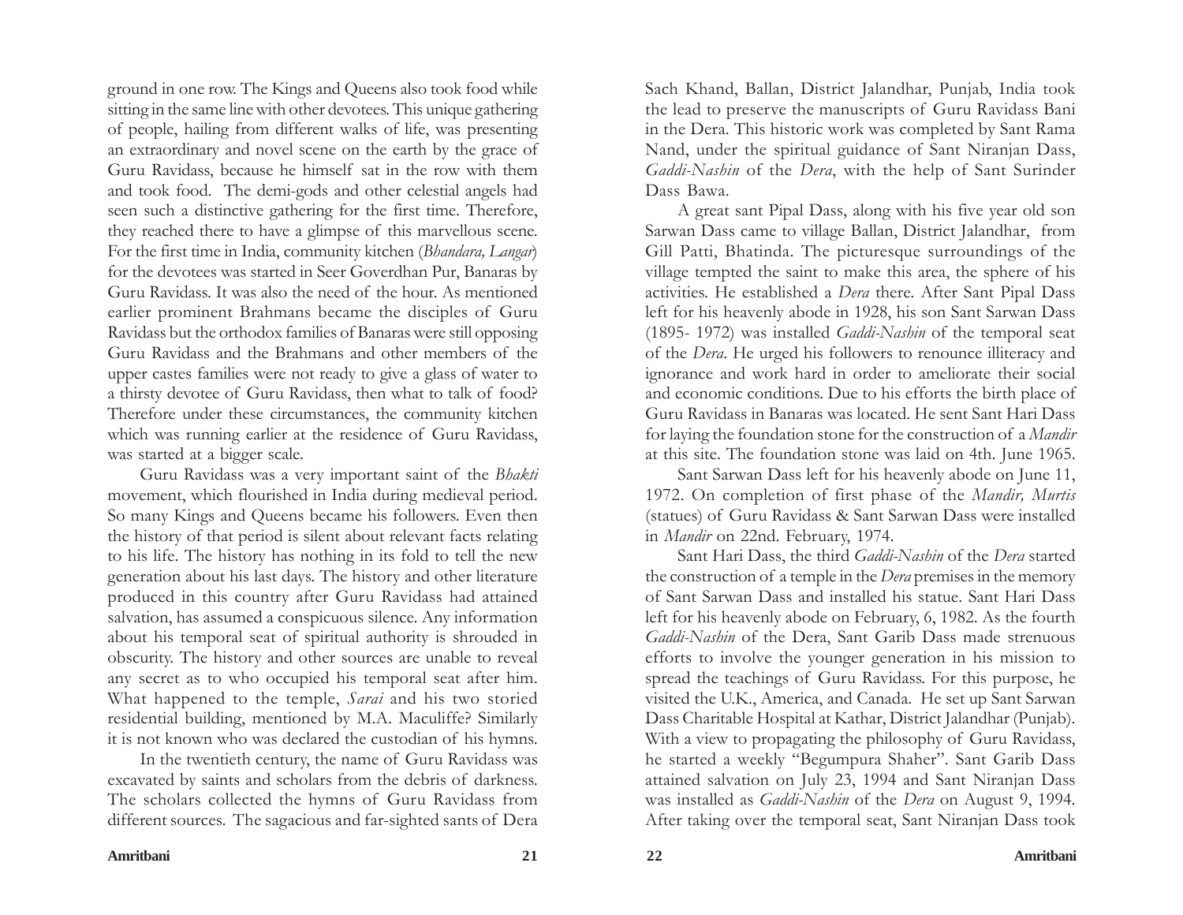ground in one row. The Kings and Queens also took food while sitting in the same line with other devotees. This unique gathering of people, hailing from different walks of life, was presenting an extraordinary and novel scene on the earth by the grace of Guru Ravidass, because he himself sat in the row with them and took food. The demi-gods and other celestial angels had seen such a distinctive gathering for the first time. Therefore, they reached there to have a glimpse of this marvellous scene. For the first time in India, community kitchen (*Bhandara, Langar*) for the devotees was started in Seer Goverdhan Pur, Banaras by Guru Ravidass. It was also the need of the hour. As mentioned earlier prominent Brahmans became the disciples of Guru Ravidass but the orthodox families of Banaras were still opposing Guru Ravidass and the Brahmans and other members of the upper castes families were not ready to give a glass of water to a thirsty devotee of Guru Ravidass, then what to talk of food? Therefore under these circumstances, the community kitchen which was running earlier at the residence of Guru Ravidass, was started at a bigger scale.

Guru Ravidass was a very important saint of the *Bhakti* movement, which flourished in India during medieval period. So many Kings and Queens became his followers. Even then the history of that period is silent about relevant facts relating to his life. The history has nothing in its fold to tell the new generation about his last days. The history and other literature produced in this country after Guru Ravidass had attained salvation, has assumed a conspicuous silence. Any information about his temporal seat of spiritual authority is shrouded in obscurity. The history and other sources are unable to reveal any secret as to who occupied his temporal seat after him. What happened to the temple, *Sarai* and his two storied residential building, mentioned by M.A. Maculiffe? Similarly it is not known who was declared the custodian of his hymns.

In the twentieth century, the name of Guru Ravidass was excavated by saints and scholars from the debris of darkness. The scholars collected the hymns of Guru Ravidass from different sources. The sagacious and far-sighted sants of Dera Sach Khand, Ballan, District Jalandhar, Punjab, India took the lead to preserve the manuscripts of Guru Ravidass Bani in the Dera. This historic work was completed by Sant Rama Nand, under the spiritual guidance of Sant Niranjan Dass, *Gaddi-Nashin* of the *Dera*, with the help of Sant Surinder Dass Bawa.

A great sant Pipal Dass, along with his five year old son Sarwan Dass came to village Ballan, District Jalandhar, from Gill Patti, Bhatinda. The picturesque surroundings of the village tempted the saint to make this area, the sphere of his activities. He established a *Dera* there. After Sant Pipal Dass left for his heavenly abode in 1928, his son Sant Sarwan Dass (1895- 1972) was installed *Gaddi-Nashin* of the temporal seat of the *Dera*. He urged his followers to renounce illiteracy and ignorance and work hard in order to ameliorate their social and economic conditions. Due to his efforts the birth place of Guru Ravidass in Banaras was located. He sent Sant Hari Dass for laying the foundation stone for the construction of a *Mandir* at this site. The foundation stone was laid on 4th. June 1965.

Sant Sarwan Dass left for his heavenly abode on June 11, 1972. On completion of first phase of the *Mandir, Murtis* (statues) of Guru Ravidass & Sant Sarwan Dass were installed in *Mandir* on 22nd. February, 1974.

Sant Hari Dass, the third *Gaddi-Nashin* of the *Dera* started the construction of a temple in the *Dera* premises in the memory of Sant Sarwan Dass and installed his statue. Sant Hari Dass left for his heavenly abode on February, 6, 1982. As the fourth *Gaddi-Nashin* of the Dera, Sant Garib Dass made strenuous efforts to involve the younger generation in his mission to spread the teachings of Guru Ravidass. For this purpose, he visited the U.K., America, and Canada. He set up Sant Sarwan Dass Charitable Hospital at Kathar, District Jalandhar (Punjab). With a view to propagating the philosophy of Guru Ravidass, he started a weekly "Begumpura Shaher". Sant Garib Dass attained salvation on July 23, 1994 and Sant Niranjan Dass was installed as *Gaddi-Nashin* of the *Dera* on August 9, 1994. After taking over the temporal seat, Sant Niranjan Dass took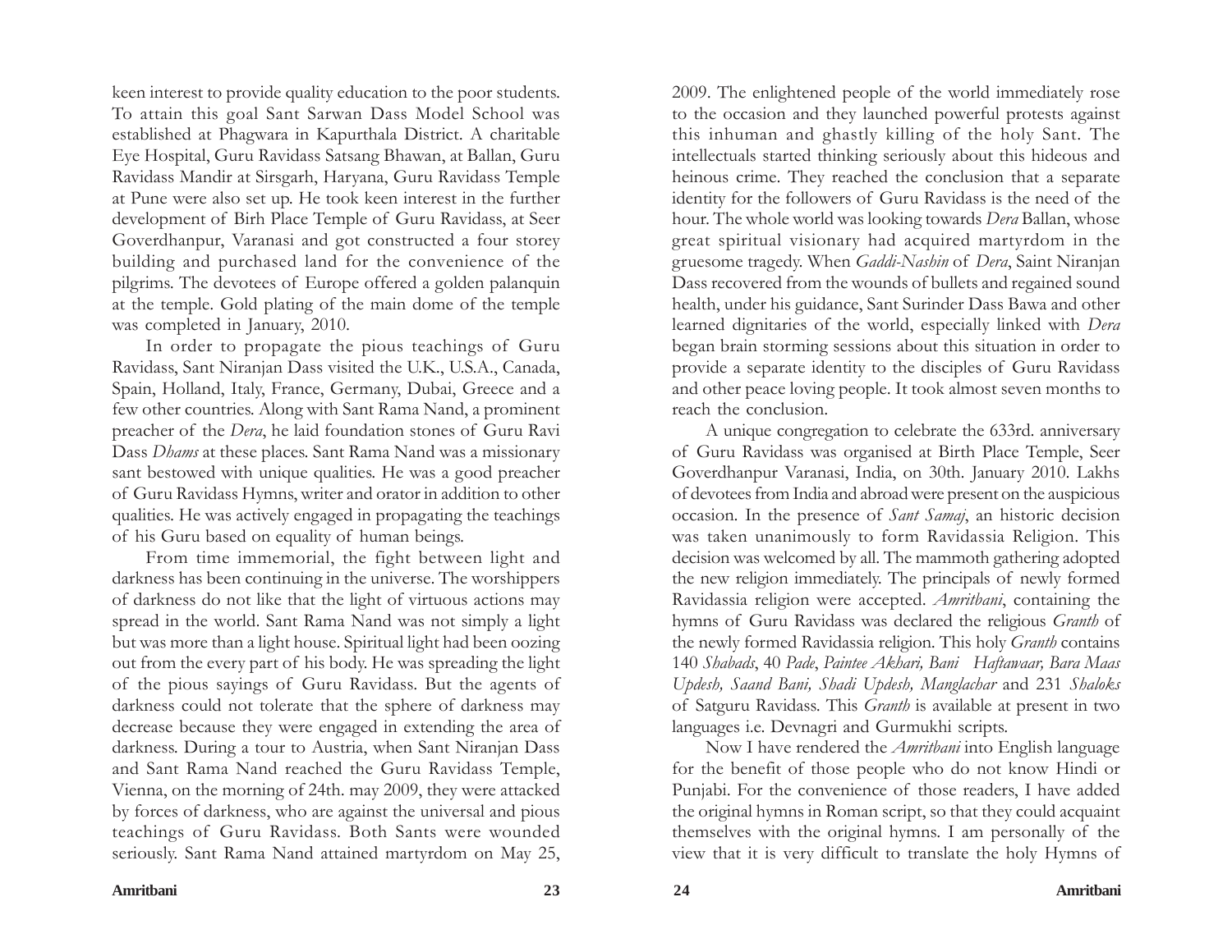keen interest to provide quality education to the poor students. To attain this goal Sant Sarwan Dass Model School was established at Phagwara in Kapurthala District. A charitable Eye Hospital, Guru Ravidass Satsang Bhawan, at Ballan, Guru Ravidass Mandir at Sirsgarh, Haryana, Guru Ravidass Temple at Pune were also set up. He took keen interest in the further development of Birh Place Temple of Guru Ravidass, at Seer Goverdhanpur, Varanasi and got constructed a four storey building and purchased land for the convenience of the pilgrims. The devotees of Europe offered a golden palanquin at the temple. Gold plating of the main dome of the temple was completed in January, 2010.

In order to propagate the pious teachings of Guru Ravidass, Sant Niranjan Dass visited the U.K., U.S.A., Canada, Spain, Holland, Italy, France, Germany, Dubai, Greece and a few other countries. Along with Sant Rama Nand, a prominent preacher of the *Dera*, he laid foundation stones of Guru Ravi Dass *Dhams* at these places. Sant Rama Nand was a missionary sant bestowed with unique qualities. He was a good preacher of Guru Ravidass Hymns, writer and orator in addition to other qualities. He was actively engaged in propagating the teachings of his Guru based on equality of human beings.

From time immemorial, the fight between light and darkness has been continuing in the universe. The worshippers of darkness do not like that the light of virtuous actions may spread in the world. Sant Rama Nand was not simply a light but was more than a light house. Spiritual light had been oozing out from the every part of his body. He was spreading the light of the pious sayings of Guru Ravidass. But the agents of darkness could not tolerate that the sphere of darkness may decrease because they were engaged in extending the area of darkness. During a tour to Austria, when Sant Niranjan Dass and Sant Rama Nand reached the Guru Ravidass Temple, Vienna, on the morning of 24th. may 2009, they were attacked by forces of darkness, who are against the universal and pious teachings of Guru Ravidass. Both Sants were wounded seriously. Sant Rama Nand attained martyrdom on May 25, 2009. The enlightened people of the world immediately rose to the occasion and they launched powerful protests against this inhuman and ghastly killing of the holy Sant. The intellectuals started thinking seriously about this hideous and heinous crime. They reached the conclusion that a separate identity for the followers of Guru Ravidass is the need of the hour. The whole world was looking towards *Dera* Ballan, whose great spiritual visionary had acquired martyrdom in the gruesome tragedy. When *Gaddi-Nashin* of *Dera*, Saint Niranjan Dass recovered from the wounds of bullets and regained sound health, under his guidance, Sant Surinder Dass Bawa and other learned dignitaries of the world, especially linked with *Dera* began brain storming sessions about this situation in order to provide a separate identity to the disciples of Guru Ravidass and other peace loving people. It took almost seven months to reach the conclusion.

A unique congregation to celebrate the 633rd. anniversary of Guru Ravidass was organised at Birth Place Temple, Seer Goverdhanpur Varanasi, India, on 30th. January 2010. Lakhs of devotees from India and abroad were present on the auspicious occasion. In the presence of *Sant Samaj*, an historic decision was taken unanimously to form Ravidassia Religion. This decision was welcomed by all. The mammoth gathering adopted the new religion immediately. The principals of newly formed Ravidassia religion were accepted. *Amritbani*, containing the hymns of Guru Ravidass was declared the religious *Granth* of the newly formed Ravidassia religion. This holy *Granth* contains 140 *Shabads*, 40 *Pade*, *Paintee Akhari, Bani Haftawaar, Bara Maas Updesh, Saand Bani, Shadi Updesh, Manglachar* and 231 *Shaloks* of Satguru Ravidass. This *Granth* is available at present in two languages i.e. Devnagri and Gurmukhi scripts.

Now I have rendered the *Amritbani* into English language for the benefit of those people who do not know Hindi or Punjabi. For the convenience of those readers, I have added the original hymns in Roman script, so that they could acquaint themselves with the original hymns. I am personally of the view that it is very difficult to translate the holy Hymns of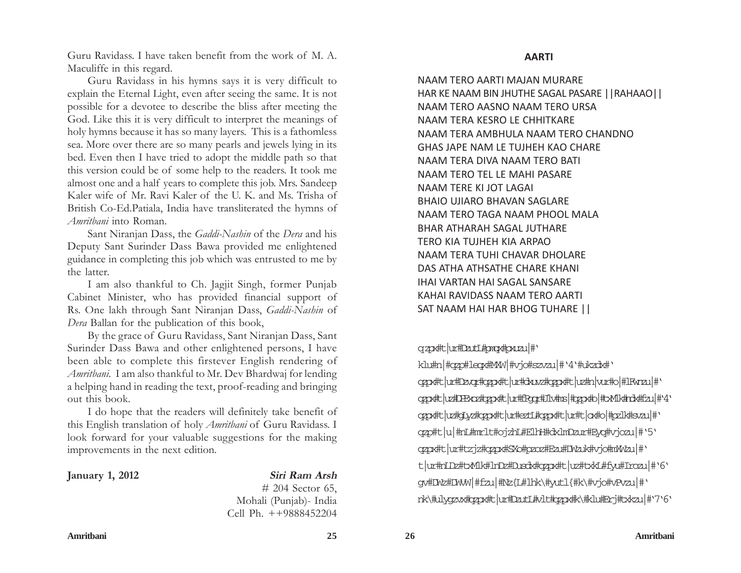Guru Ravidass. I have taken benefit from the work of M. A. Maculiffe in this regard.

Guru Ravidass in his hymns says it is very difficult to explain the Eternal Light, even after seeing the same. It is not possible for a devotee to describe the bliss after meeting the God. Like this it is very difficult to interpret the meanings of holy hymns because it has so many layers. This is a fathomless sea. More over there are so many pearls and jewels lying in its bed. Even then I have tried to adopt the middle path so that this version could be of some help to the readers. It took me almost one and a half years to complete this job. Mrs. Sandeep Kaler wife of Mr. Ravi Kaler of the U. K. and Ms. Trisha of British Co-Ed.Patiala, India have transliterated the hymns of *Amritbani* into Roman.

Sant Niranjan Dass, the *Gaddi-Nashin* of the *Dera* and his Deputy Sant Surinder Dass Bawa provided me enlightened guidance in completing this job which was entrusted to me by the latter.

I am also thankful to Ch. Jagjit Singh, former Punjab Cabinet Minister, who has provided financial support of Rs. One lakh through Sant Niranjan Dass, *Gaddi-Nashin* of *Dera* Ballan for the publication of this book,

By the grace of Guru Ravidass, Sant Niranjan Dass, Sant Surinder Dass Bawa and other enlightened persons, I have been able to complete this firstever English rendering of *Amritbani*. I am also thankful to Mr. Dev Bhardwaj for lending a helping hand in reading the text, proof-reading and bringing out this book.

I do hope that the readers will definitely take benefit of this English translation of holy *Amritbani* of Guru Ravidass. I look forward for your valuable suggestions for the making improvements in the next edition.

**January 1, 2012**

***Siri Ram Arsh***
\# 204 Sector 65,
Mohali (Punjab)- India
Cell Ph. ++9888452204

## AARTI

NAAM TERO AARTI MAJAN MURARE
HAR KE NAAM BIN JHUTHE SAGAL PASARE ||RAHAAO||
NAAM TERO AASNO NAAM TERO URSA
NAAM TERA KESRO LE CHHITKARE
NAAM TERA AMBHULA NAAM TERO CHANDNO
GHAS JAPE NAM LE TUJHEH KAO CHARE
NAAM TERA DIVA NAAM TERO BATI
NAAM TERO TEL LE MAHI PASARE
NAAM TERE KI JOT LAGAI
BHAIO UJIARO BHAVAN SAGLARE
NAAM TERO TAGA NAAM PHOOL MALA
BHAR ATHARAH SAGAL JUTHARE
TERO KIA TUJHEH KIA ARPAO
NAAM TERA TUHI CHAVAR DHOLARE
DAS ATHA ATHSATHE CHARE KHANI
IHAI VARTAN HAI SAGAL SANSARE
KAHAI RAVIDASS NAAM TERO AARTI
SAT NAAM HAI HAR BHOG TUHARE ||

qzpx#t|ur#DzutL#pmqx#pxuzu|#`
klu#n|#qzp#leqx#MXW|#vjo#szvzu|#`4`#ukzdx#`
qzpx#t|ur#Dzvqr#qzpx#t|ur#dxuvz#qzpx#t|uz#n|vur#o|#lFwnzu|#`
qzpx#t|uz#DEExoz#qzpx#t|ur#Fpqr#Ulv#ns|#qzpx#o|#txMlk#nx#fzu|#`4`
qzpx#t|uz#gLyz#qzpx#t|ur#eztL#qzpx#t|ur#t|ox#o|#pzlk#svzu|#`
qzp#t|u|#nL#mrlt#ojzhL#ElhH#dxlmDzur#Eyq#vjozu|#`5`
qzpx#t|ur#tzjz#qzpx#SXo#pzoz#Ezu#DWzuk#vjo#mXWzu|#`
t|ur#nLDz#txMlk#lnDz#Dusdx#qzpx#t|uz#txkL#fyu#Irozu|#`6`
gv#DWz#DWvW|#fzu|#Nz{L#lhk\#yutl{#k\#vjo#vPvzu|#`
nk\#ulygzvx#qzpx#t|ur#DzutL#vlt#qzpx#k\#klu#Erj#txkzu|#`7`6`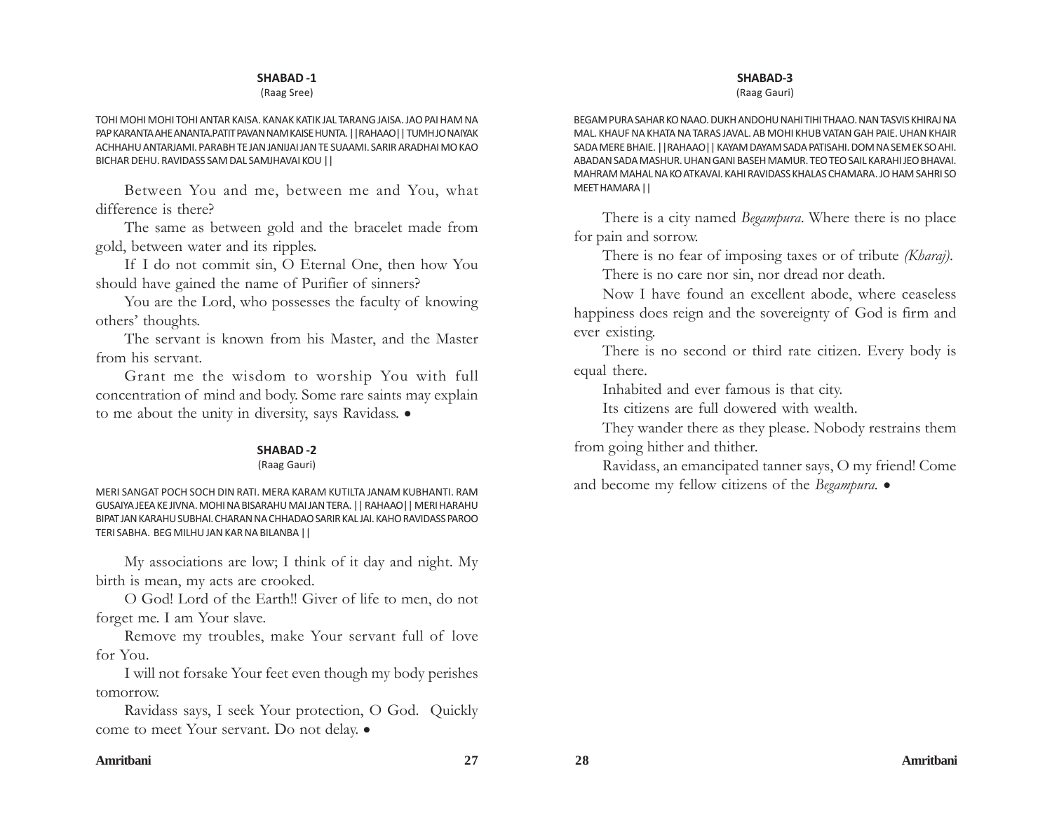## SHABAD -1

(Raag Sree)

TOHI MOHI MOHI TOHI ANTAR KAISA. KANAK KATIK JAL TARANG JAISA. JAO PAI HAM NA PAP KARANTA AHE ANANTA.PATIT PAVAN NAM KAISE HUNTA. ||RAHAAO|| TUMH JO NAIYAK ACHHAHU ANTARJAMI. PARABH TE JAN JANIJAI JAN TE SUAAMI. SARIR ARADHAI MO KAO BICHAR DEHU. RAVIDASS SAM DAL SAMJHAVAI KOU ||

Between You and me, between me and You, what difference is there?

The same as between gold and the bracelet made from gold, between water and its ripples.

If I do not commit sin, O Eternal One, then how You should have gained the name of Purifier of sinners?

You are the Lord, who possesses the faculty of knowing others' thoughts.

The servant is known from his Master, and the Master from his servant.

Grant me the wisdom to worship You with full concentration of mind and body. Some rare saints may explain to me about the unity in diversity, says Ravidass. •

## SHABAD -2

(Raag Gauri)

MERI SANGAT POCH SOCH DIN RATI. MERA KARAM KUTILTA JANAM KUBHANTI. RAM GUSAIYA JEEA KE JIVNA. MOHI NA BISARAHU MAI JAN TERA. || RAHAAO|| MERI HARAHU BIPAT JAN KARAHU SUBHAI. CHARAN NA CHHADAO SARIR KAL JAI. KAHO RAVIDASS PAROO TERI SABHA. BEG MILHU JAN KAR NA BILANBA ||

My associations are low; I think of it day and night. My birth is mean, my acts are crooked.

O God! Lord of the Earth!! Giver of life to men, do not forget me. I am Your slave.

Remove my troubles, make Your servant full of love for You.

I will not forsake Your feet even though my body perishes tomorrow.

Ravidass says, I seek Your protection, O God. Quickly come to meet Your servant. Do not delay. •

## SHABAD-3

(Raag Gauri)

BEGAM PURA SAHAR KO NAAO. DUKH ANDOHU NAHI TIHI THAAO. NAN TASVIS KHIRAJ NA MAL. KHAUF NA KHATA NA TARAS JAVAL. AB MOHI KHUB VATAN GAH PAIE. UHAN KHAIR SADA MERE BHAIE. ||RAHAAO|| KAYAM DAYAM SADA PATISAHI. DOM NA SEM EK SO AHI. ABADAN SADA MASHUR. UHAN GANI BASEH MAMUR. TEO TEO SAIL KARAHI JEO BHAVAI. MAHRAM MAHAL NA KO ATKAVAI. KAHI RAVIDASS KHALAS CHAMARA. JO HAM SAHRI SO MEET HAMARA ||

There is a city named *Begampura*. Where there is no place for pain and sorrow.

There is no fear of imposing taxes or of tribute *(Kharaj).*

There is no care nor sin, nor dread nor death.

Now I have found an excellent abode, where ceaseless happiness does reign and the sovereignty of God is firm and ever existing.

There is no second or third rate citizen. Every body is equal there.

Inhabited and ever famous is that city.

Its citizens are full dowered with wealth.

They wander there as they please. Nobody restrains them from going hither and thither.

Ravidass, an emancipated tanner says, O my friend! Come and become my fellow citizens of the *Begampura.* •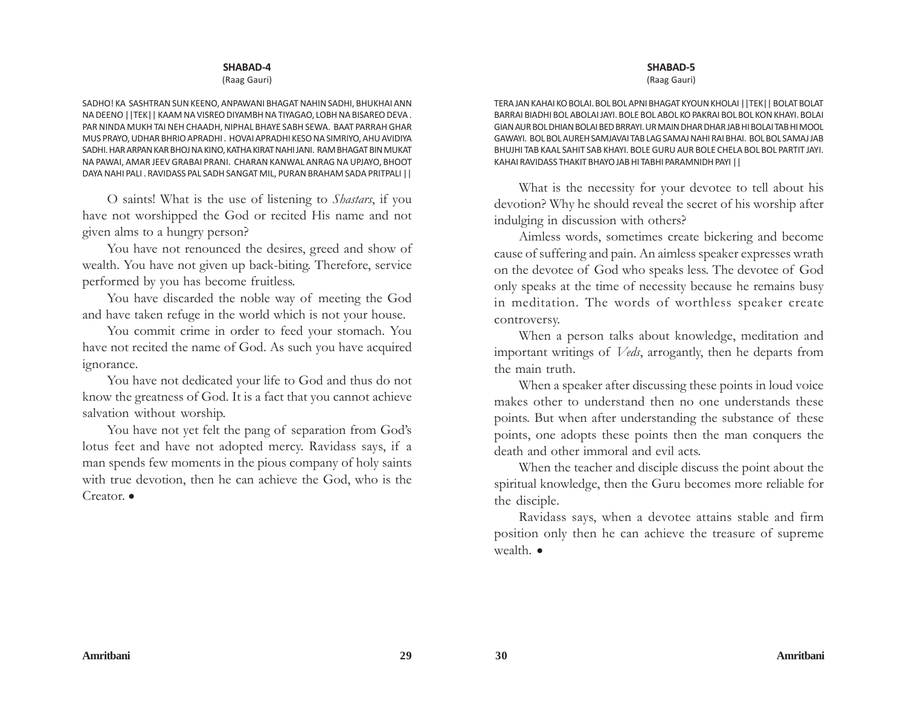## SHABAD-4

(Raag Gauri)

SADHO! KA SASHTRAN SUN KEENO, ANPAWANI BHAGAT NAHIN SADHI, BHUKHAI ANN NA DEENO ||TEK|| KAAM NA VISREO DIYAMBH NA TIYAGAO, LOBH NA BISAREO DEVA . PAR NINDA MUKH TAI NEH CHAADH, NIPHAL BHAYE SABH SEWA. BAAT PARRAH GHAR MUS PRAYO, UDHAR BHRIO APRADHI . HOVAI APRADHI KESO NA SIMRIYO, AHU AVIDIYA SADHI. HAR ARPAN KAR BHOJ NA KINO, KATHA KIRAT NAHI JANI. RAM BHAGAT BIN MUKAT NA PAWAI, AMAR JEEV GRABAI PRANI. CHARAN KANWAL ANRAG NA UPJAYO, BHOOT DAYA NAHI PALI . RAVIDASS PAL SADH SANGAT MIL, PURAN BRAHAM SADA PRITPALI ||

O saints! What is the use of listening to *Shastars*, if you have not worshipped the God or recited His name and not given alms to a hungry person?

You have not renounced the desires, greed and show of wealth. You have not given up back-biting. Therefore, service performed by you has become fruitless.

You have discarded the noble way of meeting the God and have taken refuge in the world which is not your house.

You commit crime in order to feed your stomach. You have not recited the name of God. As such you have acquired ignorance.

You have not dedicated your life to God and thus do not know the greatness of God. It is a fact that you cannot achieve salvation without worship.

You have not yet felt the pang of separation from God's lotus feet and have not adopted mercy. Ravidass says, if a man spends few moments in the pious company of holy saints with true devotion, then he can achieve the God, who is the Creator. •

## SHABAD-5

(Raag Gauri)

TERA JAN KAHAI KO BOLAI. BOL BOL APNI BHAGAT KYOUN KHOLAI ||TEK|| BOLAT BOLAT BARRAI BIADHI BOL ABOLAI JAYI. BOLE BOL ABOL KO PAKRAI BOL BOL KON KHAYI. BOLAI GIAN AUR BOL DHIAN BOLAI BED BRRAYI. UR MAIN DHAR DHAR JAB HI BOLAI TAB HI MOOL GAWAYI. BOL BOL AUREH SAMJAVAI TAB LAG SAMAJ NAHI RAI BHAI. BOL BOL SAMAJ JAB BHUJHI TAB KAAL SAHIT SAB KHAYI. BOLE GURU AUR BOLE CHELA BOL BOL PARTIT JAYI. KAHAI RAVIDASS THAKIT BHAYO JAB HI TABHI PARAMNIDH PAYI ||

What is the necessity for your devotee to tell about his devotion? Why he should reveal the secret of his worship after indulging in discussion with others?

Aimless words, sometimes create bickering and become cause of suffering and pain. An aimless speaker expresses wrath on the devotee of God who speaks less. The devotee of God only speaks at the time of necessity because he remains busy in meditation. The words of worthless speaker create controversy.

When a person talks about knowledge, meditation and important writings of *Veds*, arrogantly, then he departs from the main truth.

When a speaker after discussing these points in loud voice makes other to understand then no one understands these points. But when after understanding the substance of these points, one adopts these points then the man conquers the death and other immoral and evil acts.

When the teacher and disciple discuss the point about the spiritual knowledge, then the Guru becomes more reliable for the disciple.

Ravidass says, when a devotee attains stable and firm position only then he can achieve the treasure of supreme wealth. •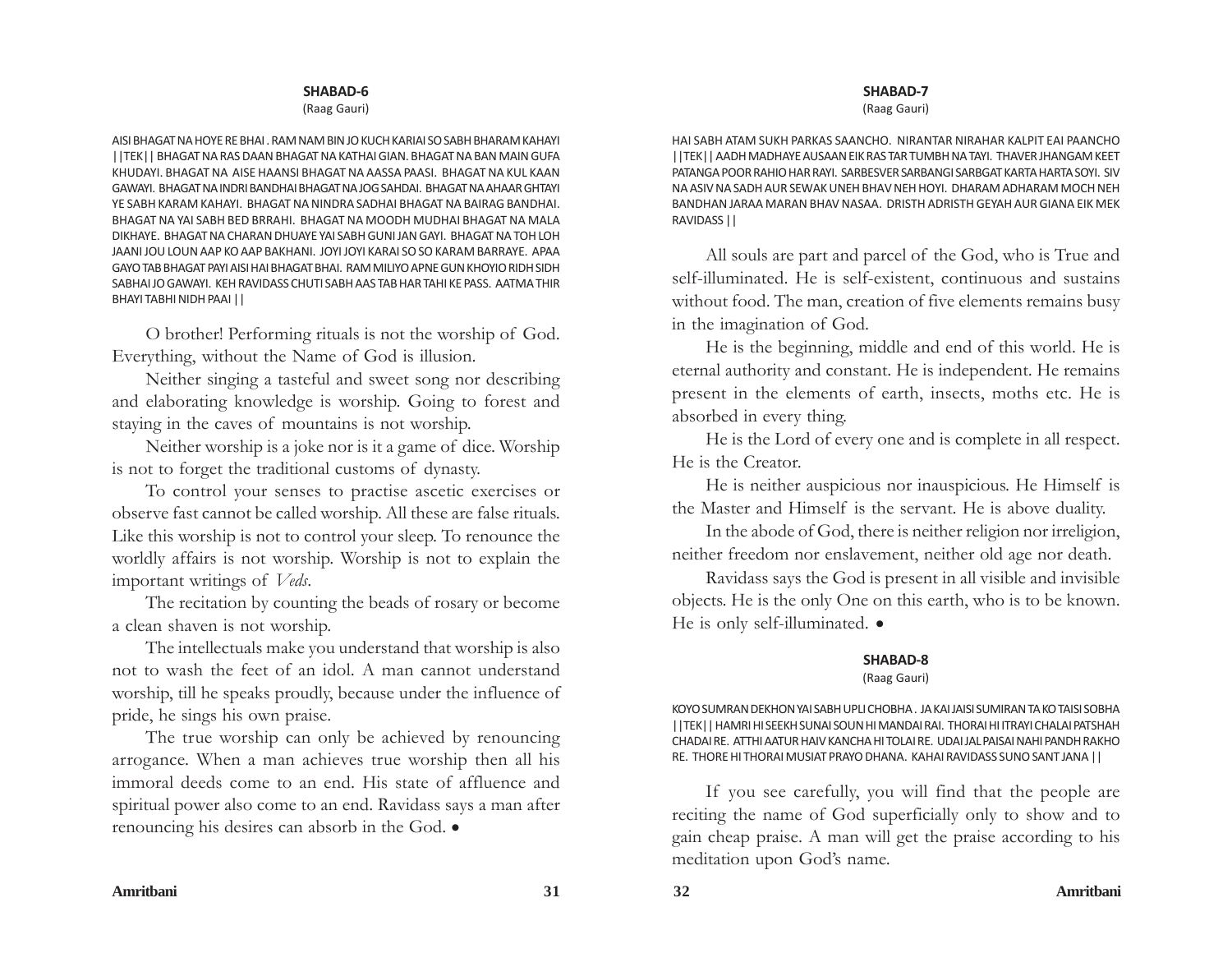## SHABAD-6

(Raag Gauri)

AISI BHAGAT NA HOYE RE BHAI . RAM NAM BIN JO KUCH KARIAI SO SABH BHARAM KAHAYI ||TEK|| BHAGAT NA RAS DAAN BHAGAT NA KATHAI GIAN. BHAGAT NA BAN MAIN GUFA KHUDAYI. BHAGAT NA AISE HAANSI BHAGAT NA AASSA PAASI. BHAGAT NA KUL KAAN GAWAYI. BHAGAT NA INDRI BANDHAI BHAGAT NA JOG SAHDAI. BHAGAT NA AHAAR GHTAYI YE SABH KARAM KAHAYI. BHAGAT NA NINDRA SADHAI BHAGAT NA BAIRAG BANDHAI. BHAGAT NA YAI SABH BED BRRAHI. BHAGAT NA MOODH MUDHAI BHAGAT NA MALA DIKHAYE. BHAGAT NA CHARAN DHUAYE YAI SABH GUNI JAN GAYI. BHAGAT NA TOH LOH JAANI JOU LOUN AAP KO AAP BAKHANI. JOYI JOYI KARAI SO SO KARAM BARRAYE. APAA GAYO TAB BHAGAT PAYI AISI HAI BHAGAT BHAI. RAM MILIYO APNE GUN KHOYIO RIDH SIDH SABHAI JO GAWAYI. KEH RAVIDASS CHUTI SABH AAS TAB HAR TAHI KE PASS. AATMA THIR BHAYI TABHI NIDH PAAI ||

O brother! Performing rituals is not the worship of God. Everything, without the Name of God is illusion.

Neither singing a tasteful and sweet song nor describing and elaborating knowledge is worship. Going to forest and staying in the caves of mountains is not worship.

Neither worship is a joke nor is it a game of dice. Worship is not to forget the traditional customs of dynasty.

To control your senses to practise ascetic exercises or observe fast cannot be called worship. All these are false rituals. Like this worship is not to control your sleep. To renounce the worldly affairs is not worship. Worship is not to explain the important writings of *Veds*.

The recitation by counting the beads of rosary or become a clean shaven is not worship.

The intellectuals make you understand that worship is also not to wash the feet of an idol. A man cannot understand worship, till he speaks proudly, because under the influence of pride, he sings his own praise.

The true worship can only be achieved by renouncing arrogance. When a man achieves true worship then all his immoral deeds come to an end. His state of affluence and spiritual power also come to an end. Ravidass says a man after renouncing his desires can absorb in the God. •

## SHABAD-7

(Raag Gauri)

HAI SABH ATAM SUKH PARKAS SAANCHO. NIRANTAR NIRAHAR KALPIT EAI PAANCHO ||TEK|| AADH MADHAYE AUSAAN EIK RAS TAR TUMBH NA TAYI. THAVER JHANGAM KEET PATANGA POOR RAHIO HAR RAYI. SARBESVER SARBANGI SARBGAT KARTA HARTA SOYI. SIV NA ASIV NA SADH AUR SEWAK UNEH BHAV NEH HOYI. DHARAM ADHARAM MOCH NEH BANDHAN JARAA MARAN BHAV NASAA. DRISTH ADRISTH GEYAH AUR GIANA EIK MEK RAVIDASS ||

All souls are part and parcel of the God, who is True and self-illuminated. He is self-existent, continuous and sustains without food. The man, creation of five elements remains busy in the imagination of God.

He is the beginning, middle and end of this world. He is eternal authority and constant. He is independent. He remains present in the elements of earth, insects, moths etc. He is absorbed in every thing.

He is the Lord of every one and is complete in all respect. He is the Creator.

He is neither auspicious nor inauspicious. He Himself is the Master and Himself is the servant. He is above duality.

In the abode of God, there is neither religion nor irreligion, neither freedom nor enslavement, neither old age nor death.

Ravidass says the God is present in all visible and invisible objects. He is the only One on this earth, who is to be known. He is only self-illuminated. •

## SHABAD-8

(Raag Gauri)

KOYO SUMRAN DEKHON YAI SABH UPLI CHOBHA . JA KAI JAISI SUMIRAN TA KO TAISI SOBHA ||TEK|| HAMRI HI SEEKH SUNAI SOUN HI MANDAI RAI. THORAI HI ITRAYI CHALAI PATSHAH CHADAI RE. ATTHI AATUR HAIV KANCHA HI TOLAI RE. UDAI JAL PAISAI NAHI PANDH RAKHO RE. THORE HI THORAI MUSIAT PRAYO DHANA. KAHAI RAVIDASS SUNO SANT JANA ||

If you see carefully, you will find that the people are reciting the name of God superficially only to show and to gain cheap praise. A man will get the praise according to his meditation upon God's name.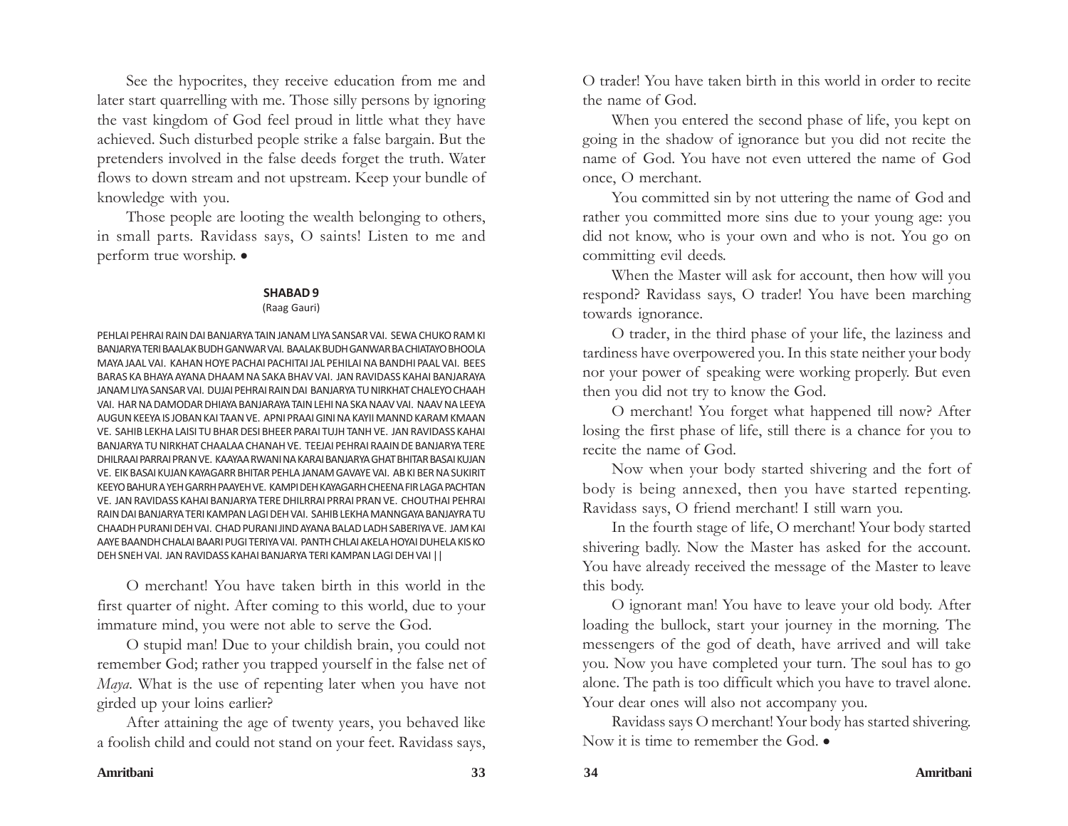See the hypocrites, they receive education from me and later start quarrelling with me. Those silly persons by ignoring the vast kingdom of God feel proud in little what they have achieved. Such disturbed people strike a false bargain. But the pretenders involved in the false deeds forget the truth. Water flows to down stream and not upstream. Keep your bundle of knowledge with you.

Those people are looting the wealth belonging to others, in small parts. Ravidass says, O saints! Listen to me and perform true worship. •

### SHABAD 9

(Raag Gauri)

PEHLAI PEHRAI RAIN DAI BANJARYA TAIN JANAM LIYA SANSAR VAI. SEWA CHUKO RAM KI BANJARYA TERI BAALAK BUDH GANWAR VAI. BAALAK BUDH GANWAR BA CHIATAYO BHOOLA MAYA JAAL VAI. KAHAN HOYE PACHAI PACHITAI JAL PEHILAI NA BANDHI PAAL VAI. BEES BARAS KA BHAYA AYANA DHAAM NA SAKA BHAV VAI. JAN RAVIDASS KAHAI BANJARAYA JANAM LIYA SANSAR VAI. DUJAI PEHRAI RAIN DAI BANJARYA TU NIRKHAT CHALEYO CHAAH VAI. HAR NA DAMODAR DHIAYA BANJARAYA TAIN LEHI NA SKA NAAV VAI. NAAV NA LEEYA AUGUN KEEYA IS JOBAN KAI TAAN VE. APNI PRAAI GINI NA KAYII MANND KARAM KMAAN VE. SAHIB LEKHA LAISI TU BHAR DESI BHEER PARAI TUJH TANH VE. JAN RAVIDASS KAHAI BANJARYA TU NIRKHAT CHAALAA CHANAH VE. TEEJAI PEHRAI RAAIN DE BANJARYA TERE DHILRAAI PARRAI PRAN VE. KAAYAA RWANI NA KARAI BANJARYA GHAT BHITAR BASAI KUJAN VE. EIK BASAI KUJAN KAYAGARR BHITAR PEHLA JANAM GAVAYE VAI. AB KI BER NA SUKIRIT KEEYO BAHUR A YEH GARRH PAAYEH VE. KAMPI DEH KAYAGARH CHEENA FIR LAGA PACHTAN VE. JAN RAVIDASS KAHAI BANJARYA TERE DHILRRAI PRRAI PRAN VE. CHOUTHAI PEHRAI RAIN DAI BANJARYA TERI KAMPAN LAGI DEH VAI. SAHIB LEKHA MANNGAYA BANJAYRA TU CHAADH PURANI DEH VAI. CHAD PURANI JIND AYANA BALAD LADH SABERIYA VE. JAM KAI AAYE BAANDH CHALAI BAARI PUGI TERIYA VAI. PANTH CHLAI AKELA HOYAI DUHELA KIS KO DEH SNEH VAI. JAN RAVIDASS KAHAI BANJARYA TERI KAMPAN LAGI DEH VAI ||

O merchant! You have taken birth in this world in the first quarter of night. After coming to this world, due to your immature mind, you were not able to serve the God.

O stupid man! Due to your childish brain, you could not remember God; rather you trapped yourself in the false net of *Maya*. What is the use of repenting later when you have not girded up your loins earlier?

After attaining the age of twenty years, you behaved like a foolish child and could not stand on your feet. Ravidass says, O trader! You have taken birth in this world in order to recite the name of God.

When you entered the second phase of life, you kept on going in the shadow of ignorance but you did not recite the name of God. You have not even uttered the name of God once, O merchant.

You committed sin by not uttering the name of God and rather you committed more sins due to your young age: you did not know, who is your own and who is not. You go on committing evil deeds.

When the Master will ask for account, then how will you respond? Ravidass says, O trader! You have been marching towards ignorance.

O trader, in the third phase of your life, the laziness and tardiness have overpowered you. In this state neither your body nor your power of speaking were working properly. But even then you did not try to know the God.

O merchant! You forget what happened till now? After losing the first phase of life, still there is a chance for you to recite the name of God.

Now when your body started shivering and the fort of body is being annexed, then you have started repenting. Ravidass says, O friend merchant! I still warn you.

In the fourth stage of life, O merchant! Your body started shivering badly. Now the Master has asked for the account. You have already received the message of the Master to leave this body.

O ignorant man! You have to leave your old body. After loading the bullock, start your journey in the morning. The messengers of the god of death, have arrived and will take you. Now you have completed your turn. The soul has to go alone. The path is too difficult which you have to travel alone. Your dear ones will also not accompany you.

Ravidass says O merchant! Your body has started shivering. Now it is time to remember the God. •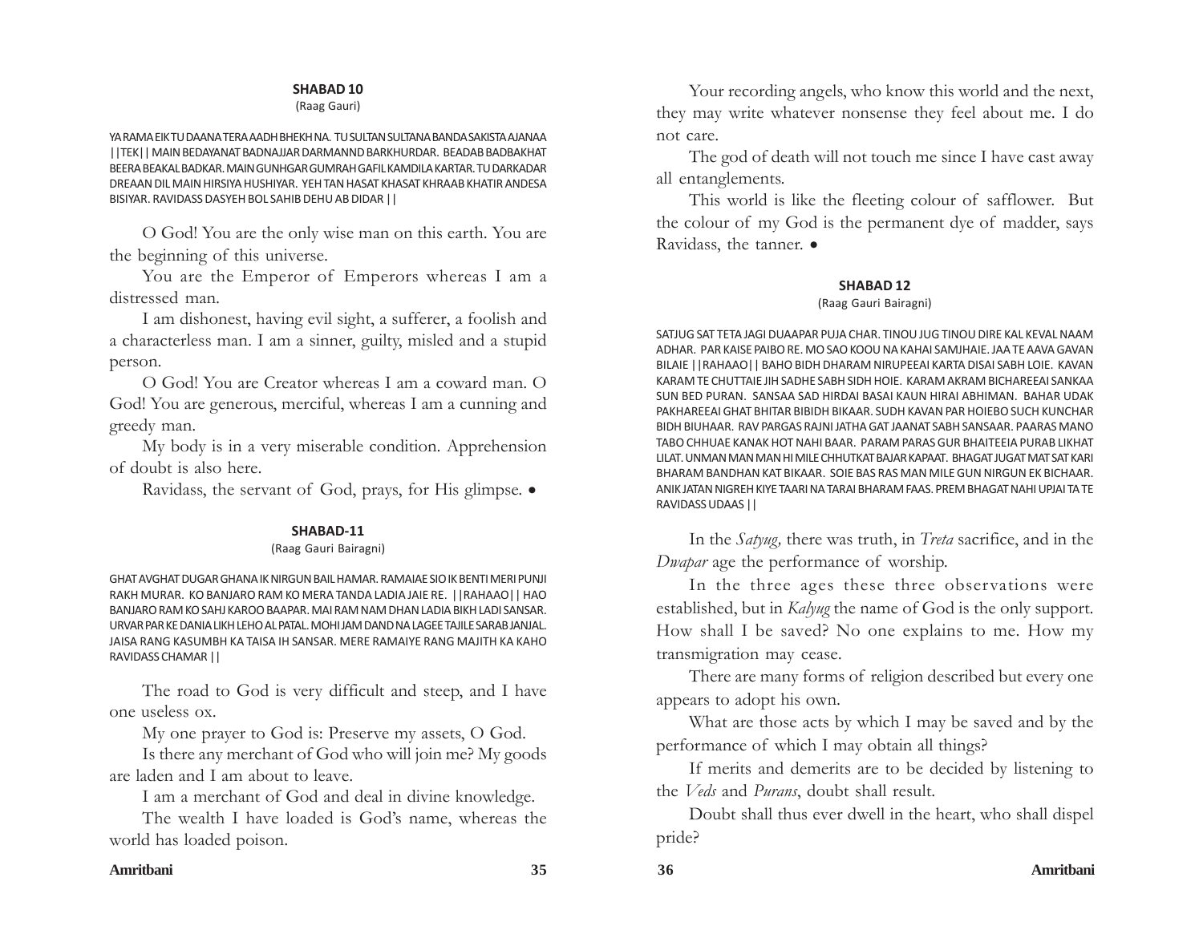#### SHABAD 10

(Raag Gauri)

YA RAMA EIK TU DAANA TERA AADH BHEKH NA. TU SULTAN SULTANA BANDA SAKISTA AJANAA ||TEK|| MAIN BEDAYANAT BADNAJJAR DARMANND BARKHURDAR. BEADAB BADBAKHAT BEERA BEAKAL BADKAR. MAIN GUNHGAR GUMRAH GAFIL KAMDILA KARTAR. TU DARKADAR DREAAN DIL MAIN HIRSIYA HUSHIYAR. YEH TAN HASAT KHASAT KHRAAB KHATIR ANDESA BISIYAR. RAVIDASS DASYEH BOL SAHIB DEHU AB DIDAR ||

O God! You are the only wise man on this earth. You are the beginning of this universe.

You are the Emperor of Emperors whereas I am a distressed man.

I am dishonest, having evil sight, a sufferer, a foolish and a characterless man. I am a sinner, guilty, misled and a stupid person.

O God! You are Creator whereas I am a coward man. O God! You are generous, merciful, whereas I am a cunning and greedy man.

My body is in a very miserable condition. Apprehension of doubt is also here.

Ravidass, the servant of God, prays, for His glimpse. •

#### SHABAD-11

(Raag Gauri Bairagni)

GHAT AVGHAT DUGAR GHANA IK NIRGUN BAIL HAMAR. RAMAIAE SIO IK BENTI MERI PUNJI RAKH MURAR. KO BANJARO RAM KO MERA TANDA LADIA JAIE RE. ||RAHAAO|| HAO BANJARO RAM KO SAHJ KAROO BAAPAR. MAI RAM NAM DHAN LADIA BIKH LADI SANSAR. URVAR PAR KE DANIA LIKH LEHO AL PATAL. MOHI JAM DAND NA LAGEE TAJILE SARAB JANJAL. JAISA RANG KASUMBH KA TAISA IH SANSAR. MERE RAMAIYE RANG MAJITH KA KAHO RAVIDASS CHAMAR ||

The road to God is very difficult and steep, and I have one useless ox.

My one prayer to God is: Preserve my assets, O God.

Is there any merchant of God who will join me? My goods are laden and I am about to leave.

I am a merchant of God and deal in divine knowledge.

The wealth I have loaded is God's name, whereas the world has loaded poison.

Your recording angels, who know this world and the next, they may write whatever nonsense they feel about me. I do not care.

The god of death will not touch me since I have cast away all entanglements.

This world is like the fleeting colour of safflower. But the colour of my God is the permanent dye of madder, says Ravidass, the tanner. •

#### SHABAD 12

(Raag Gauri Bairagni)

SATJUG SAT TETA JAGI DUAAPAR PUJA CHAR. TINOU JUG TINOU DIRE KAL KEVAL NAAM ADHAR. PAR KAISE PAIBO RE. MO SAO KOOU NA KAHAI SAMJHAIE. JAA TE AAVA GAVAN BILAIE ||RAHAAO|| BAHO BIDH DHARAM NIRUPEEAI KARTA DISAI SABH LOIE. KAVAN KARAM TE CHUTTAIE JIH SADHE SABH SIDH HOIE. KARAM AKRAM BICHAREEAI SANKAA SUN BED PURAN. SANSAA SAD HIRDAI BASAI KAUN HIRAI ABHIMAN. BAHAR UDAK PAKHAREEAI GHAT BHITAR BIBIDH BIKAAR. SUDH KAVAN PAR HOIEBO SUCH KUNCHAR BIDH BIUHAAR. RAV PARGAS RAJNI JATHA GAT JAANAT SABH SANSAAR. PAARAS MANO TABO CHHUAE KANAK HOT NAHI BAAR. PARAM PARAS GUR BHAITEEIA PURAB LIKHAT LILAT. UNMAN MAN MAN HI MILE CHHUTKAT BAJAR KAPAAT. BHAGAT JUGAT MAT SAT KARI BHARAM BANDHAN KAT BIKAAR. SOIE BAS RAS MAN MILE GUN NIRGUN EK BICHAAR. ANIK JATAN NIGREH KIYE TAARI NA TARAI BHARAM FAAS. PREM BHAGAT NAHI UPJAI TA TE RAVIDASS UDAAS ||

In the *Satyug,* there was truth, in *Treta* sacrifice, and in the *Dwapar* age the performance of worship.

In the three ages these three observations were established, but in *Kalyug* the name of God is the only support. How shall I be saved? No one explains to me. How my transmigration may cease.

There are many forms of religion described but every one appears to adopt his own.

What are those acts by which I may be saved and by the performance of which I may obtain all things?

If merits and demerits are to be decided by listening to the *Veds* and *Purans*, doubt shall result.

Doubt shall thus ever dwell in the heart, who shall dispel pride?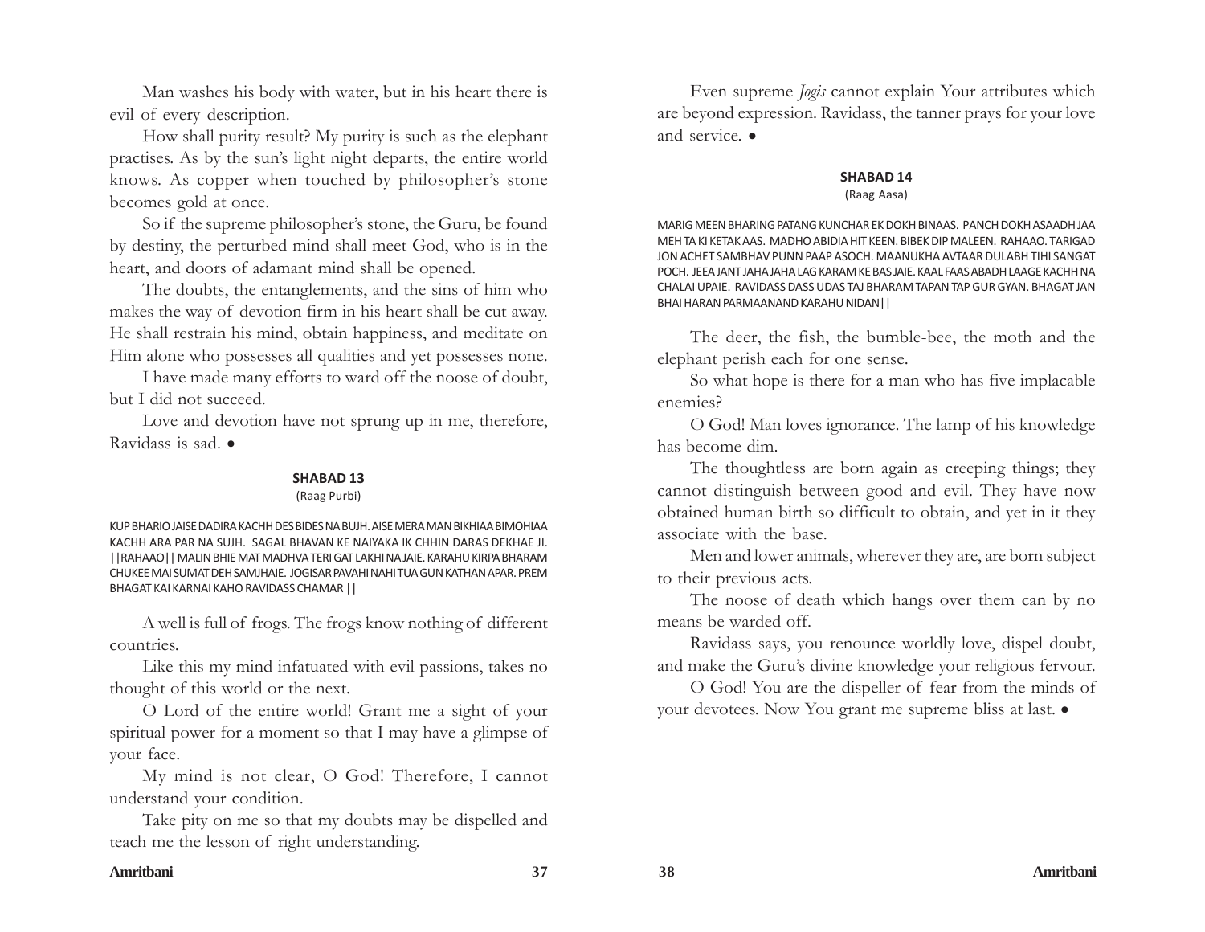Man washes his body with water, but in his heart there is evil of every description.

How shall purity result? My purity is such as the elephant practises. As by the sun's light night departs, the entire world knows. As copper when touched by philosopher's stone becomes gold at once.

So if the supreme philosopher's stone, the Guru, be found by destiny, the perturbed mind shall meet God, who is in the heart, and doors of adamant mind shall be opened.

The doubts, the entanglements, and the sins of him who makes the way of devotion firm in his heart shall be cut away. He shall restrain his mind, obtain happiness, and meditate on Him alone who possesses all qualities and yet possesses none.

I have made many efforts to ward off the noose of doubt, but I did not succeed.

Love and devotion have not sprung up in me, therefore, Ravidass is sad. •

### SHABAD 13

(Raag Purbi)

KUP BHARIO JAISE DADIRA KACHH DES BIDES NA BUJH. AISE MERA MAN BIKHIAA BIMOHIAA KACHH ARA PAR NA SUJH. SAGAL BHAVAN KE NAIYAKA IK CHHIN DARAS DEKHAE JI. ||RAHAAO|| MALIN BHIE MAT MADHVA TERI GAT LAKHI NA JAIE. KARAHU KIRPA BHARAM CHUKEE MAI SUMAT DEH SAMJHAIE. JOGISAR PAVAHI NAHI TUA GUN KATHAN APAR. PREM BHAGAT KAI KARNAI KAHO RAVIDASS CHAMAR ||

A well is full of frogs. The frogs know nothing of different countries.

Like this my mind infatuated with evil passions, takes no thought of this world or the next.

O Lord of the entire world! Grant me a sight of your spiritual power for a moment so that I may have a glimpse of your face.

My mind is not clear, O God! Therefore, I cannot understand your condition.

Take pity on me so that my doubts may be dispelled and teach me the lesson of right understanding.

Even supreme *Jogis* cannot explain Your attributes which are beyond expression. Ravidass, the tanner prays for your love and service. •

### SHABAD 14

(Raag Aasa)

MARIG MEEN BHARING PATANG KUNCHAR EK DOKH BINAAS. PANCH DOKH ASAADH JAA MEH TA KI KETAK AAS. MADHO ABIDIA HIT KEEN. BIBEK DIP MALEEN. RAHAAO. TARIGAD JON ACHET SAMBHAV PUNN PAAP ASOCH. MAANUKHA AVTAAR DULABH TIHI SANGAT POCH. JEEA JANT JAHA JAHA LAG KARAM KE BAS JAIE. KAAL FAAS ABADH LAAGE KACHH NA CHALAI UPAIE. RAVIDASS DASS UDAS TAJ BHARAM TAPAN TAP GUR GYAN. BHAGAT JAN BHAI HARAN PARMAANAND KARAHU NIDAN||

The deer, the fish, the bumble-bee, the moth and the elephant perish each for one sense.

So what hope is there for a man who has five implacable enemies?

O God! Man loves ignorance. The lamp of his knowledge has become dim.

The thoughtless are born again as creeping things; they cannot distinguish between good and evil. They have now obtained human birth so difficult to obtain, and yet in it they associate with the base.

Men and lower animals, wherever they are, are born subject to their previous acts.

The noose of death which hangs over them can by no means be warded off.

Ravidass says, you renounce worldly love, dispel doubt, and make the Guru's divine knowledge your religious fervour.

O God! You are the dispeller of fear from the minds of your devotees. Now You grant me supreme bliss at last. •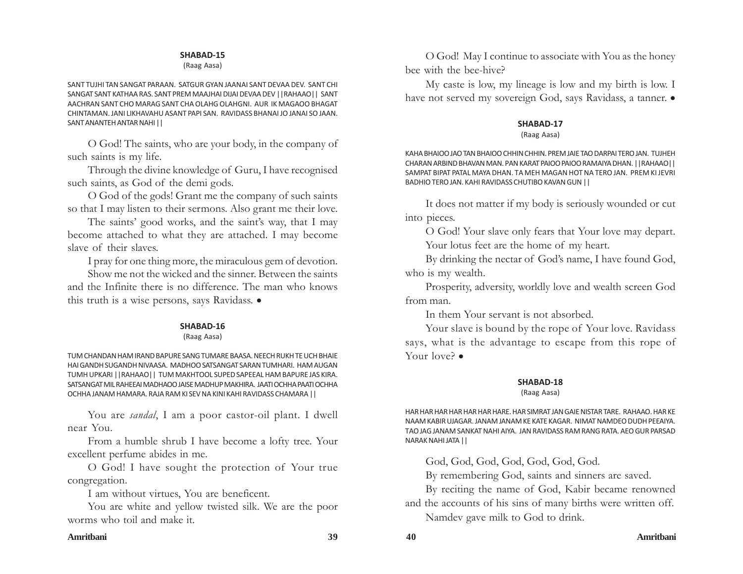## SHABAD-15

(Raag Aasa)

SANT TUJHI TAN SANGAT PARAAN. SATGUR GYAN JAANAI SANT DEVAA DEV. SANT CHI SANGAT SANT KATHAA RAS. SANT PREM MAAJHAI DIJAI DEVAA DEV ||RAHAAO|| SANT AACHRAN SANT CHO MARAG SANT CHA OLAHG OLAHGNI. AUR IK MAGAOO BHAGAT CHINTAMAN. JANI LIKHAVAHU ASANT PAPI SAN. RAVIDASS BHANAI JO JANAI SO JAAN. SANT ANANTEH ANTAR NAHI ||

O God! The saints, who are your body, in the company of such saints is my life.

Through the divine knowledge of Guru, I have recognised such saints, as God of the demi gods.

O God of the gods! Grant me the company of such saints so that I may listen to their sermons. Also grant me their love.

The saints' good works, and the saint's way, that I may become attached to what they are attached. I may become slave of their slaves.

I pray for one thing more, the miraculous gem of devotion.

Show me not the wicked and the sinner. Between the saints and the Infinite there is no difference. The man who knows this truth is a wise persons, says Ravidass. •

## SHABAD-16

(Raag Aasa)

TUM CHANDAN HAM IRAND BAPURE SANG TUMARE BAASA. NEECH RUKH TE UCH BHAIE HAI GANDH SUGANDH NIVAASA. MADHOO SATSANGAT SARAN TUMHARI. HAM AUGAN TUMH UPKARI ||RAHAAO|| TUM MAKHTOOL SUPED SAPEEAL HAM BAPURE JAS KIRA. SATSANGAT MIL RAHEEAI MADHAOO JAISE MADHUP MAKHIRA. JAATI OCHHA PAATI OCHHA OCHHA JANAM HAMARA. RAJA RAM KI SEV NA KINI KAHI RAVIDASS CHAMARA ||

You are *sandal*, I am a poor castor-oil plant. I dwell near You.

From a humble shrub I have become a lofty tree. Your excellent perfume abides in me.

O God! I have sought the protection of Your true congregation.

I am without virtues, You are beneficent.

You are white and yellow twisted silk. We are the poor worms who toil and make it.

O God! May I continue to associate with You as the honey bee with the bee-hive?

My caste is low, my lineage is low and my birth is low. I have not served my sovereign God, says Ravidass, a tanner. •

## SHABAD-17

(Raag Aasa)

KAHA BHAIOO JAO TAN BHAIOO CHHIN CHHIN. PREM JAIE TAO DARPAI TERO JAN. TUJHEH CHARAN ARBIND BHAVAN MAN. PAN KARAT PAIOO PAIOO RAMAIYA DHAN. ||RAHAAO|| SAMPAT BIPAT PATAL MAYA DHAN. TA MEH MAGAN HOT NA TERO JAN. PREM KI JEVRI BADHIO TERO JAN. KAHI RAVIDASS CHUTIBO KAVAN GUN ||

It does not matter if my body is seriously wounded or cut into pieces.

O God! Your slave only fears that Your love may depart.

Your lotus feet are the home of my heart.

By drinking the nectar of God's name, I have found God, who is my wealth.

Prosperity, adversity, worldly love and wealth screen God from man.

In them Your servant is not absorbed.

Your slave is bound by the rope of Your love. Ravidass says, what is the advantage to escape from this rope of Your love? •

## SHABAD-18

(Raag Aasa)

HAR HAR HAR HAR HAR HAR HARE. HAR SIMRAT JAN GAIE NISTAR TARE. RAHAAO. HAR KE NAAM KABIR UJAGAR. JANAM JANAM KE KATE KAGAR. NIMAT NAMDEO DUDH PEEAIYA. TAO JAG JANAM SANKAT NAHI AIYA. JAN RAVIDASS RAM RANG RATA. AEO GUR PARSAD NARAK NAHI JATA ||

God, God, God, God, God, God, God.

By remembering God, saints and sinners are saved.

By reciting the name of God, Kabir became renowned and the accounts of his sins of many births were written off.

Namdev gave milk to God to drink.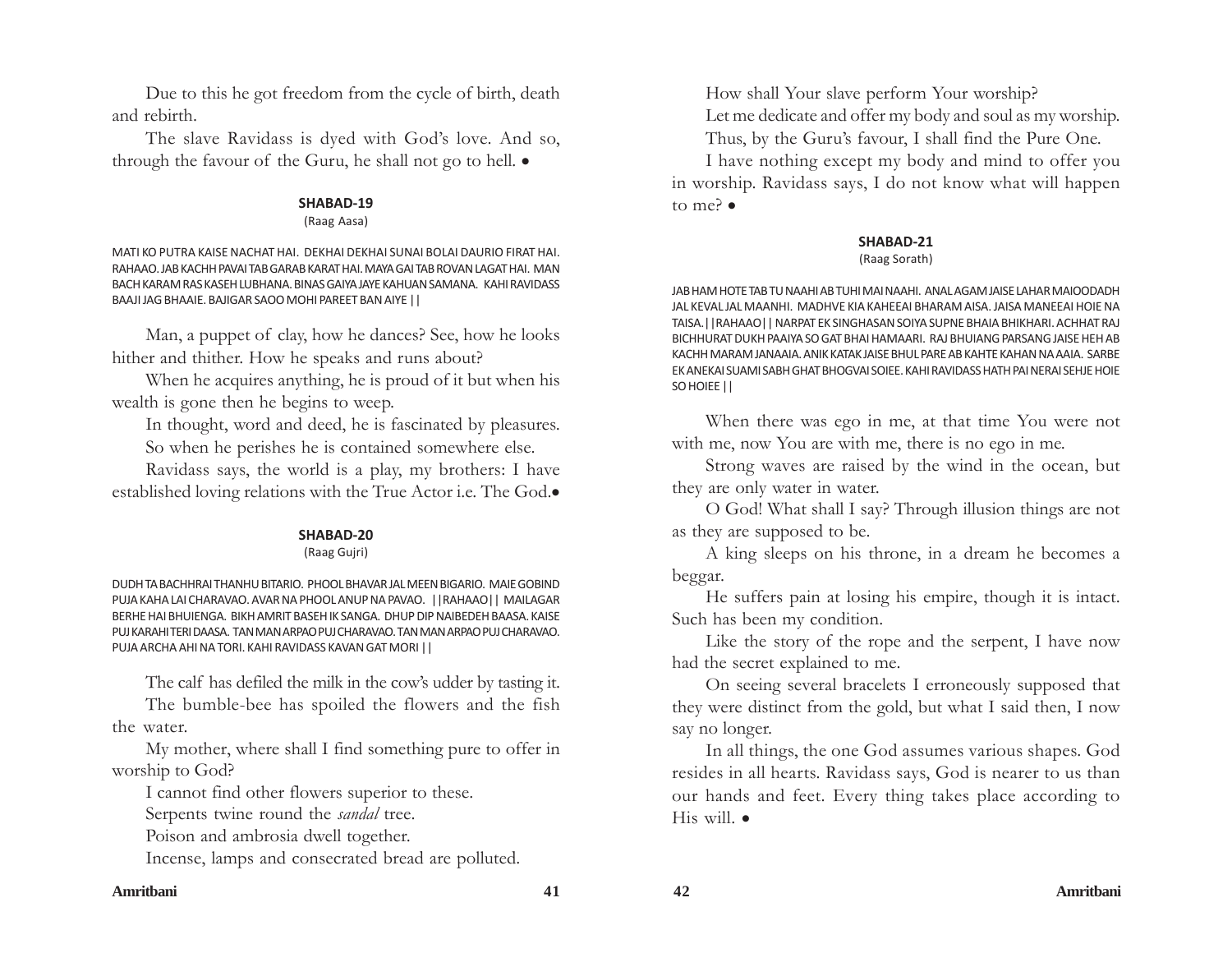Due to this he got freedom from the cycle of birth, death and rebirth.

The slave Ravidass is dyed with God's love. And so, through the favour of the Guru, he shall not go to hell. •

### SHABAD-19

(Raag Aasa)

MATI KO PUTRA KAISE NACHAT HAI. DEKHAI DEKHAI SUNAI BOLAI DAURIO FIRAT HAI. RAHAAO. JAB KACHH PAVAI TAB GARAB KARAT HAI. MAYA GAI TAB ROVAN LAGAT HAI. MAN BACH KARAM RAS KASEH LUBHANA. BINAS GAIYA JAYE KAHUAN SAMANA. KAHI RAVIDASS BAAJI JAG BHAAIE. BAJIGAR SAOO MOHI PAREET BAN AIYE ||

Man, a puppet of clay, how he dances? See, how he looks hither and thither. How he speaks and runs about?

When he acquires anything, he is proud of it but when his wealth is gone then he begins to weep.

In thought, word and deed, he is fascinated by pleasures. So when he perishes he is contained somewhere else.

Ravidass says, the world is a play, my brothers: I have established loving relations with the True Actor i.e. The God.•

### SHABAD-20

(Raag Gujri)

DUDH TA BACHHRAI THANHU BITARIO. PHOOL BHAVAR JAL MEEN BIGARIO. MAIE GOBIND PUJA KAHA LAI CHARAVAO. AVAR NA PHOOL ANUP NA PAVAO. ||RAHAAO|| MAILAGAR BERHE HAI BHUIENGA. BIKH AMRIT BASEH IK SANGA. DHUP DIP NAIBEDEH BAASA. KAISE PUJ KARAHI TERI DAASA. TAN MAN ARPAO PUJ CHARAVAO. TAN MAN ARPAO PUJ CHARAVAO. PUJA ARCHA AHI NA TORI. KAHI RAVIDASS KAVAN GAT MORI ||

The calf has defiled the milk in the cow's udder by tasting it.

The bumble-bee has spoiled the flowers and the fish the water.

My mother, where shall I find something pure to offer in worship to God?

I cannot find other flowers superior to these.

Serpents twine round the *sandal* tree.

Poison and ambrosia dwell together.

Incense, lamps and consecrated bread are polluted.

How shall Your slave perform Your worship?

Let me dedicate and offer my body and soul as my worship.

Thus, by the Guru's favour, I shall find the Pure One.

I have nothing except my body and mind to offer you in worship. Ravidass says, I do not know what will happen to me? •

### SHABAD-21

(Raag Sorath)

JAB HAM HOTE TAB TU NAAHI AB TUHI MAI NAAHI. ANAL AGAM JAISE LAHAR MAIOODADH JAL KEVAL JAL MAANHI. MADHVE KIA KAHEEAI BHARAM AISA. JAISA MANEEAI HOIE NA TAISA. ||RAHAAO|| NARPAT EK SINGHASAN SOIYA SUPNE BHAIA BHIKHARI. ACHHAT RAJ BICHHURAT DUKH PAAIYA SO GAT BHAI HAMAARI. RAJ BHUIANG PARSANG JAISE HEH AB KACHH MARAM JANAAIA. ANIK KATAK JAISE BHUL PARE AB KAHTE KAHAN NA AAIA. SARBE EK ANEKAI SUAMI SABH GHAT BHOGVAI SOIEE. KAHI RAVIDASS HATH PAI NERAI SEHJE HOIE SO HOIEE ||

When there was ego in me, at that time You were not with me, now You are with me, there is no ego in me.

Strong waves are raised by the wind in the ocean, but they are only water in water.

O God! What shall I say? Through illusion things are not as they are supposed to be.

A king sleeps on his throne, in a dream he becomes a beggar.

He suffers pain at losing his empire, though it is intact. Such has been my condition.

Like the story of the rope and the serpent, I have now had the secret explained to me.

On seeing several bracelets I erroneously supposed that they were distinct from the gold, but what I said then, I now say no longer.

In all things, the one God assumes various shapes. God resides in all hearts. Ravidass says, God is nearer to us than our hands and feet. Every thing takes place according to His will. •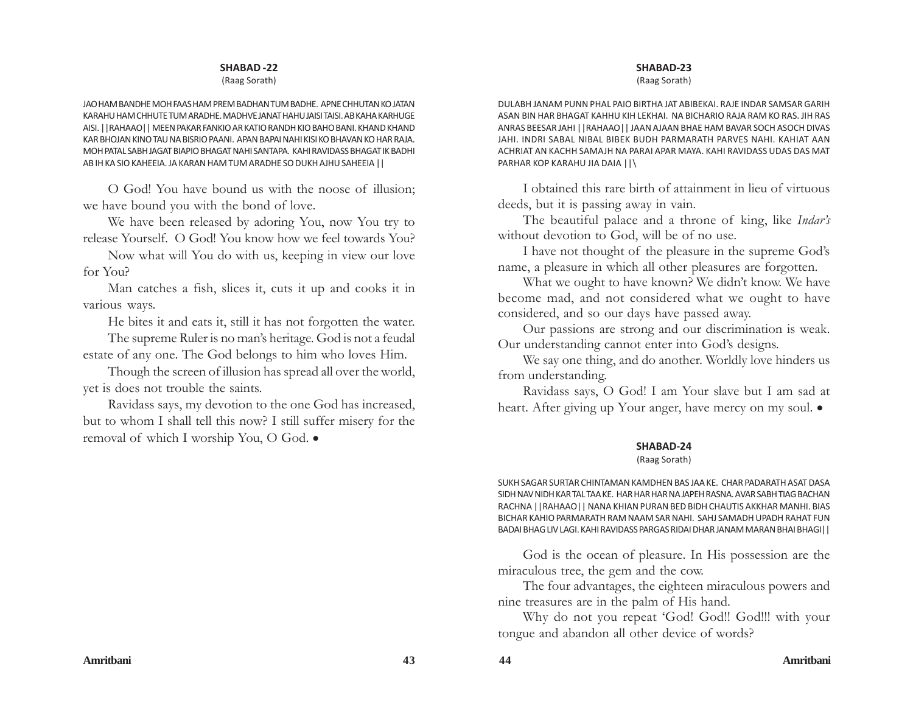## SHABAD -22

(Raag Sorath)

JAO HAM BANDHE MOH FAAS HAM PREM BADHAN TUM BADHE. APNE CHHUTAN KO JATAN KARAHU HAM CHHUTE TUM ARADHE. MADHVE JANAT HAHU JAISI TAISI. AB KAHA KARHUGE AISI. ||RAHAAO|| MEEN PAKAR FANKIO AR KATIO RANDH KIO BAHO BANI. KHAND KHAND KAR BHOJAN KINO TAU NA BISRIO PAANI. APAN BAPAI NAHI KISI KO BHAVAN KO HAR RAJA. MOH PATAL SABH JAGAT BIAPIO BHAGAT NAHI SANTAPA. KAHI RAVIDASS BHAGAT IK BADHI AB IH KA SIO KAHEEIA. JA KARAN HAM TUM ARADHE SO DUKH AJHU SAHEEIA ||

O God! You have bound us with the noose of illusion; we have bound you with the bond of love.

We have been released by adoring You, now You try to release Yourself. O God! You know how we feel towards You?

Now what will You do with us, keeping in view our love for You?

Man catches a fish, slices it, cuts it up and cooks it in various ways.

He bites it and eats it, still it has not forgotten the water.

The supreme Ruler is no man's heritage. God is not a feudal estate of any one. The God belongs to him who loves Him.

Though the screen of illusion has spread all over the world, yet is does not trouble the saints.

Ravidass says, my devotion to the one God has increased, but to whom I shall tell this now? I still suffer misery for the removal of which I worship You, O God. •

## SHABAD-23

(Raag Sorath)

DULABH JANAM PUNN PHAL PAIO BIRTHA JAT ABIBEKAI. RAJE INDAR SAMSAR GARIH ASAN BIN HAR BHAGAT KAHHU KIH LEKHAI. NA BICHARIO RAJA RAM KO RAS. JIH RAS ANRAS BEESAR JAHI ||RAHAAO|| JAAN AJAAN BHAE HAM BAVAR SOCH ASOCH DIVAS JAHI. INDRI SABAL NIBAL BIBEK BUDH PARMARATH PARVES NAHI. KAHIAT AAN ACHRIAT AN KACHH SAMAJH NA PARAI APAR MAYA. KAHI RAVIDASS UDAS DAS MAT PARHAR KOP KARAHU JIA DAIA ||\

I obtained this rare birth of attainment in lieu of virtuous deeds, but it is passing away in vain.

The beautiful palace and a throne of king, like *Indar's* without devotion to God, will be of no use.

I have not thought of the pleasure in the supreme God's name, a pleasure in which all other pleasures are forgotten.

What we ought to have known? We didn't know. We have become mad, and not considered what we ought to have considered, and so our days have passed away.

Our passions are strong and our discrimination is weak. Our understanding cannot enter into God's designs.

We say one thing, and do another. Worldly love hinders us from understanding.

Ravidass says, O God! I am Your slave but I am sad at heart. After giving up Your anger, have mercy on my soul. •

## SHABAD-24

(Raag Sorath)

SUKH SAGAR SURTAR CHINTAMAN KAMDHEN BAS JAA KE. CHAR PADARATH ASAT DASA SIDH NAV NIDH KAR TAL TAA KE. HAR HAR HAR NA JAPEH RASNA. AVAR SABH TIAG BACHAN RACHNA ||RAHAAO|| NANA KHIAN PURAN BED BIDH CHAUTIS AKKHAR MANHI. BIAS BICHAR KAHIO PARMARATH RAM NAAM SAR NAHI. SAHJ SAMADH UPADH RAHAT FUN BADAI BHAG LIV LAGI. KAHI RAVIDASS PARGAS RIDAI DHAR JANAM MARAN BHAI BHAGI||

God is the ocean of pleasure. In His possession are the miraculous tree, the gem and the cow.

The four advantages, the eighteen miraculous powers and nine treasures are in the palm of His hand.

Why do not you repeat 'God! God!! God!!! with your tongue and abandon all other device of words?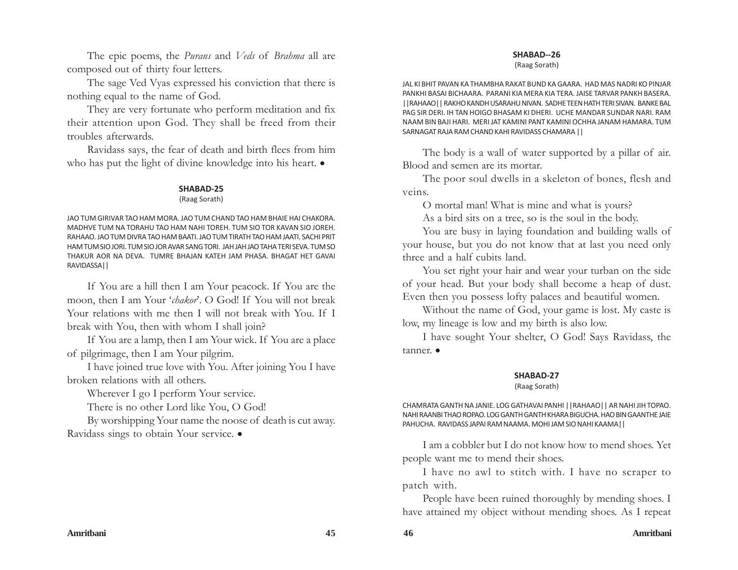The epic poems, the *Purans* and *Veds* of *Brahma* all are composed out of thirty four letters.

The sage Ved Vyas expressed his conviction that there is nothing equal to the name of God.

They are very fortunate who perform meditation and fix their attention upon God. They shall be freed from their troubles afterwards.

Ravidass says, the fear of death and birth flees from him who has put the light of divine knowledge into his heart. •

### SHABAD-25

(Raag Sorath)

JAO TUM GIRIVAR TAO HAM MORA. JAO TUM CHAND TAO HAM BHAIE HAI CHAKORA. MADHVE TUM NA TORAHU TAO HAM NAHI TOREH. TUM SIO TOR KAVAN SIO JOREH. RAHAAO. JAO TUM DIVRA TAO HAM BAATI. JAO TUM TIRATH TAO HAM JAATI. SACHI PRIT HAM TUM SIO JORI. TUM SIO JOR AVAR SANG TORI. JAH JAH JAO TAHA TERI SEVA. TUM SO THAKUR AOR NA DEVA. TUMRE BHAJAN KATEH JAM PHASA. BHAGAT HET GAVAI RAVIDASSA||

If You are a hill then I am Your peacock. If You are the moon, then I am Your '*chakor*'. O God! If You will not break Your relations with me then I will not break with You. If I break with You, then with whom I shall join?

If You are a lamp, then I am Your wick. If You are a place of pilgrimage, then I am Your pilgrim.

I have joined true love with You. After joining You I have broken relations with all others.

Wherever I go I perform Your service.

There is no other Lord like You, O God!

By worshipping Your name the noose of death is cut away. Ravidass sings to obtain Your service. •

### SHABAD--26

(Raag Sorath)

JAL KI BHIT PAVAN KA THAMBHA RAKAT BUND KA GAARA. HAD MAS NADRI KO PINJAR PANKHI BASAI BICHAARA. PARANI KIA MERA KIA TERA. JAISE TARVAR PANKH BASERA. ||RAHAAO|| RAKHO KANDH USARAHU NIVAN. SADHE TEEN HATH TERI SIVAN. BANKE BAL PAG SIR DERI. IH TAN HOIGO BHASAM KI DHERI. UCHE MANDAR SUNDAR NARI. RAM NAAM BIN BAJI HARI. MERI JAT KAMINI PANT KAMINI OCHHA JANAM HAMARA. TUM SARNAGAT RAJA RAM CHAND KAHI RAVIDASS CHAMARA ||

The body is a wall of water supported by a pillar of air. Blood and semen are its mortar.

The poor soul dwells in a skeleton of bones, flesh and veins.

O mortal man! What is mine and what is yours?

As a bird sits on a tree, so is the soul in the body.

You are busy in laying foundation and building walls of your house, but you do not know that at last you need only three and a half cubits land.

You set right your hair and wear your turban on the side of your head. But your body shall become a heap of dust. Even then you possess lofty palaces and beautiful women.

Without the name of God, your game is lost. My caste is low, my lineage is low and my birth is also low.

I have sought Your shelter, O God! Says Ravidass, the tanner. •

### SHABAD-27

(Raag Sorath)

CHAMRATA GANTH NA JANIE. LOG GATHAVAI PANHI ||RAHAAO|| AR NAHI JIH TOPAO. NAHI RAANBI THAO ROPAO. LOG GANTH GANTH KHARA BIGUCHA. HAO BIN GAANTHE JAIE PAHUCHA. RAVIDASS JAPAI RAM NAAMA. MOHI JAM SIO NAHI KAAMA||

I am a cobbler but I do not know how to mend shoes. Yet people want me to mend their shoes.

I have no awl to stitch with. I have no scraper to patch with.

People have been ruined thoroughly by mending shoes. I have attained my object without mending shoes. As I repeat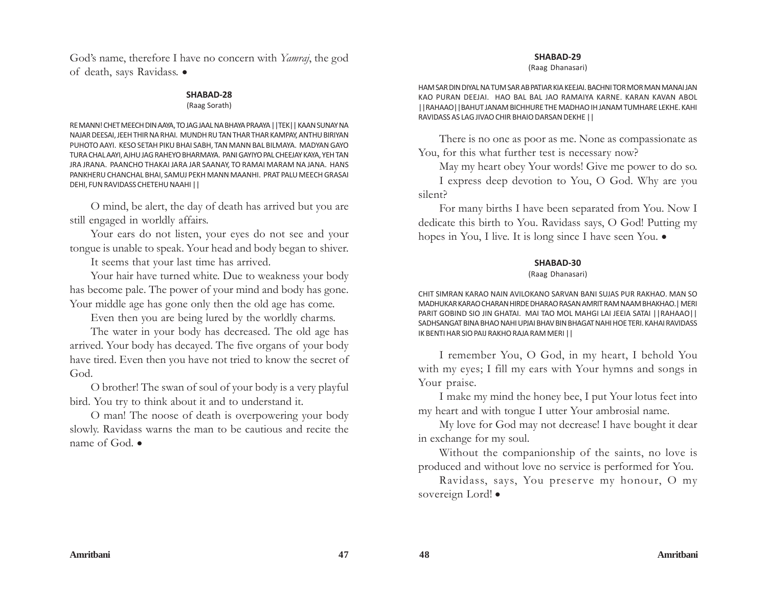God's name, therefore I have no concern with *Yamraj*, the god of death, says Ravidass. •

### SHABAD-28

(Raag Sorath)

RE MANN! CHET MEECH DIN AAYA, TO JAG JAAL NA BHAYA PRAAYA ||TEK|| KAAN SUNAY NA NAJAR DEESAI, JEEH THIR NA RHAI. MUNDH RU TAN THAR THAR KAMPAY, ANTHU BIRIYAN PUHOTO AAYI. KESO SETAH PIKU BHAI SABH, TAN MANN BAL BILMAYA. MADYAN GAYO TURA CHAL AAYI, AJHU JAG RAHEYO BHARMAYA. PANI GAYIYO PAL CHEEJAY KAYA, YEH TAN JRA JRANA. PAANCHO THAKAI JARA JAR SAANAY, TO RAMAI MARAM NA JANA. HANS PANKHERU CHANCHAL BHAI, SAMUJ PEKH MANN MAANHI. PRAT PALU MEECH GRASAI DEHI, FUN RAVIDASS CHETEHU NAAHI ||

O mind, be alert, the day of death has arrived but you are still engaged in worldly affairs.

Your ears do not listen, your eyes do not see and your tongue is unable to speak. Your head and body began to shiver.

It seems that your last time has arrived.

Your hair have turned white. Due to weakness your body has become pale. The power of your mind and body has gone. Your middle age has gone only then the old age has come.

Even then you are being lured by the worldly charms.

The water in your body has decreased. The old age has arrived. Your body has decayed. The five organs of your body have tired. Even then you have not tried to know the secret of God.

O brother! The swan of soul of your body is a very playful bird. You try to think about it and to understand it.

O man! The noose of death is overpowering your body slowly. Ravidass warns the man to be cautious and recite the name of God. •

### SHABAD-29

(Raag Dhanasari)

HAM SAR DIN DIYAL NA TUM SAR AB PATIAR KIA KEEJAI. BACHNI TOR MOR MAN MANAI JAN KAO PURAN DEEJAI. HAO BAL BAL JAO RAMAIYA KARNE. KARAN KAVAN ABOL ||RAHAAO||BAHUT JANAM BICHHURE THE MADHAO IH JANAM TUMHARE LEKHE. KAHI RAVIDASS AS LAG JIVAO CHIR BHAIO DARSAN DEKHE ||

There is no one as poor as me. None as compassionate as You, for this what further test is necessary now?

May my heart obey Your words! Give me power to do so.

I express deep devotion to You, O God. Why are you silent?

For many births I have been separated from You. Now I dedicate this birth to You. Ravidass says, O God! Putting my hopes in You, I live. It is long since I have seen You. •

### SHABAD-30

(Raag Dhanasari)

CHIT SIMRAN KARAO NAIN AVILOKANO SARVAN BANI SUJAS PUR RAKHAO. MAN SO MADHUKAR KARAO CHARAN HIRDE DHARAO RASAN AMRIT RAM NAAM BHAKHAO.| MERI PARIT GOBIND SIO JIN GHATAI. MAI TAO MOL MAHGI LAI JEEIA SATAI ||RAHAAO|| SADHSANGAT BINA BHAO NAHI UPJAI BHAV BIN BHAGAT NAHI HOE TERI. KAHAI RAVIDASS IK BENTI HAR SIO PAIJ RAKHO RAJA RAM MERI ||

I remember You, O God, in my heart, I behold You with my eyes; I fill my ears with Your hymns and songs in Your praise.

I make my mind the honey bee, I put Your lotus feet into my heart and with tongue I utter Your ambrosial name.

My love for God may not decrease! I have bought it dear in exchange for my soul.

Without the companionship of the saints, no love is produced and without love no service is performed for You.

Ravidass, says, You preserve my honour, O my sovereign Lord! •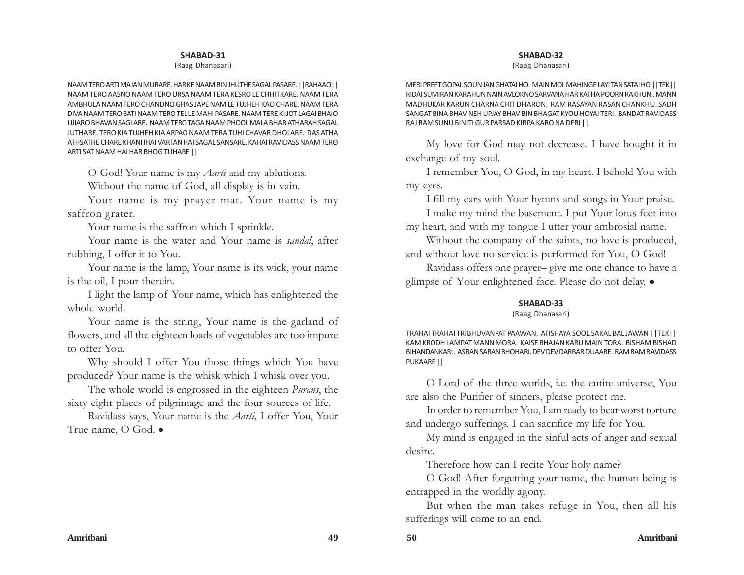## SHABAD-31

(Raag Dhanasari)

NAAM TERO ARTI MAJAN MURARE. HAR KE NAAM BIN JHUTHE SAGAL PASARE. ||RAHAAO|| NAAM TERO AASNO NAAM TERO URSA NAAM TERA KESRO LE CHHITKARE. NAAM TERA AMBHULA NAAM TERO CHANDNO GHAS JAPE NAM LE TUJHEH KAO CHARE. NAAM TERA DIVA NAAM TERO BATI NAAM TERO TEL LE MAHI PASARE. NAAM TERE KI JOT LAGAI BHAIO UJIARO BHAVAN SAGLARE. NAAM TERO TAGA NAAM PHOOL MALA BHAR ATHARAH SAGAL JUTHARE. TERO KIA TUJHEH KIA ARPAO NAAM TERA TUHI CHAVAR DHOLARE. DAS ATHA ATHSATHE CHARE KHANI IHAI VARTAN HAI SAGAL SANSARE. KAHAI RAVIDASS NAAM TERO ARTI SAT NAAM HAI HAR BHOG TUHARE ||

O God! Your name is my *Aarti* and my ablutions.

Without the name of God, all display is in vain.

Your name is my prayer-mat. Your name is my saffron grater.

Your name is the saffron which I sprinkle.

Your name is the water and Your name is *sandal*, after rubbing, I offer it to You.

Your name is the lamp, Your name is its wick, your name is the oil, I pour therein.

I light the lamp of Your name, which has enlightened the whole world.

Your name is the string, Your name is the garland of flowers, and all the eighteen loads of vegetables are too impure to offer You.

Why should I offer You those things which You have produced? Your name is the whisk which I whisk over you.

The whole world is engrossed in the eighteen *Purans*, the sixty eight places of pilgrimage and the four sources of life.

Ravidass says, Your name is the *Aarti,* I offer You, Your True name, O God. •

## SHABAD-32

(Raag Dhanasari)

MERI PREET GOPAL SOUN JAN GHATAI HO. MAIN MOL MAHINGE LAYI TAN SATAI HO ||TEK|| RIDAI SUMIRAN KARAHUN NAIN AVLOKNO SARVANA HAR KATHA POORN RAKHUN . MANN MADHUKAR KARUN CHARNA CHIT DHARON. RAM RASAYAN RASAN CHANKHU. SADH SANGAT BINA BHAV NEH UPJAY BHAV BIN BHAGAT KYOU HOYAI TERI. BANDAT RAVIDASS RAJ RAM SUNU BINITI GUR PARSAD KIRPA KARO NA DERI ||

My love for God may not decrease. I have bought it in exchange of my soul.

I remember You, O God, in my heart. I behold You with my eyes.

I fill my ears with Your hymns and songs in Your praise.

I make my mind the basement. I put Your lotus feet into my heart, and with my tongue I utter your ambrosial name.

Without the company of the saints, no love is produced, and without love no service is performed for You, O God!

Ravidass offers one prayer– give me one chance to have a glimpse of Your enlightened face. Please do not delay. •

## SHABAD-33

(Raag Dhanasari)

TRAHAI TRAHAI TRIBHUVANPAT PAAWAN. ATISHAYA SOOL SAKAL BAL JAWAN ||TEK|| KAM KRODH LAMPAT MANN MORA. KAISE BHAJAN KARU MAIN TORA. BISHAM BISHAD BIHANDANKARI . ASRAN SARAN BHOHARI. DEV DEV DARBAR DUAARE. RAM RAM RAVIDASS PUKAARE ||

O Lord of the three worlds, i.e. the entire universe, You are also the Purifier of sinners, please protect me.

In order to remember You, I am ready to bear worst torture and undergo sufferings. I can sacrifice my life for You.

My mind is engaged in the sinful acts of anger and sexual desire.

Therefore how can I recite Your holy name?

O God! After forgetting your name, the human being is entrapped in the worldly agony.

But when the man takes refuge in You, then all his sufferings will come to an end.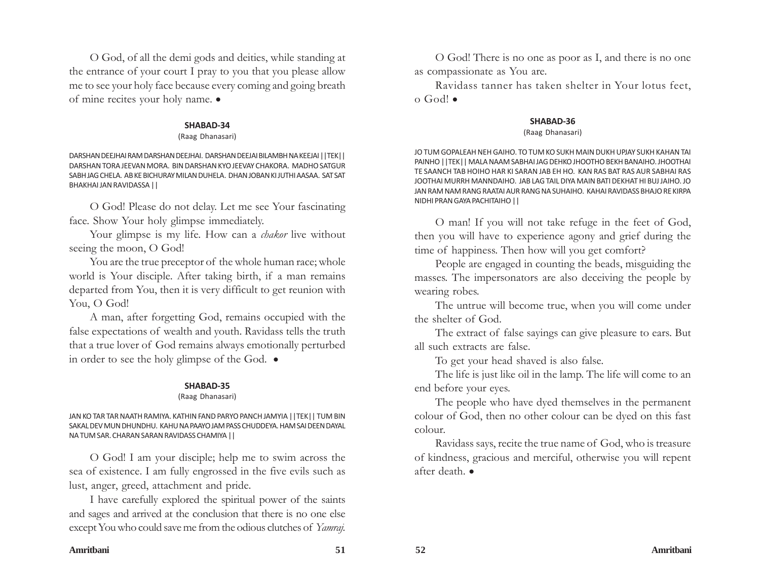O God, of all the demi gods and deities, while standing at the entrance of your court I pray to you that you please allow me to see your holy face because every coming and going breath of mine recites your holy name. •

### SHABAD-34

(Raag Dhanasari)

DARSHAN DEEJHAI RAM DARSHAN DEEJHAI. DARSHAN DEEJAI BILAMBH NA KEEJAI ||TEK|| DARSHAN TORA JEEVAN MORA. BIN DARSHAN KYO JEEVAY CHAKORA. MADHO SATGUR SABH JAG CHELA. AB KE BICHURAY MILAN DUHELA. DHAN JOBAN KI JUTHI AASAA. SAT SAT BHAKHAI JAN RAVIDASSA ||

O God! Please do not delay. Let me see Your fascinating face. Show Your holy glimpse immediately.

Your glimpse is my life. How can a *chakor* live without seeing the moon, O God!

You are the true preceptor of the whole human race; whole world is Your disciple. After taking birth, if a man remains departed from You, then it is very difficult to get reunion with You, O God!

A man, after forgetting God, remains occupied with the false expectations of wealth and youth. Ravidass tells the truth that a true lover of God remains always emotionally perturbed in order to see the holy glimpse of the God. •

### SHABAD-35

(Raag Dhanasari)

JAN KO TAR TAR NAATH RAMIYA. KATHIN FAND PARYO PANCH JAMYIA ||TEK|| TUM BIN SAKAL DEV MUN DHUNDHU. KAHU NA PAAYO JAM PASS CHUDDEYA. HAM SAI DEEN DAYAL NA TUM SAR. CHARAN SARAN RAVIDASS CHAMIYA ||

O God! I am your disciple; help me to swim across the sea of existence. I am fully engrossed in the five evils such as lust, anger, greed, attachment and pride.

I have carefully explored the spiritual power of the saints and sages and arrived at the conclusion that there is no one else except You who could save me from the odious clutches of *Yamraj.*

O God! There is no one as poor as I, and there is no one as compassionate as You are.

Ravidass tanner has taken shelter in Your lotus feet, o God! •

### SHABAD-36

(Raag Dhanasari)

JO TUM GOPALEAH NEH GAIHO. TO TUM KO SUKH MAIN DUKH UPJAY SUKH KAHAN TAI PAINHO ||TEK|| MALA NAAM SABHAI JAG DEHKO JHOOTHO BEKH BANAIHO. JHOOTHAI TE SAANCH TAB HOIHO HAR KI SARAN JAB EH HO. KAN RAS BAT RAS AUR SABHAI RAS JOOTHAI MURRH MANNDAIHO. JAB LAG TAIL DIYA MAIN BATI DEKHAT HI BUJ JAIHO. JO JAN RAM NAM RANG RAATAI AUR RANG NA SUHAIHO. KAHAI RAVIDASS BHAJO RE KIRPA NIDHI PRAN GAYA PACHITAIHO ||

O man! If you will not take refuge in the feet of God, then you will have to experience agony and grief during the time of happiness. Then how will you get comfort?

People are engaged in counting the beads, misguiding the masses. The impersonators are also deceiving the people by wearing robes.

The untrue will become true, when you will come under the shelter of God.

The extract of false sayings can give pleasure to ears. But all such extracts are false.

To get your head shaved is also false.

The life is just like oil in the lamp. The life will come to an end before your eyes.

The people who have dyed themselves in the permanent colour of God, then no other colour can be dyed on this fast colour.

Ravidass says, recite the true name of God, who is treasure of kindness, gracious and merciful, otherwise you will repent after death. •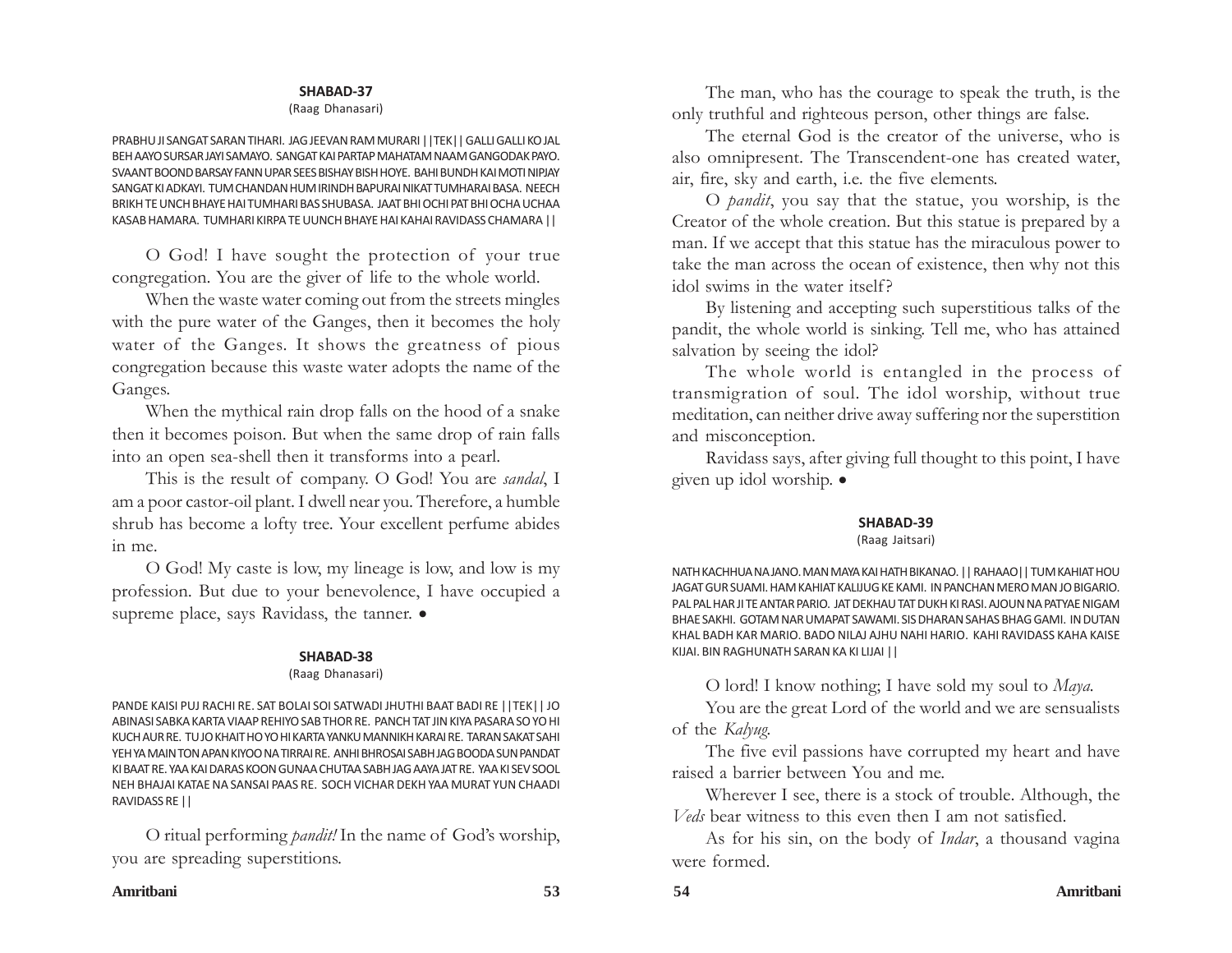## SHABAD-37

(Raag Dhanasari)

PRABHU JI SANGAT SARAN TIHARI. JAG JEEVAN RAM MURARI ||TEK|| GALLI GALLI KO JAL BEH AAYO SURSAR JAYI SAMAYO. SANGAT KAI PARTAP MAHATAM NAAM GANGODAK PAYO. SVAANT BOOND BARSAY FANN UPAR SEES BISHAY BISH HOYE. BAHI BUNDH KAI MOTI NIPJAY SANGAT KI ADKAYI. TUM CHANDAN HUM IRINDH BAPURAI NIKAT TUMHARAI BASA. NEECH BRIKH TE UNCH BHAYE HAI TUMHARI BAS SHUBASA. JAAT BHI OCHI PAT BHI OCHA UCHAA KASAB HAMARA. TUMHARI KIRPA TE UUNCH BHAYE HAI KAHAI RAVIDASS CHAMARA ||

O God! I have sought the protection of your true congregation. You are the giver of life to the whole world.

When the waste water coming out from the streets mingles with the pure water of the Ganges, then it becomes the holy water of the Ganges. It shows the greatness of pious congregation because this waste water adopts the name of the Ganges.

When the mythical rain drop falls on the hood of a snake then it becomes poison. But when the same drop of rain falls into an open sea-shell then it transforms into a pearl.

This is the result of company. O God! You are *sandal*, I am a poor castor-oil plant. I dwell near you. Therefore, a humble shrub has become a lofty tree. Your excellent perfume abides in me.

O God! My caste is low, my lineage is low, and low is my profession. But due to your benevolence, I have occupied a supreme place, says Ravidass, the tanner. •

## SHABAD-38

(Raag Dhanasari)

PANDE KAISI PUJ RACHI RE. SAT BOLAI SOI SATWADI JHUTHI BAAT BADI RE ||TEK|| JO ABINASI SABKA KARTA VIAAP REHIYO SAB THOR RE. PANCH TAT JIN KIYA PASARA SO YO HI KUCH AUR RE. TU JO KHAIT HO YO HI KARTA YANKU MANNIKH KARAI RE. TARAN SAKAT SAHI YEH YA MAIN TON APAN KIYOO NA TIRRAI RE. ANHI BHROSAI SABH JAG BOODA SUN PANDAT KI BAAT RE. YAA KAI DARAS KOON GUNAA CHUTAA SABH JAG AAYA JAT RE. YAA KI SEV SOOL NEH BHAJAI KATAE NA SANSAI PAAS RE. SOCH VICHAR DEKH YAA MURAT YUN CHAADI RAVIDASS RE ||

O ritual performing *pandit!* In the name of God's worship, you are spreading superstitions.

The man, who has the courage to speak the truth, is the only truthful and righteous person, other things are false.

The eternal God is the creator of the universe, who is also omnipresent. The Transcendent-one has created water, air, fire, sky and earth, i.e. the five elements.

O *pandit*, you say that the statue, you worship, is the Creator of the whole creation. But this statue is prepared by a man. If we accept that this statue has the miraculous power to take the man across the ocean of existence, then why not this idol swims in the water itself?

By listening and accepting such superstitious talks of the pandit, the whole world is sinking. Tell me, who has attained salvation by seeing the idol?

The whole world is entangled in the process of transmigration of soul. The idol worship, without true meditation, can neither drive away suffering nor the superstition and misconception.

Ravidass says, after giving full thought to this point, I have given up idol worship. •

## SHABAD-39

(Raag Jaitsari)

NATH KACHHUA NA JANO. MAN MAYA KAI HATH BIKANAO. || RAHAAO|| TUM KAHIAT HOU JAGAT GUR SUAMI. HAM KAHIAT KALIJUG KE KAMI. IN PANCHAN MERO MAN JO BIGARIO. PAL PAL HAR JI TE ANTAR PARIO. JAT DEKHAU TAT DUKH KI RASI. AJOUN NA PATYAE NIGAM BHAE SAKHI. GOTAM NAR UMAPAT SAWAMI. SIS DHARAN SAHAS BHAG GAMI. IN DUTAN KHAL BADH KAR MARIO. BADO NILAJ AJHU NAHI HARIO. KAHI RAVIDASS KAHA KAISE KIJAI. BIN RAGHUNATH SARAN KA KI LIJAI ||

O lord! I know nothing; I have sold my soul to *Maya*.

You are the great Lord of the world and we are sensualists of the *Kalyug*.

The five evil passions have corrupted my heart and have raised a barrier between You and me.

Wherever I see, there is a stock of trouble. Although, the *Veds* bear witness to this even then I am not satisfied.

As for his sin, on the body of *Indar*, a thousand vagina were formed.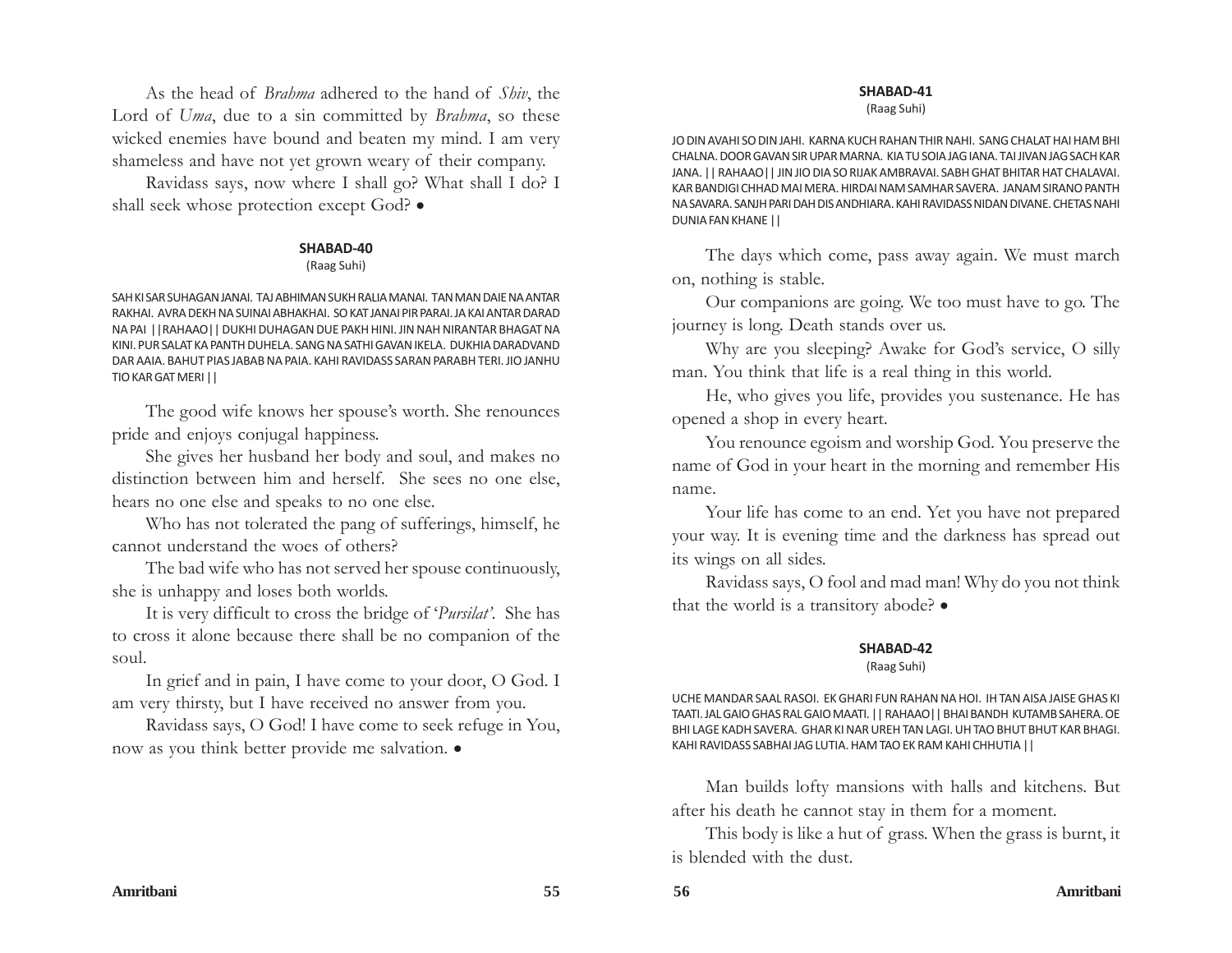As the head of *Brahma* adhered to the hand of *Shiv*, the Lord of *Uma*, due to a sin committed by *Brahma*, so these wicked enemies have bound and beaten my mind. I am very shameless and have not yet grown weary of their company.

Ravidass says, now where I shall go? What shall I do? I shall seek whose protection except God? •

### SHABAD-40

(Raag Suhi)

SAH KI SAR SUHAGAN JANAI. TAJ ABHIMAN SUKH RALIA MANAI. TAN MAN DAIE NA ANTAR RAKHAI. AVRA DEKH NA SUINAI ABHAKHAI. SO KAT JANAI PIR PARAI. JA KAI ANTAR DARAD NA PAI ||RAHAAO|| DUKHI DUHAGAN DUE PAKH HINI. JIN NAH NIRANTAR BHAGAT NA KINI. PUR SALAT KA PANTH DUHELA. SANG NA SATHI GAVAN IKELA. DUKHIA DARADVAND DAR AAIA. BAHUT PIAS JABAB NA PAIA. KAHI RAVIDASS SARAN PARABH TERI. JIO JANHU TIO KAR GAT MERI ||

The good wife knows her spouse's worth. She renounces pride and enjoys conjugal happiness.

She gives her husband her body and soul, and makes no distinction between him and herself. She sees no one else, hears no one else and speaks to no one else.

Who has not tolerated the pang of sufferings, himself, he cannot understand the woes of others?

The bad wife who has not served her spouse continuously, she is unhappy and loses both worlds.

It is very difficult to cross the bridge of '*Pursilat'*. She has to cross it alone because there shall be no companion of the soul.

In grief and in pain, I have come to your door, O God. I am very thirsty, but I have received no answer from you.

Ravidass says, O God! I have come to seek refuge in You, now as you think better provide me salvation. •

### SHABAD-41

(Raag Suhi)

JO DIN AVAHI SO DIN JAHI. KARNA KUCH RAHAN THIR NAHI. SANG CHALAT HAI HAM BHI CHALNA. DOOR GAVAN SIR UPAR MARNA. KIA TU SOIA JAG IANA. TAI JIVAN JAG SACH KAR JANA. || RAHAAO|| JIN JIO DIA SO RIJAK AMBRAVAI. SABH GHAT BHITAR HAT CHALAVAI. KAR BANDIGI CHHAD MAI MERA. HIRDAI NAM SAMHAR SAVERA. JANAM SIRANO PANTH NA SAVARA. SANJH PARI DAH DIS ANDHIARA. KAHI RAVIDASS NIDAN DIVANE. CHETAS NAHI DUNIA FAN KHANE ||

The days which come, pass away again. We must march on, nothing is stable.

Our companions are going. We too must have to go. The journey is long. Death stands over us.

Why are you sleeping? Awake for God's service, O silly man. You think that life is a real thing in this world.

He, who gives you life, provides you sustenance. He has opened a shop in every heart.

You renounce egoism and worship God. You preserve the name of God in your heart in the morning and remember His name.

Your life has come to an end. Yet you have not prepared your way. It is evening time and the darkness has spread out its wings on all sides.

Ravidass says, O fool and mad man! Why do you not think that the world is a transitory abode? •

### SHABAD-42

(Raag Suhi)

UCHE MANDAR SAAL RASOI. EK GHARI FUN RAHAN NA HOI. IH TAN AISA JAISE GHAS KI TAATI. JAL GAIO GHAS RAL GAIO MAATI. || RAHAAO|| BHAI BANDH KUTAMB SAHERA. OE BHI LAGE KADH SAVERA. GHAR KI NAR UREH TAN LAGI. UH TAO BHUT BHUT KAR BHAGI. KAHI RAVIDASS SABHAI JAG LUTIA. HAM TAO EK RAM KAHI CHHUTIA ||

Man builds lofty mansions with halls and kitchens. But after his death he cannot stay in them for a moment.

This body is like a hut of grass. When the grass is burnt, it is blended with the dust.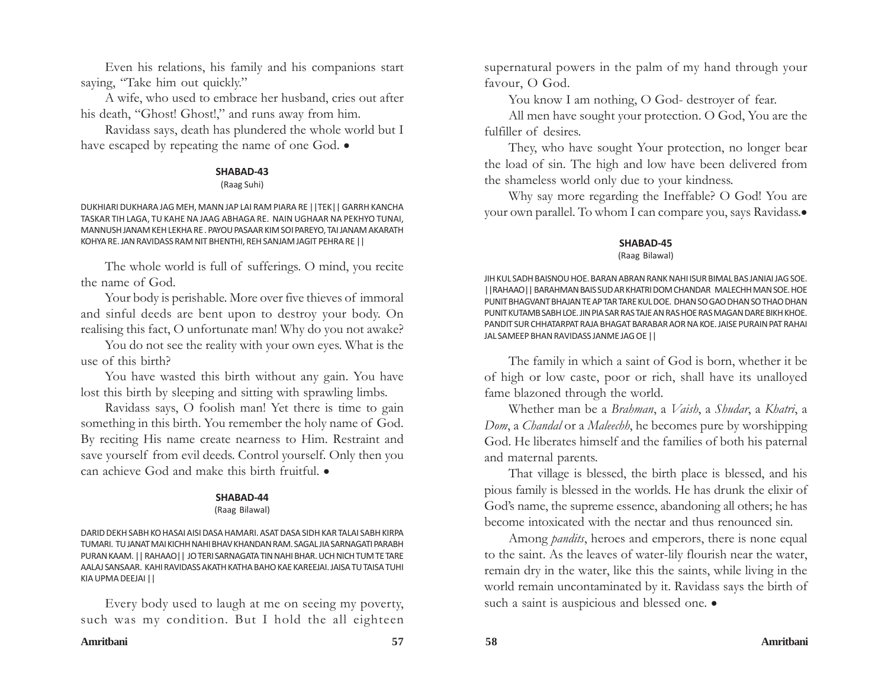Even his relations, his family and his companions start saying, "Take him out quickly."

A wife, who used to embrace her husband, cries out after his death, "Ghost! Ghost!," and runs away from him.

Ravidass says, death has plundered the whole world but I have escaped by repeating the name of one God. •

#### SHABAD-43

(Raag Suhi)

DUKHIARI DUKHARA JAG MEH, MANN JAP LAI RAM PIARA RE ||TEK|| GARRH KANCHA TASKAR TIH LAGA, TU KAHE NA JAAG ABHAGA RE. NAIN UGHAAR NA PEKHYO TUNAI, MANNUSH JANAM KEH LEKHA RE . PAYOU PASAAR KIM SOI PAREYO, TAI JANAM AKARATH KOHYA RE. JAN RAVIDASS RAM NIT BHENTHI, REH SANJAM JAGIT PEHRA RE ||

The whole world is full of sufferings. O mind, you recite the name of God.

Your body is perishable. More over five thieves of immoral and sinful deeds are bent upon to destroy your body. On realising this fact, O unfortunate man! Why do you not awake?

You do not see the reality with your own eyes. What is the use of this birth?

You have wasted this birth without any gain. You have lost this birth by sleeping and sitting with sprawling limbs.

Ravidass says, O foolish man! Yet there is time to gain something in this birth. You remember the holy name of God. By reciting His name create nearness to Him. Restraint and save yourself from evil deeds. Control yourself. Only then you can achieve God and make this birth fruitful. •

#### SHABAD-44

(Raag Bilawal)

DARID DEKH SABH KO HASAI AISI DASA HAMARI. ASAT DASA SIDH KAR TALAI SABH KIRPA TUMARI. TU JANAT MAI KICHH NAHI BHAV KHANDAN RAM. SAGAL JIA SARNAGATI PARABH PURAN KAAM. || RAHAAO|| JO TERI SARNAGATA TIN NAHI BHAR. UCH NICH TUM TE TARE AALAJ SANSAAR. KAHI RAVIDASS AKATH KATHA BAHO KAE KAREEJAI. JAISA TU TAISA TUHI KIA UPMA DEEJAI ||

Every body used to laugh at me on seeing my poverty, such was my condition. But I hold the all eighteen supernatural powers in the palm of my hand through your favour, O God.

You know I am nothing, O God- destroyer of fear.

All men have sought your protection. O God, You are the fulfiller of desires.

They, who have sought Your protection, no longer bear the load of sin. The high and low have been delivered from the shameless world only due to your kindness.

Why say more regarding the Ineffable? O God! You are your own parallel. To whom I can compare you, says Ravidass.•

#### SHABAD-45

(Raag Bilawal)

JIH KUL SADH BAISNOU HOE. BARAN ABRAN RANK NAHI ISUR BIMAL BAS JANIAI JAG SOE. ||RAHAAO|| BARAHMAN BAIS SUD AR KHATRI DOM CHANDAR MALECHH MAN SOE. HOE PUNIT BHAGVANT BHAJAN TE AP TAR TARE KUL DOE. DHAN SO GAO DHAN SO THAO DHAN PUNIT KUTAMB SABH LOE. JIN PIA SAR RAS TAJE AN RAS HOE RAS MAGAN DARE BIKH KHOE. PANDIT SUR CHHATARPAT RAJA BHAGAT BARABAR AOR NA KOE. JAISE PURAIN PAT RAHAI JAL SAMEEP BHAN RAVIDASS JANME JAG OE ||

The family in which a saint of God is born, whether it be of high or low caste, poor or rich, shall have its unalloyed fame blazoned through the world.

Whether man be a *Brahman*, a *Vaish*, a *Shudar*, a *Khatri*, a *Dom*, a *Chandal* or a *Maleechh*, he becomes pure by worshipping God. He liberates himself and the families of both his paternal and maternal parents.

That village is blessed, the birth place is blessed, and his pious family is blessed in the worlds. He has drunk the elixir of God's name, the supreme essence, abandoning all others; he has become intoxicated with the nectar and thus renounced sin.

Among *pandits*, heroes and emperors, there is none equal to the saint. As the leaves of water-lily flourish near the water, remain dry in the water, like this the saints, while living in the world remain uncontaminated by it. Ravidass says the birth of such a saint is auspicious and blessed one. •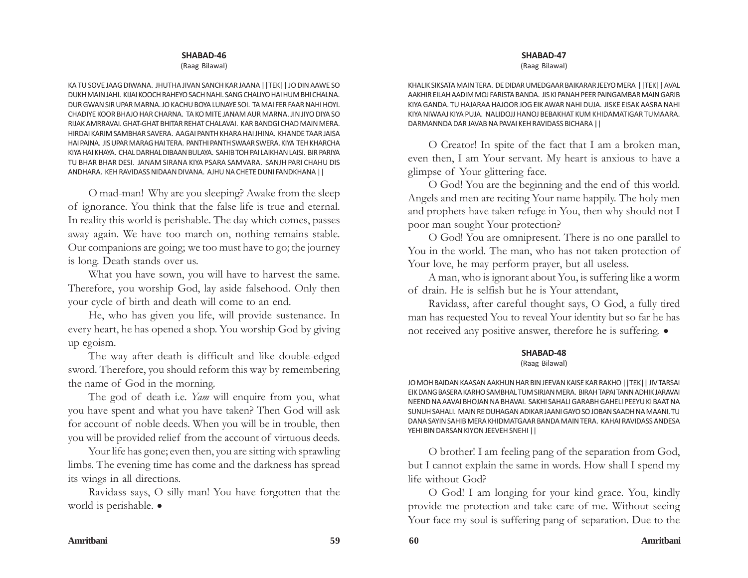## SHABAD-46

(Raag Bilawal)

KA TU SOVE JAAG DIWANA. JHUTHA JIVAN SANCH KAR JAANA ||TEK|| JO DIN AAWE SO DUKH MAIN JAHI. KIJAI KOOCH RAHEYO SACH NAHI. SANG CHALIYO HAI HUM BHI CHALNA. DUR GWAN SIR UPAR MARNA. JO KACHU BOYA LUNAYE SOI. TA MAI FER FAAR NAHI HOYI. CHADIYE KOOR BHAJO HAR CHARNA. TA KO MITE JANAM AUR MARNA. JIN JIYO DIYA SO RIJAK AMRRAVAI. GHAT-GHAT BHITAR REHAT CHALAVAI. KAR BANDGI CHAD MAIN MERA. HIRDAI KARIM SAMBHAR SAVERA. AAGAI PANTH KHARA HAI JHINA. KHANDE TAAR JAISA HAI PAINA. JIS UPAR MARAG HAI TERA. PANTHI PANTH SWAAR SWERA. KIYA TEH KHARCHA KIYA HAI KHAYA. CHAL DARHAL DIBAAN BULAYA. SAHIB TOH PAI LAIKHAN LAISI. BIR PARIYA TU BHAR BHAR DESI. JANAM SIRANA KIYA PSARA SAMVARA. SANJH PARI CHAHU DIS ANDHARA. KEH RAVIDASS NIDAAN DIVANA. AJHU NA CHETE DUNI FANDKHANA ||

O mad-man! Why are you sleeping? Awake from the sleep of ignorance. You think that the false life is true and eternal. In reality this world is perishable. The day which comes, passes away again. We have too march on, nothing remains stable. Our companions are going; we too must have to go; the journey is long. Death stands over us.

What you have sown, you will have to harvest the same. Therefore, you worship God, lay aside falsehood. Only then your cycle of birth and death will come to an end.

He, who has given you life, will provide sustenance. In every heart, he has opened a shop. You worship God by giving up egoism.

The way after death is difficult and like double-edged sword. Therefore, you should reform this way by remembering the name of God in the morning.

The god of death i.e. *Yam* will enquire from you, what you have spent and what you have taken? Then God will ask for account of noble deeds. When you will be in trouble, then you will be provided relief from the account of virtuous deeds.

Your life has gone; even then, you are sitting with sprawling limbs. The evening time has come and the darkness has spread its wings in all directions.

Ravidass says, O silly man! You have forgotten that the world is perishable. •

## SHABAD-47

(Raag Bilawal)

KHALIK SIKSATA MAIN TERA. DE DIDAR UMEDGAAR BAIKARAR JEEYO MERA ||TEK|| AVAL AAKHIR EILAH AADIM MOJ FARISTA BANDA. JIS KI PANAH PEER PAINGAMBAR MAIN GARIB KIYA GANDA. TU HAJARAA HAJOOR JOG EIK AWAR NAHI DUJA. JISKE EISAK AASRA NAHI KIYA NIWAAJ KIYA PUJA. NALIDOJJ HANOJ BEBAKHAT KUM KHIDAMATIGAR TUMAARA. DARMANNDA DAR JAVAB NA PAVAI KEH RAVIDASS BICHARA ||

O Creator! In spite of the fact that I am a broken man, even then, I am Your servant. My heart is anxious to have a glimpse of Your glittering face.

O God! You are the beginning and the end of this world. Angels and men are reciting Your name happily. The holy men and prophets have taken refuge in You, then why should not I poor man sought Your protection?

O God! You are omnipresent. There is no one parallel to You in the world. The man, who has not taken protection of Your love, he may perform prayer, but all useless.

A man, who is ignorant about You, is suffering like a worm of drain. He is selfish but he is Your attendant,

Ravidass, after careful thought says, O God, a fully tired man has requested You to reveal Your identity but so far he has not received any positive answer, therefore he is suffering. •

## SHABAD-48

(Raag Bilawal)

JO MOH BAIDAN KAASAN AAKHUN HAR BIN JEEVAN KAISE KAR RAKHO ||TEK|| JIV TARSAI EIK DANG BASERA KARHO SAMBHAL TUM SIRJAN MERA. BIRAH TAPAI TANN ADHIK JARAVAI NEEND NA AAVAI BHOJAN NA BHAVAI. SAKHI SAHALI GARABH GAHELI PEEYU KI BAAT NA SUNUH SAHALI. MAIN RE DUHAGAN ADIKAR JAANI GAYO SO JOBAN SAADH NA MAANI. TU DANA SAYIN SAHIB MERA KHIDMATGAAR BANDA MAIN TERA. KAHAI RAVIDASS ANDESA YEHI BIN DARSAN KIYON JEEVEH SNEHI ||

O brother! I am feeling pang of the separation from God, but I cannot explain the same in words. How shall I spend my life without God?

O God! I am longing for your kind grace. You, kindly provide me protection and take care of me. Without seeing Your face my soul is suffering pang of separation. Due to the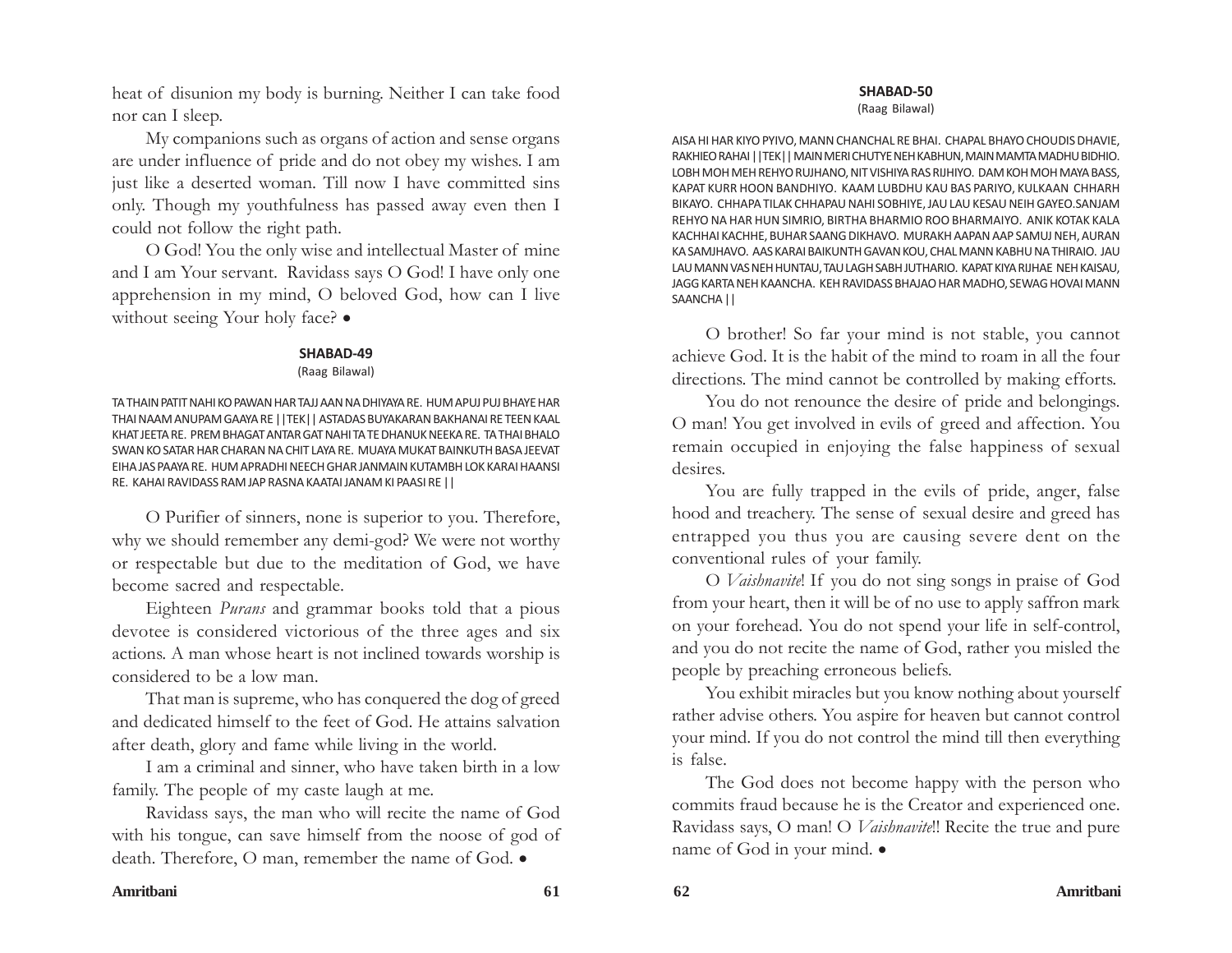heat of disunion my body is burning. Neither I can take food nor can I sleep.

My companions such as organs of action and sense organs are under influence of pride and do not obey my wishes. I am just like a deserted woman. Till now I have committed sins only. Though my youthfulness has passed away even then I could not follow the right path.

O God! You the only wise and intellectual Master of mine and I am Your servant. Ravidass says O God! I have only one apprehension in my mind, O beloved God, how can I live without seeing Your holy face? •

### SHABAD-49

(Raag Bilawal)

TA THAIN PATIT NAHI KO PAWAN HAR TAJJ AAN NA DHIYAYA RE. HUM APUJ PUJ BHAYE HAR THAI NAAM ANUPAM GAAYA RE ||TEK|| ASTADAS BUYAKARAN BAKHANAI RE TEEN KAAL KHAT JEETA RE. PREM BHAGAT ANTAR GAT NAHI TA TE DHANUK NEEKA RE. TA THAI BHALO SWAN KO SATAR HAR CHARAN NA CHIT LAYA RE. MUAYA MUKAT BAINKUTH BASA JEEVAT EIHA JAS PAAYA RE. HUM APRADHI NEECH GHAR JANMAIN KUTAMBH LOK KARAI HAANSI RE. KAHAI RAVIDASS RAM JAP RASNA KAATAI JANAM KI PAASI RE ||

O Purifier of sinners, none is superior to you. Therefore, why we should remember any demi-god? We were not worthy or respectable but due to the meditation of God, we have become sacred and respectable.

Eighteen *Purans* and grammar books told that a pious devotee is considered victorious of the three ages and six actions. A man whose heart is not inclined towards worship is considered to be a low man.

That man is supreme, who has conquered the dog of greed and dedicated himself to the feet of God. He attains salvation after death, glory and fame while living in the world.

I am a criminal and sinner, who have taken birth in a low family. The people of my caste laugh at me.

Ravidass says, the man who will recite the name of God with his tongue, can save himself from the noose of god of death. Therefore, O man, remember the name of God. •

### SHABAD-50

(Raag Bilawal)

AISA HI HAR KIYO PYIVO, MANN CHANCHAL RE BHAI. CHAPAL BHAYO CHOUDIS DHAVIE, RAKHIEO RAHAI ||TEK|| MAIN MERI CHUTYE NEH KABHUN, MAIN MAMTA MADHU BIDHIO. LOBH MOH MEH REHYO RUJHANO, NIT VISHIYA RAS RIJHIYO. DAM KOH MOH MAYA BASS, KAPAT KURR HOON BANDHIYO. KAAM LUBDHU KAU BAS PARIYO, KULKAAN CHHARH BIKAYO. CHHAPA TILAK CHHAPAU NAHI SOBHIYE, JAU LAU KESAU NEIH GAYEO.SANJAM REHYO NA HAR HUN SIMRIO, BIRTHA BHARMIO ROO BHARMAIYO. ANIK KOTAK KALA KACHHAI KACHHE, BUHAR SAANG DIKHAVO. MURAKH AAPAN AAP SAMUJ NEH, AURAN KA SAMJHAVO. AAS KARAI BAIKUNTH GAVAN KOU, CHAL MANN KABHU NA THIRAIO. JAU LAU MANN VAS NEH HUNTAU, TAU LAGH SABH JUTHARIO. KAPAT KIYA RIJHAE NEH KAISAU, JAGG KARTA NEH KAANCHA. KEH RAVIDASS BHAJAO HAR MADHO, SEWAG HOVAI MANN SAANCHA ||

O brother! So far your mind is not stable, you cannot achieve God. It is the habit of the mind to roam in all the four directions. The mind cannot be controlled by making efforts.

You do not renounce the desire of pride and belongings. O man! You get involved in evils of greed and affection. You remain occupied in enjoying the false happiness of sexual desires.

You are fully trapped in the evils of pride, anger, false hood and treachery. The sense of sexual desire and greed has entrapped you thus you are causing severe dent on the conventional rules of your family.

O *Vaishnavite*! If you do not sing songs in praise of God from your heart, then it will be of no use to apply saffron mark on your forehead. You do not spend your life in self-control, and you do not recite the name of God, rather you misled the people by preaching erroneous beliefs.

You exhibit miracles but you know nothing about yourself rather advise others. You aspire for heaven but cannot control your mind. If you do not control the mind till then everything is false.

The God does not become happy with the person who commits fraud because he is the Creator and experienced one. Ravidass says, O man! O *Vaishnavite*!! Recite the true and pure name of God in your mind. •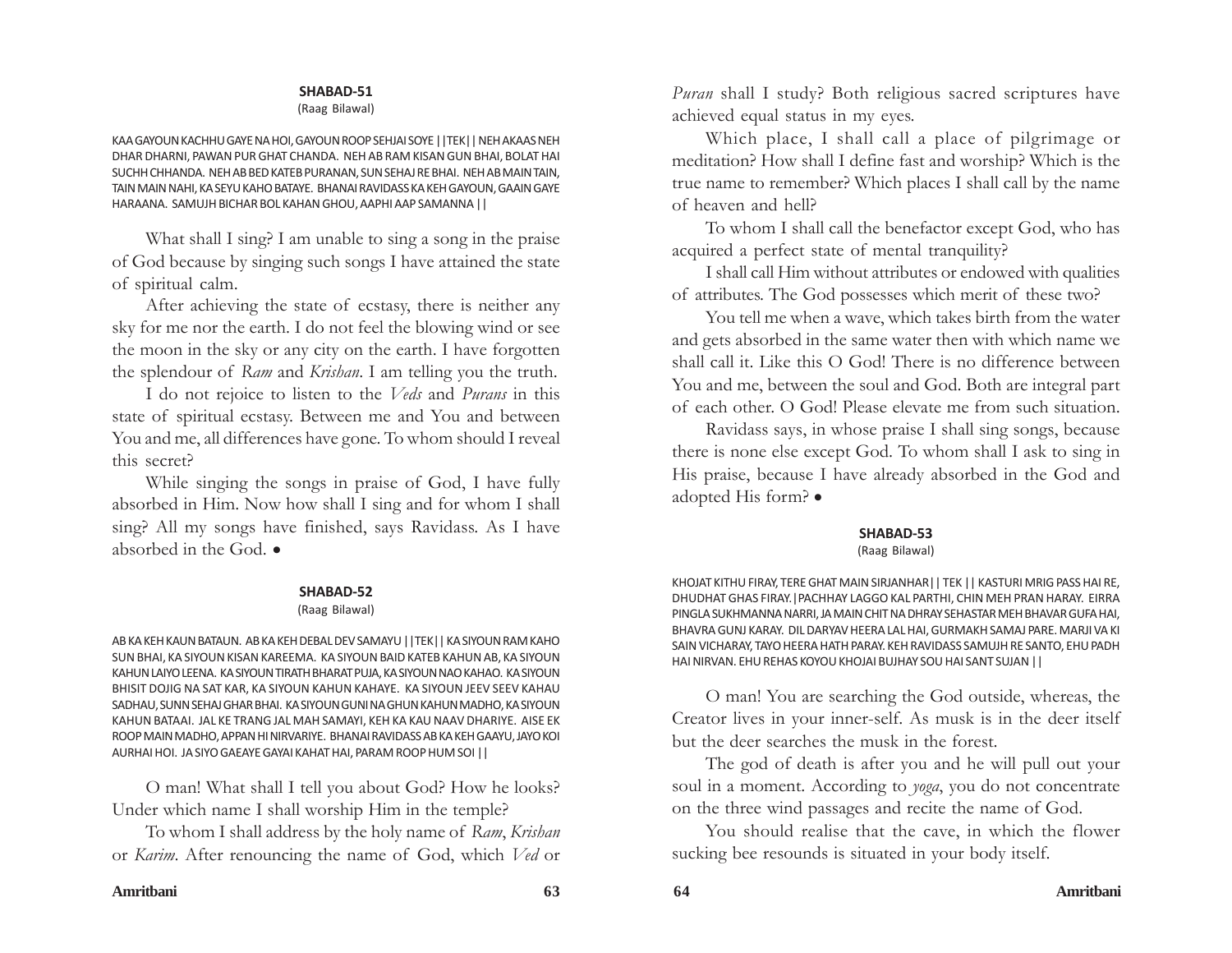## SHABAD-51

(Raag Bilawal)

KAA GAYOUN KACHHU GAYE NA HOI, GAYOUN ROOP SEHJAI SOYE ||TEK|| NEH AKAAS NEH DHAR DHARNI, PAWAN PUR GHAT CHANDA. NEH AB RAM KISAN GUN BHAI, BOLAT HAI SUCHH CHHANDA. NEH AB BED KATEB PURANAN, SUN SEHAJ RE BHAI. NEH AB MAIN TAIN, TAIN MAIN NAHI, KA SEYU KAHO BATAYE. BHANAI RAVIDASS KA KEH GAYOUN, GAAIN GAYE HARAANA. SAMUJH BICHAR BOL KAHAN GHOU, AAPHI AAP SAMANNA ||

What shall I sing? I am unable to sing a song in the praise of God because by singing such songs I have attained the state of spiritual calm.

After achieving the state of ecstasy, there is neither any sky for me nor the earth. I do not feel the blowing wind or see the moon in the sky or any city on the earth. I have forgotten the splendour of *Ram* and *Krishan*. I am telling you the truth.

I do not rejoice to listen to the *Veds* and *Purans* in this state of spiritual ecstasy. Between me and You and between You and me, all differences have gone. To whom should I reveal this secret?

While singing the songs in praise of God, I have fully absorbed in Him. Now how shall I sing and for whom I shall sing? All my songs have finished, says Ravidass. As I have absorbed in the God. •

## SHABAD-52

(Raag Bilawal)

AB KA KEH KAUN BATAUN. AB KA KEH DEBAL DEV SAMAYU ||TEK|| KA SIYOUN RAM KAHO SUN BHAI, KA SIYOUN KISAN KAREEMA. KA SIYOUN BAID KATEB KAHUN AB, KA SIYOUN KAHUN LAIYO LEENA. KA SIYOUN TIRATH BHARAT PUJA, KA SIYOUN NAO KAHAO. KA SIYOUN BHISIT DOJIG NA SAT KAR, KA SIYOUN KAHUN KAHAYE. KA SIYOUN JEEV SEEV KAHAU SADHAU, SUNN SEHAJ GHAR BHAI. KA SIYOUN GUNI NA GHUN KAHUN MADHO, KA SIYOUN KAHUN BATAAI. JAL KE TRANG JAL MAH SAMAYI, KEH KA KAU NAAV DHARIYE. AISE EK ROOP MAIN MADHO, APPAN HI NIRVARIYE. BHANAI RAVIDASS AB KA KEH GAAYU, JAYO KOI AURHAI HOI. JA SIYO GAEAYE GAYAI KAHAT HAI, PARAM ROOP HUM SOI ||

O man! What shall I tell you about God? How he looks? Under which name I shall worship Him in the temple?

To whom I shall address by the holy name of *Ram*, *Krishan* or *Karim*. After renouncing the name of God, which *Ved* or *Puran* shall I study? Both religious sacred scriptures have achieved equal status in my eyes.

Which place, I shall call a place of pilgrimage or meditation? How shall I define fast and worship? Which is the true name to remember? Which places I shall call by the name of heaven and hell?

To whom I shall call the benefactor except God, who has acquired a perfect state of mental tranquility?

I shall call Him without attributes or endowed with qualities of attributes. The God possesses which merit of these two?

You tell me when a wave, which takes birth from the water and gets absorbed in the same water then with which name we shall call it. Like this O God! There is no difference between You and me, between the soul and God. Both are integral part of each other. O God! Please elevate me from such situation.

Ravidass says, in whose praise I shall sing songs, because there is none else except God. To whom shall I ask to sing in His praise, because I have already absorbed in the God and adopted His form? •

## SHABAD-53

(Raag Bilawal)

KHOJAT KITHU FIRAY, TERE GHAT MAIN SIRJANHAR|| TEK || KASTURI MRIG PASS HAI RE, DHUDHAT GHAS FIRAY.|PACHHAY LAGGO KAL PARTHI, CHIN MEH PRAN HARAY. EIRRA PINGLA SUKHMANNA NARRI, JA MAIN CHIT NA DHRAY SEHASTAR MEH BHAVAR GUFA HAI, BHAVRA GUNJ KARAY. DIL DARYAV HEERA LAL HAI, GURMAKH SAMAJ PARE. MARJI VA KI SAIN VICHARAY, TAYO HEERA HATH PARAY. KEH RAVIDASS SAMUJH RE SANTO, EHU PADH HAI NIRVAN. EHU REHAS KOYOU KHOJAI BUJHAY SOU HAI SANT SUJAN ||

O man! You are searching the God outside, whereas, the Creator lives in your inner-self. As musk is in the deer itself but the deer searches the musk in the forest.

The god of death is after you and he will pull out your soul in a moment. According to *yoga*, you do not concentrate on the three wind passages and recite the name of God.

You should realise that the cave, in which the flower sucking bee resounds is situated in your body itself.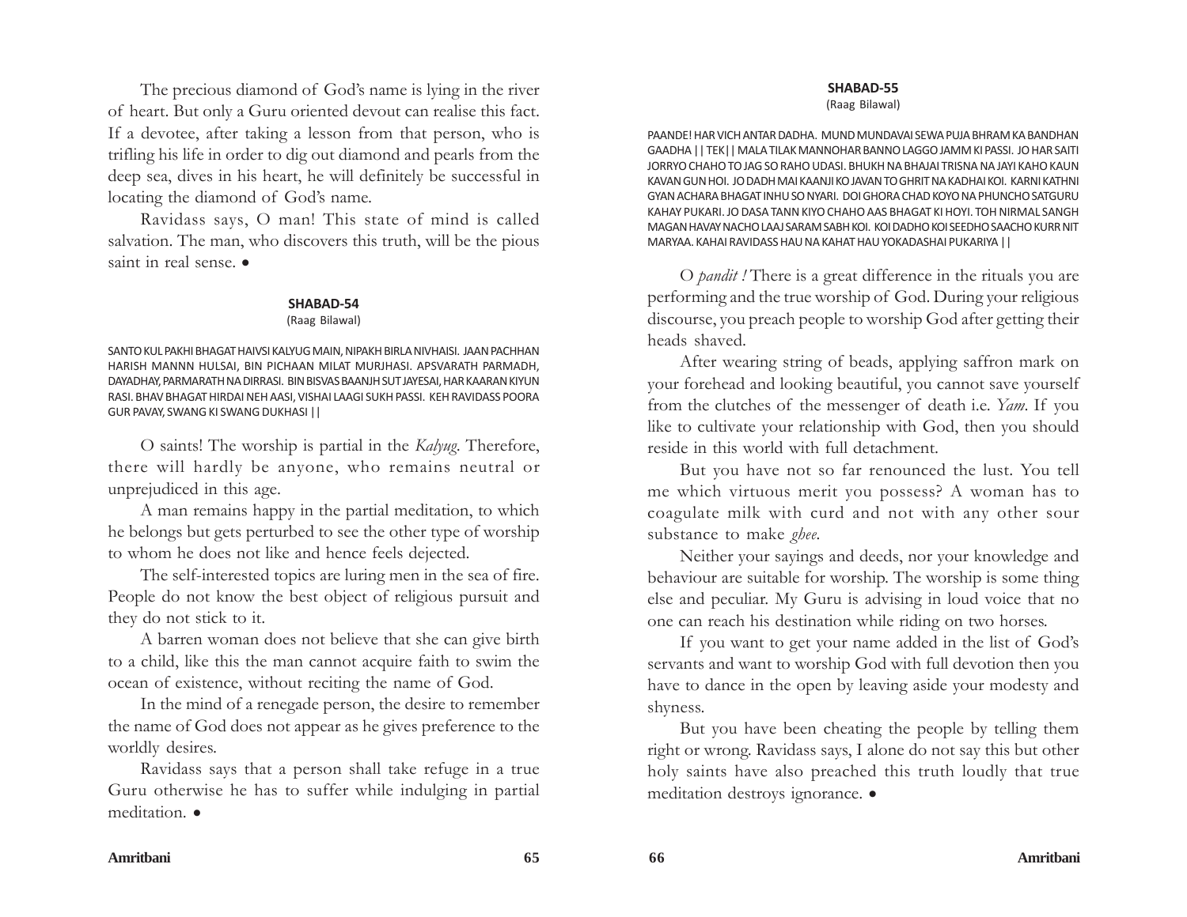The precious diamond of God's name is lying in the river of heart. But only a Guru oriented devout can realise this fact. If a devotee, after taking a lesson from that person, who is trifling his life in order to dig out diamond and pearls from the deep sea, dives in his heart, he will definitely be successful in locating the diamond of God's name.

Ravidass says, O man! This state of mind is called salvation. The man, who discovers this truth, will be the pious saint in real sense. •

### SHABAD-54

(Raag Bilawal)

SANTO KUL PAKHI BHAGAT HAIVSI KALYUG MAIN, NIPAKH BIRLA NIVHAISI. JAAN PACHHAN HARISH MANNN HULSAI, BIN PICHAAN MILAT MURJHASI. APSVARATH PARMADH, DAYADHAY, PARMARATH NA DIRRASI. BIN BISVAS BAANJH SUT JAYESAI, HAR KAARAN KIYUN RASI. BHAV BHAGAT HIRDAI NEH AASI, VISHAI LAAGI SUKH PASSI. KEH RAVIDASS POORA GUR PAVAY, SWANG KI SWANG DUKHASI ||

O saints! The worship is partial in the *Kalyug*. Therefore, there will hardly be anyone, who remains neutral or unprejudiced in this age.

A man remains happy in the partial meditation, to which he belongs but gets perturbed to see the other type of worship to whom he does not like and hence feels dejected.

The self-interested topics are luring men in the sea of fire. People do not know the best object of religious pursuit and they do not stick to it.

A barren woman does not believe that she can give birth to a child, like this the man cannot acquire faith to swim the ocean of existence, without reciting the name of God.

In the mind of a renegade person, the desire to remember the name of God does not appear as he gives preference to the worldly desires.

Ravidass says that a person shall take refuge in a true Guru otherwise he has to suffer while indulging in partial meditation. •

### SHABAD-55

(Raag Bilawal)

PAANDE! HAR VICH ANTAR DADHA. MUND MUNDAVAI SEWA PUJA BHRAM KA BANDHAN GAADHA || TEK|| MALA TILAK MANNOHAR BANNO LAGGO JAMM KI PASSI. JO HAR SAITI JORRYO CHAHO TO JAG SO RAHO UDASI. BHUKH NA BHAJAI TRISNA NA JAYI KAHO KAUN KAVAN GUN HOI. JO DADH MAI KAANJI KO JAVAN TO GHRIT NA KADHAI KOI. KARNI KATHNI GYAN ACHARA BHAGAT INHU SO NYARI. DOI GHORA CHAD KOYO NA PHUNCHO SATGURU KAHAY PUKARI. JO DASA TANN KIYO CHAHO AAS BHAGAT KI HOYI. TOH NIRMAL SANGH MAGAN HAVAY NACHO LAAJ SARAM SABH KOI. KOI DADHO KOI SEEDHO SAACHO KURR NIT MARYAA. KAHAI RAVIDASS HAU NA KAHAT HAU YOKADASHAI PUKARIYA ||

O *pandit !* There is a great difference in the rituals you are performing and the true worship of God. During your religious discourse, you preach people to worship God after getting their heads shaved.

After wearing string of beads, applying saffron mark on your forehead and looking beautiful, you cannot save yourself from the clutches of the messenger of death i.e. *Yam*. If you like to cultivate your relationship with God, then you should reside in this world with full detachment.

But you have not so far renounced the lust. You tell me which virtuous merit you possess? A woman has to coagulate milk with curd and not with any other sour substance to make *ghee*.

Neither your sayings and deeds, nor your knowledge and behaviour are suitable for worship. The worship is some thing else and peculiar. My Guru is advising in loud voice that no one can reach his destination while riding on two horses.

If you want to get your name added in the list of God's servants and want to worship God with full devotion then you have to dance in the open by leaving aside your modesty and shyness.

But you have been cheating the people by telling them right or wrong. Ravidass says, I alone do not say this but other holy saints have also preached this truth loudly that true meditation destroys ignorance. •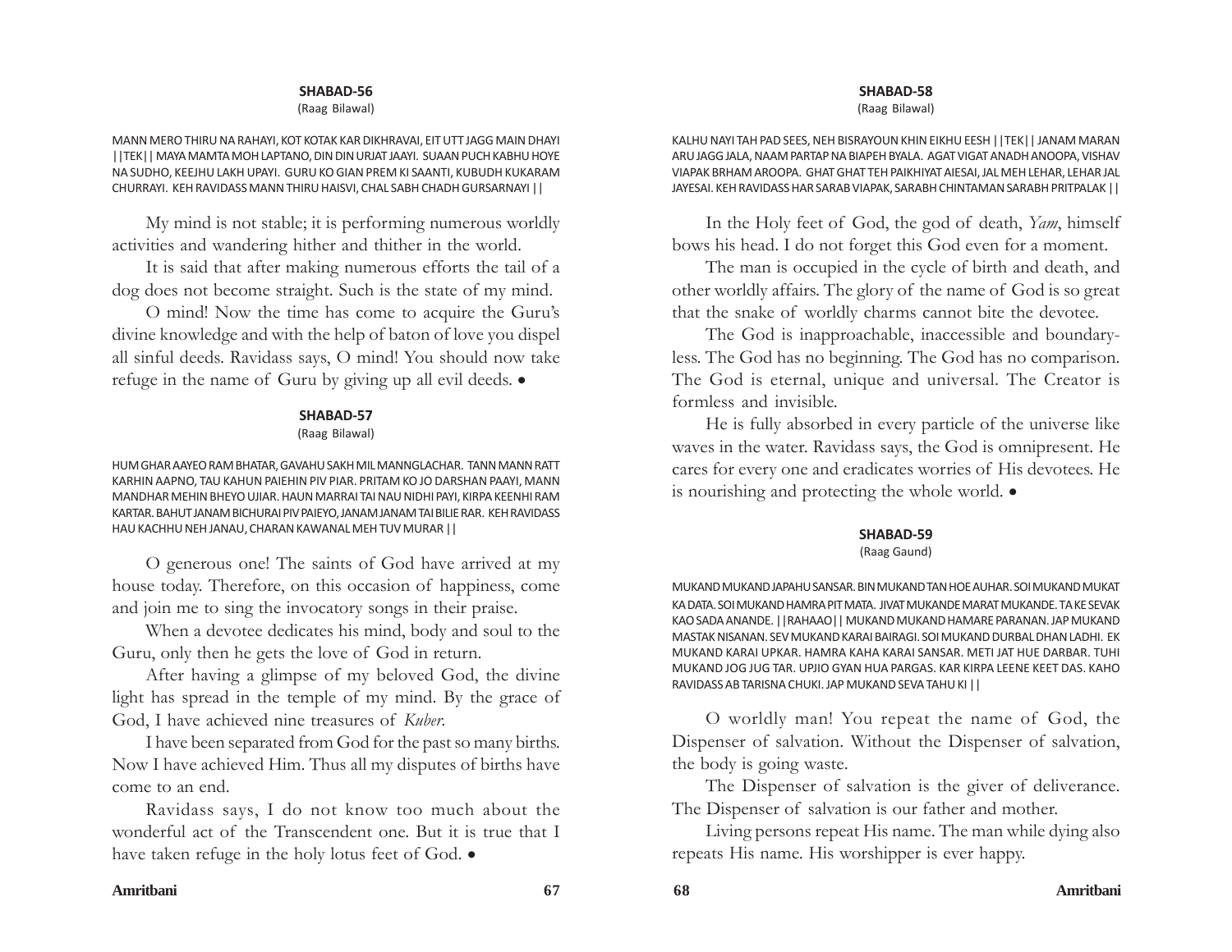#### SHABAD-56

(Raag Bilawal)

MANN MERO THIRU NA RAHAYI, KOT KOTAK KAR DIKHRAVAI, EIT UTT JAGG MAIN DHAYI ||TEK|| MAYA MAMTA MOH LAPTANO, DIN DIN URJAT JAAYI. SUAAN PUCH KABHU HOYE NA SUDHO, KEEJHU LAKH UPAYI. GURU KO GIAN PREM KI SAANTI, KUBUDH KUKARAM CHURRAYI. KEH RAVIDASS MANN THIRU HAISVI, CHAL SABH CHADH GURSARNAYI ||

My mind is not stable; it is performing numerous worldly activities and wandering hither and thither in the world.

It is said that after making numerous efforts the tail of a dog does not become straight. Such is the state of my mind.

O mind! Now the time has come to acquire the Guru's divine knowledge and with the help of baton of love you dispel all sinful deeds. Ravidass says, O mind! You should now take refuge in the name of Guru by giving up all evil deeds. •

#### SHABAD-57

(Raag Bilawal)

HUM GHAR AAYEO RAM BHATAR, GAVAHU SAKH MIL MANNGLACHAR. TANN MANN RATT KARHIN AAPNO, TAU KAHUN PAIEHIN PIV PIAR. PRITAM KO JO DARSHAN PAAYI, MANN MANDHAR MEHIN BHEYO UJIAR. HAUN MARRAI TAI NAU NIDHI PAYI, KIRPA KEENHI RAM KARTAR. BAHUT JANAM BICHURAI PIV PAIEYO, JANAM JANAM TAI BILIE RAR. KEH RAVIDASS HAU KACHHU NEH JANAU, CHARAN KAWANAL MEH TUV MURAR ||

O generous one! The saints of God have arrived at my house today. Therefore, on this occasion of happiness, come and join me to sing the invocatory songs in their praise.

When a devotee dedicates his mind, body and soul to the Guru, only then he gets the love of God in return.

After having a glimpse of my beloved God, the divine light has spread in the temple of my mind. By the grace of God, I have achieved nine treasures of *Kuber*.

I have been separated from God for the past so many births. Now I have achieved Him. Thus all my disputes of births have come to an end.

Ravidass says, I do not know too much about the wonderful act of the Transcendent one. But it is true that I have taken refuge in the holy lotus feet of God. •

#### SHABAD-58

(Raag Bilawal)

KALHU NAYI TAH PAD SEES, NEH BISRAYOUN KHIN EIKHU EESH ||TEK|| JANAM MARAN ARU JAGG JALA, NAAM PARTAP NA BIAPEH BYALA. AGAT VIGAT ANADH ANOOPA, VISHAV VIAPAK BRHAM AROOPA. GHAT GHAT TEH PAIKHIYAT AIESAI, JAL MEH LEHAR, LEHAR JAL JAYESAI. KEH RAVIDASS HAR SARAB VIAPAK, SARABH CHINTAMAN SARABH PRITPALAK ||

In the Holy feet of God, the god of death, *Yam*, himself bows his head. I do not forget this God even for a moment.

The man is occupied in the cycle of birth and death, and other worldly affairs. The glory of the name of God is so great that the snake of worldly charms cannot bite the devotee.

The God is inapproachable, inaccessible and boundaryless. The God has no beginning. The God has no comparison. The God is eternal, unique and universal. The Creator is formless and invisible.

He is fully absorbed in every particle of the universe like waves in the water. Ravidass says, the God is omnipresent. He cares for every one and eradicates worries of His devotees. He is nourishing and protecting the whole world. •

#### SHABAD-59

(Raag Gaund)

MUKAND MUKAND JAPAHU SANSAR. BIN MUKAND TAN HOE AUHAR. SOI MUKAND MUKAT KA DATA. SOI MUKAND HAMRA PIT MATA. JIVAT MUKANDE MARAT MUKANDE. TA KE SEVAK KAO SADA ANANDE. ||RAHAAO|| MUKAND MUKAND HAMARE PARANAN. JAP MUKAND MASTAK NISANAN. SEV MUKAND KARAI BAIRAGI. SOI MUKAND DURBAL DHAN LADHI. EK MUKAND KARAI UPKAR. HAMRA KAHA KARAI SANSAR. METI JAT HUE DARBAR. TUHI MUKAND JOG JUG TAR. UPJIO GYAN HUA PARGAS. KAR KIRPA LEENE KEET DAS. KAHO RAVIDASS AB TARISNA CHUKI. JAP MUKAND SEVA TAHU KI ||

O worldly man! You repeat the name of God, the Dispenser of salvation. Without the Dispenser of salvation, the body is going waste.

The Dispenser of salvation is the giver of deliverance. The Dispenser of salvation is our father and mother.

Living persons repeat His name. The man while dying also repeats His name. His worshipper is ever happy.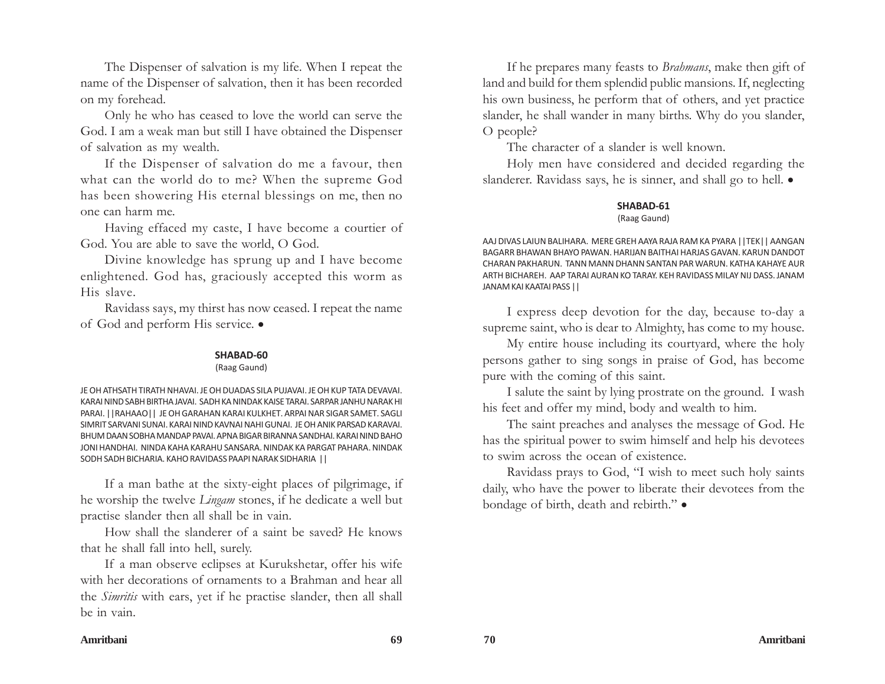The Dispenser of salvation is my life. When I repeat the name of the Dispenser of salvation, then it has been recorded on my forehead.

Only he who has ceased to love the world can serve the God. I am a weak man but still I have obtained the Dispenser of salvation as my wealth.

If the Dispenser of salvation do me a favour, then what can the world do to me? When the supreme God has been showering His eternal blessings on me, then no one can harm me.

Having effaced my caste, I have become a courtier of God. You are able to save the world, O God.

Divine knowledge has sprung up and I have become enlightened. God has, graciously accepted this worm as His slave.

Ravidass says, my thirst has now ceased. I repeat the name of God and perform His service. •

### SHABAD-60

(Raag Gaund)

JE OH ATHSATH TIRATH NHAVAI. JE OH DUADAS SILA PUJAVAI. JE OH KUP TATA DEVAVAI. KARAI NIND SABH BIRTHA JAVAI. SADH KA NINDAK KAISE TARAI. SARPAR JANHU NARAK HI PARAI. ||RAHAAO|| JE OH GARAHAN KARAI KULKHET. ARPAI NAR SIGAR SAMET. SAGLI SIMRIT SARVANI SUNAI. KARAI NIND KAVNAI NAHI GUNAI. JE OH ANIK PARSAD KARAVAI. BHUM DAAN SOBHA MANDAP PAVAI. APNA BIGAR BIRANNA SANDHAI. KARAI NIND BAHO JONI HANDHAI. NINDA KAHA KARAHU SANSARA. NINDAK KA PARGAT PAHARA. NINDAK SODH SADH BICHARIA. KAHO RAVIDASS PAAPI NARAK SIDHARIA ||

If a man bathe at the sixty-eight places of pilgrimage, if he worship the twelve *Lingam* stones, if he dedicate a well but practise slander then all shall be in vain.

How shall the slanderer of a saint be saved? He knows that he shall fall into hell, surely.

If a man observe eclipses at Kurukshetar, offer his wife with her decorations of ornaments to a Brahman and hear all the *Simritis* with ears, yet if he practise slander, then all shall be in vain.

If he prepares many feasts to *Brahmans*, make then gift of land and build for them splendid public mansions. If, neglecting his own business, he perform that of others, and yet practice slander, he shall wander in many births. Why do you slander, O people?

The character of a slander is well known.

Holy men have considered and decided regarding the slanderer. Ravidass says, he is sinner, and shall go to hell. •

### SHABAD-61

(Raag Gaund)

AAJ DIVAS LAIUN BALIHARA. MERE GREH AAYA RAJA RAM KA PYARA ||TEK|| AANGAN BAGARR BHAWAN BHAYO PAWAN. HARIJAN BAITHAI HARJAS GAVAN. KARUN DANDOT CHARAN PAKHARUN. TANN MANN DHANN SANTAN PAR WARUN. KATHA KAHAYE AUR ARTH BICHAREH. AAP TARAI AURAN KO TARAY. KEH RAVIDASS MILAY NIJ DASS. JANAM JANAM KAI KAATAI PASS ||

I express deep devotion for the day, because to-day a supreme saint, who is dear to Almighty, has come to my house.

My entire house including its courtyard, where the holy persons gather to sing songs in praise of God, has become pure with the coming of this saint.

I salute the saint by lying prostrate on the ground. I wash his feet and offer my mind, body and wealth to him.

The saint preaches and analyses the message of God. He has the spiritual power to swim himself and help his devotees to swim across the ocean of existence.

Ravidass prays to God, "I wish to meet such holy saints daily, who have the power to liberate their devotees from the bondage of birth, death and rebirth." •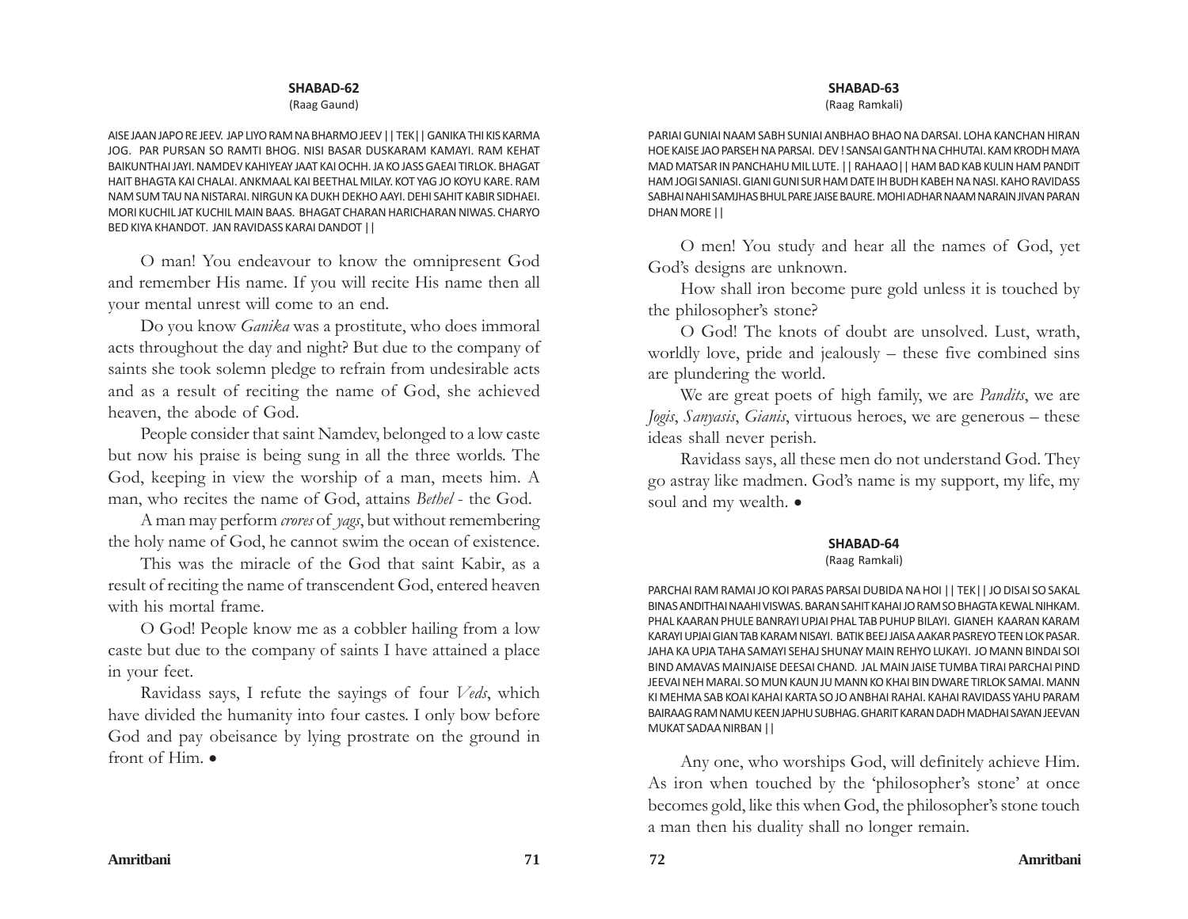## SHABAD-62

(Raag Gaund)

AISE JAAN JAPO RE JEEV. JAP LIYO RAM NA BHARMO JEEV || TEK || GANIKA THI KIS KARMA JOG. PAR PURSAN SO RAMTI BHOG. NISI BASAR DUSKARAM KAMAYI. RAM KEHAT BAIKUNTHAI JAYI. NAMDEV KAHIYEAY JAAT KAI OCHH. JA KO JASS GAEAI TIRLOK. BHAGAT HAIT BHAGTA KAI CHALAI. ANKMAAL KAI BEETHAL MILAY. KOT YAG JO KOYU KARE. RAM NAM SUM TAU NA NISTARAI. NIRGUN KA DUKH DEKHO AAYI. DEHI SAHIT KABIR SIDHAEI. MORI KUCHIL JAT KUCHIL MAIN BAAS. BHAGAT CHARAN HARICHARAN NIWAS. CHARYO BED KIYA KHANDOT. JAN RAVIDASS KARAI DANDOT ||

O man! You endeavour to know the omnipresent God and remember His name. If you will recite His name then all your mental unrest will come to an end.

Do you know *Ganika* was a prostitute, who does immoral acts throughout the day and night? But due to the company of saints she took solemn pledge to refrain from undesirable acts and as a result of reciting the name of God, she achieved heaven, the abode of God.

People consider that saint Namdev, belonged to a low caste but now his praise is being sung in all the three worlds. The God, keeping in view the worship of a man, meets him. A man, who recites the name of God, attains *Bethel* - the God.

A man may perform *crores* of *yags*, but without remembering the holy name of God, he cannot swim the ocean of existence.

This was the miracle of the God that saint Kabir, as a result of reciting the name of transcendent God, entered heaven with his mortal frame.

O God! People know me as a cobbler hailing from a low caste but due to the company of saints I have attained a place in your feet.

Ravidass says, I refute the sayings of four *Veds*, which have divided the humanity into four castes. I only bow before God and pay obeisance by lying prostrate on the ground in front of Him. •

## SHABAD-63

(Raag Ramkali)

PARIAI GUNIAI NAAM SABH SUNIAI ANBHAO BHAO NA DARSAI. LOHA KANCHAN HIRAN HOE KAISE JAO PARSEH NA PARSAI. DEV ! SANSAI GANTH NA CHHUTAI. KAM KRODH MAYA MAD MATSAR IN PANCHAHU MIL LUTE. || RAHAAO || HAM BAD KAB KULIN HAM PANDIT HAM JOGI SANIASI. GIANI GUNI SUR HAM DATE IH BUDH KABEH NA NASI. KAHO RAVIDASS SABHAI NAHI SAMJHAS BHUL PARE JAISE BAURE. MOHI ADHAR NAAM NARAIN JIVAN PARAN DHAN MORE ||

O men! You study and hear all the names of God, yet God's designs are unknown.

How shall iron become pure gold unless it is touched by the philosopher's stone?

O God! The knots of doubt are unsolved. Lust, wrath, worldly love, pride and jealously – these five combined sins are plundering the world.

We are great poets of high family, we are *Pandits*, we are *Jogis*, *Sanyasis*, *Gianis*, virtuous heroes, we are generous – these ideas shall never perish.

Ravidass says, all these men do not understand God. They go astray like madmen. God's name is my support, my life, my soul and my wealth. •

## SHABAD-64

(Raag Ramkali)

PARCHAI RAM RAMAI JO KOI PARAS PARSAI DUBIDA NA HOI || TEK || JO DISAI SO SAKAL BINAS ANDITHAI NAAHI VISWAS. BARAN SAHIT KAHAI JO RAM SO BHAGTA KEWAL NIHKAM. PHAL KAARAN PHULE BANRAYI UPJAI PHAL TAB PUHUP BILAYI. GIANEH KAARAN KARAM KARAYI UPJAI GIAN TAB KARAM NISAYI. BATIK BEEJ JAISA AAKAR PASREYO TEEN LOK PASAR. JAHA KA UPJA TAHA SAMAYI SEHAJ SHUNAY MAIN REHYO LUKAYI. JO MANN BINDAI SOI BIND AMAVAS MAINJAISE DEESAI CHAND. JAL MAIN JAISE TUMBA TIRAI PARCHAI PIND JEEVAI NEH MARAI. SO MUN KAUN JU MANN KO KHAI BIN DWARE TIRLOK SAMAI. MANN KI MEHMA SAB KOAI KAHAI KARTA SO JO ANBHAI RAHAI. KAHAI RAVIDASS YAHU PARAM BAIRAAG RAM NAMU KEEN JAPHU SUBHAG. GHARIT KARAN DADH MADHAI SAYAN JEEVAN MUKAT SADAA NIRBAN ||

Any one, who worships God, will definitely achieve Him. As iron when touched by the 'philosopher's stone' at once becomes gold, like this when God, the philosopher's stone touch a man then his duality shall no longer remain.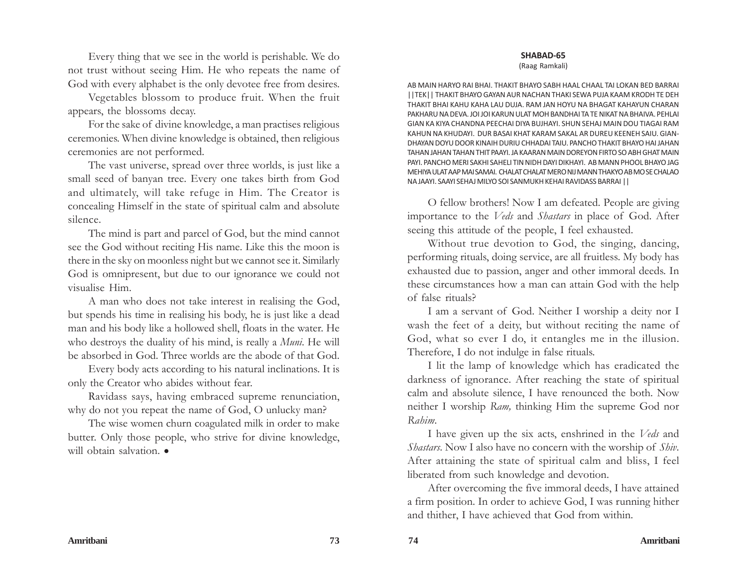Every thing that we see in the world is perishable. We do not trust without seeing Him. He who repeats the name of God with every alphabet is the only devotee free from desires.

Vegetables blossom to produce fruit. When the fruit appears, the blossoms decay.

For the sake of divine knowledge, a man practises religious ceremonies. When divine knowledge is obtained, then religious ceremonies are not performed.

The vast universe, spread over three worlds, is just like a small seed of banyan tree. Every one takes birth from God and ultimately, will take refuge in Him. The Creator is concealing Himself in the state of spiritual calm and absolute silence.

The mind is part and parcel of God, but the mind cannot see the God without reciting His name. Like this the moon is there in the sky on moonless night but we cannot see it. Similarly God is omnipresent, but due to our ignorance we could not visualise Him.

A man who does not take interest in realising the God, but spends his time in realising his body, he is just like a dead man and his body like a hollowed shell, floats in the water. He who destroys the duality of his mind, is really a *Muni*. He will be absorbed in God. Three worlds are the abode of that God.

Every body acts according to his natural inclinations. It is only the Creator who abides without fear.

Ravidass says, having embraced supreme renunciation, why do not you repeat the name of God, O unlucky man?

The wise women churn coagulated milk in order to make butter. Only those people, who strive for divine knowledge, will obtain salvation. •

## SHABAD-65

(Raag Ramkali)

AB MAIN HARYO RAI BHAI. THAKIT BHAYO SABH HAAL CHAAL TAI LOKAN BED BARRAI ||TEK|| THAKIT BHAYO GAYAN AUR NACHAN THAKI SEWA PUJA KAAM KRODH TE DEH THAKIT BHAI KAHU KAHA LAU DUJA. RAM JAN HOYU NA BHAGAT KAHAYUN CHARAN PAKHARU NA DEVA. JOI JOI KARUN ULAT MOH BANDHAI TA TE NIKAT NA BHAIVA. PEHLAI GIAN KA KIYA CHANDNA PEECHAI DIYA BUJHAYI. SHUN SEHAJ MAIN DOU TIAGAI RAM KAHUN NA KHUDAYI. DUR BASAI KHAT KARAM SAKAL AR DUREU KEENEH SAIU. GIAN-DHAYAN DOYU DOOR KINAIH DURIU CHHADAI TAIU. PANCHO THAKIT BHAYO HAI JAHAN TAHAN JAHAN TAHAN THIT PAAYI. JA KAARAN MAIN DOREYON FIRTO SO ABH GHAT MAIN PAYI. PANCHO MERI SAKHI SAHELI TIN NIDH DAYI DIKHAYI. AB MANN PHOOL BHAYO JAG MEHIYA ULAT AAP MAI SAMAI. CHALAT CHALAT MERO NIJ MANN THAKYO AB MO SE CHALAO NA JAAYI. SAAYI SEHAJ MILYO SOI SANMUKH KEHAI RAVIDASS BARRAI ||

O fellow brothers! Now I am defeated. People are giving importance to the *Veds* and *Shastars* in place of God. After seeing this attitude of the people, I feel exhausted.

Without true devotion to God, the singing, dancing, performing rituals, doing service, are all fruitless. My body has exhausted due to passion, anger and other immoral deeds. In these circumstances how a man can attain God with the help of false rituals?

I am a servant of God. Neither I worship a deity nor I wash the feet of a deity, but without reciting the name of God, what so ever I do, it entangles me in the illusion. Therefore, I do not indulge in false rituals.

I lit the lamp of knowledge which has eradicated the darkness of ignorance. After reaching the state of spiritual calm and absolute silence, I have renounced the both. Now neither I worship *Ram,* thinking Him the supreme God nor *Rahim*.

I have given up the six acts, enshrined in the *Veds* and *Shastars*. Now I also have no concern with the worship of *Shiv*. After attaining the state of spiritual calm and bliss, I feel liberated from such knowledge and devotion.

After overcoming the five immoral deeds, I have attained a firm position. In order to achieve God, I was running hither and thither, I have achieved that God from within.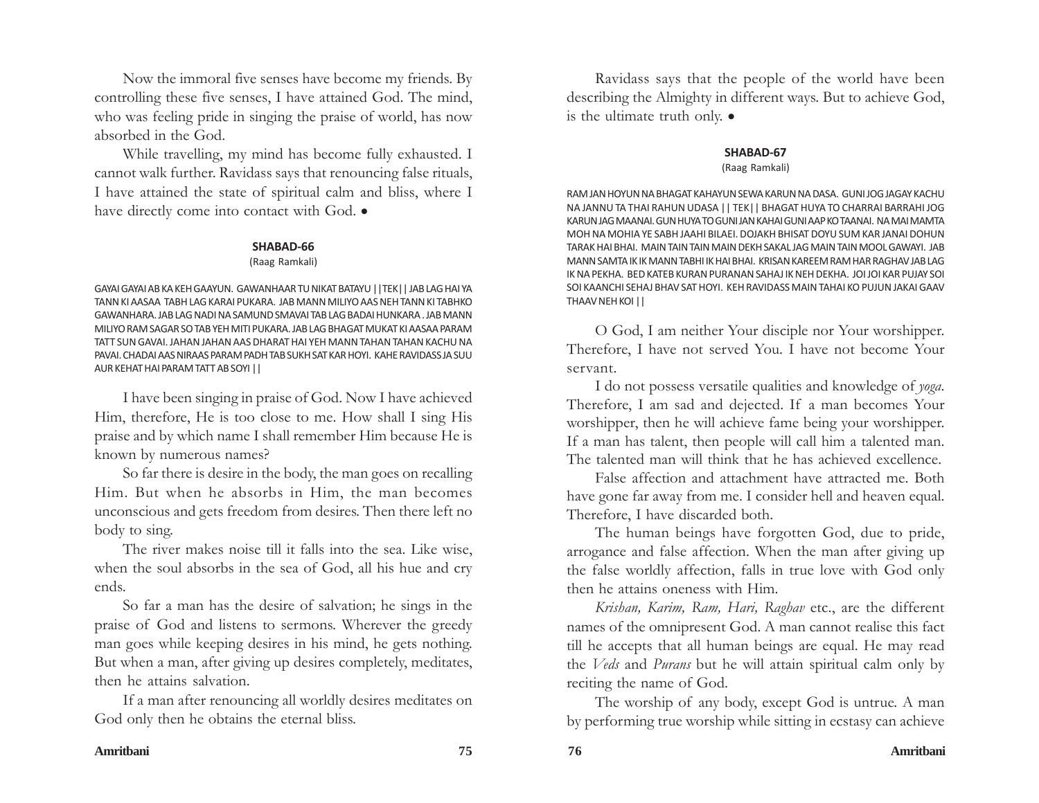Now the immoral five senses have become my friends. By controlling these five senses, I have attained God. The mind, who was feeling pride in singing the praise of world, has now absorbed in the God.

While travelling, my mind has become fully exhausted. I cannot walk further. Ravidass says that renouncing false rituals, I have attained the state of spiritual calm and bliss, where I have directly come into contact with God. •

### SHABAD-66

(Raag Ramkali)

GAYAI GAYAI AB KA KEH GAAYUN. GAWANHAAR TU NIKAT BATAYU ||TEK|| JAB LAG HAI YA TANN KI AASAA TABH LAG KARAI PUKARA. JAB MANN MILIYO AAS NEH TANN KI TABHKO GAWANHARA. JAB LAG NADI NA SAMUND SMAVAI TAB LAG BADAI HUNKARA . JAB MANN MILIYO RAM SAGAR SO TAB YEH MITI PUKARA. JAB LAG BHAGAT MUKAT KI AASAA PARAM TATT SUN GAVAI. JAHAN JAHAN AAS DHARAT HAI YEH MANN TAHAN TAHAN KACHU NA PAVAI. CHADAI AAS NIRAAS PARAM PADH TAB SUKH SAT KAR HOYI. KAHE RAVIDASS JA SUU AUR KEHAT HAI PARAM TATT AB SOYI ||

I have been singing in praise of God. Now I have achieved Him, therefore, He is too close to me. How shall I sing His praise and by which name I shall remember Him because He is known by numerous names?

So far there is desire in the body, the man goes on recalling Him. But when he absorbs in Him, the man becomes unconscious and gets freedom from desires. Then there left no body to sing.

The river makes noise till it falls into the sea. Like wise, when the soul absorbs in the sea of God, all his hue and cry ends.

So far a man has the desire of salvation; he sings in the praise of God and listens to sermons. Wherever the greedy man goes while keeping desires in his mind, he gets nothing. But when a man, after giving up desires completely, meditates, then he attains salvation.

If a man after renouncing all worldly desires meditates on God only then he obtains the eternal bliss.

Ravidass says that the people of the world have been describing the Almighty in different ways. But to achieve God, is the ultimate truth only. •

### SHABAD-67

(Raag Ramkali)

RAM JAN HOYUN NA BHAGAT KAHAYUN SEWA KARUN NA DASA. GUNI JOG JAGAY KACHU NA JANNU TA THAI RAHUN UDASA || TEK|| BHAGAT HUYA TO CHARRAI BARRAHI JOG KARUN JAG MAANAI. GUN HUYA TO GUNI JAN KAHAI GUNI AAP KO TAANAI. NA MAI MAMTA MOH NA MOHIA YE SABH JAAHI BILAEI. DOJAKH BHISAT DOYU SUM KAR JANAI DOHUN TARAK HAI BHAI. MAIN TAIN TAIN MAIN DEKH SAKAL JAG MAIN TAIN MOOL GAWAYI. JAB MANN SAMTA IK IK MANN TABHI IK HAI BHAI. KRISAN KAREEM RAM HAR RAGHAV JAB LAG IK NA PEKHA. BED KATEB KURAN PURANAN SAHAJ IK NEH DEKHA. JOI JOI KAR PUJAY SOI SOI KAANCHI SEHAJ BHAV SAT HOYI. KEH RAVIDASS MAIN TAHAI KO PUJUN JAKAI GAAV THAAV NEH KOI ||

O God, I am neither Your disciple nor Your worshipper. Therefore, I have not served You. I have not become Your servant.

I do not possess versatile qualities and knowledge of *yoga*. Therefore, I am sad and dejected. If a man becomes Your worshipper, then he will achieve fame being your worshipper. If a man has talent, then people will call him a talented man. The talented man will think that he has achieved excellence.

False affection and attachment have attracted me. Both have gone far away from me. I consider hell and heaven equal. Therefore, I have discarded both.

The human beings have forgotten God, due to pride, arrogance and false affection. When the man after giving up the false worldly affection, falls in true love with God only then he attains oneness with Him.

*Krishan, Karim, Ram, Hari, Raghav* etc., are the different names of the omnipresent God. A man cannot realise this fact till he accepts that all human beings are equal. He may read the *Veds* and *Purans* but he will attain spiritual calm only by reciting the name of God.

The worship of any body, except God is untrue. A man by performing true worship while sitting in ecstasy can achieve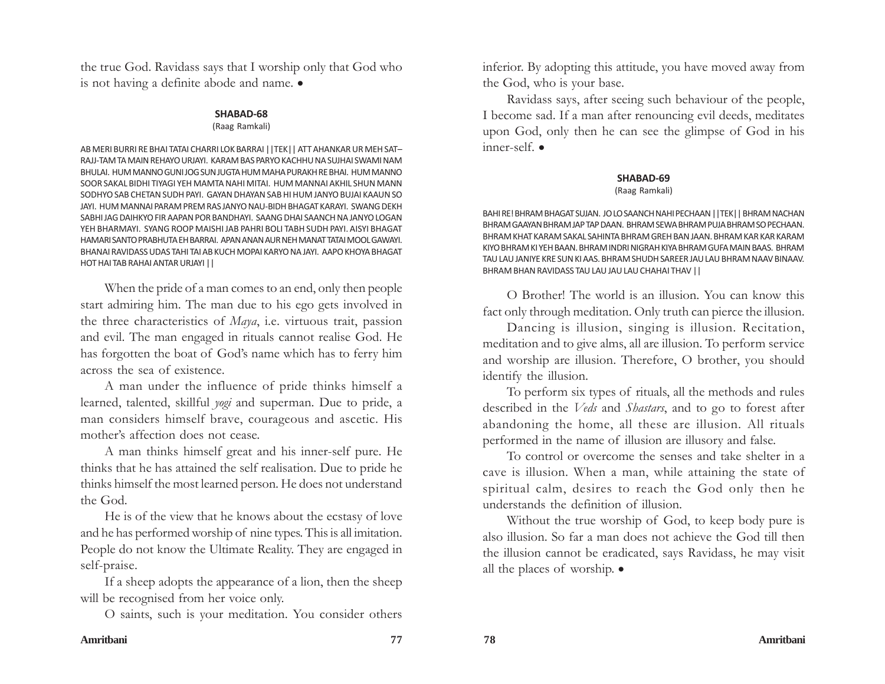the true God. Ravidass says that I worship only that God who is not having a definite abode and name. •

### SHABAD-68

(Raag Ramkali)

AB MERI BURRI RE BHAI TATAI CHARRI LOK BARRAI ||TEK|| ATT AHANKAR UR MEH SAT–RAJJ-TAM TA MAIN REHAYO URJAYI. KARAM BAS PARYO KACHHU NA SUJHAI SWAMI NAM BHULAI. HUM MANNO GUNI JOG SUN JUGTA HUM MAHA PURAKH RE BHAI. HUM MANNO SOOR SAKAL BIDHI TIYAGI YEH MAMTA NAHI MITAI. HUM MANNAI AKHIL SHUN MANN SODHYO SAB CHETAN SUDH PAYI. GAYAN DHAYAN SAB HI HUM JANYO BUJAI KAAUN SO JAYI. HUM MANNAI PARAM PREM RAS JANYO NAU-BIDH BHAGAT KARAYI. SWANG DEKH SABHI JAG DAIHKYO FIR AAPAN POR BANDHAYI. SAANG DHAI SAANCH NA JANYO LOGAN YEH BHARMAYI. SYANG ROOP MAISHI JAB PAHRI BOLI TABH SUDH PAYI. AISYI BHAGAT HAMARI SANTO PRABHUTA EH BARRAI. APAN ANAN AUR NEH MANAT TATAI MOOL GAWAYI. BHANAI RAVIDASS UDAS TAHI TAI AB KUCH MOPAI KARYO NA JAYI. AAPO KHOYA BHAGAT HOT HAI TAB RAHAI ANTAR URJAYI ||

When the pride of a man comes to an end, only then people start admiring him. The man due to his ego gets involved in the three characteristics of *Maya*, i.e. virtuous trait, passion and evil. The man engaged in rituals cannot realise God. He has forgotten the boat of God's name which has to ferry him across the sea of existence.

A man under the influence of pride thinks himself a learned, talented, skillful *yogi* and superman. Due to pride, a man considers himself brave, courageous and ascetic. His mother's affection does not cease.

A man thinks himself great and his inner-self pure. He thinks that he has attained the self realisation. Due to pride he thinks himself the most learned person. He does not understand the God.

He is of the view that he knows about the ecstasy of love and he has performed worship of nine types. This is all imitation. People do not know the Ultimate Reality. They are engaged in self-praise.

If a sheep adopts the appearance of a lion, then the sheep will be recognised from her voice only.

O saints, such is your meditation. You consider others inferior. By adopting this attitude, you have moved away from the God, who is your base.

Ravidass says, after seeing such behaviour of the people, I become sad. If a man after renouncing evil deeds, meditates upon God, only then he can see the glimpse of God in his inner-self. •

### SHABAD-69

(Raag Ramkali)

BAHI RE! BHRAM BHAGAT SUJAN. JO LO SAANCH NAHI PECHAAN ||TEK|| BHRAM NACHAN BHRAM GAAYAN BHRAM JAP TAP DAAN. BHRAM SEWA BHRAM PUJA BHRAM SO PECHAAN. BHRAM KHAT KARAM SAKAL SAHINTA BHRAM GREH BAN JAAN. BHRAM KAR KAR KARAM KIYO BHRAM KI YEH BAAN. BHRAM INDRI NIGRAH KIYA BHRAM GUFA MAIN BAAS. BHRAM TAU LAU JANIYE KRE SUN KI AAS. BHRAM SHUDH SAREER JAU LAU BHRAM NAAV BINAAV. BHRAM BHAN RAVIDASS TAU LAU JAU LAU CHAHAI THAV ||

O Brother! The world is an illusion. You can know this fact only through meditation. Only truth can pierce the illusion.

Dancing is illusion, singing is illusion. Recitation, meditation and to give alms, all are illusion. To perform service and worship are illusion. Therefore, O brother, you should identify the illusion.

To perform six types of rituals, all the methods and rules described in the *Veds* and *Shastars*, and to go to forest after abandoning the home, all these are illusion. All rituals performed in the name of illusion are illusory and false.

To control or overcome the senses and take shelter in a cave is illusion. When a man, while attaining the state of spiritual calm, desires to reach the God only then he understands the definition of illusion.

Without the true worship of God, to keep body pure is also illusion. So far a man does not achieve the God till then the illusion cannot be eradicated, says Ravidass, he may visit all the places of worship. •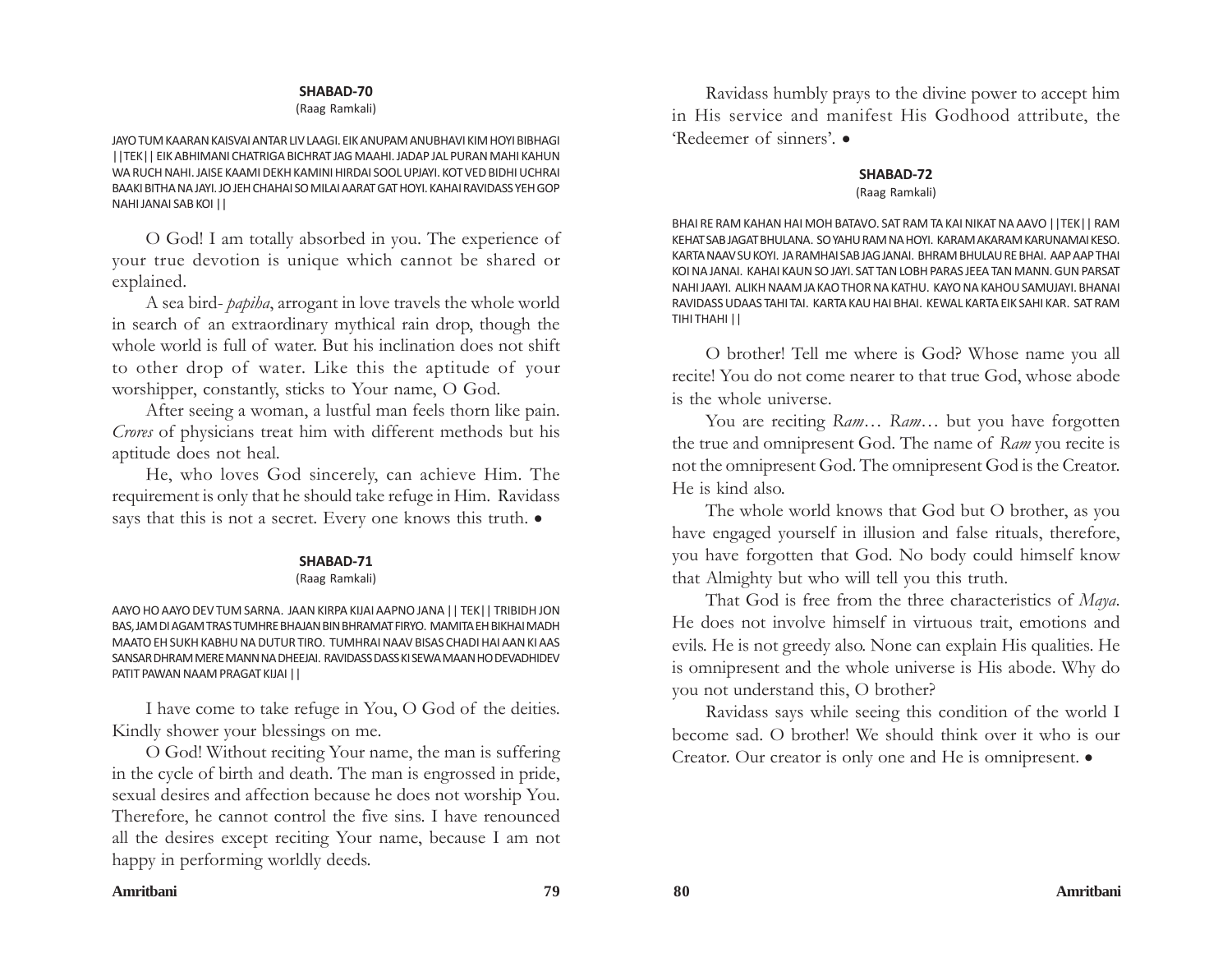## SHABAD-70

(Raag Ramkali)

JAYO TUM KAARAN KAISVAI ANTAR LIV LAAGI. EIK ANUPAM ANUBHAVI KIM HOYI BIBHAGI ||TEK|| EIK ABHIMANI CHATRIGA BICHRAT JAG MAAHI. JADAP JAL PURAN MAHI KAHUN WA RUCH NAHI. JAISE KAAMI DEKH KAMINI HIRDAI SOOL UPJAYI. KOT VED BIDHI UCHRAI BAAKI BITHA NA JAYI. JO JEH CHAHAI SO MILAI AARAT GAT HOYI. KAHAI RAVIDASS YEH GOP NAHI JANAI SAB KOI ||

O God! I am totally absorbed in you. The experience of your true devotion is unique which cannot be shared or explained.

A sea bird- *papiha*, arrogant in love travels the whole world in search of an extraordinary mythical rain drop, though the whole world is full of water. But his inclination does not shift to other drop of water. Like this the aptitude of your worshipper, constantly, sticks to Your name, O God.

After seeing a woman, a lustful man feels thorn like pain. *Crores* of physicians treat him with different methods but his aptitude does not heal.

He, who loves God sincerely, can achieve Him. The requirement is only that he should take refuge in Him. Ravidass says that this is not a secret. Every one knows this truth. •

## SHABAD-71

(Raag Ramkali)

AAYO HO AAYO DEV TUM SARNA. JAAN KIRPA KIJAI AAPNO JANA || TEK|| TRIBIDH JON BAS, JAM DI AGAM TRAS TUMHRE BHAJAN BIN BHRAMAT FIRYO. MAMITA EH BIKHAI MADH MAATO EH SUKH KABHU NA DUTUR TIRO. TUMHRAI NAAV BISAS CHADI HAI AAN KI AAS SANSAR DHRAM MERE MANN NA DHEEJAI. RAVIDASS DASS KI SEWA MAAN HO DEVADHIDEV PATIT PAWAN NAAM PRAGAT KIJAI ||

I have come to take refuge in You, O God of the deities. Kindly shower your blessings on me.

O God! Without reciting Your name, the man is suffering in the cycle of birth and death. The man is engrossed in pride, sexual desires and affection because he does not worship You. Therefore, he cannot control the five sins. I have renounced all the desires except reciting Your name, because I am not happy in performing worldly deeds.

Ravidass humbly prays to the divine power to accept him in His service and manifest His Godhood attribute, the 'Redeemer of sinners'. •

## SHABAD-72

(Raag Ramkali)

BHAI RE RAM KAHAN HAI MOH BATAVO. SAT RAM TA KAI NIKAT NA AAVO ||TEK|| RAM KEHAT SAB JAGAT BHULANA. SO YAHU RAM NA HOYI. KARAM AKARAM KARUNAMAI KESO. KARTA NAAV SU KOYI. JA RAMHAI SAB JAG JANAI. BHRAM BHULAU RE BHAI. AAP AAP THAI KOI NA JANAI. KAHAI KAUN SO JAYI. SAT TAN LOBH PARAS JEEA TAN MANN. GUN PARSAT NAHI JAAYI. ALIKH NAAM JA KAO THOR NA KATHU. KAYO NA KAHOU SAMUJAYI. BHANAI RAVIDASS UDAAS TAHI TAI. KARTA KAU HAI BHAI. KEWAL KARTA EIK SAHI KAR. SAT RAM TIHI THAHI ||

O brother! Tell me where is God? Whose name you all recite! You do not come nearer to that true God, whose abode is the whole universe.

You are reciting *Ram… Ram…* but you have forgotten the true and omnipresent God. The name of *Ram* you recite is not the omnipresent God. The omnipresent God is the Creator. He is kind also.

The whole world knows that God but O brother, as you have engaged yourself in illusion and false rituals, therefore, you have forgotten that God. No body could himself know that Almighty but who will tell you this truth.

That God is free from the three characteristics of *Maya*. He does not involve himself in virtuous trait, emotions and evils. He is not greedy also. None can explain His qualities. He is omnipresent and the whole universe is His abode. Why do you not understand this, O brother?

Ravidass says while seeing this condition of the world I become sad. O brother! We should think over it who is our Creator. Our creator is only one and He is omnipresent. •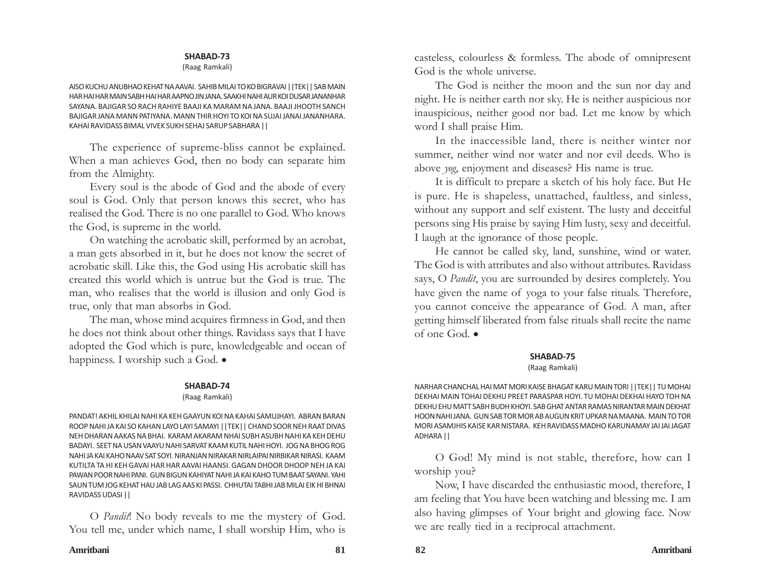### SHABAD-73

(Raag Ramkali)

AISO KUCHU ANUBHAO KEHAT NA AAVAI. SAHIB MILAI TO KO BIGRAVAI ||TEK|| SAB MAIN HAR HAI HAR MAIN SABH HAI HAR AAPNO JIN JANA. SAAKHI NAHI AUR KOI DUSAR JANANHAR SAYANA. BAJIGAR SO RACH RAHIYE BAAJI KA MARAM NA JANA. BAAJI JHOOTH SANCH BAJIGAR JANA MANN PATIYANA. MANN THIR HOYI TO KOI NA SUJAI JANAI JANANHARA. KAHAI RAVIDASS BIMAL VIVEK SUKH SEHAJ SARUP SABHARA ||

The experience of supreme-bliss cannot be explained. When a man achieves God, then no body can separate him from the Almighty.

Every soul is the abode of God and the abode of every soul is God. Only that person knows this secret, who has realised the God. There is no one parallel to God. Who knows the God, is supreme in the world.

On watching the acrobatic skill, performed by an acrobat, a man gets absorbed in it, but he does not know the secret of acrobatic skill. Like this, the God using His acrobatic skill has created this world which is untrue but the God is true. The man, who realises that the world is illusion and only God is true, only that man absorbs in God.

The man, whose mind acquires firmness in God, and then he does not think about other things. Ravidass says that I have adopted the God which is pure, knowledgeable and ocean of happiness. I worship such a God. •

### SHABAD-74

(Raag Ramkali)

PANDAT! AKHIL KHILAI NAHI KA KEH GAAYUN KOI NA KAHAI SAMUJHAYI. ABRAN BARAN ROOP NAHI JA KAI SO KAHAN LAYO LAYI SAMAYI ||TEK|| CHAND SOOR NEH RAAT DIVAS NEH DHARAN AAKAS NA BHAI. KARAM AKARAM NHAI SUBH ASUBH NAHI KA KEH DEHU BADAYI. SEET NA USAN VAAYU NAHI SARVAT KAAM KUTIL NAHI HOYI. JOG NA BHOG ROG NAHI JA KAI KAHO NAAV SAT SOYI. NIRANJAN NIRAKAR NIRLAIPAI NIRBIKAR NIRASI. KAAM KUTILTA TA HI KEH GAVAI HAR HAR AAVAI HAANSI. GAGAN DHOOR DHOOP NEH JA KAI PAWAN POOR NAHI PANI. GUN BIGUN KAHIYAT NAHI JA KAI KAHO TUM BAAT SAYANI. YAHI SAUN TUM JOG KEHAT HAU JAB LAG AAS KI PASSI. CHHUTAI TABHI JAB MILAI EIK HI BHNAI RAVIDASS UDASI ||

O *Pandit*! No body reveals to me the mystery of God. You tell me, under which name, I shall worship Him, who is casteless, colourless & formless. The abode of omnipresent God is the whole universe.

The God is neither the moon and the sun nor day and night. He is neither earth nor sky. He is neither auspicious nor inauspicious, neither good nor bad. Let me know by which word I shall praise Him.

In the inaccessible land, there is neither winter nor summer, neither wind nor water and nor evil deeds. Who is above *yog*, enjoyment and diseases? His name is true.

It is difficult to prepare a sketch of his holy face. But He is pure. He is shapeless, unattached, faultless, and sinless, without any support and self existent. The lusty and deceitful persons sing His praise by saying Him lusty, sexy and deceitful. I laugh at the ignorance of those people.

He cannot be called sky, land, sunshine, wind or water. The God is with attributes and also without attributes. Ravidass says, O *Pandit*, you are surrounded by desires completely. You have given the name of yoga to your false rituals. Therefore, you cannot conceive the appearance of God. A man, after getting himself liberated from false rituals shall recite the name of one God. •

### SHABAD-75

(Raag Ramkali)

NARHAR CHANCHAL HAI MAT MORI KAISE BHAGAT KARU MAIN TORI ||TEK|| TU MOHAI DEKHAI MAIN TOHAI DEKHU PREET PARASPAR HOYI. TU MOHAI DEKHAI HAYO TOH NA DEKHU EHU MATT SABH BUDH KHOYI. SAB GHAT ANTAR RAMAS NIRANTAR MAIN DEKHAT HOON NAHI JANA. GUN SAB TOR MOR AB AUGUN KRIT UPKAR NA MAANA. MAIN TO TOR MORI ASAMJHIS KAISE KAR NISTARA. KEH RAVIDASS MADHO KARUNAMAY JAI JAI JAGAT ADHARA ||

O God! My mind is not stable, therefore, how can I worship you?

Now, I have discarded the enthusiastic mood, therefore, I am feeling that You have been watching and blessing me. I am also having glimpses of Your bright and glowing face. Now we are really tied in a reciprocal attachment.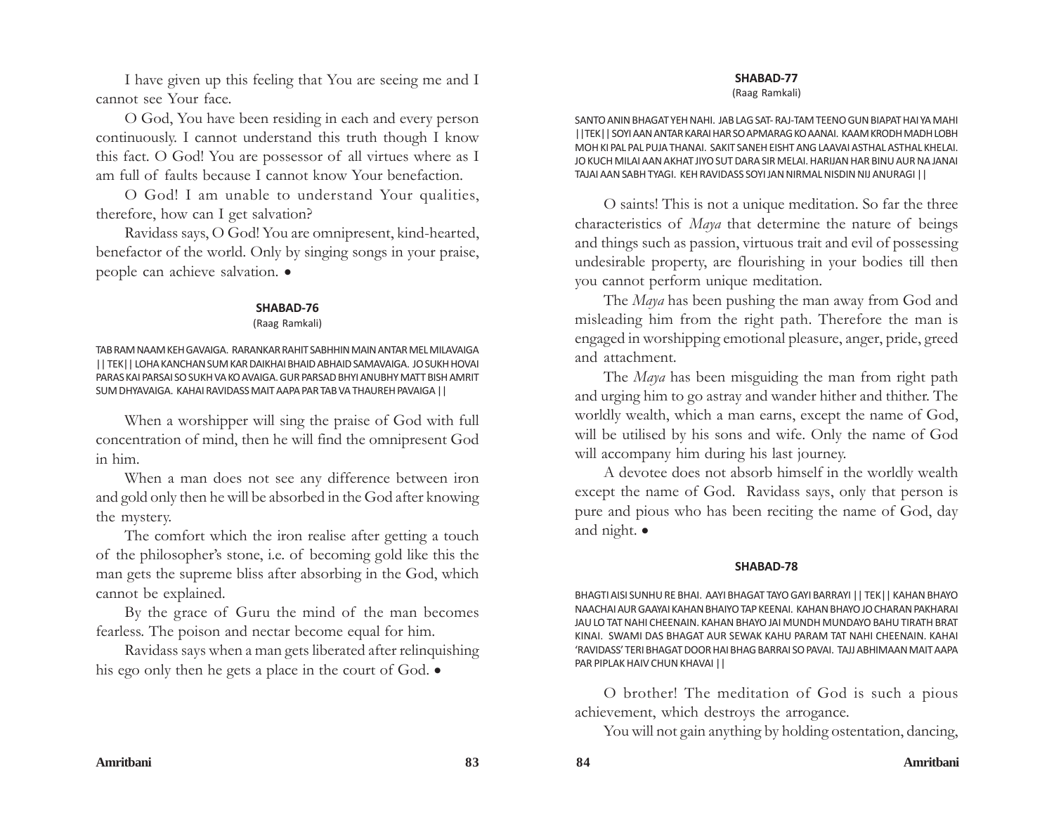I have given up this feeling that You are seeing me and I cannot see Your face.

O God, You have been residing in each and every person continuously. I cannot understand this truth though I know this fact. O God! You are possessor of all virtues where as I am full of faults because I cannot know Your benefaction.

O God! I am unable to understand Your qualities, therefore, how can I get salvation?

Ravidass says, O God! You are omnipresent, kind-hearted, benefactor of the world. Only by singing songs in your praise, people can achieve salvation. •

### SHABAD-76

(Raag Ramkali)

TAB RAM NAAM KEH GAVAIGA. RARANKAR RAHIT SABHHIN MAIN ANTAR MEL MILAVAIGA ||TEK|| LOHA KANCHAN SUM KAR DAIKHAI BHAID ABHAID SAMAVAIGA. JO SUKH HOVAI PARAS KAI PARSAI SO SUKH VA KO AVAIGA. GUR PARSAD BHYI ANUBHY MATT BISH AMRIT SUM DHYAVAIGA. KAHAI RAVIDASS MAIT AAPA PAR TAB VA THAUREH PAVAIGA ||

When a worshipper will sing the praise of God with full concentration of mind, then he will find the omnipresent God in him.

When a man does not see any difference between iron and gold only then he will be absorbed in the God after knowing the mystery.

The comfort which the iron realise after getting a touch of the philosopher's stone, i.e. of becoming gold like this the man gets the supreme bliss after absorbing in the God, which cannot be explained.

By the grace of Guru the mind of the man becomes fearless. The poison and nectar become equal for him.

Ravidass says when a man gets liberated after relinquishing his ego only then he gets a place in the court of God. •

### SHABAD-77

(Raag Ramkali)

SANTO ANIN BHAGAT YEH NAHI. JAB LAG SAT- RAJ-TAM TEENO GUN BIAPAT HAI YA MAHI ||TEK|| SOYI AAN ANTAR KARAI HAR SO APMARAG KO AANAI. KAAM KRODH MADH LOBH MOH KI PAL PAL PUJA THANAI. SAKIT SANEH EISHT ANG LAAVAI ASTHAL ASTHAL KHELAI. JO KUCH MILAI AAN AKHAT JIYO SUT DARA SIR MELAI. HARIJAN HAR BINU AUR NA JANAI TAJAI AAN SABH TYAGI. KEH RAVIDASS SOYI JAN NIRMAL NISDIN NIJ ANURAGI ||

O saints! This is not a unique meditation. So far the three characteristics of *Maya* that determine the nature of beings and things such as passion, virtuous trait and evil of possessing undesirable property, are flourishing in your bodies till then you cannot perform unique meditation.

The *Maya* has been pushing the man away from God and misleading him from the right path. Therefore the man is engaged in worshipping emotional pleasure, anger, pride, greed and attachment.

The *Maya* has been misguiding the man from right path and urging him to go astray and wander hither and thither. The worldly wealth, which a man earns, except the name of God, will be utilised by his sons and wife. Only the name of God will accompany him during his last journey.

A devotee does not absorb himself in the worldly wealth except the name of God. Ravidass says, only that person is pure and pious who has been reciting the name of God, day and night. •

### SHABAD-78

BHAGTI AISI SUNHU RE BHAI. AAYI BHAGAT TAYO GAYI BARRAYI || TEK|| KAHAN BHAYO NAACHAI AUR GAAYAI KAHAN BHAIYO TAP KEENAI. KAHAN BHAYO JO CHARAN PAKHARAI JAU LO TAT NAHI CHEENAIN. KAHAN BHAYO JAI MUNDH MUNDAYO BAHU TIRATH BRAT KINAI. SWAMI DAS BHAGAT AUR SEWAK KAHU PARAM TAT NAHI CHEENAIN. KAHAI 'RAVIDASS' TERI BHAGAT DOOR HAI BHAG BARRAI SO PAVAI. TAJJ ABHIMAAN MAIT AAPA PAR PIPLAK HAIV CHUN KHAVAI ||

O brother! The meditation of God is such a pious achievement, which destroys the arrogance.

You will not gain anything by holding ostentation, dancing,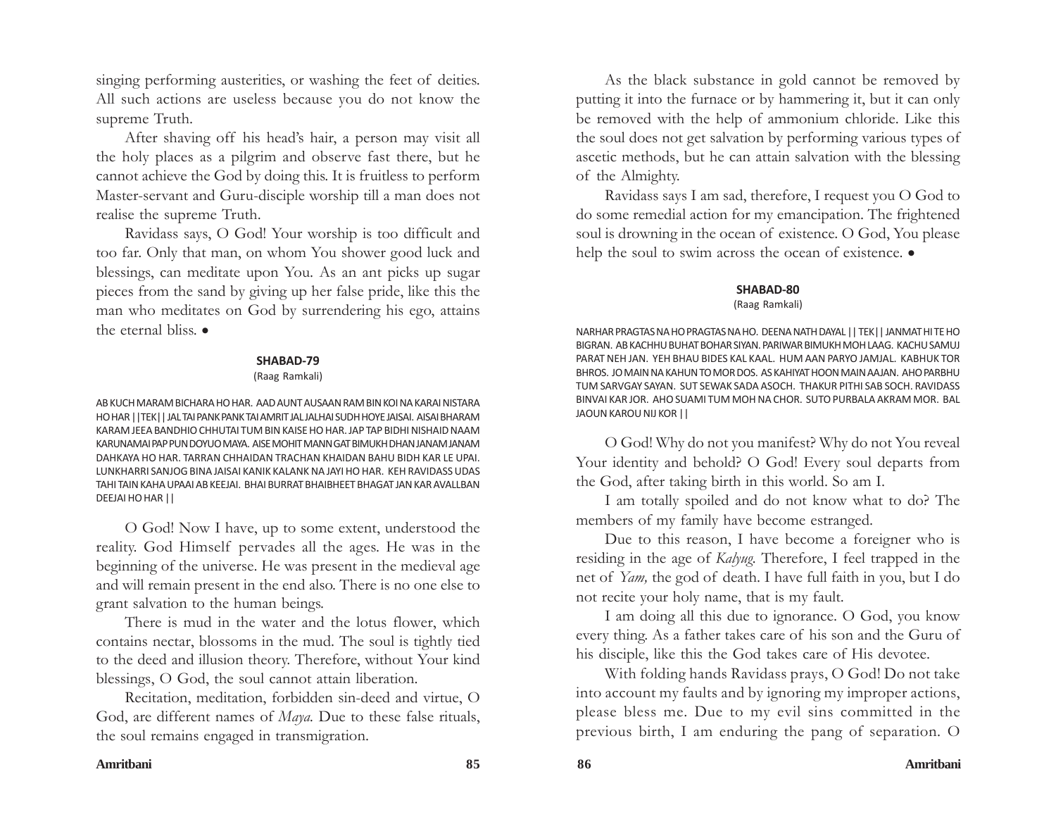singing performing austerities, or washing the feet of deities. All such actions are useless because you do not know the supreme Truth.

After shaving off his head's hair, a person may visit all the holy places as a pilgrim and observe fast there, but he cannot achieve the God by doing this. It is fruitless to perform Master-servant and Guru-disciple worship till a man does not realise the supreme Truth.

Ravidass says, O God! Your worship is too difficult and too far. Only that man, on whom You shower good luck and blessings, can meditate upon You. As an ant picks up sugar pieces from the sand by giving up her false pride, like this the man who meditates on God by surrendering his ego, attains the eternal bliss. •

#### SHABAD-79

(Raag Ramkali)

AB KUCH MARAM BICHARA HO HAR. AAD AUNT AUSAAN RAM BIN KOI NA KARAI NISTARA HO HAR ||TEK|| JAL TAI PANK PANK TAI AMRIT JAL JALHAI SUDH HOYE JAISAI. AISAI BHARAM KARAM JEEA BANDHIO CHHUTAI TUM BIN KAISE HO HAR. JAP TAP BIDHI NISHAID NAAM KARUNAMAI PAP PUN DOYUO MAYA. AISE MOHIT MANN GAT BIMUKH DHAN JANAM JANAM DAHKAYA HO HAR. TARRAN CHHAIDAN TRACHAN KHAIDAN BAHU BIDH KAR LE UPAI. LUNKHARRI SANJOG BINA JAISAI KANIK KALANK NA JAYI HO HAR. KEH RAVIDASS UDAS TAHI TAIN KAHA UPAAI AB KEEJAI. BHAI BURRAT BHAIBHEET BHAGAT JAN KAR AVALLBAN DEEJAI HO HAR ||

O God! Now I have, up to some extent, understood the reality. God Himself pervades all the ages. He was in the beginning of the universe. He was present in the medieval age and will remain present in the end also. There is no one else to grant salvation to the human beings.

There is mud in the water and the lotus flower, which contains nectar, blossoms in the mud. The soul is tightly tied to the deed and illusion theory. Therefore, without Your kind blessings, O God, the soul cannot attain liberation.

Recitation, meditation, forbidden sin-deed and virtue, O God, are different names of *Maya*. Due to these false rituals, the soul remains engaged in transmigration.

As the black substance in gold cannot be removed by putting it into the furnace or by hammering it, but it can only be removed with the help of ammonium chloride. Like this the soul does not get salvation by performing various types of ascetic methods, but he can attain salvation with the blessing of the Almighty.

Ravidass says I am sad, therefore, I request you O God to do some remedial action for my emancipation. The frightened soul is drowning in the ocean of existence. O God, You please help the soul to swim across the ocean of existence. •

#### SHABAD-80

(Raag Ramkali)

NARHAR PRAGTAS NA HO PRAGTAS NA HO. DEENA NATH DAYAL || TEK|| JANMAT HI TE HO BIGRAN. AB KACHHU BUHAT BOHAR SIYAN. PARIWAR BIMUKH MOH LAAG. KACHU SAMUJ PARAT NEH JAN. YEH BHAU BIDES KAL KAAL. HUM AAN PARYO JAMJAL. KABHUK TOR BHROS. JO MAIN NA KAHUN TO MOR DOS. AS KAHIYAT HOON MAIN AAJAN. AHO PARBHU TUM SARVGAY SAYAN. SUT SEWAK SADA ASOCH. THAKUR PITHI SAB SOCH. RAVIDASS BINVAI KAR JOR. AHO SUAMI TUM MOH NA CHOR. SUTO PURBALA AKRAM MOR. BAL JAOUN KAROU NIJ KOR ||

O God! Why do not you manifest? Why do not You reveal Your identity and behold? O God! Every soul departs from the God, after taking birth in this world. So am I.

I am totally spoiled and do not know what to do? The members of my family have become estranged.

Due to this reason, I have become a foreigner who is residing in the age of *Kalyug*. Therefore, I feel trapped in the net of *Yam,* the god of death. I have full faith in you, but I do not recite your holy name, that is my fault.

I am doing all this due to ignorance. O God, you know every thing. As a father takes care of his son and the Guru of his disciple, like this the God takes care of His devotee.

With folding hands Ravidass prays, O God! Do not take into account my faults and by ignoring my improper actions, please bless me. Due to my evil sins committed in the previous birth, I am enduring the pang of separation. O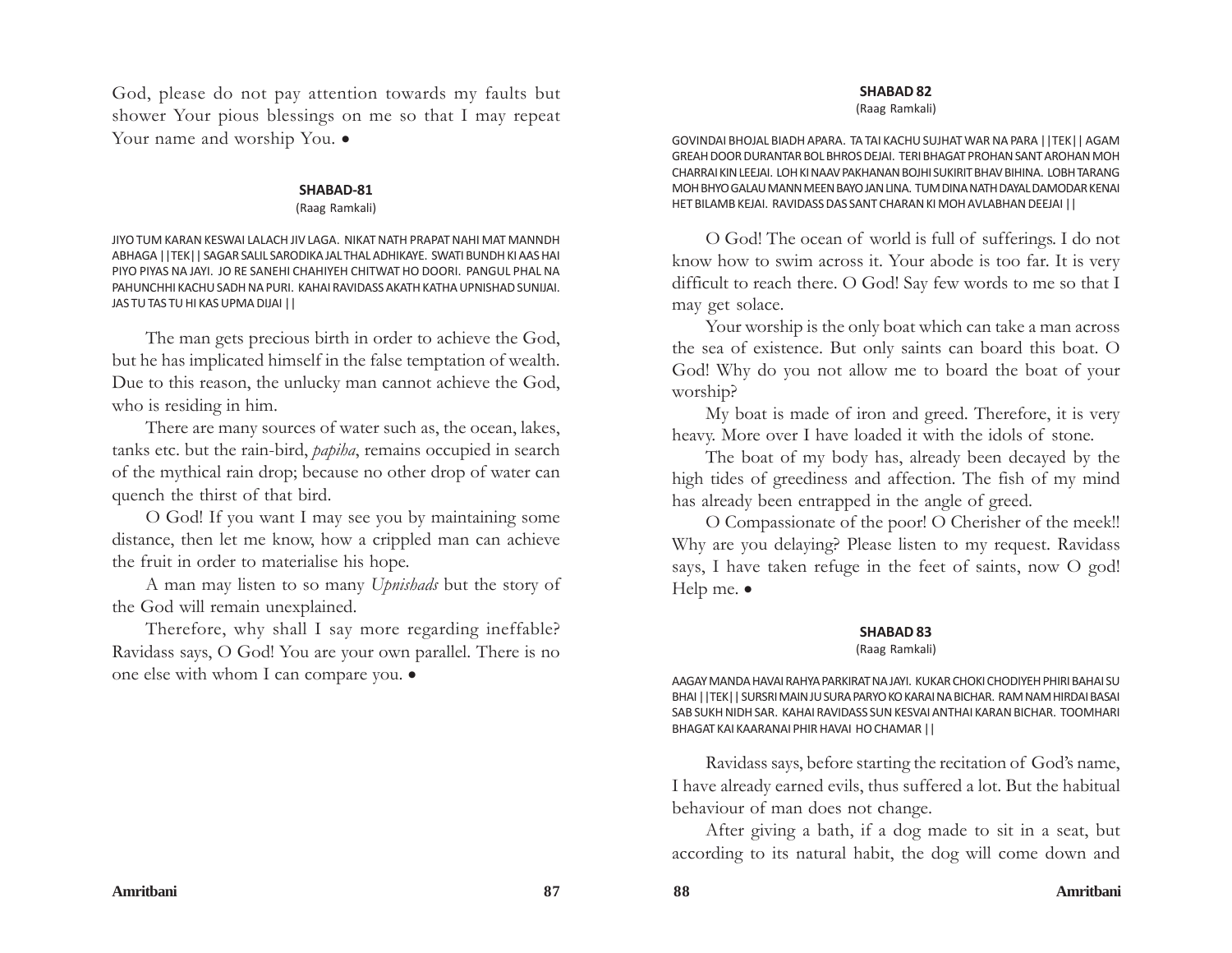God, please do not pay attention towards my faults but shower Your pious blessings on me so that I may repeat Your name and worship You. •

### SHABAD-81

(Raag Ramkali)

JIYO TUM KARAN KESWAI LALACH JIV LAGA. NIKAT NATH PRAPAT NAHI MAT MANNDH ABHAGA ||TEK|| SAGAR SALIL SARODIKA JAL THAL ADHIKAYE. SWATI BUNDH KI AAS HAI PIYO PIYAS NA JAYI. JO RE SANEHI CHAHIYEH CHITWAT HO DOORI. PANGUL PHAL NA PAHUNCHHI KACHU SADH NA PURI. KAHAI RAVIDASS AKATH KATHA UPNISHAD SUNIJAI. JAS TU TAS TU HI KAS UPMA DIJAI ||

The man gets precious birth in order to achieve the God, but he has implicated himself in the false temptation of wealth. Due to this reason, the unlucky man cannot achieve the God, who is residing in him.

There are many sources of water such as, the ocean, lakes, tanks etc. but the rain-bird, *papiha*, remains occupied in search of the mythical rain drop; because no other drop of water can quench the thirst of that bird.

O God! If you want I may see you by maintaining some distance, then let me know, how a crippled man can achieve the fruit in order to materialise his hope.

A man may listen to so many *Upnishads* but the story of the God will remain unexplained.

Therefore, why shall I say more regarding ineffable? Ravidass says, O God! You are your own parallel. There is no one else with whom I can compare you. •

### SHABAD 82

(Raag Ramkali)

GOVINDAI BHOJAL BIADH APARA. TA TAI KACHU SUJHAT WAR NA PARA ||TEK|| AGAM GREAH DOOR DURANTAR BOL BHROS DEJAI. TERI BHAGAT PROHAN SANT AROHAN MOH CHARRAI KIN LEEJAI. LOH KI NAAV PAKHANAN BOJHI SUKIRIT BHAV BIHINA. LOBH TARANG MOH BHYO GALAU MANN MEEN BAYO JAN LINA. TUM DINA NATH DAYAL DAMODAR KENAI HET BILAMB KEJAI. RAVIDASS DAS SANT CHARAN KI MOH AVLABHAN DEEJAI ||

O God! The ocean of world is full of sufferings. I do not know how to swim across it. Your abode is too far. It is very difficult to reach there. O God! Say few words to me so that I may get solace.

Your worship is the only boat which can take a man across the sea of existence. But only saints can board this boat. O God! Why do you not allow me to board the boat of your worship?

My boat is made of iron and greed. Therefore, it is very heavy. More over I have loaded it with the idols of stone.

The boat of my body has, already been decayed by the high tides of greediness and affection. The fish of my mind has already been entrapped in the angle of greed.

O Compassionate of the poor! O Cherisher of the meek!! Why are you delaying? Please listen to my request. Ravidass says, I have taken refuge in the feet of saints, now O god! Help me. •

### SHABAD 83

(Raag Ramkali)

AAGAY MANDA HAVAI RAHYA PARKIRAT NA JAYI. KUKAR CHOKI CHODIYEH PHIRI BAHAI SU BHAI ||TEK|| SURSRI MAIN JU SURA PARYO KO KARAI NA BICHAR. RAM NAM HIRDAI BASAI SAB SUKH NIDH SAR. KAHAI RAVIDASS SUN KESVAI ANTHAI KARAN BICHAR. TOOMHARI BHAGAT KAI KAARANAI PHIR HAVAI HO CHAMAR ||

Ravidass says, before starting the recitation of God's name, I have already earned evils, thus suffered a lot. But the habitual behaviour of man does not change.

After giving a bath, if a dog made to sit in a seat, but according to its natural habit, the dog will come down and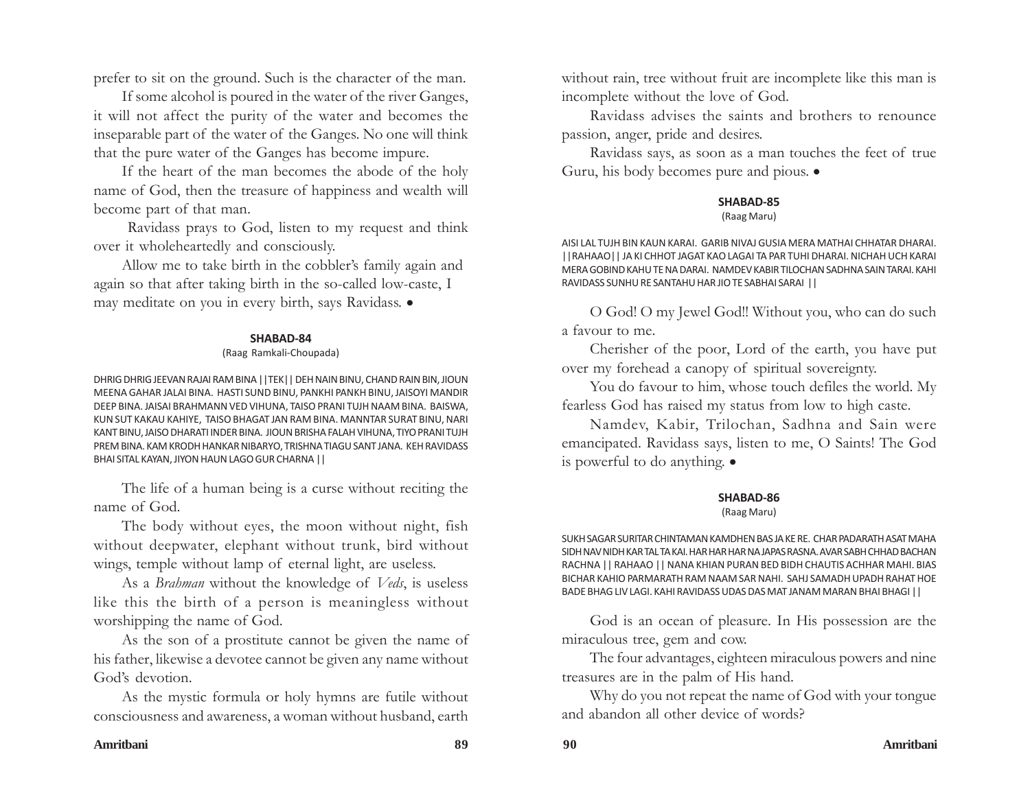prefer to sit on the ground. Such is the character of the man.

If some alcohol is poured in the water of the river Ganges, it will not affect the purity of the water and becomes the inseparable part of the water of the Ganges. No one will think that the pure water of the Ganges has become impure.

If the heart of the man becomes the abode of the holy name of God, then the treasure of happiness and wealth will become part of that man.

Ravidass prays to God, listen to my request and think over it wholeheartedly and consciously.

Allow me to take birth in the cobbler's family again and again so that after taking birth in the so-called low-caste, I may meditate on you in every birth, says Ravidass. •

#### SHABAD-84

(Raag Ramkali-Choupada)

DHRIG DHRIG JEEVAN RAJAI RAM BINA ||TEK|| DEH NAIN BINU, CHAND RAIN BIN, JIOUN MEENA GAHAR JALAI BINA. HASTI SUND BINU, PANKHI PANKH BINU, JAISOYI MANDIR DEEP BINA. JAISAI BRAHMANN VED VIHUNA, TAISO PRANI TUJH NAAM BINA. BAISWA, KUN SUT KAKAU KAHIYE, TAISO BHAGAT JAN RAM BINA. MANNTAR SURAT BINU, NARI KANT BINU, JAISO DHARATI INDER BINA. JIOUN BRISHA FALAH VIHUNA, TIYO PRANI TUJH PREM BINA. KAM KRODH HANKAR NIBARYO, TRISHNA TIAGU SANT JANA. KEH RAVIDASS BHAI SITAL KAYAN, JIYON HAUN LAGO GUR CHARNA ||

The life of a human being is a curse without reciting the name of God.

The body without eyes, the moon without night, fish without deepwater, elephant without trunk, bird without wings, temple without lamp of eternal light, are useless.

As a *Brahman* without the knowledge of *Veds*, is useless like this the birth of a person is meaningless without worshipping the name of God.

As the son of a prostitute cannot be given the name of his father, likewise a devotee cannot be given any name without God's devotion.

As the mystic formula or holy hymns are futile without consciousness and awareness, a woman without husband, earth without rain, tree without fruit are incomplete like this man is incomplete without the love of God.

Ravidass advises the saints and brothers to renounce passion, anger, pride and desires.

Ravidass says, as soon as a man touches the feet of true Guru, his body becomes pure and pious. •

#### SHABAD-85

(Raag Maru)

AISI LAL TUJH BIN KAUN KARAI. GARIB NIVAJ GUSIA MERA MATHAI CHHATAR DHARAI. ||RAHAAO|| JA KI CHHOT JAGAT KAO LAGAI TA PAR TUHI DHARAI. NICHAH UCH KARAI MERA GOBIND KAHU TE NA DARAI. NAMDEV KABIR TILOCHAN SADHNA SAIN TARAI. KAHI RAVIDASS SUNHU RE SANTAHU HAR JIO TE SABHAI SARAI ||

O God! O my Jewel God!! Without you, who can do such a favour to me.

Cherisher of the poor, Lord of the earth, you have put over my forehead a canopy of spiritual sovereignty.

You do favour to him, whose touch defiles the world. My fearless God has raised my status from low to high caste.

Namdev, Kabir, Trilochan, Sadhna and Sain were emancipated. Ravidass says, listen to me, O Saints! The God is powerful to do anything. •

#### SHABAD-86

(Raag Maru)

SUKH SAGAR SURITAR CHINTAMAN KAMDHEN BAS JA KE RE. CHAR PADARATH ASAT MAHA SIDH NAV NIDH KAR TAL TA KAI. HAR HAR HAR NA JAPAS RASNA. AVAR SABH CHHAD BACHAN RACHNA || RAHAAO || NANA KHIAN PURAN BED BIDH CHAUTIS ACHHAR MAHI. BIAS BICHAR KAHIO PARMARATH RAM NAAM SAR NAHI. SAHJ SAMADH UPADH RAHAT HOE BADE BHAG LIV LAGI. KAHI RAVIDASS UDAS DAS MAT JANAM MARAN BHAI BHAGI ||

God is an ocean of pleasure. In His possession are the miraculous tree, gem and cow.

The four advantages, eighteen miraculous powers and nine treasures are in the palm of His hand.

Why do you not repeat the name of God with your tongue and abandon all other device of words?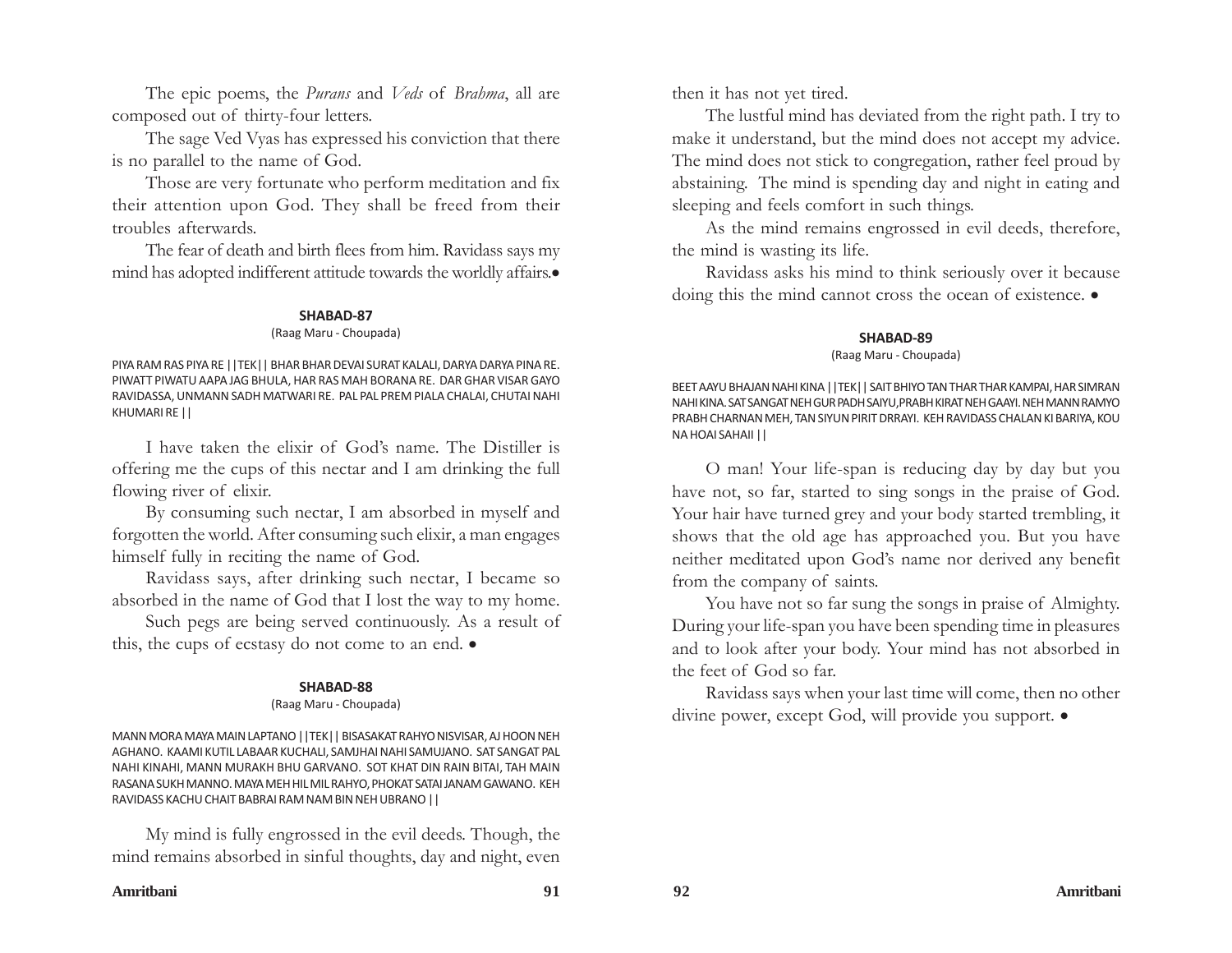The epic poems, the *Purans* and *Veds* of *Brahma*, all are composed out of thirty-four letters.

The sage Ved Vyas has expressed his conviction that there is no parallel to the name of God.

Those are very fortunate who perform meditation and fix their attention upon God. They shall be freed from their troubles afterwards.

The fear of death and birth flees from him. Ravidass says my mind has adopted indifferent attitude towards the worldly affairs.•

**SHABAD-87**

(Raag Maru - Choupada)

PIYA RAM RAS PIYA RE ||TEK|| BHAR BHAR DEVAI SURAT KALALI, DARYA DARYA PINA RE. PIWATT PIWATU AAPA JAG BHULA, HAR RAS MAH BORANA RE. DAR GHAR VISAR GAYO RAVIDASSA, UNMANN SADH MATWARI RE. PAL PAL PREM PIALA CHALAI, CHUTAI NAHI KHUMARI RE ||

I have taken the elixir of God's name. The Distiller is offering me the cups of this nectar and I am drinking the full flowing river of elixir.

By consuming such nectar, I am absorbed in myself and forgotten the world. After consuming such elixir, a man engages himself fully in reciting the name of God.

Ravidass says, after drinking such nectar, I became so absorbed in the name of God that I lost the way to my home.

Such pegs are being served continuously. As a result of this, the cups of ecstasy do not come to an end. •

**SHABAD-88**

(Raag Maru - Choupada)

MANN MORA MAYA MAIN LAPTANO ||TEK|| BISASAKAT RAHYO NISVISAR, AJ HOON NEH AGHANO. KAAMI KUTIL LABAAR KUCHALI, SAMJHAI NAHI SAMUJANO. SAT SANGAT PAL NAHI KINAHI, MANN MURAKH BHU GARVANO. SOT KHAT DIN RAIN BITAI, TAH MAIN RASANA SUKH MANNO. MAYA MEH HIL MIL RAHYO, PHOKAT SATAI JANAM GAWANO. KEH RAVIDASS KACHU CHAIT BABRAI RAM NAM BIN NEH UBRANO ||

My mind is fully engrossed in the evil deeds. Though, the mind remains absorbed in sinful thoughts, day and night, even then it has not yet tired.

The lustful mind has deviated from the right path. I try to make it understand, but the mind does not accept my advice. The mind does not stick to congregation, rather feel proud by abstaining. The mind is spending day and night in eating and sleeping and feels comfort in such things.

As the mind remains engrossed in evil deeds, therefore, the mind is wasting its life.

Ravidass asks his mind to think seriously over it because doing this the mind cannot cross the ocean of existence. •

**SHABAD-89**

(Raag Maru - Choupada)

BEET AAYU BHAJAN NAHI KINA ||TEK|| SAIT BHIYO TAN THAR THAR KAMPAI, HAR SIMRAN NAHI KINA. SAT SANGAT NEH GUR PADH SAIYU,PRABH KIRAT NEH GAAYI. NEH MANN RAMYO PRABH CHARNAN MEH, TAN SIYUN PIRIT DRRAYI. KEH RAVIDASS CHALAN KI BARIYA, KOU NA HOAI SAHAII ||

O man! Your life-span is reducing day by day but you have not, so far, started to sing songs in the praise of God. Your hair have turned grey and your body started trembling, it shows that the old age has approached you. But you have neither meditated upon God's name nor derived any benefit from the company of saints.

You have not so far sung the songs in praise of Almighty. During your life-span you have been spending time in pleasures and to look after your body. Your mind has not absorbed in the feet of God so far.

Ravidass says when your last time will come, then no other divine power, except God, will provide you support. •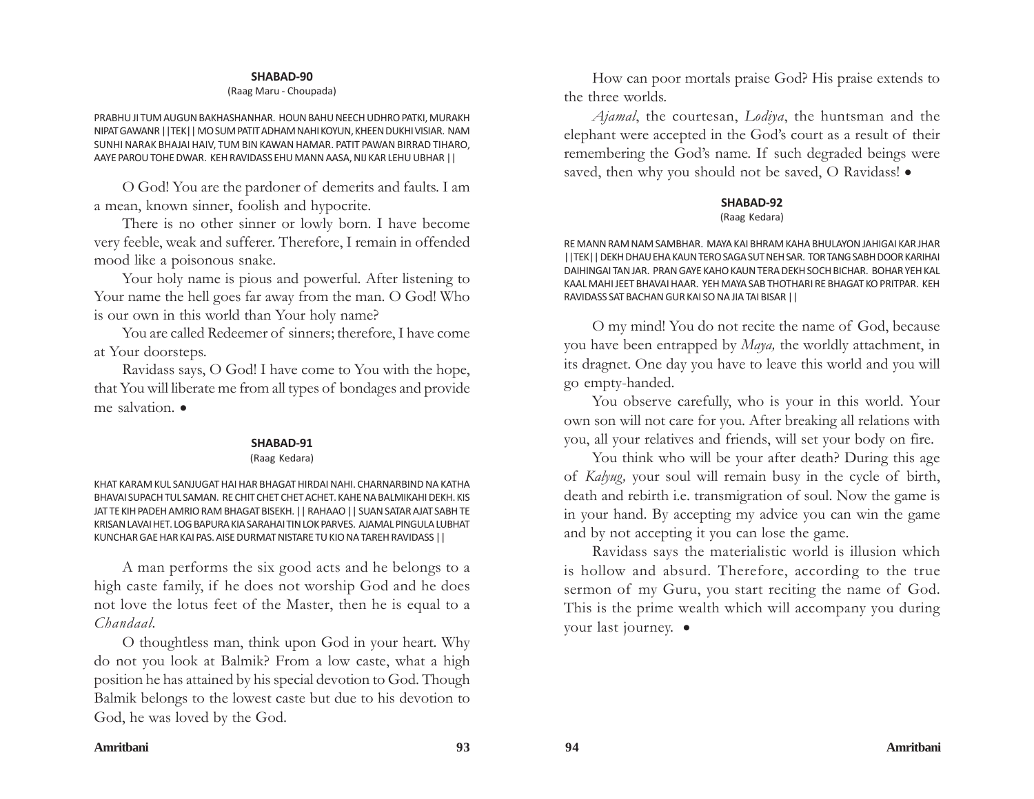### SHABAD-90

(Raag Maru - Choupada)

PRABHU JI TUM AUGUN BAKHASHANHAR. HOUN BAHU NEECH UDHRO PATKI, MURAKH NIPAT GAWANR ||TEK|| MO SUM PATIT ADHAM NAHI KOYUN, KHEEN DUKHI VISIAR. NAM SUNHI NARAK BHAJAI HAIV, TUM BIN KAWAN HAMAR. PATIT PAWAN BIRRAD TIHARO, AAYE PAROU TOHE DWAR. KEH RAVIDASS EHU MANN AASA, NIJ KAR LEHU UBHAR ||

O God! You are the pardoner of demerits and faults. I am a mean, known sinner, foolish and hypocrite.

There is no other sinner or lowly born. I have become very feeble, weak and sufferer. Therefore, I remain in offended mood like a poisonous snake.

Your holy name is pious and powerful. After listening to Your name the hell goes far away from the man. O God! Who is our own in this world than Your holy name?

You are called Redeemer of sinners; therefore, I have come at Your doorsteps.

Ravidass says, O God! I have come to You with the hope, that You will liberate me from all types of bondages and provide me salvation. •

### SHABAD-91

(Raag Kedara)

KHAT KARAM KUL SANJUGAT HAI HAR BHAGAT HIRDAI NAHI. CHARNARBIND NA KATHA BHAVAI SUPACH TUL SAMAN. RE CHIT CHET CHET ACHET. KAHE NA BALMIKAHI DEKH. KIS JAT TE KIH PADEH AMRIO RAM BHAGAT BISEKH. || RAHAAO || SUAN SATAR AJAT SABH TE KRISAN LAVAI HET. LOG BAPURA KIA SARAHAI TIN LOK PARVES. AJAMAL PINGULA LUBHAT KUNCHAR GAE HAR KAI PAS. AISE DURMAT NISTARE TU KIO NA TAREH RAVIDASS ||

A man performs the six good acts and he belongs to a high caste family, if he does not worship God and he does not love the lotus feet of the Master, then he is equal to a *Chandaal*.

O thoughtless man, think upon God in your heart. Why do not you look at Balmik? From a low caste, what a high position he has attained by his special devotion to God. Though Balmik belongs to the lowest caste but due to his devotion to God, he was loved by the God.

How can poor mortals praise God? His praise extends to the three worlds.

*Ajamal*, the courtesan, *Lodiya*, the huntsman and the elephant were accepted in the God's court as a result of their remembering the God's name. If such degraded beings were saved, then why you should not be saved, O Ravidass! •

### SHABAD-92

(Raag Kedara)

RE MANN RAM NAM SAMBHAR. MAYA KAI BHRAM KAHA BHULAYON JAHIGAI KAR JHAR ||TEK|| DEKH DHAU EHA KAUN TERO SAGA SUT NEH SAR. TOR TANG SABH DOOR KARIHAI DAIHINGAI TAN JAR. PRAN GAYE KAHO KAUN TERA DEKH SOCH BICHAR. BOHAR YEH KAL KAAL MAHI JEET BHAVAI HAAR. YEH MAYA SAB THOTHARI RE BHAGAT KO PRITPAR. KEH RAVIDASS SAT BACHAN GUR KAI SO NA JIA TAI BISAR ||

O my mind! You do not recite the name of God, because you have been entrapped by *Maya,* the worldly attachment, in its dragnet. One day you have to leave this world and you will go empty-handed.

You observe carefully, who is your in this world. Your own son will not care for you. After breaking all relations with you, all your relatives and friends, will set your body on fire.

You think who will be your after death? During this age of *Kalyug,* your soul will remain busy in the cycle of birth, death and rebirth i.e. transmigration of soul. Now the game is in your hand. By accepting my advice you can win the game and by not accepting it you can lose the game.

Ravidass says the materialistic world is illusion which is hollow and absurd. Therefore, according to the true sermon of my Guru, you start reciting the name of God. This is the prime wealth which will accompany you during your last journey. •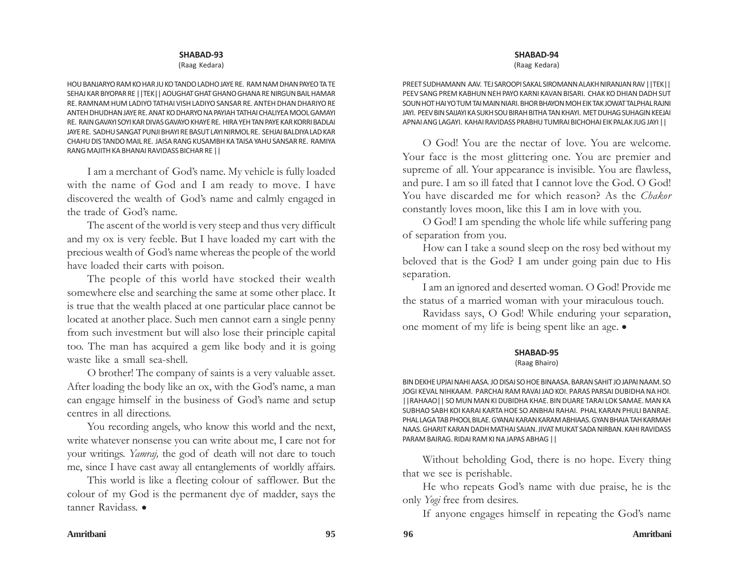### SHABAD-93

(Raag Kedara)

HOU BANJARYO RAM KO HAR JU KO TANDO LADHO JAYE RE. RAM NAM DHAN PAYEO TA TE SEHAJ KAR BIYOPAR RE ||TEK|| AOUGHAT GHAT GHANO GHANA RE NIRGUN BAIL HAMAR RE. RAMNAM HUM LADIYO TATHAI VISH LADIYO SANSAR RE. ANTEH DHAN DHARIYO RE ANTEH DHUDHAN JAYE RE. ANAT KO DHARYO NA PAYIAH TATHAI CHALIYEA MOOL GAMAYI RE. RAIN GAVAYI SOYI KAR DIVAS GAVAYO KHAYE RE. HIRA YEH TAN PAYE KAR KORRI BADLAI JAYE RE. SADHU SANGAT PUNJI BHAYI RE BASUT LAYI NIRMOL RE. SEHJAI BALDIYA LAD KAR CHAHU DIS TANDO MAIL RE. JAISA RANG KUSAMBH KA TAISA YAHU SANSAR RE. RAMIYA RANG MAJITH KA BHANAI RAVIDASS BICHAR RE ||

I am a merchant of God's name. My vehicle is fully loaded with the name of God and I am ready to move. I have discovered the wealth of God's name and calmly engaged in the trade of God's name.

The ascent of the world is very steep and thus very difficult and my ox is very feeble. But I have loaded my cart with the precious wealth of God's name whereas the people of the world have loaded their carts with poison.

The people of this world have stocked their wealth somewhere else and searching the same at some other place. It is true that the wealth placed at one particular place cannot be located at another place. Such men cannot earn a single penny from such investment but will also lose their principle capital too. The man has acquired a gem like body and it is going waste like a small sea-shell.

O brother! The company of saints is a very valuable asset. After loading the body like an ox, with the God's name, a man can engage himself in the business of God's name and setup centres in all directions.

You recording angels, who know this world and the next, write whatever nonsense you can write about me, I care not for your writings. *Yamraj,* the god of death will not dare to touch me, since I have cast away all entanglements of worldly affairs.

This world is like a fleeting colour of safflower. But the colour of my God is the permanent dye of madder, says the tanner Ravidass. •

### SHABAD-94

(Raag Kedara)

PREET SUDHAMANN AAV. TEJ SAROOPI SAKAL SIROMANN ALAKH NIRANJAN RAV ||TEK|| PEEV SANG PREM KABHUN NEH PAYO KARNI KAVAN BISARI. CHAK KO DHIAN DADH SUT SOUN HOT HAI YO TUM TAI MAIN NIARI. BHOR BHAYON MOH EIK TAK JOWAT TALPHAL RAJNI JAYI. PEEV BIN SAIJAYI KA SUKH SOU BIRAH BITHA TAN KHAYI. MET DUHAG SUHAGIN KEEJAI APNAI ANG LAGAYI. KAHAI RAVIDASS PRABHU TUMRAI BICHOHAI EIK PALAK JUG JAYI ||

O God! You are the nectar of love. You are welcome. Your face is the most glittering one. You are premier and supreme of all. Your appearance is invisible. You are flawless, and pure. I am so ill fated that I cannot love the God. O God! You have discarded me for which reason? As the *Chakor* constantly loves moon, like this I am in love with you.

O God! I am spending the whole life while suffering pang of separation from you.

How can I take a sound sleep on the rosy bed without my beloved that is the God? I am under going pain due to His separation.

I am an ignored and deserted woman. O God! Provide me the status of a married woman with your miraculous touch.

Ravidass says, O God! While enduring your separation, one moment of my life is being spent like an age. •

### SHABAD-95

(Raag Bhairo)

BIN DEKHE UPJAI NAHI AASA. JO DISAI SO HOE BINAASA. BARAN SAHIT JO JAPAI NAAM. SO JOGI KEVAL NIHKAAM. PARCHAI RAM RAVAI JAO KOI. PARAS PARSAI DUBIDHA NA HOI. ||RAHAAO|| SO MUN MAN KI DUBIDHA KHAE. BIN DUARE TARAI LOK SAMAE. MAN KA SUBHAO SABH KOI KARAI KARTA HOE SO ANBHAI RAHAI. PHAL KARAN PHULI BANRAE. PHAL LAGA TAB PHOOL BILAE. GYANAI KARAN KARAM ABHIAAS. GYAN BHAIA TAH KARMAH NAAS. GHARIT KARAN DADH MATHAI SAIAN. JIVAT MUKAT SADA NIRBAN. KAHI RAVIDASS PARAM BAIRAG. RIDAI RAM KI NA JAPAS ABHAG ||

Without beholding God, there is no hope. Every thing that we see is perishable.

He who repeats God's name with due praise, he is the only *Yogi* free from desires.

If anyone engages himself in repeating the God's name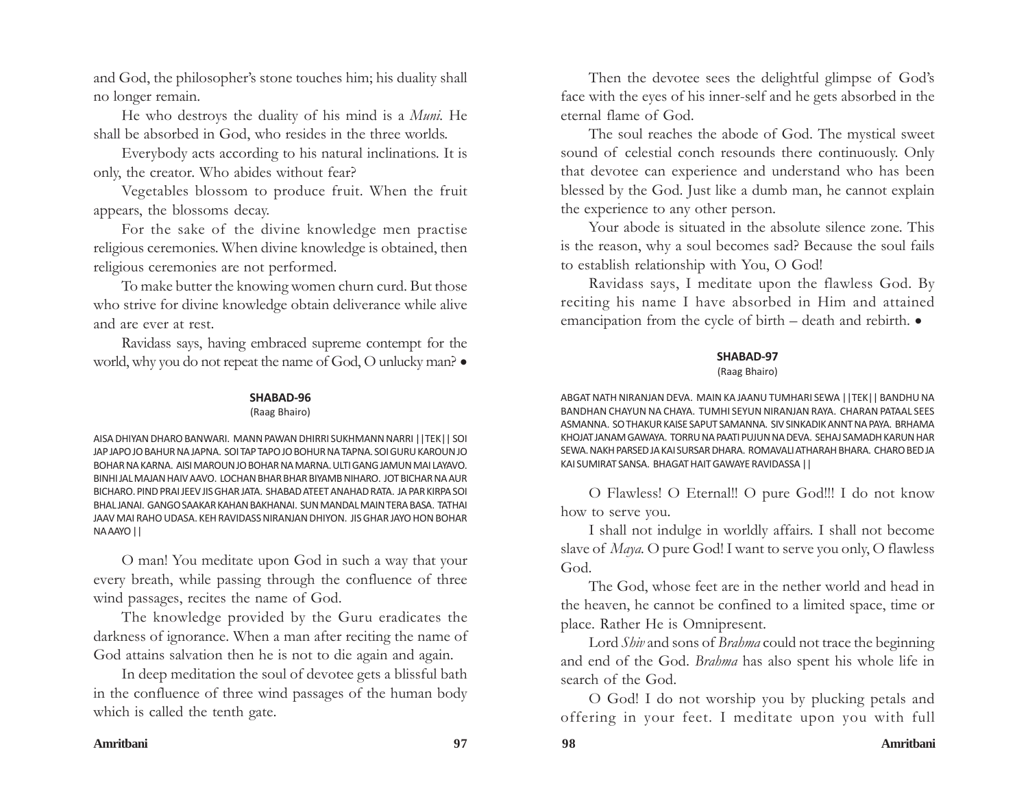and God, the philosopher's stone touches him; his duality shall no longer remain.

He who destroys the duality of his mind is a *Muni.* He shall be absorbed in God, who resides in the three worlds.

Everybody acts according to his natural inclinations. It is only, the creator. Who abides without fear?

Vegetables blossom to produce fruit. When the fruit appears, the blossoms decay.

For the sake of the divine knowledge men practise religious ceremonies. When divine knowledge is obtained, then religious ceremonies are not performed.

To make butter the knowing women churn curd. But those who strive for divine knowledge obtain deliverance while alive and are ever at rest.

Ravidass says, having embraced supreme contempt for the world, why you do not repeat the name of God, O unlucky man? •

#### SHABAD-96

(Raag Bhairo)

AISA DHIYAN DHARO BANWARI. MANN PAWAN DHIRRI SUKHMANN NARRI ||TEK|| SOI JAP JAPO JO BAHUR NA JAPNA. SOI TAP TAPO JO BOHUR NA TAPNA. SOI GURU KAROUN JO BOHAR NA KARNA. AISI MAROUN JO BOHAR NA MARNA. ULTI GANG JAMUN MAI LAYAVO. BINHI JAL MAJAN HAIV AAVO. LOCHAN BHAR BHAR BIYAMB NIHARO. JOT BICHAR NA AUR BICHARO. PIND PRAI JEEV JIS GHAR JATA. SHABAD ATEET ANAHAD RATA. JA PAR KIRPA SOI BHAL JANAI. GANGO SAAKAR KAHAN BAKHANAI. SUN MANDAL MAIN TERA BASA. TATHAI JAAV MAI RAHO UDASA. KEH RAVIDASS NIRANJAN DHIYON. JIS GHAR JAYO HON BOHAR NA AAYO ||

O man! You meditate upon God in such a way that your every breath, while passing through the confluence of three wind passages, recites the name of God.

The knowledge provided by the Guru eradicates the darkness of ignorance. When a man after reciting the name of God attains salvation then he is not to die again and again.

In deep meditation the soul of devotee gets a blissful bath in the confluence of three wind passages of the human body which is called the tenth gate.

Then the devotee sees the delightful glimpse of God's face with the eyes of his inner-self and he gets absorbed in the eternal flame of God.

The soul reaches the abode of God. The mystical sweet sound of celestial conch resounds there continuously. Only that devotee can experience and understand who has been blessed by the God. Just like a dumb man, he cannot explain the experience to any other person.

Your abode is situated in the absolute silence zone. This is the reason, why a soul becomes sad? Because the soul fails to establish relationship with You, O God!

Ravidass says, I meditate upon the flawless God. By reciting his name I have absorbed in Him and attained emancipation from the cycle of birth – death and rebirth. •

#### SHABAD-97

(Raag Bhairo)

ABGAT NATH NIRANJAN DEVA. MAIN KA JAANU TUMHARI SEWA ||TEK|| BANDHU NA BANDHAN CHAYUN NA CHAYA. TUMHI SEYUN NIRANJAN RAYA. CHARAN PATAAL SEES ASMANNA. SO THAKUR KAISE SAPUT SAMANNA. SIV SINKADIK ANNT NA PAYA. BRHAMA KHOJAT JANAM GAWAYA. TORRU NA PAATI PUJUN NA DEVA. SEHAJ SAMADH KARUN HAR SEWA. NAKH PARSED JA KAI SURSAR DHARA. ROMAVALI ATHARAH BHARA. CHARO BED JA KAI SUMIRAT SANSA. BHAGAT HAIT GAWAYE RAVIDASSA ||

O Flawless! O Eternal!! O pure God!!! I do not know how to serve you.

I shall not indulge in worldly affairs. I shall not become slave of *Maya*. O pure God! I want to serve you only, O flawless God.

The God, whose feet are in the nether world and head in the heaven, he cannot be confined to a limited space, time or place. Rather He is Omnipresent.

Lord *Shiv* and sons of *Brahma* could not trace the beginning and end of the God. *Brahma* has also spent his whole life in search of the God.

O God! I do not worship you by plucking petals and offering in your feet. I meditate upon you with full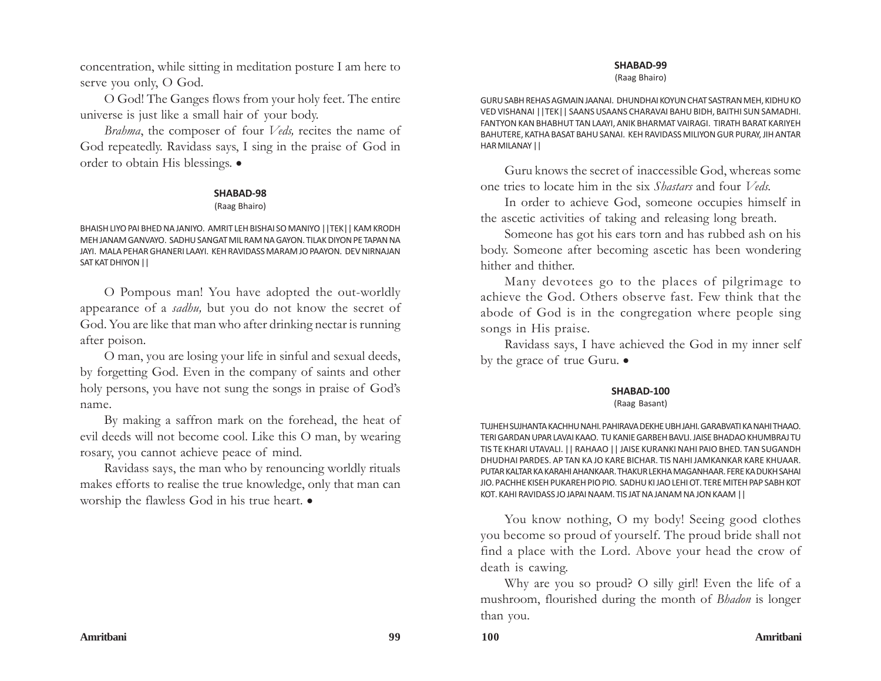concentration, while sitting in meditation posture I am here to serve you only, O God.

O God! The Ganges flows from your holy feet. The entire universe is just like a small hair of your body.

*Brahma*, the composer of four *Veds,* recites the name of God repeatedly. Ravidass says, I sing in the praise of God in order to obtain His blessings. •

## SHABAD-98

(Raag Bhairo)

BHAISH LIYO PAI BHED NA JANIYO. AMRIT LEH BISHAI SO MANIYO ||TEK|| KAM KRODH MEH JANAM GANVAYO. SADHU SANGAT MIL RAM NA GAYON. TILAK DIYON PE TAPAN NA JAYI. MALA PEHAR GHANERI LAAYI. KEH RAVIDASS MARAM JO PAAYON. DEV NIRNAJAN SAT KAT DHIYON ||

O Pompous man! You have adopted the out-worldly appearance of a *sadhu,* but you do not know the secret of God. You are like that man who after drinking nectar is running after poison.

O man, you are losing your life in sinful and sexual deeds, by forgetting God. Even in the company of saints and other holy persons, you have not sung the songs in praise of God's name.

By making a saffron mark on the forehead, the heat of evil deeds will not become cool. Like this O man, by wearing rosary, you cannot achieve peace of mind.

Ravidass says, the man who by renouncing worldly rituals makes efforts to realise the true knowledge, only that man can worship the flawless God in his true heart. •

## SHABAD-99

(Raag Bhairo)

GURU SABH REHAS AGMAIN JAANAI. DHUNDHAI KOYUN CHAT SASTRAN MEH, KIDHU KO VED VISHANAI ||TEK|| SAANS USAANS CHARAVAI BAHU BIDH, BAITHI SUN SAMADHI. FANTYON KAN BHABHUT TAN LAAYI, ANIK BHARMAT VAIRAGI. TIRATH BARAT KARIYEH BAHUTERE, KATHA BASAT BAHU SANAI. KEH RAVIDASS MILIYON GUR PURAY, JIH ANTAR HAR MILANAY ||

Guru knows the secret of inaccessible God, whereas some one tries to locate him in the six *Shastars* and four *Veds*.

In order to achieve God, someone occupies himself in the ascetic activities of taking and releasing long breath.

Someone has got his ears torn and has rubbed ash on his body. Someone after becoming ascetic has been wondering hither and thither.

Many devotees go to the places of pilgrimage to achieve the God. Others observe fast. Few think that the abode of God is in the congregation where people sing songs in His praise.

Ravidass says, I have achieved the God in my inner self by the grace of true Guru. •

## SHABAD-100

(Raag Basant)

TUJHEH SUJHANTA KACHHU NAHI. PAHIRAVA DEKHE UBH JAHI. GARABVATI KA NAHI THAAO. TERI GARDAN UPAR LAVAI KAAO. TU KANIE GARBEH BAVLI. JAISE BHADAO KHUMBRAJ TU TIS TE KHARI UTAVALI. || RAHAAO || JAISE KURANKI NAHI PAIO BHED. TAN SUGANDH DHUDHAI PARDES. AP TAN KA JO KARE BICHAR. TIS NAHI JAMKANKAR KARE KHUAAR. PUTAR KALTAR KA KARAHI AHANKAAR. THAKUR LEKHA MAGANHAAR. FERE KA DUKH SAHAI JIO. PACHHE KISEH PUKAREH PIO PIO. SADHU KI JAO LEHI OT. TERE MITEH PAP SABH KOT KOT. KAHI RAVIDASS JO JAPAI NAAM. TIS JAT NA JANAM NA JON KAAM ||

You know nothing, O my body! Seeing good clothes you become so proud of yourself. The proud bride shall not find a place with the Lord. Above your head the crow of death is cawing.

Why are you so proud? O silly girl! Even the life of a mushroom, flourished during the month of *Bhadon* is longer than you.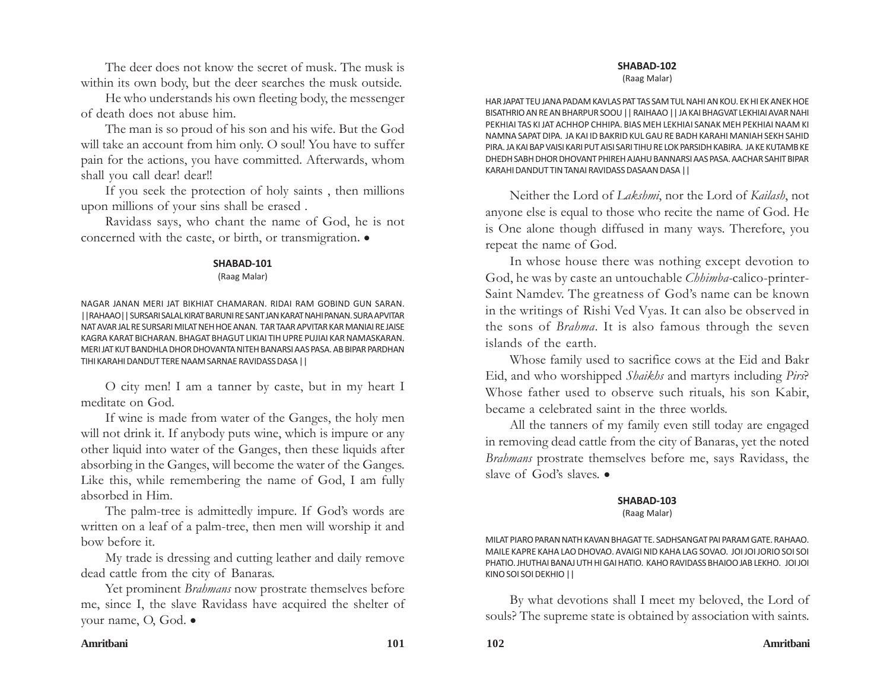The deer does not know the secret of musk. The musk is within its own body, but the deer searches the musk outside.

He who understands his own fleeting body, the messenger of death does not abuse him.

The man is so proud of his son and his wife. But the God will take an account from him only. O soul! You have to suffer pain for the actions, you have committed. Afterwards, whom shall you call dear! dear!!

If you seek the protection of holy saints , then millions upon millions of your sins shall be erased .

Ravidass says, who chant the name of God, he is not concerned with the caste, or birth, or transmigration. •

### SHABAD-101

(Raag Malar)

NAGAR JANAN MERI JAT BIKHIAT CHAMARAN. RIDAI RAM GOBIND GUN SARAN. ||RAHAAO|| SURSARI SALAL KIRAT BARUNI RE SANT JAN KARAT NAHI PANAN. SURA APVITAR NAT AVAR JAL RE SURSARI MILAT NEH HOE ANAN. TAR TAAR APVITAR KAR MANIAI RE JAISE KAGRA KARAT BICHARAN. BHAGAT BHAGUT LIKIAI TIH UPRE PUJIAI KAR NAMASKARAN. MERI JAT KUT BANDHLA DHOR DHOVANTA NITEH BANARSI AAS PASA. AB BIPAR PARDHAN TIHI KARAHI DANDUT TERE NAAM SARNAE RAVIDASS DASA ||

O city men! I am a tanner by caste, but in my heart I meditate on God.

If wine is made from water of the Ganges, the holy men will not drink it. If anybody puts wine, which is impure or any other liquid into water of the Ganges, then these liquids after absorbing in the Ganges, will become the water of the Ganges. Like this, while remembering the name of God, I am fully absorbed in Him.

The palm-tree is admittedly impure. If God's words are written on a leaf of a palm-tree, then men will worship it and bow before it.

My trade is dressing and cutting leather and daily remove dead cattle from the city of Banaras.

Yet prominent *Brahmans* now prostrate themselves before me, since I, the slave Ravidass have acquired the shelter of your name, O, God. •

### SHABAD-102

(Raag Malar)

HAR JAPAT TEU JANA PADAM KAVLAS PAT TAS SAM TUL NAHI AN KOU. EK HI EK ANEK HOE BISATHRIO AN RE AN BHARPUR SOOU || RAIHAAO || JA KAI BHAGVAT LEKHIAI AVAR NAHI PEKHIAI TAS KI JAT ACHHOP CHHIPA. BIAS MEH LEKHIAI SANAK MEH PEKHIAI NAAM KI NAMNA SAPAT DIPA. JA KAI ID BAKRID KUL GAU RE BADH KARAHI MANIAH SEKH SAHID PIRA. JA KAI BAP VAISI KARI PUT AISI SARI TIHU RE LOK PARSIDH KABIRA. JA KE KUTAMB KE DHEDH SABH DHOR DHOVANT PHIREH AJAHU BANNARSI AAS PASA. AACHAR SAHIT BIPAR KARAHI DANDUT TIN TANAI RAVIDASS DASAAN DASA ||

Neither the Lord of *Lakshmi*, nor the Lord of *Kailash*, not anyone else is equal to those who recite the name of God. He is One alone though diffused in many ways. Therefore, you repeat the name of God.

In whose house there was nothing except devotion to God, he was by caste an untouchable *Chhimba*-calico-printer-Saint Namdev. The greatness of God's name can be known in the writings of Rishi Ved Vyas. It can also be observed in the sons of *Brahma*. It is also famous through the seven islands of the earth.

Whose family used to sacrifice cows at the Eid and Bakr Eid, and who worshipped *Shaikhs* and martyrs including *Pirs*? Whose father used to observe such rituals, his son Kabir, became a celebrated saint in the three worlds.

All the tanners of my family even still today are engaged in removing dead cattle from the city of Banaras, yet the noted *Brahmans* prostrate themselves before me, says Ravidass, the slave of God's slaves. •

### SHABAD-103

(Raag Malar)

MILAT PIARO PARAN NATH KAVAN BHAGAT TE. SADHSANGAT PAI PARAM GATE. RAHAAO. MAILE KAPRE KAHA LAO DHOVAO. AVAIGI NID KAHA LAG SOVAO. JOI JOI JORIO SOI SOI PHATIO. JHUTHAI BANAJ UTH HI GAI HATIO. KAHO RAVIDASS BHAIOO JAB LEKHO. JOI JOI KINO SOI SOI DEKHIO ||

By what devotions shall I meet my beloved, the Lord of souls? The supreme state is obtained by association with saints.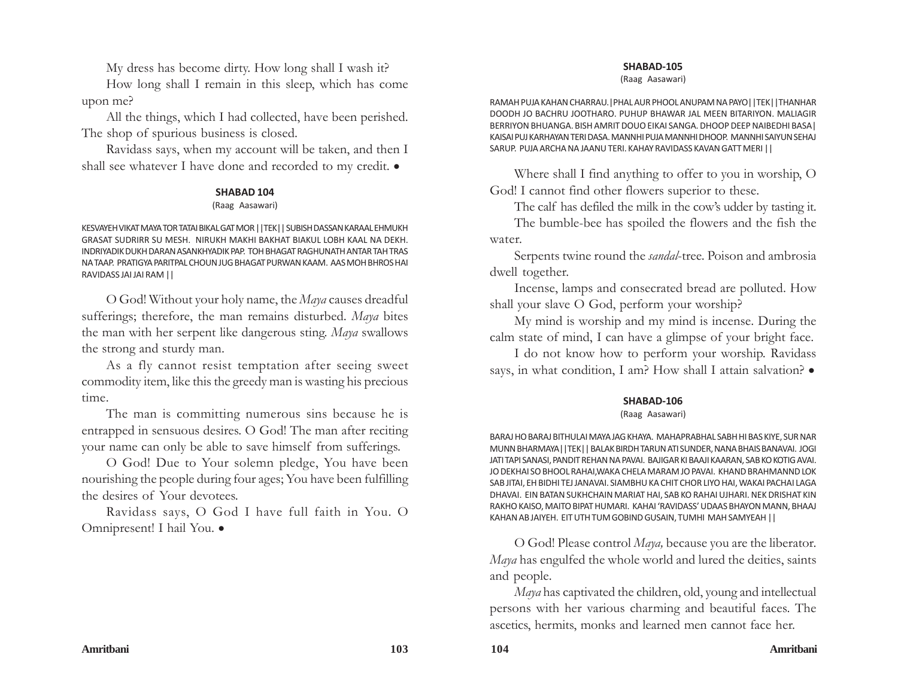My dress has become dirty. How long shall I wash it?

How long shall I remain in this sleep, which has come upon me?

All the things, which I had collected, have been perished. The shop of spurious business is closed.

Ravidass says, when my account will be taken, and then I shall see whatever I have done and recorded to my credit. •

### SHABAD 104

(Raag Aasawari)

KESVAYEH VIKAT MAYA TOR TATAI BIKAL GAT MOR ||TEK|| SUBISH DASSAN KARAAL EHMUKH GRASAT SUDRIRR SU MESH. NIRUKH MAKHI BAKHAT BIAKUL LOBH KAAL NA DEKH. INDRIYADIK DUKH DARAN ASANKHYADIK PAP. TOH BHAGAT RAGHUNATH ANTAR TAH TRAS NA TAAP. PRATIGYA PARITPAL CHOUN JUG BHAGAT PURWAN KAAM. AAS MOH BHROS HAI RAVIDASS JAI JAI RAM ||

O God! Without your holy name, the *Maya* causes dreadful sufferings; therefore, the man remains disturbed. *Maya* bites the man with her serpent like dangerous sting. *Maya* swallows the strong and sturdy man.

As a fly cannot resist temptation after seeing sweet commodity item, like this the greedy man is wasting his precious time.

The man is committing numerous sins because he is entrapped in sensuous desires. O God! The man after reciting your name can only be able to save himself from sufferings.

O God! Due to Your solemn pledge, You have been nourishing the people during four ages; You have been fulfilling the desires of Your devotees.

Ravidass says, O God I have full faith in You. O Omnipresent! I hail You. •

### SHABAD-105

(Raag Aasawari)

RAMAH PUJA KAHAN CHARRAU.|PHAL AUR PHOOL ANUPAM NA PAYO||TEK||THANHAR DOODH JO BACHRU JOOTHARO. PUHUP BHAWAR JAL MEEN BITARIYON. MALIAGIR BERRIYON BHUANGA. BISH AMRIT DOUO EIKAI SANGA. DHOOP DEEP NAIBEDHI BASA| KAISAI PUJ KARHAYAN TERI DASA. MANNHI PUJA MANNHI DHOOP. MANNHI SAIYUN SEHAJ SARUP. PUJA ARCHA NA JAANU TERI. KAHAY RAVIDASS KAVAN GATT MERI ||

Where shall I find anything to offer to you in worship, O God! I cannot find other flowers superior to these.

The calf has defiled the milk in the cow's udder by tasting it.

The bumble-bee has spoiled the flowers and the fish the water.

Serpents twine round the *sandal*-tree. Poison and ambrosia dwell together.

Incense, lamps and consecrated bread are polluted. How shall your slave O God, perform your worship?

My mind is worship and my mind is incense. During the calm state of mind, I can have a glimpse of your bright face.

I do not know how to perform your worship. Ravidass says, in what condition, I am? How shall I attain salvation? •

### SHABAD-106

(Raag Aasawari)

BARAJ HO BARAJ BITHULAI MAYA JAG KHAYA. MAHAPRABHAL SABH HI BAS KIYE, SUR NAR MUNN BHARMAYA||TEK|| BALAK BIRDH TARUN ATI SUNDER, NANA BHAIS BANAVAI. JOGI JATI TAPI SANASI, PANDIT REHAN NA PAVAI. BAJIGAR KI BAAJI KAARAN, SAB KO KOTIG AVAI. JO DEKHAI SO BHOOL RAHAI,WAKA CHELA MARAM JO PAVAI. KHAND BRAHMANND LOK SAB JITAI, EH BIDHI TEJ JANAVAI. SIAMBHU KA CHIT CHOR LIYO HAI, WAKAI PACHAI LAGA DHAVAI. EIN BATAN SUKHCHAIN MARIAT HAI, SAB KO RAHAI UJHARI. NEK DRISHAT KIN RAKHO KAISO, MAITO BIPAT HUMARI. KAHAI 'RAVIDASS' UDAAS BHAYON MANN, BHAAJ KAHAN AB JAIYEH. EIT UTH TUM GOBIND GUSAIN, TUMHI MAH SAMYEAH ||

O God! Please control *Maya,* because you are the liberator. *Maya* has engulfed the whole world and lured the deities, saints and people.

*Maya* has captivated the children, old, young and intellectual persons with her various charming and beautiful faces. The ascetics, hermits, monks and learned men cannot face her.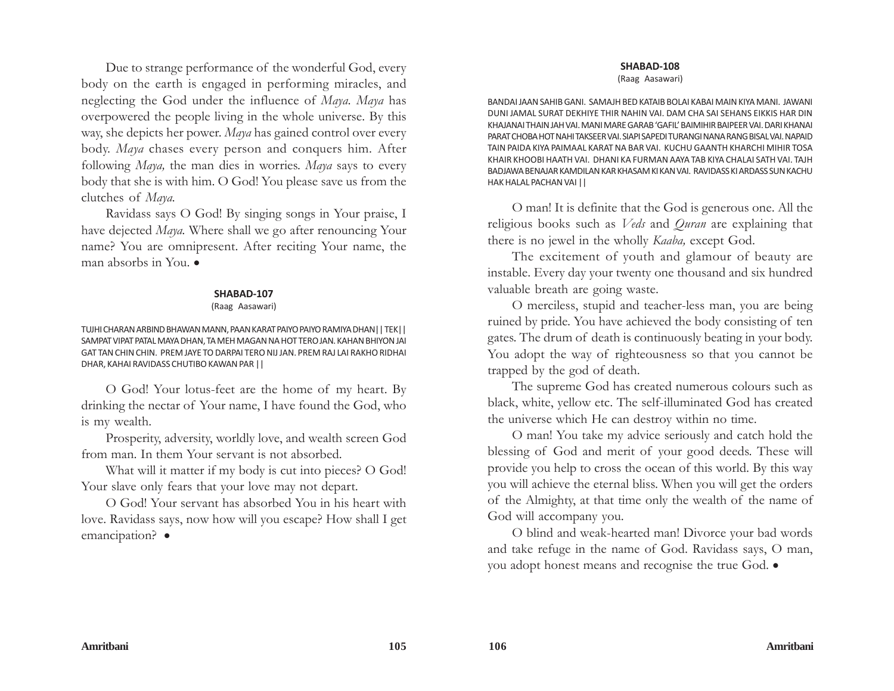Due to strange performance of the wonderful God, every body on the earth is engaged in performing miracles, and neglecting the God under the influence of *Maya*. *Maya* has overpowered the people living in the whole universe. By this way, she depicts her power. *Maya* has gained control over every body. *Maya* chases every person and conquers him. After following *Maya,* the man dies in worries. *Maya* says to every body that she is with him. O God! You please save us from the clutches of *Maya.*

Ravidass says O God! By singing songs in Your praise, I have dejected *Maya.* Where shall we go after renouncing Your name? You are omnipresent. After reciting Your name, the man absorbs in You. •

#### SHABAD-107

(Raag Aasawari)

TUJHI CHARAN ARBIND BHAWAN MANN, PAAN KARAT PAIYO PAIYO RAMIYA DHAN|| TEK|| SAMPAT VIPAT PATAL MAYA DHAN, TA MEH MAGAN NA HOT TERO JAN. KAHAN BHIYON JAI GAT TAN CHIN CHIN. PREM JAYE TO DARPAI TERO NIJ JAN. PREM RAJ LAI RAKHO RIDHAI DHAR, KAHAI RAVIDASS CHUTIBO KAWAN PAR ||

O God! Your lotus-feet are the home of my heart. By drinking the nectar of Your name, I have found the God, who is my wealth.

Prosperity, adversity, worldly love, and wealth screen God from man. In them Your servant is not absorbed.

What will it matter if my body is cut into pieces? O God! Your slave only fears that your love may not depart.

O God! Your servant has absorbed You in his heart with love. Ravidass says, now how will you escape? How shall I get emancipation? •

#### SHABAD-108

(Raag Aasawari)

BANDAI JAAN SAHIB GANI. SAMAJH BED KATAIB BOLAI KABAI MAIN KIYA MANI. JAWANI DUNI JAMAL SURAT DEKHIYE THIR NAHIN VAI. DAM CHA SAI SEHANS EIKKIS HAR DIN KHAJANAI THAIN JAH VAI. MANI MARE GARAB 'GAFIL' BAIMIHIR BAIPEER VAI. DARI KHANAI PARAT CHOBA HOT NAHI TAKSEER VAI. SIAPI SAPEDI TURANGI NANA RANG BISAL VAI. NAPAID TAIN PAIDA KIYA PAIMAAL KARAT NA BAR VAI. KUCHU GAANTH KHARCHI MIHIR TOSA KHAIR KHOOBI HAATH VAI. DHANI KA FURMAN AAYA TAB KIYA CHALAI SATH VAI. TAJH BADJAWA BENAJAR KAMDILAN KAR KHASAM KI KAN VAI. RAVIDASS KI ARDASS SUN KACHU HAK HALAL PACHAN VAI ||

O man! It is definite that the God is generous one. All the religious books such as *Veds* and *Quran* are explaining that there is no jewel in the wholly *Kaaba,* except God.

The excitement of youth and glamour of beauty are instable. Every day your twenty one thousand and six hundred valuable breath are going waste.

O merciless, stupid and teacher-less man, you are being ruined by pride. You have achieved the body consisting of ten gates. The drum of death is continuously beating in your body. You adopt the way of righteousness so that you cannot be trapped by the god of death.

The supreme God has created numerous colours such as black, white, yellow etc. The self-illuminated God has created the universe which He can destroy within no time.

O man! You take my advice seriously and catch hold the blessing of God and merit of your good deeds. These will provide you help to cross the ocean of this world. By this way you will achieve the eternal bliss. When you will get the orders of the Almighty, at that time only the wealth of the name of God will accompany you.

O blind and weak-hearted man! Divorce your bad words and take refuge in the name of God. Ravidass says, O man, you adopt honest means and recognise the true God. •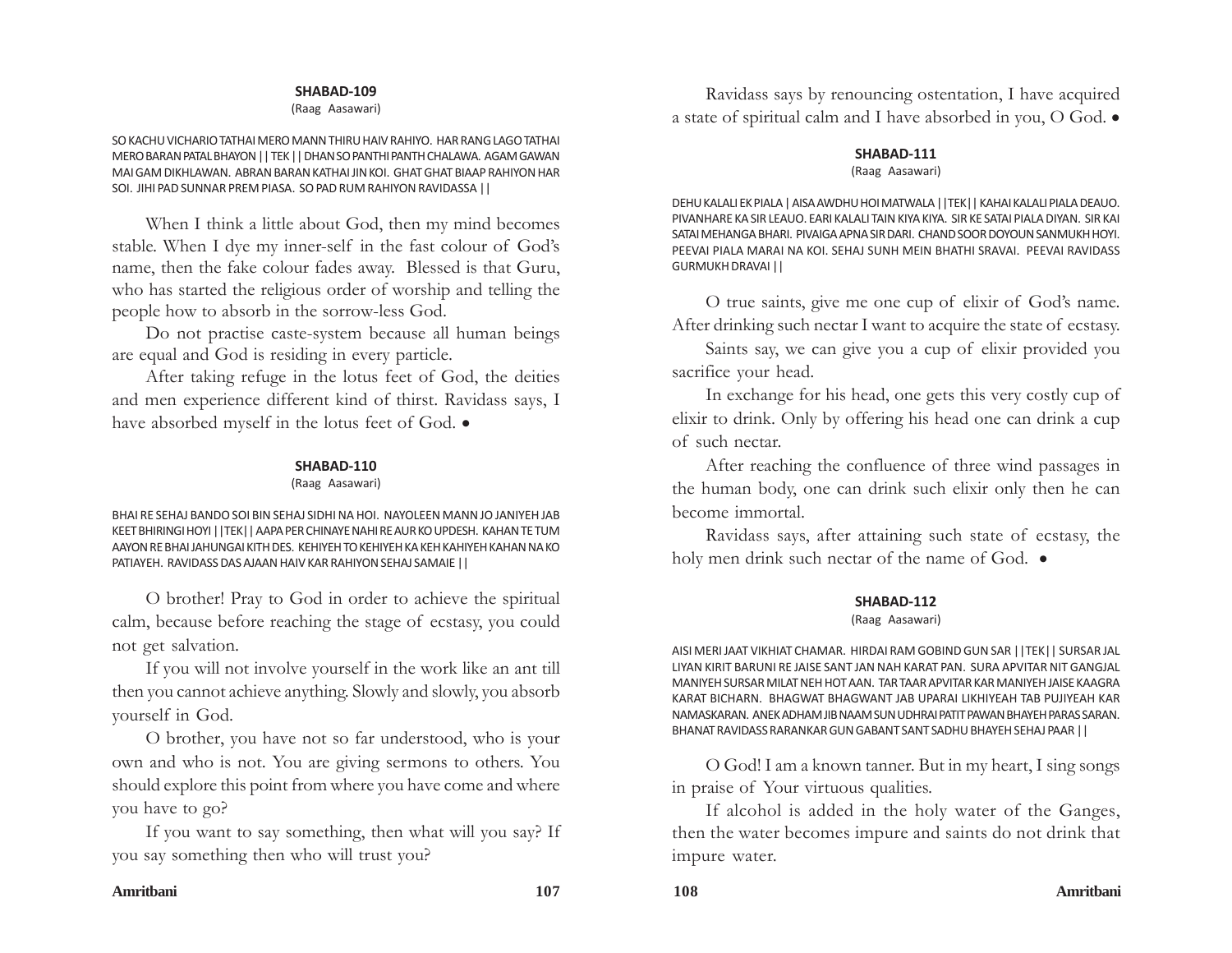## SHABAD-109

(Raag Aasawari)

SO KACHU VICHARIO TATHAI MERO MANN THIRU HAIV RAHIYO. HAR RANG LAGO TATHAI MERO BARAN PATAL BHAYON || TEK || DHAN SO PANTHI PANTH CHALAWA. AGAM GAWAN MAI GAM DIKHLAWAN. ABRAN BARAN KATHAI JIN KOI. GHAT GHAT BIAAP RAHIYON HAR SOI. JIHI PAD SUNNAR PREM PIASA. SO PAD RUM RAHIYON RAVIDASSA ||

When I think a little about God, then my mind becomes stable. When I dye my inner-self in the fast colour of God's name, then the fake colour fades away. Blessed is that Guru, who has started the religious order of worship and telling the people how to absorb in the sorrow-less God.

Do not practise caste-system because all human beings are equal and God is residing in every particle.

After taking refuge in the lotus feet of God, the deities and men experience different kind of thirst. Ravidass says, I have absorbed myself in the lotus feet of God. •

## SHABAD-110

(Raag Aasawari)

BHAI RE SEHAJ BANDO SOI BIN SEHAJ SIDHI NA HOI. NAYOLEEN MANN JO JANIYEH JAB KEET BHIRINGI HOYI ||TEK|| AAPA PER CHINAYE NAHI RE AUR KO UPDESH. KAHAN TE TUM AAYON RE BHAI JAHUNGAI KITH DES. KEHIYEH TO KEHIYEH KA KEH KAHIYEH KAHAN NA KO PATIAYEH. RAVIDASS DAS AJAAN HAIV KAR RAHIYON SEHAJ SAMAIE ||

O brother! Pray to God in order to achieve the spiritual calm, because before reaching the stage of ecstasy, you could not get salvation.

If you will not involve yourself in the work like an ant till then you cannot achieve anything. Slowly and slowly, you absorb yourself in God.

O brother, you have not so far understood, who is your own and who is not. You are giving sermons to others. You should explore this point from where you have come and where you have to go?

If you want to say something, then what will you say? If you say something then who will trust you?

Ravidass says by renouncing ostentation, I have acquired a state of spiritual calm and I have absorbed in you, O God. •

## SHABAD-111

(Raag Aasawari)

DEHU KALALI EK PIALA | AISA AWDHU HOI MATWALA ||TEK|| KAHAI KALALI PIALA DEAUO. PIVANHARE KA SIR LEAUO. EARI KALALI TAIN KIYA KIYA. SIR KE SATAI PIALA DIYAN. SIR KAI SATAI MEHANGA BHARI. PIVAIGA APNA SIR DARI. CHAND SOOR DOYOUN SANMUKH HOYI. PEEVAI PIALA MARAI NA KOI. SEHAJ SUNH MEIN BHATHI SRAVAI. PEEVAI RAVIDASS GURMUKH DRAVAI ||

O true saints, give me one cup of elixir of God's name. After drinking such nectar I want to acquire the state of ecstasy.

Saints say, we can give you a cup of elixir provided you sacrifice your head.

In exchange for his head, one gets this very costly cup of elixir to drink. Only by offering his head one can drink a cup of such nectar.

After reaching the confluence of three wind passages in the human body, one can drink such elixir only then he can become immortal.

Ravidass says, after attaining such state of ecstasy, the holy men drink such nectar of the name of God. •

## SHABAD-112

(Raag Aasawari)

AISI MERI JAAT VIKHIAT CHAMAR. HIRDAI RAM GOBIND GUN SAR ||TEK|| SURSAR JAL LIYAN KIRIT BARUNI RE JAISE SANT JAN NAH KARAT PAN. SURA APVITAR NIT GANGJAL MANIYEH SURSAR MILAT NEH HOT AAN. TAR TAAR APVITAR KAR MANIYEH JAISE KAAGRA KARAT BICHARN. BHAGWAT BHAGWANT JAB UPARAI LIKHIYEAH TAB PUJIYEAH KAR NAMASKARAN. ANEK ADHAM JIB NAAM SUN UDHRAI PATIT PAWAN BHAYEH PARAS SARAN. BHANAT RAVIDASS RARANKAR GUN GABANT SANT SADHU BHAYEH SEHAJ PAAR ||

O God! I am a known tanner. But in my heart, I sing songs in praise of Your virtuous qualities.

If alcohol is added in the holy water of the Ganges, then the water becomes impure and saints do not drink that impure water.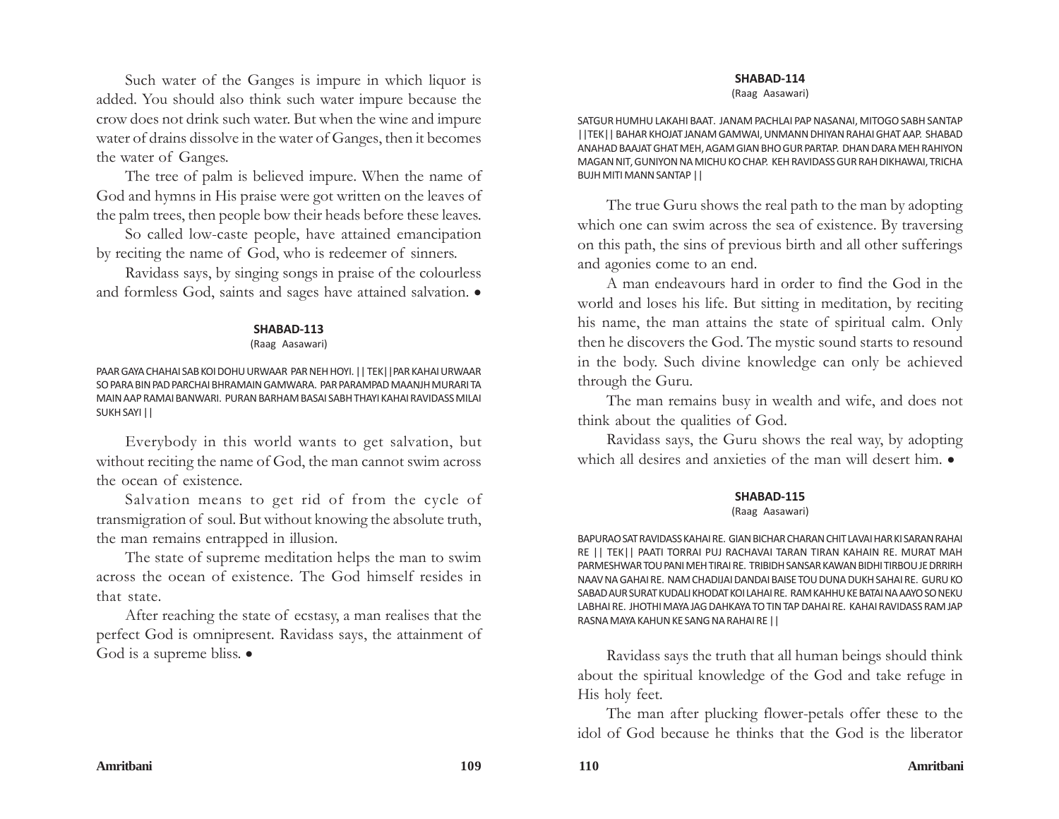Such water of the Ganges is impure in which liquor is added. You should also think such water impure because the crow does not drink such water. But when the wine and impure water of drains dissolve in the water of Ganges, then it becomes the water of Ganges.

The tree of palm is believed impure. When the name of God and hymns in His praise were got written on the leaves of the palm trees, then people bow their heads before these leaves.

So called low-caste people, have attained emancipation by reciting the name of God, who is redeemer of sinners.

Ravidass says, by singing songs in praise of the colourless and formless God, saints and sages have attained salvation. •

### SHABAD-113

(Raag Aasawari)

PAAR GAYA CHAHAI SAB KOI DOHU URWAAR PAR NEH HOYI. || TEK||PAR KAHAI URWAAR SO PARA BIN PAD PARCHAI BHRAMAIN GAMWARA. PAR PARAMPAD MAANJH MURARI TA MAIN AAP RAMAI BANWARI. PURAN BARHAM BASAI SABH THAYI KAHAI RAVIDASS MILAI SUKH SAYI ||

Everybody in this world wants to get salvation, but without reciting the name of God, the man cannot swim across the ocean of existence.

Salvation means to get rid of from the cycle of transmigration of soul. But without knowing the absolute truth, the man remains entrapped in illusion.

The state of supreme meditation helps the man to swim across the ocean of existence. The God himself resides in that state.

After reaching the state of ecstasy, a man realises that the perfect God is omnipresent. Ravidass says, the attainment of God is a supreme bliss. •

### SHABAD-114

(Raag Aasawari)

SATGUR HUMHU LAKAHI BAAT. JANAM PACHLAI PAP NASANAI, MITOGO SABH SANTAP ||TEK|| BAHAR KHOJAT JANAM GAMWAI, UNMANN DHIYAN RAHAI GHAT AAP. SHABAD ANAHAD BAAJAT GHAT MEH, AGAM GIAN BHO GUR PARTAP. DHAN DARA MEH RAHIYON MAGAN NIT, GUNIYON NA MICHU KO CHAP. KEH RAVIDASS GUR RAH DIKHAWAI, TRICHA BUJH MITI MANN SANTAP ||

The true Guru shows the real path to the man by adopting which one can swim across the sea of existence. By traversing on this path, the sins of previous birth and all other sufferings and agonies come to an end.

A man endeavours hard in order to find the God in the world and loses his life. But sitting in meditation, by reciting his name, the man attains the state of spiritual calm. Only then he discovers the God. The mystic sound starts to resound in the body. Such divine knowledge can only be achieved through the Guru.

The man remains busy in wealth and wife, and does not think about the qualities of God.

Ravidass says, the Guru shows the real way, by adopting which all desires and anxieties of the man will desert him. •

### SHABAD-115

(Raag Aasawari)

BAPURAO SAT RAVIDASS KAHAI RE. GIAN BICHAR CHARAN CHIT LAVAI HAR KI SARAN RAHAI RE || TEK|| PAATI TORRAI PUJ RACHAVAI TARAN TIRAN KAHAIN RE. MURAT MAH PARMESHWAR TOU PANI MEH TIRAI RE. TRIBIDH SANSAR KAWAN BIDHI TIRBOU JE DRRIRH NAAV NA GAHAI RE. NAM CHADIJAI DANDAI BAISE TOU DUNA DUKH SAHAI RE. GURU KO SABAD AUR SURAT KUDALI KHODAT KOI LAHAI RE. RAM KAHHU KE BATAI NA AAYO SO NEKU LABHAI RE. JHOTHI MAYA JAG DAHKAYA TO TIN TAP DAHAI RE. KAHAI RAVIDASS RAM JAP RASNA MAYA KAHUN KE SANG NA RAHAI RE ||

Ravidass says the truth that all human beings should think about the spiritual knowledge of the God and take refuge in His holy feet.

The man after plucking flower-petals offer these to the idol of God because he thinks that the God is the liberator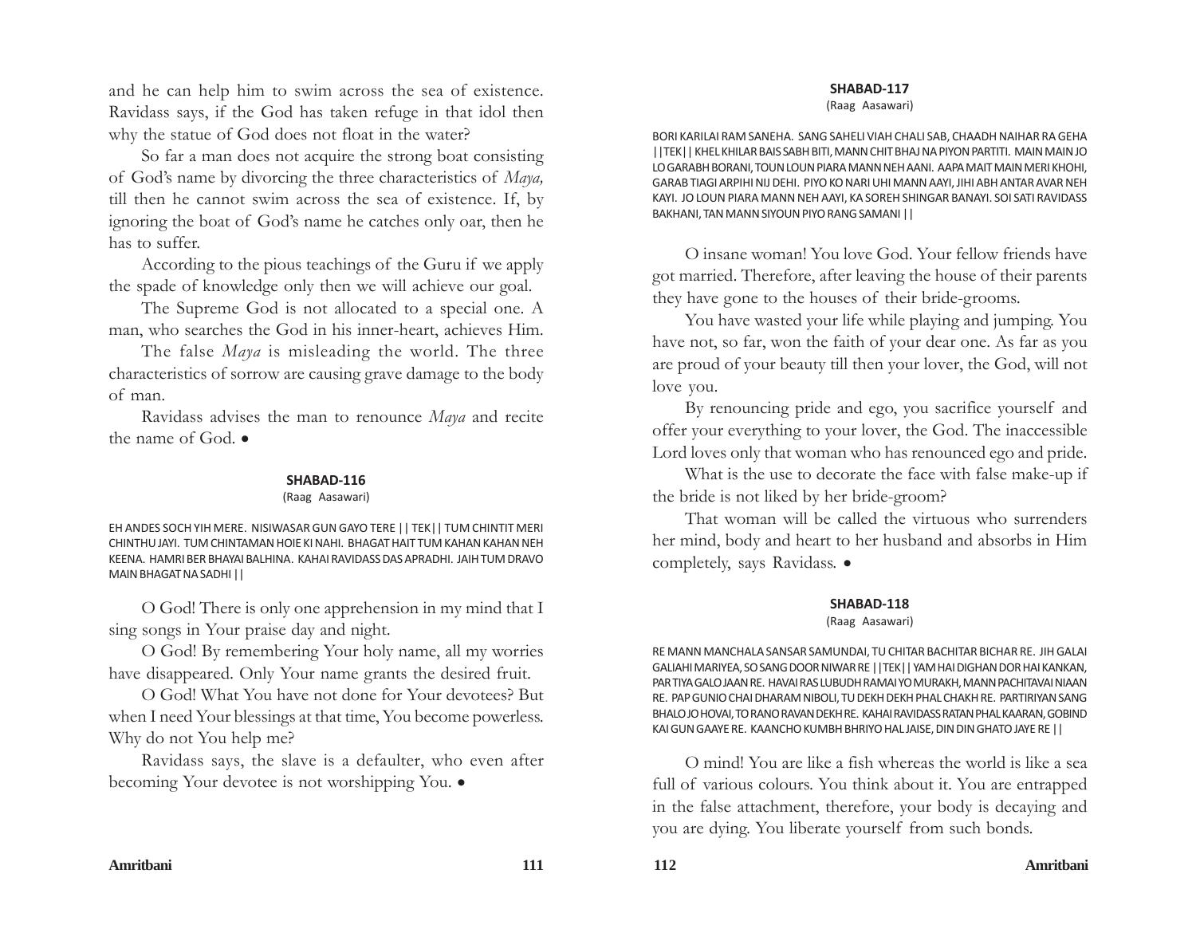and he can help him to swim across the sea of existence. Ravidass says, if the God has taken refuge in that idol then why the statue of God does not float in the water?

So far a man does not acquire the strong boat consisting of God's name by divorcing the three characteristics of *Maya,* till then he cannot swim across the sea of existence. If, by ignoring the boat of God's name he catches only oar, then he has to suffer.

According to the pious teachings of the Guru if we apply the spade of knowledge only then we will achieve our goal.

The Supreme God is not allocated to a special one. A man, who searches the God in his inner-heart, achieves Him.

The false *Maya* is misleading the world. The three characteristics of sorrow are causing grave damage to the body of man.

Ravidass advises the man to renounce *Maya* and recite the name of God. •

### SHABAD-116
(Raag Aasawari)

EH ANDES SOCH YIH MERE. NISIWASAR GUN GAYO TERE || TEK|| TUM CHINTIT MERI CHINTHU JAYI. TUM CHINTAMAN HOIE KI NAHI. BHAGAT HAIT TUM KAHAN KAHAN NEH KEENA. HAMRI BER BHAYAI BALHINA. KAHAI RAVIDASS DAS APRADHI. JAIH TUM DRAVO MAIN BHAGAT NA SADHI ||

O God! There is only one apprehension in my mind that I sing songs in Your praise day and night.

O God! By remembering Your holy name, all my worries have disappeared. Only Your name grants the desired fruit.

O God! What You have not done for Your devotees? But when I need Your blessings at that time, You become powerless. Why do not You help me?

Ravidass says, the slave is a defaulter, who even after becoming Your devotee is not worshipping You. •

### SHABAD-117
(Raag Aasawari)

BORI KARILAI RAM SANEHA. SANG SAHELI VIAH CHALI SAB, CHAADH NAIHAR RA GEHA ||TEK|| KHEL KHILAR BAIS SABH BITI, MANN CHIT BHAJ NA PIYON PARTITI. MAIN MAIN JO LO GARABH BORANI, TOUN LOUN PIARA MANN NEH AANI. AAPA MAIT MAIN MERI KHOHI, GARAB TIAGI ARPIHI NIJ DEHI. PIYO KO NARI UHI MANN AAYI, JIHI ABH ANTAR AVAR NEH KAYI. JO LOUN PIARA MANN NEH AAYI, KA SOREH SHINGAR BANAYI. SOI SATI RAVIDASS BAKHANI, TAN MANN SIYOUN PIYO RANG SAMANI ||

O insane woman! You love God. Your fellow friends have got married. Therefore, after leaving the house of their parents they have gone to the houses of their bride-grooms.

You have wasted your life while playing and jumping. You have not, so far, won the faith of your dear one. As far as you are proud of your beauty till then your lover, the God, will not love you.

By renouncing pride and ego, you sacrifice yourself and offer your everything to your lover, the God. The inaccessible Lord loves only that woman who has renounced ego and pride.

What is the use to decorate the face with false make-up if the bride is not liked by her bride-groom?

That woman will be called the virtuous who surrenders her mind, body and heart to her husband and absorbs in Him completely, says Ravidass. •

### SHABAD-118
(Raag Aasawari)

RE MANN MANCHALA SANSAR SAMUNDAI, TU CHITAR BACHITAR BICHAR RE. JIH GALAI GALIAHI MARIYEA, SO SANG DOOR NIWAR RE ||TEK|| YAM HAI DIGHAN DOR HAI KANKAN, PAR TIYA GALO JAAN RE. HAVAI RAS LUBUDH RAMAI YO MURAKH, MANN PACHITAVAI NIAAN RE. PAP GUNIO CHAI DHARAM NIBOLI, TU DEKH DEKH PHAL CHAKH RE. PARTIRIYAN SANG BHALO JO HOVAI, TO RANO RAVAN DEKH RE. KAHAI RAVIDASS RATAN PHAL KAARAN, GOBIND KAI GUN GAAYE RE. KAANCHO KUMBH BHRIYO HAL JAISE, DIN DIN GHATO JAYE RE ||

O mind! You are like a fish whereas the world is like a sea full of various colours. You think about it. You are entrapped in the false attachment, therefore, your body is decaying and you are dying. You liberate yourself from such bonds.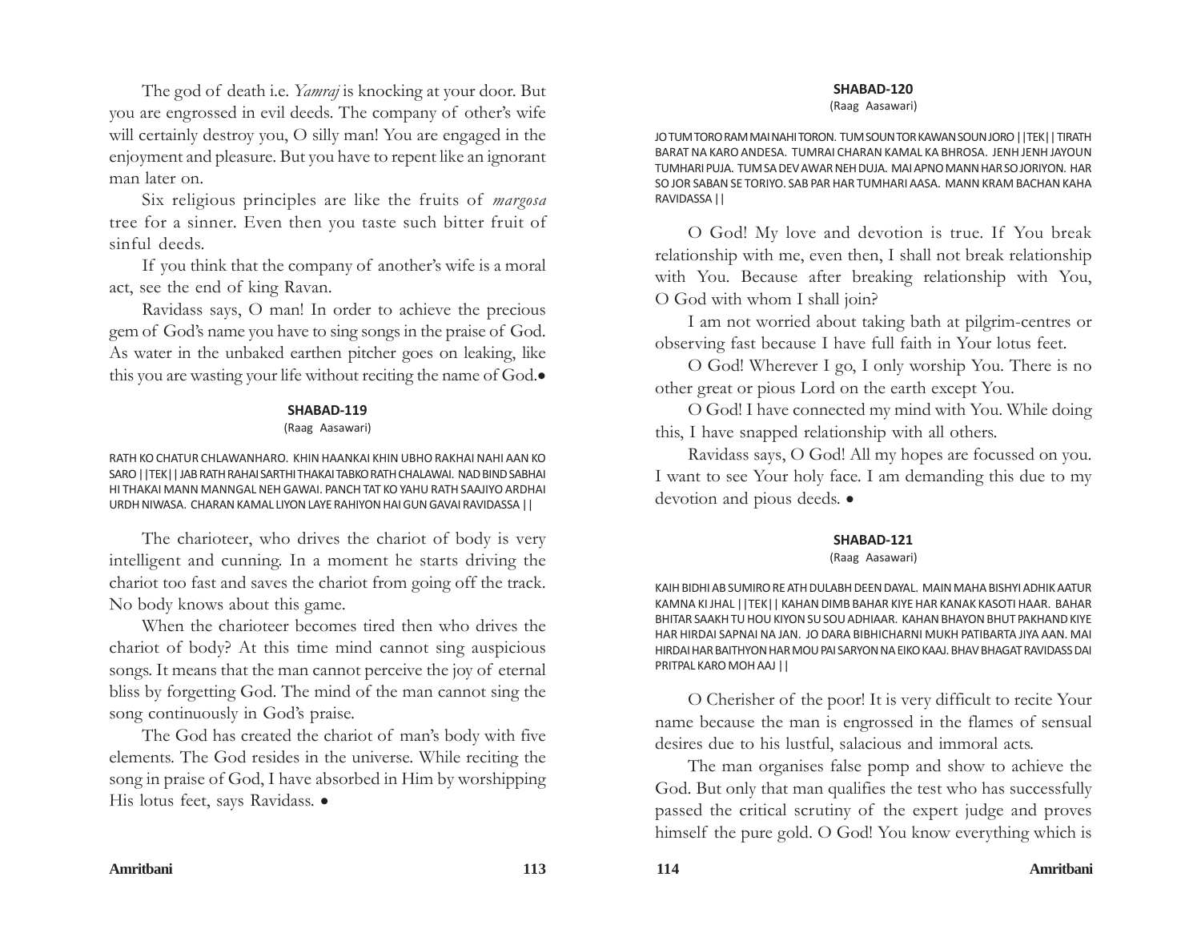The god of death i.e. *Yamraj* is knocking at your door. But you are engrossed in evil deeds. The company of other's wife will certainly destroy you, O silly man! You are engaged in the enjoyment and pleasure. But you have to repent like an ignorant man later on.

Six religious principles are like the fruits of *margosa* tree for a sinner. Even then you taste such bitter fruit of sinful deeds.

If you think that the company of another's wife is a moral act, see the end of king Ravan.

Ravidass says, O man! In order to achieve the precious gem of God's name you have to sing songs in the praise of God. As water in the unbaked earthen pitcher goes on leaking, like this you are wasting your life without reciting the name of God.•

#### SHABAD-119

(Raag Aasawari)

RATH KO CHATUR CHLAWANHARO. KHIN HAANKAI KHIN UBHO RAKHAI NAHI AAN KO SARO ||TEK|| JAB RATH RAHAI SARTHI THAKAI TABKO RATH CHALAWAI. NAD BIND SABHAI HI THAKAI MANN MANNGAL NEH GAWAI. PANCH TAT KO YAHU RATH SAAJIYO ARDHAI URDH NIWASA. CHARAN KAMAL LIYON LAYE RAHIYON HAI GUN GAVAI RAVIDASSA ||

The charioteer, who drives the chariot of body is very intelligent and cunning. In a moment he starts driving the chariot too fast and saves the chariot from going off the track. No body knows about this game.

When the charioteer becomes tired then who drives the chariot of body? At this time mind cannot sing auspicious songs. It means that the man cannot perceive the joy of eternal bliss by forgetting God. The mind of the man cannot sing the song continuously in God's praise.

The God has created the chariot of man's body with five elements. The God resides in the universe. While reciting the song in praise of God, I have absorbed in Him by worshipping His lotus feet, says Ravidass. •

#### SHABAD-120

(Raag Aasawari)

JO TUM TORO RAM MAI NAHI TORON. TUM SOUN TOR KAWAN SOUN JORO ||TEK|| TIRATH BARAT NA KARO ANDESA. TUMRAI CHARAN KAMAL KA BHROSA. JENH JENH JAYOUN TUMHARI PUJA. TUM SA DEV AWAR NEH DUJA. MAI APNO MANN HAR SO JORIYON. HAR SO JOR SABAN SE TORIYO. SAB PAR HAR TUMHARI AASA. MANN KRAM BACHAN KAHA RAVIDASSA ||

O God! My love and devotion is true. If You break relationship with me, even then, I shall not break relationship with You. Because after breaking relationship with You, O God with whom I shall join?

I am not worried about taking bath at pilgrim-centres or observing fast because I have full faith in Your lotus feet.

O God! Wherever I go, I only worship You. There is no other great or pious Lord on the earth except You.

O God! I have connected my mind with You. While doing this, I have snapped relationship with all others.

Ravidass says, O God! All my hopes are focussed on you. I want to see Your holy face. I am demanding this due to my devotion and pious deeds. •

#### SHABAD-121

(Raag Aasawari)

KAIH BIDHI AB SUMIRO RE ATH DULABH DEEN DAYAL. MAIN MAHA BISHYI ADHIK AATUR KAMNA KI JHAL ||TEK|| KAHAN DIMB BAHAR KIYE HAR KANAK KASOTI HAAR. BAHAR BHITAR SAAKH TU HOU KIYON SU SOU ADHIAAR. KAHAN BHAYON BHUT PAKHAND KIYE HAR HIRDAI SAPNAI NA JAN. JO DARA BIBHICHARNI MUKH PATIBARTA JIYA AAN. MAI HIRDAI HAR BAITHYON HAR MOU PAI SARYON NA EIKO KAAJ. BHAV BHAGAT RAVIDASS DAI PRITPAL KARO MOH AAJ ||

O Cherisher of the poor! It is very difficult to recite Your name because the man is engrossed in the flames of sensual desires due to his lustful, salacious and immoral acts.

The man organises false pomp and show to achieve the God. But only that man qualifies the test who has successfully passed the critical scrutiny of the expert judge and proves himself the pure gold. O God! You know everything which is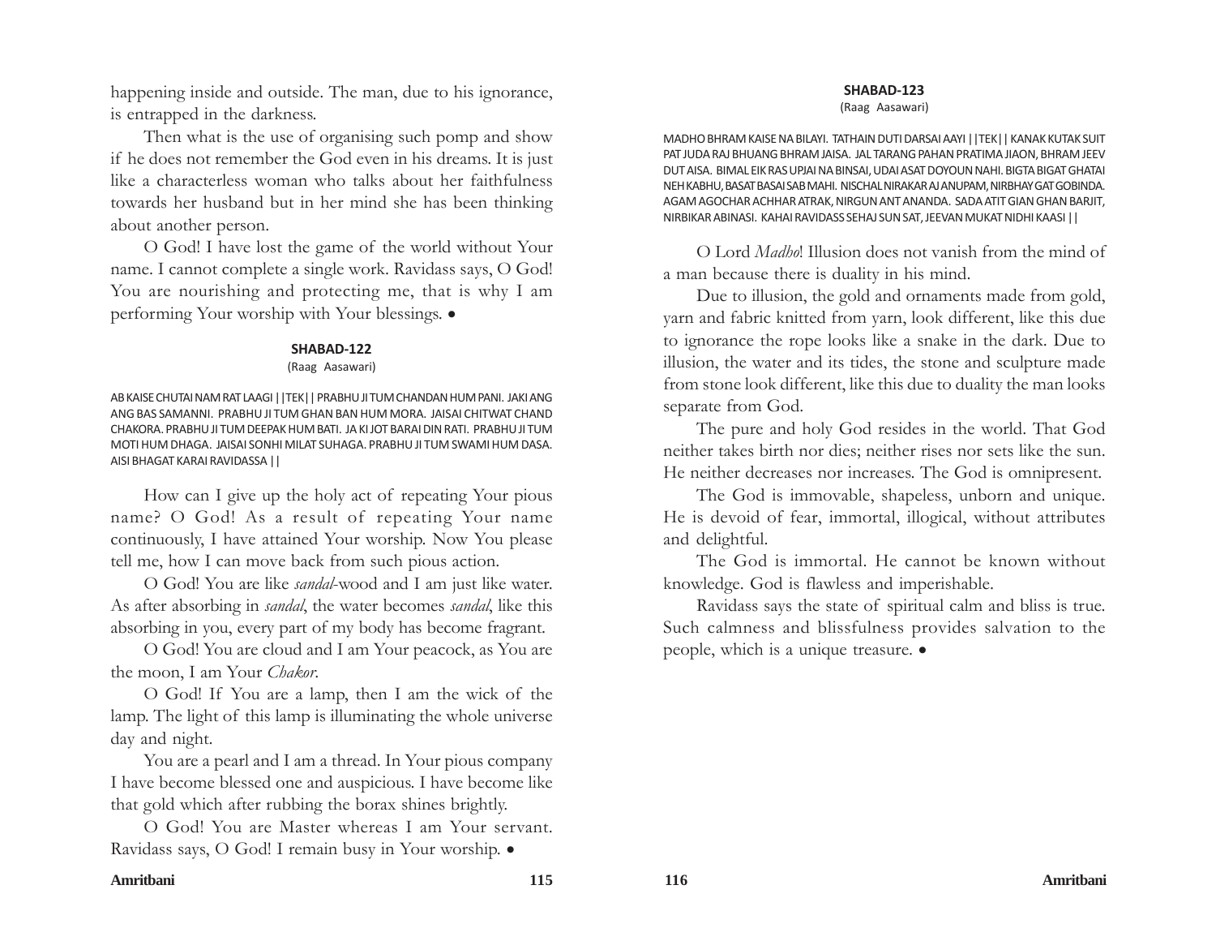happening inside and outside. The man, due to his ignorance, is entrapped in the darkness.

Then what is the use of organising such pomp and show if he does not remember the God even in his dreams. It is just like a characterless woman who talks about her faithfulness towards her husband but in her mind she has been thinking about another person.

O God! I have lost the game of the world without Your name. I cannot complete a single work. Ravidass says, O God! You are nourishing and protecting me, that is why I am performing Your worship with Your blessings. •

## SHABAD-122

(Raag Aasawari)

AB KAISE CHUTAI NAM RAT LAAGI ||TEK|| PRABHU JI TUM CHANDAN HUM PANI. JAKI ANG ANG BAS SAMANNI. PRABHU JI TUM GHAN BAN HUM MORA. JAISAI CHITWAT CHAND CHAKORA. PRABHU JI TUM DEEPAK HUM BATI. JA KI JOT BARAI DIN RATI. PRABHU JI TUM MOTI HUM DHAGA. JAISAI SONHI MILAT SUHAGA. PRABHU JI TUM SWAMI HUM DASA. AISI BHAGAT KARAI RAVIDASSA ||

How can I give up the holy act of repeating Your pious name? O God! As a result of repeating Your name continuously, I have attained Your worship. Now You please tell me, how I can move back from such pious action.

O God! You are like *sandal*-wood and I am just like water. As after absorbing in *sandal*, the water becomes *sandal*, like this absorbing in you, every part of my body has become fragrant.

O God! You are cloud and I am Your peacock, as You are the moon, I am Your *Chakor*.

O God! If You are a lamp, then I am the wick of the lamp. The light of this lamp is illuminating the whole universe day and night.

You are a pearl and I am a thread. In Your pious company I have become blessed one and auspicious. I have become like that gold which after rubbing the borax shines brightly.

O God! You are Master whereas I am Your servant. Ravidass says, O God! I remain busy in Your worship. •

## SHABAD-123

(Raag Aasawari)

MADHO BHRAM KAISE NA BILAYI. TATHAIN DUTI DARSAI AAYI ||TEK|| KANAK KUTAK SUIT PAT JUDA RAJ BHUANG BHRAM JAISA. JAL TARANG PAHAN PRATIMA JIAON, BHRAM JEEV DUT AISA. BIMAL EIK RAS UPJAI NA BINSAI, UDAI ASAT DOYOUN NAHI. BIGTA BIGAT GHATAI NEH KABHU, BASAT BASAI SAB MAHI. NISCHAL NIRAKAR AJ ANUPAM, NIRBHAY GAT GOBINDA. AGAM AGOCHAR ACHHAR ATRAK, NIRGUN ANT ANANDA. SADA ATIT GIAN GHAN BARJIT, NIRBIKAR ABINASI. KAHAI RAVIDASS SEHAJ SUN SAT, JEEVAN MUKAT NIDHI KAASI ||

O Lord *Madho*! Illusion does not vanish from the mind of a man because there is duality in his mind.

Due to illusion, the gold and ornaments made from gold, yarn and fabric knitted from yarn, look different, like this due to ignorance the rope looks like a snake in the dark. Due to illusion, the water and its tides, the stone and sculpture made from stone look different, like this due to duality the man looks separate from God.

The pure and holy God resides in the world. That God neither takes birth nor dies; neither rises nor sets like the sun. He neither decreases nor increases. The God is omnipresent.

The God is immovable, shapeless, unborn and unique. He is devoid of fear, immortal, illogical, without attributes and delightful.

The God is immortal. He cannot be known without knowledge. God is flawless and imperishable.

Ravidass says the state of spiritual calm and bliss is true. Such calmness and blissfulness provides salvation to the people, which is a unique treasure. •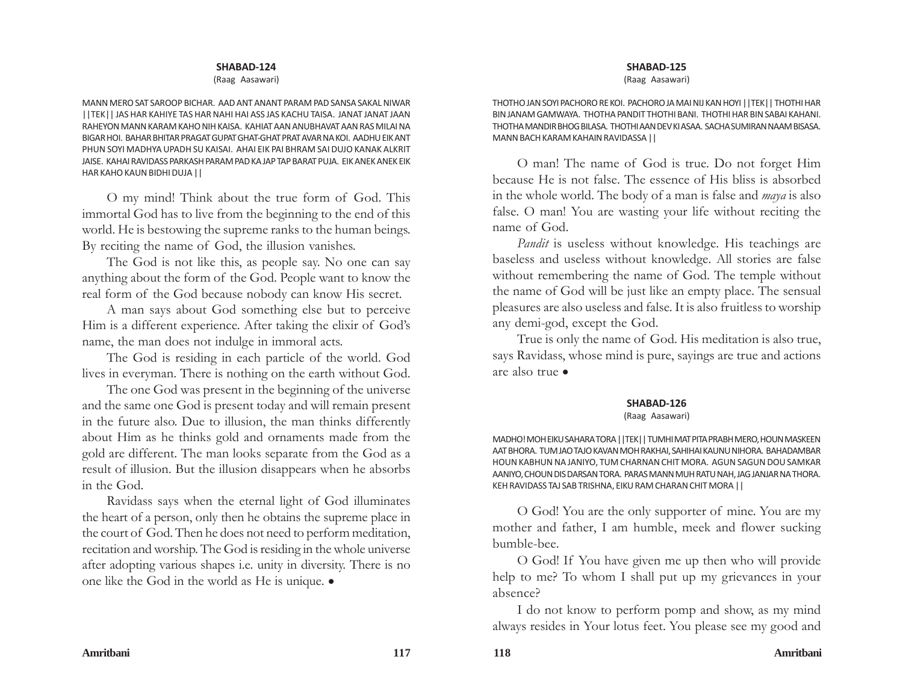## SHABAD-124

(Raag Aasawari)

MANN MERO SAT SAROOP BICHAR. AAD ANT ANANT PARAM PAD SANSA SAKAL NIWAR ||TEK|| JAS HAR KAHIYE TAS HAR NAHI HAI ASS JAS KACHU TAISA. JANAT JANAT JAAN RAHEYON MANN KARAM KAHO NIH KAISA. KAHIAT AAN ANUBHAVAT AAN RAS MILAI NA BIGAR HOI. BAHAR BHITAR PRAGAT GUPAT GHAT-GHAT PRAT AVAR NA KOI. AADHU EIK ANT PHUN SOYI MADHYA UPADH SU KAISAI. AHAI EIK PAI BHRAM SAI DUJO KANAK ALKRIT JAISE. KAHAI RAVIDASS PARKASH PARAM PAD KA JAP TAP BARAT PUJA. EIK ANEK ANEK EIK HAR KAHO KAUN BIDHI DUJA ||

O my mind! Think about the true form of God. This immortal God has to live from the beginning to the end of this world. He is bestowing the supreme ranks to the human beings. By reciting the name of God, the illusion vanishes.

The God is not like this, as people say. No one can say anything about the form of the God. People want to know the real form of the God because nobody can know His secret.

A man says about God something else but to perceive Him is a different experience. After taking the elixir of God's name, the man does not indulge in immoral acts.

The God is residing in each particle of the world. God lives in everyman. There is nothing on the earth without God.

The one God was present in the beginning of the universe and the same one God is present today and will remain present in the future also. Due to illusion, the man thinks differently about Him as he thinks gold and ornaments made from the gold are different. The man looks separate from the God as a result of illusion. But the illusion disappears when he absorbs in the God.

Ravidass says when the eternal light of God illuminates the heart of a person, only then he obtains the supreme place in the court of God. Then he does not need to perform meditation, recitation and worship. The God is residing in the whole universe after adopting various shapes i.e. unity in diversity. There is no one like the God in the world as He is unique. •

## SHABAD-125

(Raag Aasawari)

THOTHO JAN SOYI PACHORO RE KOI. PACHORO JA MAI NIJ KAN HOYI ||TEK|| THOTHI HAR BIN JANAM GAMWAYA. THOTHA PANDIT THOTHI BANI. THOTHI HAR BIN SABAI KAHANI. THOTHA MANDIR BHOG BILASA. THOTHI AAN DEV KI ASAA. SACHA SUMIRAN NAAM BISASA. MANN BACH KARAM KAHAIN RAVIDASSA ||

O man! The name of God is true. Do not forget Him because He is not false. The essence of His bliss is absorbed in the whole world. The body of a man is false and *maya* is also false. O man! You are wasting your life without reciting the name of God.

*Pandit* is useless without knowledge. His teachings are baseless and useless without knowledge. All stories are false without remembering the name of God. The temple without the name of God will be just like an empty place. The sensual pleasures are also useless and false. It is also fruitless to worship any demi-god, except the God.

True is only the name of God. His meditation is also true, says Ravidass, whose mind is pure, sayings are true and actions are also true •

## SHABAD-126

(Raag Aasawari)

MADHO! MOH EIKU SAHARA TORA ||TEK|| TUMHI MAT PITA PRABH MERO, HOUN MASKEEN AAT BHORA. TUM JAO TAJO KAVAN MOH RAKHAI, SAHIHAI KAUNU NIHORA. BAHADAMBAR HOUN KABHUN NA JANIYO, TUM CHARNAN CHIT MORA. AGUN SAGUN DOU SAMKAR AANIYO, CHOUN DIS DARSAN TORA. PARAS MANN MUH RATU NAH, JAG JANJAR NA THORA. KEH RAVIDASS TAJ SAB TRISHNA, EIKU RAM CHARAN CHIT MORA ||

O God! You are the only supporter of mine. You are my mother and father, I am humble, meek and flower sucking bumble-bee.

O God! If You have given me up then who will provide help to me? To whom I shall put up my grievances in your absence?

I do not know to perform pomp and show, as my mind always resides in Your lotus feet. You please see my good and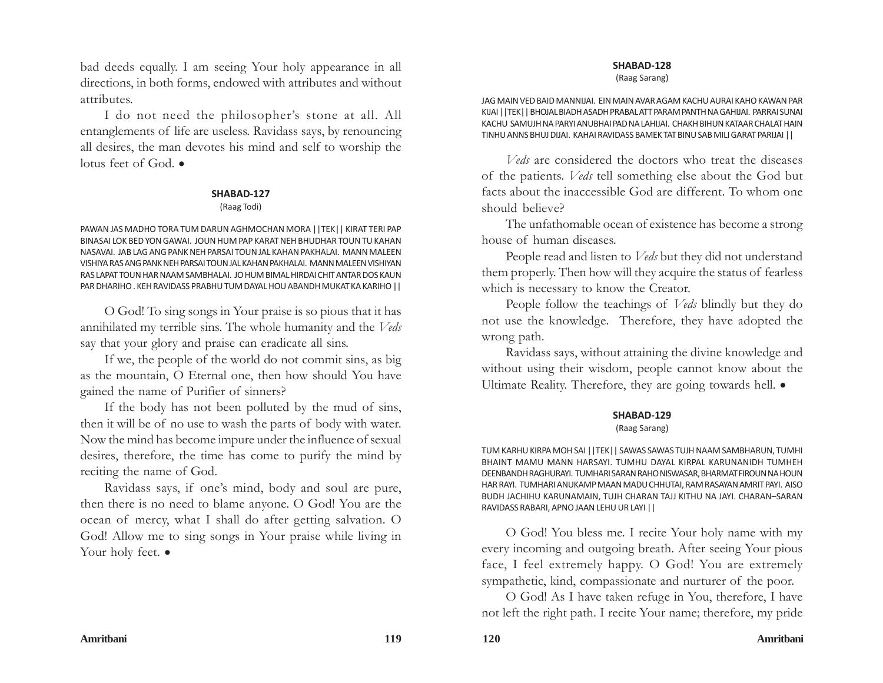bad deeds equally. I am seeing Your holy appearance in all directions, in both forms, endowed with attributes and without attributes.

I do not need the philosopher's stone at all. All entanglements of life are useless. Ravidass says, by renouncing all desires, the man devotes his mind and self to worship the lotus feet of God. •

### SHABAD-127

(Raag Todi)

PAWAN JAS MADHO TORA TUM DARUN AGHMOCHAN MORA ||TEK|| KIRAT TERI PAP BINASAI LOK BED YON GAWAI. JOUN HUM PAP KARAT NEH BHUDHAR TOUN TU KAHAN NASAVAI. JAB LAG ANG PANK NEH PARSAI TOUN JAL KAHAN PAKHALAI. MANN MALEEN VISHIYA RAS ANG PANK NEH PARSAI TOUN JAL KAHAN PAKHALAI. MANN MALEEN VISHIYAN RAS LAPAT TOUN HAR NAAM SAMBHALAI. JO HUM BIMAL HIRDAI CHIT ANTAR DOS KAUN PAR DHARIHO . KEH RAVIDASS PRABHU TUM DAYAL HOU ABANDH MUKAT KA KARIHO ||

O God! To sing songs in Your praise is so pious that it has annihilated my terrible sins. The whole humanity and the *Veds* say that your glory and praise can eradicate all sins.

If we, the people of the world do not commit sins, as big as the mountain, O Eternal one, then how should You have gained the name of Purifier of sinners?

If the body has not been polluted by the mud of sins, then it will be of no use to wash the parts of body with water. Now the mind has become impure under the influence of sexual desires, therefore, the time has come to purify the mind by reciting the name of God.

Ravidass says, if one's mind, body and soul are pure, then there is no need to blame anyone. O God! You are the ocean of mercy, what I shall do after getting salvation. O God! Allow me to sing songs in Your praise while living in Your holy feet. •

### SHABAD-128

(Raag Sarang)

JAG MAIN VED BAID MANNIJAI. EIN MAIN AVAR AGAM KACHU AURAI KAHO KAWAN PAR KIJAI ||TEK|| BHOJAL BIADH ASADH PRABAL ATT PARAM PANTH NA GAHIJAI. PARRAI SUNAI KACHU SAMUJH NA PARYI ANUBHAI PAD NA LAHIJAI. CHAKH BIHUN KATAAR CHALAT HAIN TINHU ANNS BHUJ DIJAI. KAHAI RAVIDASS BAMEK TAT BINU SAB MILI GARAT PARIJAI ||

*Veds* are considered the doctors who treat the diseases of the patients. *Veds* tell something else about the God but facts about the inaccessible God are different. To whom one should believe?

The unfathomable ocean of existence has become a strong house of human diseases.

People read and listen to *Veds* but they did not understand them properly. Then how will they acquire the status of fearless which is necessary to know the Creator.

People follow the teachings of *Veds* blindly but they do not use the knowledge. Therefore, they have adopted the wrong path.

Ravidass says, without attaining the divine knowledge and without using their wisdom, people cannot know about the Ultimate Reality. Therefore, they are going towards hell. •

### SHABAD-129

(Raag Sarang)

TUM KARHU KIRPA MOH SAI ||TEK|| SAWAS SAWAS TUJH NAAM SAMBHARUN, TUMHI BHAINT MAMU MANN HARSAYI. TUMHU DAYAL KIRPAL KARUNANIDH TUMHEH DEENBANDH RAGHURAYI. TUMHARI SARAN RAHO NISWASAR, BHARMAT FIROUN NA HOUN HAR RAYI. TUMHARI ANUKAMP MAAN MADU CHHUTAI, RAM RASAYAN AMRIT PAYI. AISO BUDH JACHIHU KARUNAMAIN, TUJH CHARAN TAJJ KITHU NA JAYI. CHARAN–SARAN RAVIDASS RABARI, APNO JAAN LEHU UR LAYI ||

O God! You bless me. I recite Your holy name with my every incoming and outgoing breath. After seeing Your pious face, I feel extremely happy. O God! You are extremely sympathetic, kind, compassionate and nurturer of the poor.

O God! As I have taken refuge in You, therefore, I have not left the right path. I recite Your name; therefore, my pride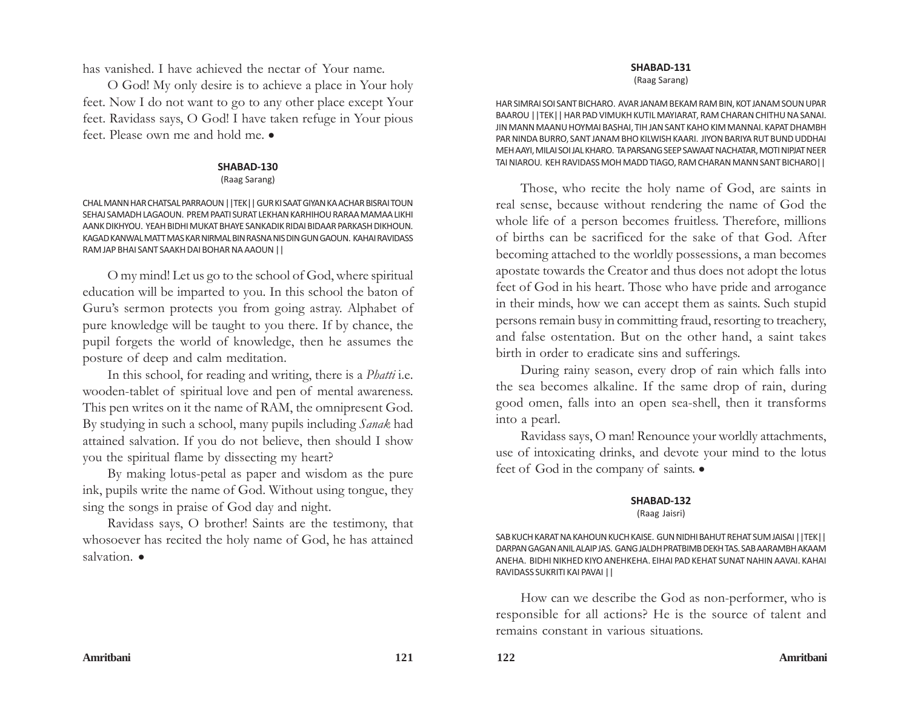has vanished. I have achieved the nectar of Your name.

O God! My only desire is to achieve a place in Your holy feet. Now I do not want to go to any other place except Your feet. Ravidass says, O God! I have taken refuge in Your pious feet. Please own me and hold me. •

### SHABAD-130

(Raag Sarang)

CHAL MANN HAR CHATSAL PARRAOUN ||TEK|| GUR KI SAAT GIYAN KA ACHAR BISRAI TOUN SEHAJ SAMADH LAGAOUN. PREM PAATI SURAT LEKHAN KARHIHOU RARAA MAMAA LIKHI AANK DIKHYOU. YEAH BIDHI MUKAT BHAYE SANKADIK RIDAI BIDAAR PARKASH DIKHOUN. KAGAD KANWAL MATT MAS KAR NIRMAL BIN RASNA NIS DIN GUN GAOUN. KAHAI RAVIDASS RAM JAP BHAI SANT SAAKH DAI BOHAR NA AAOUN ||

O my mind! Let us go to the school of God, where spiritual education will be imparted to you. In this school the baton of Guru's sermon protects you from going astray. Alphabet of pure knowledge will be taught to you there. If by chance, the pupil forgets the world of knowledge, then he assumes the posture of deep and calm meditation.

In this school, for reading and writing, there is a *Phatti* i.e. wooden-tablet of spiritual love and pen of mental awareness. This pen writes on it the name of RAM, the omnipresent God. By studying in such a school, many pupils including *Sanak* had attained salvation. If you do not believe, then should I show you the spiritual flame by dissecting my heart?

By making lotus-petal as paper and wisdom as the pure ink, pupils write the name of God. Without using tongue, they sing the songs in praise of God day and night.

Ravidass says, O brother! Saints are the testimony, that whosoever has recited the holy name of God, he has attained salvation. •

### SHABAD-131

(Raag Sarang)

HAR SIMRAI SOI SANT BICHARO. AVAR JANAM BEKAM RAM BIN, KOT JANAM SOUN UPAR BAAROU ||TEK|| HAR PAD VIMUKH KUTIL MAYIARAT, RAM CHARAN CHITHU NA SANAI. JIN MANN MAANU HOYMAI BASHAI, TIH JAN SANT KAHO KIM MANNAI. KAPAT DHAMBH PAR NINDA BURRO, SANT JANAM BHO KILWISH KAARI. JIYON BARIYA RUT BUND UDDHAI MEH AAYI, MILAI SOI JAL KHARO. TA PARSANG SEEP SAWAAT NACHATAR, MOTI NIPJAT NEER TAI NIAROU. KEH RAVIDASS MOH MADD TIAGO, RAM CHARAN MANN SANT BICHARO||

Those, who recite the holy name of God, are saints in real sense, because without rendering the name of God the whole life of a person becomes fruitless. Therefore, millions of births can be sacrificed for the sake of that God. After becoming attached to the worldly possessions, a man becomes apostate towards the Creator and thus does not adopt the lotus feet of God in his heart. Those who have pride and arrogance in their minds, how we can accept them as saints. Such stupid persons remain busy in committing fraud, resorting to treachery, and false ostentation. But on the other hand, a saint takes birth in order to eradicate sins and sufferings.

During rainy season, every drop of rain which falls into the sea becomes alkaline. If the same drop of rain, during good omen, falls into an open sea-shell, then it transforms into a pearl.

Ravidass says, O man! Renounce your worldly attachments, use of intoxicating drinks, and devote your mind to the lotus feet of God in the company of saints. •

### SHABAD-132

(Raag Jaisri)

SAB KUCH KARAT NA KAHOUN KUCH KAISE. GUN NIDHI BAHUT REHAT SUM JAISAI ||TEK|| DARPAN GAGAN ANIL ALAIP JAS. GANG JALDH PRATBIMB DEKH TAS. SAB AARAMBH AKAAM ANEHA. BIDHI NIKHED KIYO ANEHKEHA. EIHAI PAD KEHAT SUNAT NAHIN AAVAI. KAHAI RAVIDASS SUKRITI KAI PAVAI ||

How can we describe the God as non-performer, who is responsible for all actions? He is the source of talent and remains constant in various situations.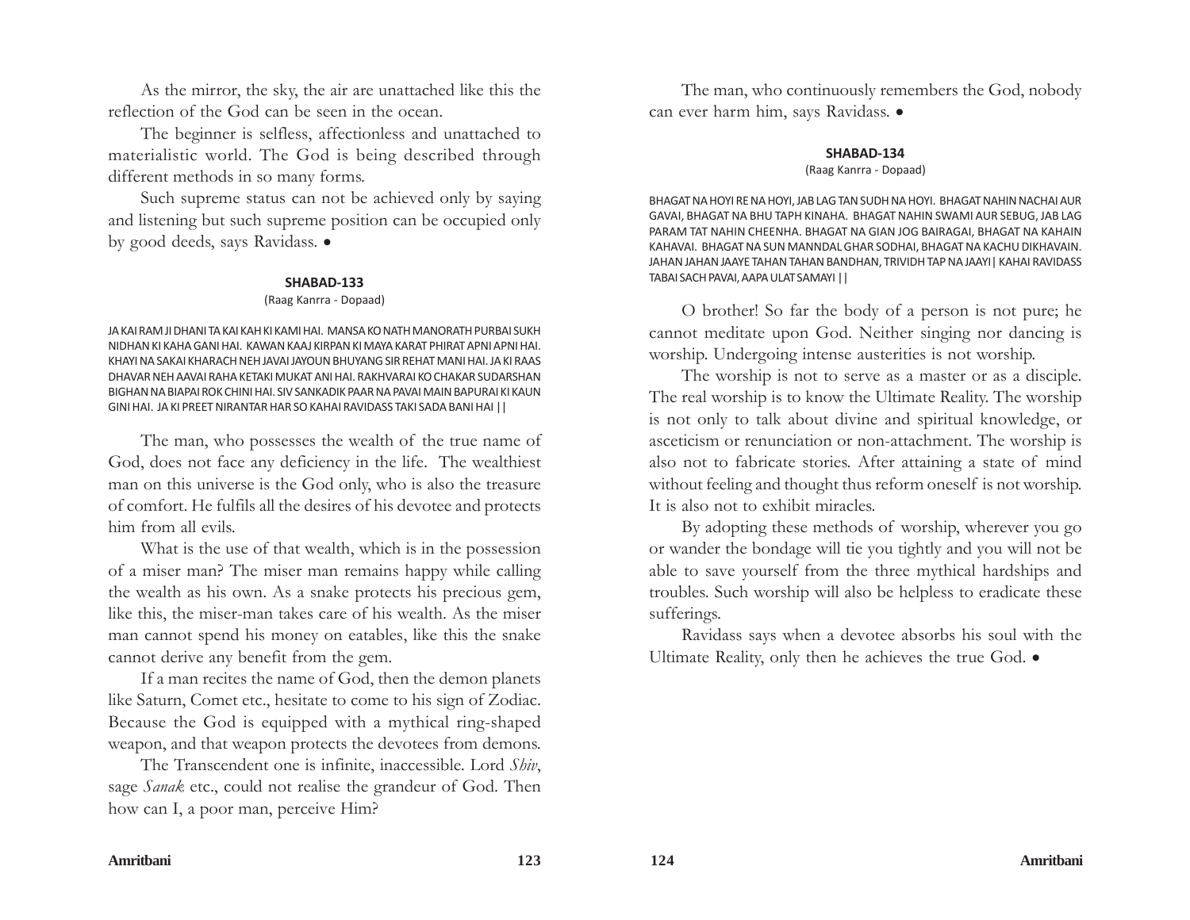As the mirror, the sky, the air are unattached like this the reflection of the God can be seen in the ocean.

The beginner is selfless, affectionless and unattached to materialistic world. The God is being described through different methods in so many forms.

Such supreme status can not be achieved only by saying and listening but such supreme position can be occupied only by good deeds, says Ravidass. •

#### SHABAD-133

(Raag Kanrra - Dopaad)

JA KAI RAM JI DHANI TA KAI KAH KI KAMI HAI. MANSA KO NATH MANORATH PURBAI SUKH NIDHAN KI KAHA GANI HAI. KAWAN KAAJ KIRPAN KI MAYA KARAT PHIRAT APNI APNI HAI. KHAYI NA SAKAI KHARACH NEH JAVAI JAYOUN BHUYANG SIR REHAT MANI HAI. JA KI RAAS DHAVAR NEH AAVAI RAHA KETAKI MUKAT ANI HAI. RAKHVARAI KO CHAKAR SUDARSHAN BIGHAN NA BIAPAI ROK CHINI HAI. SIV SANKADIK PAAR NA PAVAI MAIN BAPURAI KI KAUN GINI HAI. JA KI PREET NIRANTAR HAR SO KAHAI RAVIDASS TAKI SADA BANI HAI ||

The man, who possesses the wealth of the true name of God, does not face any deficiency in the life. The wealthiest man on this universe is the God only, who is also the treasure of comfort. He fulfils all the desires of his devotee and protects him from all evils.

What is the use of that wealth, which is in the possession of a miser man? The miser man remains happy while calling the wealth as his own. As a snake protects his precious gem, like this, the miser-man takes care of his wealth. As the miser man cannot spend his money on eatables, like this the snake cannot derive any benefit from the gem.

If a man recites the name of God, then the demon planets like Saturn, Comet etc., hesitate to come to his sign of Zodiac. Because the God is equipped with a mythical ring-shaped weapon, and that weapon protects the devotees from demons.

The Transcendent one is infinite, inaccessible. Lord *Shiv*, sage *Sanak* etc., could not realise the grandeur of God. Then how can I, a poor man, perceive Him?

The man, who continuously remembers the God, nobody can ever harm him, says Ravidass. •

#### SHABAD-134

(Raag Kanrra - Dopaad)

BHAGAT NA HOYI RE NA HOYI, JAB LAG TAN SUDH NA HOYI. BHAGAT NAHIN NACHAI AUR GAVAI, BHAGAT NA BHU TAPH KINAHA. BHAGAT NAHIN SWAMI AUR SEBUG, JAB LAG PARAM TAT NAHIN CHEENHA. BHAGAT NA GIAN JOG BAIRAGAI, BHAGAT NA KAHAIN KAHAVAI. BHAGAT NA SUN MANNDAL GHAR SODHAI, BHAGAT NA KACHU DIKHAVAIN. JAHAN JAHAN JAAYE TAHAN TAHAN BANDHAN, TRIVIDH TAP NA JAAYI| KAHAI RAVIDASS TABAI SACH PAVAI, AAPA ULAT SAMAYI ||

O brother! So far the body of a person is not pure; he cannot meditate upon God. Neither singing nor dancing is worship. Undergoing intense austerities is not worship.

The worship is not to serve as a master or as a disciple. The real worship is to know the Ultimate Reality. The worship is not only to talk about divine and spiritual knowledge, or asceticism or renunciation or non-attachment. The worship is also not to fabricate stories. After attaining a state of mind without feeling and thought thus reform oneself is not worship. It is also not to exhibit miracles.

By adopting these methods of worship, wherever you go or wander the bondage will tie you tightly and you will not be able to save yourself from the three mythical hardships and troubles. Such worship will also be helpless to eradicate these sufferings.

Ravidass says when a devotee absorbs his soul with the Ultimate Reality, only then he achieves the true God. •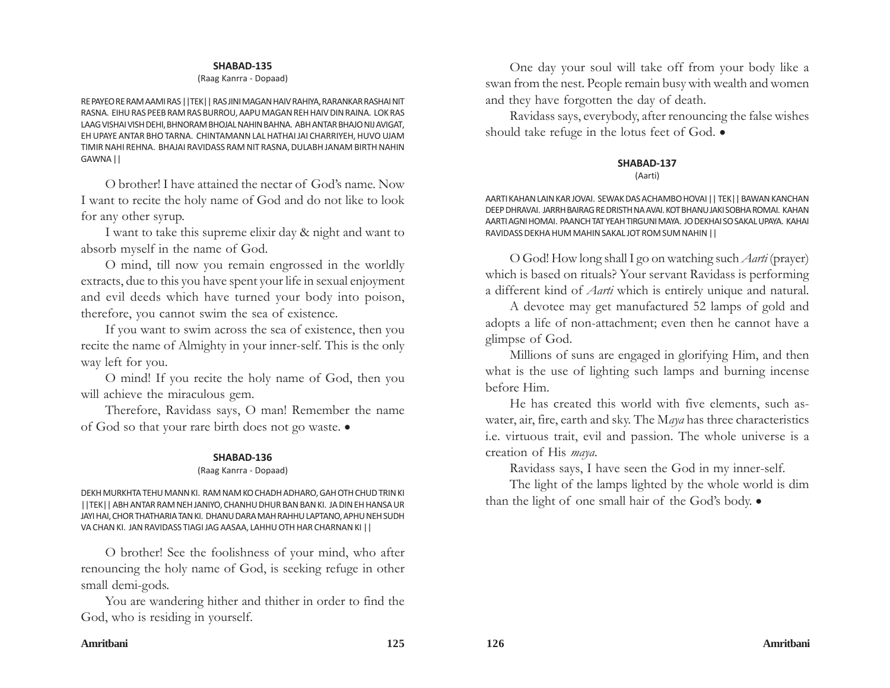## SHABAD-135

(Raag Kanrra - Dopaad)

RE PAYEO RE RAM AAMI RAS ||TEK|| RAS JINI MAGAN HAIV RAHIYA, RARANKAR RASHAI NIT RASNA. EIHU RAS PEEB RAM RAS BURROU, AAPU MAGAN REH HAIV DIN RAINA. LOK RAS LAAG VISHAI VISH DEHI, BHNORAM BHOJAL NAHIN BAHNA. ABH ANTAR BHAJO NIJ AVIGAT, EH UPAYE ANTAR BHO TARNA. CHINTAMANN LAL HATHAI JAI CHARRIYEH, HUVO UJAM TIMIR NAHI REHNA. BHAJAI RAVIDASS RAM NIT RASNA, DULABH JANAM BIRTH NAHIN GAWNA ||

O brother! I have attained the nectar of God's name. Now I want to recite the holy name of God and do not like to look for any other syrup.

I want to take this supreme elixir day & night and want to absorb myself in the name of God.

O mind, till now you remain engrossed in the worldly extracts, due to this you have spent your life in sexual enjoyment and evil deeds which have turned your body into poison, therefore, you cannot swim the sea of existence.

If you want to swim across the sea of existence, then you recite the name of Almighty in your inner-self. This is the only way left for you.

O mind! If you recite the holy name of God, then you will achieve the miraculous gem.

Therefore, Ravidass says, O man! Remember the name of God so that your rare birth does not go waste. •

## SHABAD-136

(Raag Kanrra - Dopaad)

DEKH MURKHTA TEHU MANN KI. RAM NAM KO CHADH ADHARO, GAH OTH CHUD TRIN KI ||TEK|| ABH ANTAR RAM NEH JANIYO, CHANHU DHUR BAN BAN KI. JA DIN EH HANSA UR JAYI HAI, CHOR THATHARIA TAN KI. DHANU DARA MAH RAHHU LAPTANO, APHU NEH SUDH VA CHAN KI. JAN RAVIDASS TIAGI JAG AASAA, LAHHU OTH HAR CHARNAN KI ||

O brother! See the foolishness of your mind, who after renouncing the holy name of God, is seeking refuge in other small demi-gods.

You are wandering hither and thither in order to find the God, who is residing in yourself.

One day your soul will take off from your body like a swan from the nest. People remain busy with wealth and women and they have forgotten the day of death.

Ravidass says, everybody, after renouncing the false wishes should take refuge in the lotus feet of God. •

## SHABAD-137

(Aarti)

AARTI KAHAN LAIN KAR JOVAI. SEWAK DAS ACHAMBO HOVAI || TEK|| BAWAN KANCHAN DEEP DHRAVAI. JARRH BAIRAG RE DRISTH NA AVAI. KOT BHANU JAKI SOBHA ROMAI. KAHAN AARTI AGNI HOMAI. PAANCH TAT YEAH TIRGUNI MAYA. JO DEKHAI SO SAKAL UPAYA. KAHAI RAVIDASS DEKHA HUM MAHIN SAKAL JOT ROM SUM NAHIN ||

O God! How long shall I go on watching such *Aarti* (prayer) which is based on rituals? Your servant Ravidass is performing a different kind of *Aarti* which is entirely unique and natural.

A devotee may get manufactured 52 lamps of gold and adopts a life of non-attachment; even then he cannot have a glimpse of God.

Millions of suns are engaged in glorifying Him, and then what is the use of lighting such lamps and burning incense before Him.

He has created this world with five elements, such as-water, air, fire, earth and sky. The M*aya* has three characteristics i.e. virtuous trait, evil and passion. The whole universe is a creation of His *maya*.

Ravidass says, I have seen the God in my inner-self.

The light of the lamps lighted by the whole world is dim than the light of one small hair of the God's body. •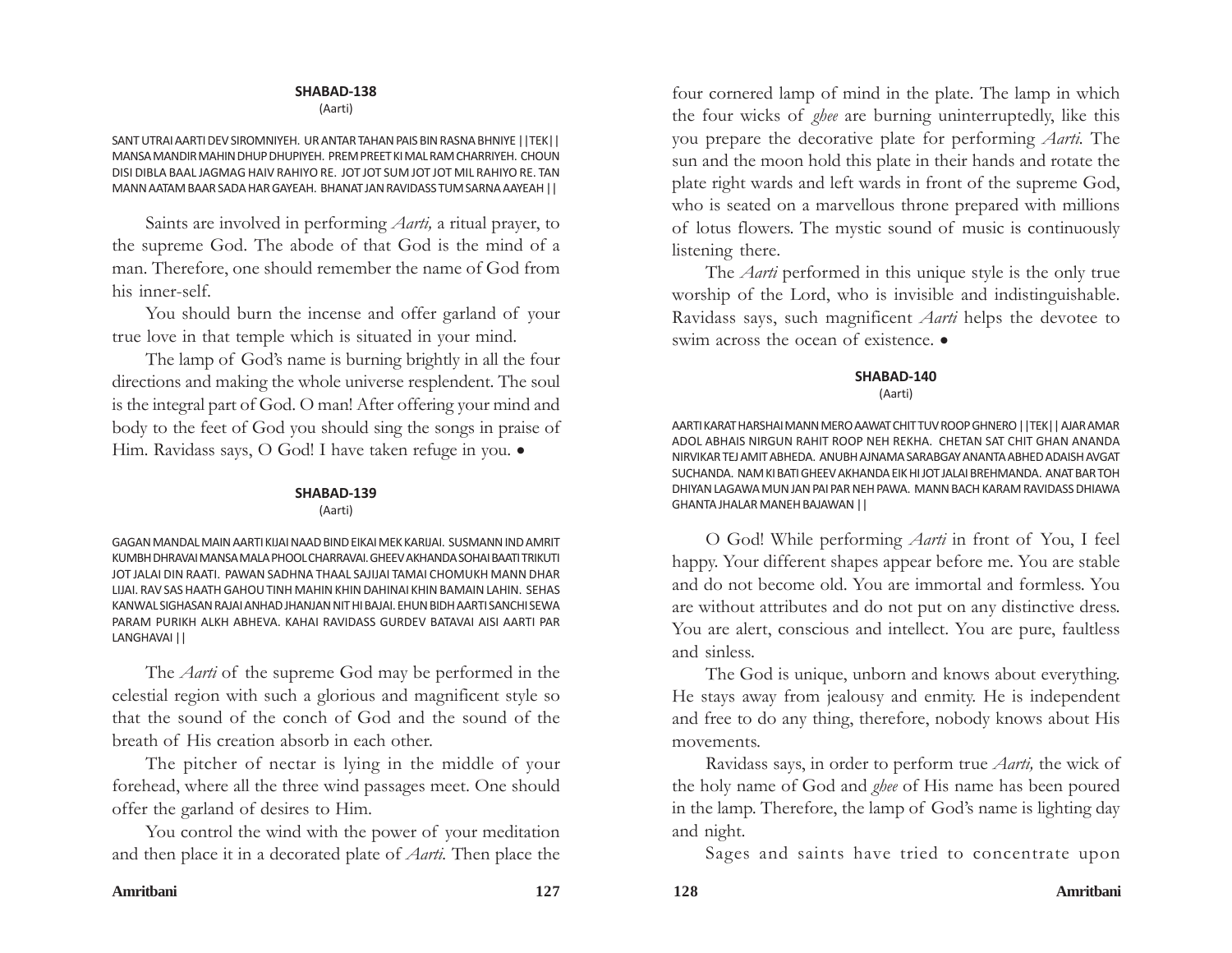## SHABAD-138

(Aarti)

SANT UTRAI AARTI DEV SIROMNIYEH. UR ANTAR TAHAN PAIS BIN RASNA BHNIYE ||TEK|| MANSA MANDIR MAHIN DHUP DHUPIYEH. PREM PREET KI MAL RAM CHARRIYEH. CHOUN DISI DIBLA BAAL JAGMAG HAIV RAHIYO RE. JOT JOT SUM JOT JOT MIL RAHIYO RE. TAN MANN AATAM BAAR SADA HAR GAYEAH. BHANAT JAN RAVIDASS TUM SARNA AAYEAH ||

Saints are involved in performing *Aarti,* a ritual prayer, to the supreme God. The abode of that God is the mind of a man. Therefore, one should remember the name of God from his inner-self.

You should burn the incense and offer garland of your true love in that temple which is situated in your mind.

The lamp of God's name is burning brightly in all the four directions and making the whole universe resplendent. The soul is the integral part of God. O man! After offering your mind and body to the feet of God you should sing the songs in praise of Him. Ravidass says, O God! I have taken refuge in you. •

## SHABAD-139

(Aarti)

GAGAN MANDAL MAIN AARTI KIJAI NAAD BIND EIKAI MEK KARIJAI. SUSMANN IND AMRIT KUMBH DHRAVAI MANSA MALA PHOOL CHARRAVAI. GHEEV AKHANDA SOHAI BAATI TRIKUTI JOT JALAI DIN RAATI. PAWAN SADHNA THAAL SAJIJAI TAMAI CHOMUKH MANN DHAR LIJAI. RAV SAS HAATH GAHOU TINH MAHIN KHIN DAHINAI KHIN BAMAIN LAHIN. SEHAS KANWAL SIGHASAN RAJAI ANHAD JHANJAN NIT HI BAJAI. EHUN BIDH AARTI SANCHI SEWA PARAM PURIKH ALKH ABHEVA. KAHAI RAVIDASS GURDEV BATAVAI AISI AARTI PAR LANGHAVAI ||

The *Aarti* of the supreme God may be performed in the celestial region with such a glorious and magnificent style so that the sound of the conch of God and the sound of the breath of His creation absorb in each other.

The pitcher of nectar is lying in the middle of your forehead, where all the three wind passages meet. One should offer the garland of desires to Him.

You control the wind with the power of your meditation and then place it in a decorated plate of *Aarti.* Then place the four cornered lamp of mind in the plate. The lamp in which the four wicks of *ghee* are burning uninterruptedly, like this you prepare the decorative plate for performing *Aarti.* The sun and the moon hold this plate in their hands and rotate the plate right wards and left wards in front of the supreme God, who is seated on a marvellous throne prepared with millions of lotus flowers. The mystic sound of music is continuously listening there.

The *Aarti* performed in this unique style is the only true worship of the Lord, who is invisible and indistinguishable. Ravidass says, such magnificent *Aarti* helps the devotee to swim across the ocean of existence. •

## SHABAD-140

(Aarti)

AARTI KARAT HARSHAI MANN MERO AAWAT CHIT TUV ROOP GHNERO ||TEK|| AJAR AMAR ADOL ABHAIS NIRGUN RAHIT ROOP NEH REKHA. CHETAN SAT CHIT GHAN ANANDA NIRVIKAR TEJ AMIT ABHEDA. ANUBH AJNAMA SARABGAY ANANTA ABHED ADAISH AVGAT SUCHANDA. NAM KI BATI GHEEV AKHANDA EIK HI JOT JALAI BREHMANDA. ANAT BAR TOH DHIYAN LAGAWA MUN JAN PAI PAR NEH PAWA. MANN BACH KARAM RAVIDASS DHIAWA GHANTA JHALAR MANEH BAJAWAN ||

O God! While performing *Aarti* in front of You, I feel happy. Your different shapes appear before me. You are stable and do not become old. You are immortal and formless. You are without attributes and do not put on any distinctive dress. You are alert, conscious and intellect. You are pure, faultless and sinless.

The God is unique, unborn and knows about everything. He stays away from jealousy and enmity. He is independent and free to do any thing, therefore, nobody knows about His movements.

Ravidass says, in order to perform true *Aarti,* the wick of the holy name of God and *ghee* of His name has been poured in the lamp. Therefore, the lamp of God's name is lighting day and night.

Sages and saints have tried to concentrate upon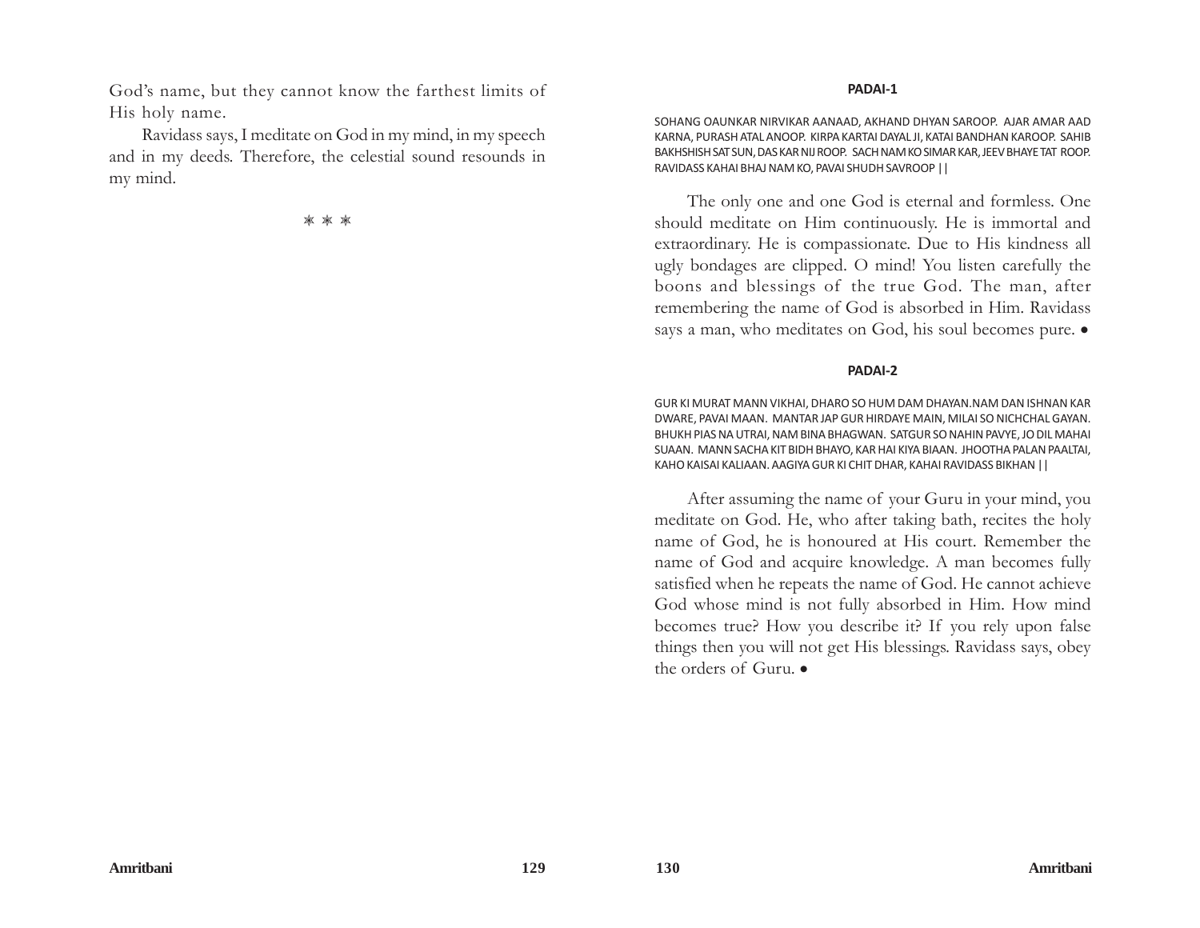God's name, but they cannot know the farthest limits of His holy name.

Ravidass says, I meditate on God in my mind, in my speech and in my deeds. Therefore, the celestial sound resounds in my mind.

\* \* \*

### PADAI-1

SOHANG OAUNKAR NIRVIKAR AANAAD, AKHAND DHYAN SAROOP. AJAR AMAR AAD KARNA, PURASH ATAL ANOOP. KIRPA KARTAI DAYAL JI, KATAI BANDHAN KAROOP. SAHIB BAKHSHISH SAT SUN, DAS KAR NIJ ROOP. SACH NAM KO SIMAR KAR, JEEV BHAYE TAT ROOP. RAVIDASS KAHAI BHAJ NAM KO, PAVAI SHUDH SAVROOP ||

The only one and one God is eternal and formless. One should meditate on Him continuously. He is immortal and extraordinary. He is compassionate. Due to His kindness all ugly bondages are clipped. O mind! You listen carefully the boons and blessings of the true God. The man, after remembering the name of God is absorbed in Him. Ravidass says a man, who meditates on God, his soul becomes pure. •

### PADAI-2

GUR KI MURAT MANN VIKHAI, DHARO SO HUM DAM DHAYAN.NAM DAN ISHNAN KAR DWARE, PAVAI MAAN. MANTAR JAP GUR HIRDAYE MAIN, MILAI SO NICHCHAL GAYAN. BHUKH PIAS NA UTRAI, NAM BINA BHAGWAN. SATGUR SO NAHIN PAVYE, JO DIL MAHAI SUAAN. MANN SACHA KIT BIDH BHAYO, KAR HAI KIYA BIAAN. JHOOTHA PALAN PAALTAI, KAHO KAISAI KALIAAN. AAGIYA GUR KI CHIT DHAR, KAHAI RAVIDASS BIKHAN ||

After assuming the name of your Guru in your mind, you meditate on God. He, who after taking bath, recites the holy name of God, he is honoured at His court. Remember the name of God and acquire knowledge. A man becomes fully satisfied when he repeats the name of God. He cannot achieve God whose mind is not fully absorbed in Him. How mind becomes true? How you describe it? If you rely upon false things then you will not get His blessings. Ravidass says, obey the orders of Guru. •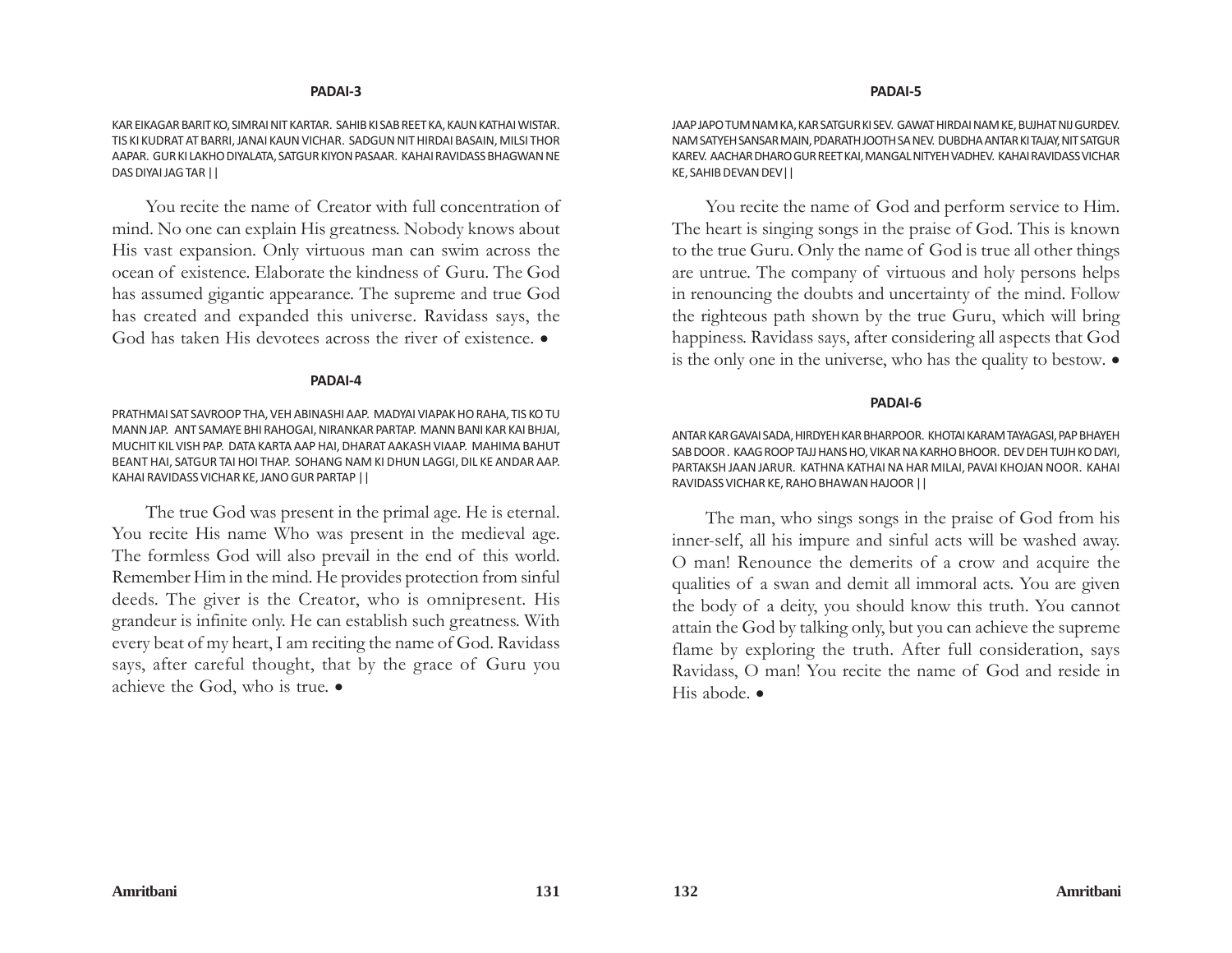## PADAI-3

KAR EIKAGAR BARIT KO, SIMRAI NIT KARTAR. SAHIB KI SAB REET KA, KAUN KATHAI WISTAR. TIS KI KUDRAT AT BARRI, JANAI KAUN VICHAR. SADGUN NIT HIRDAI BASAIN, MILSI THOR AAPAR. GUR KI LAKHO DIYALATA, SATGUR KIYON PASAAR. KAHAI RAVIDASS BHAGWAN NE DAS DIYAI JAG TAR ||

You recite the name of Creator with full concentration of mind. No one can explain His greatness. Nobody knows about His vast expansion. Only virtuous man can swim across the ocean of existence. Elaborate the kindness of Guru. The God has assumed gigantic appearance. The supreme and true God has created and expanded this universe. Ravidass says, the God has taken His devotees across the river of existence. •

## PADAI-4

PRATHMAI SAT SAVROOP THA, VEH ABINASHI AAP. MADYAI VIAPAK HO RAHA, TIS KO TU MANN JAP. ANT SAMAYE BHI RAHOGAI, NIRANKAR PARTAP. MANN BANI KAR KAI BHJAI, MUCHIT KIL VISH PAP. DATA KARTA AAP HAI, DHARAT AAKASH VIAAP. MAHIMA BAHUT BEANT HAI, SATGUR TAI HOI THAP. SOHANG NAM KI DHUN LAGGI, DIL KE ANDAR AAP. KAHAI RAVIDASS VICHAR KE, JANO GUR PARTAP ||

The true God was present in the primal age. He is eternal. You recite His name Who was present in the medieval age. The formless God will also prevail in the end of this world. Remember Him in the mind. He provides protection from sinful deeds. The giver is the Creator, who is omnipresent. His grandeur is infinite only. He can establish such greatness. With every beat of my heart, I am reciting the name of God. Ravidass says, after careful thought, that by the grace of Guru you achieve the God, who is true. •

## PADAI-5

JAAP JAPO TUM NAM KA, KAR SATGUR KI SEV. GAWAT HIRDAI NAM KE, BUJHAT NIJ GURDEV. NAM SATYEH SANSAR MAIN, PDARATH JOOTH SA NEV. DUBDHA ANTAR KI TAJAY, NIT SATGUR KAREV. AACHAR DHARO GUR REET KAI, MANGAL NITYEH VADHEV. KAHAI RAVIDASS VICHAR KE, SAHIB DEVAN DEV ||

You recite the name of God and perform service to Him. The heart is singing songs in the praise of God. This is known to the true Guru. Only the name of God is true all other things are untrue. The company of virtuous and holy persons helps in renouncing the doubts and uncertainty of the mind. Follow the righteous path shown by the true Guru, which will bring happiness. Ravidass says, after considering all aspects that God is the only one in the universe, who has the quality to bestow. •

## PADAI-6

ANTAR KAR GAVAI SADA, HIRDYEH KAR BHARPOOR. KHOTAI KARAM TAYAGASI, PAP BHAYEH SAB DOOR. KAAG ROOP TAJJ HANS HO, VIKAR NA KARHO BHOOR. DEV DEH TUJH KO DAYI, PARTAKSH JAAN JARUR. KATHNA KATHAI NA HAR MILAI, PAVAI KHOJAN NOOR. KAHAI RAVIDASS VICHAR KE, RAHO BHAWAN HAJOOR ||

The man, who sings songs in the praise of God from his inner-self, all his impure and sinful acts will be washed away. O man! Renounce the demerits of a crow and acquire the qualities of a swan and demit all immoral acts. You are given the body of a deity, you should know this truth. You cannot attain the God by talking only, but you can achieve the supreme flame by exploring the truth. After full consideration, says Ravidass, O man! You recite the name of God and reside in His abode. •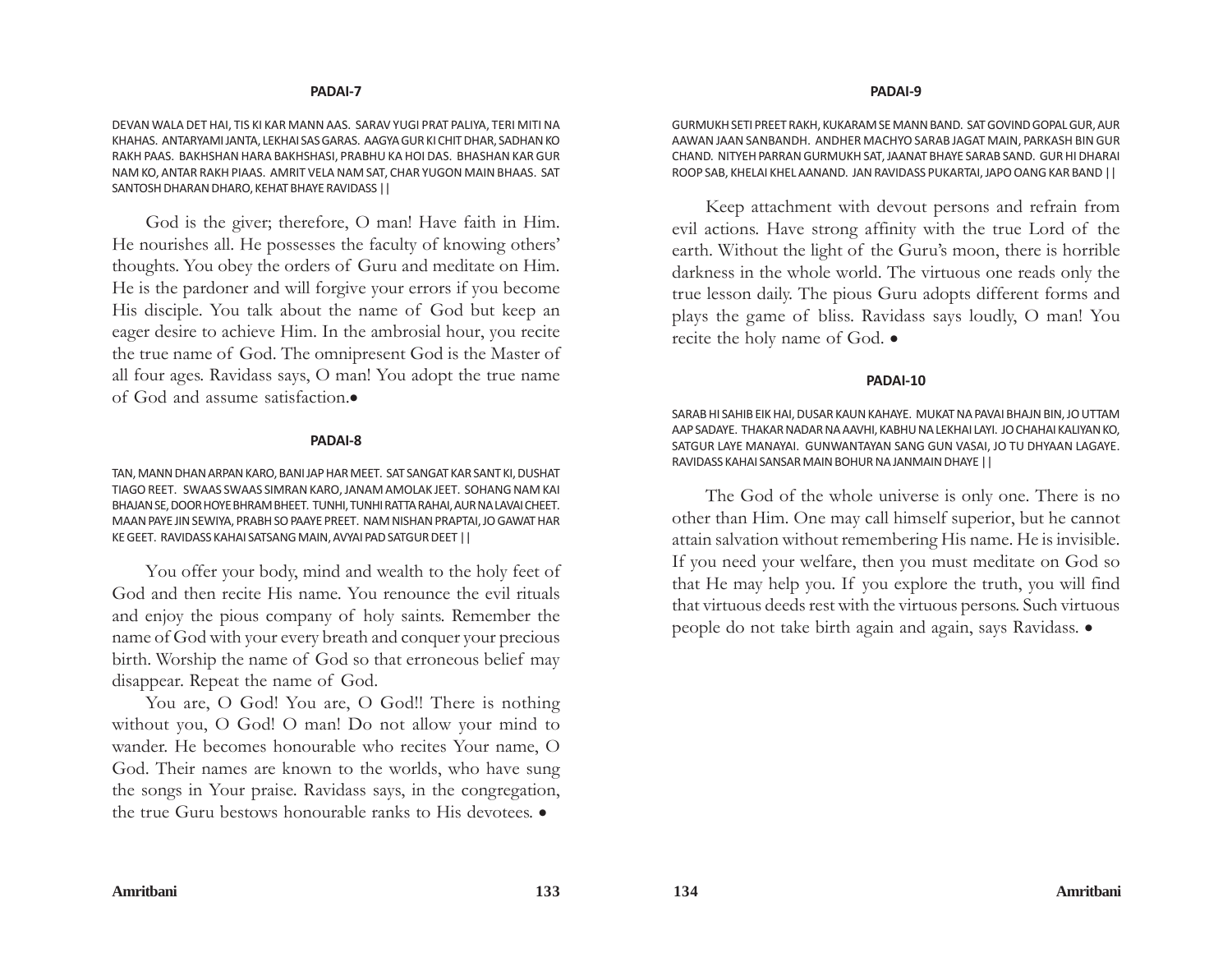## PADAI-7

DEVAN WALA DET HAI, TIS KI KAR MANN AAS. SARAV YUGI PRAT PALIYA, TERI MITI NA KHAHAS. ANTARYAMI JANTA, LEKHAI SAS GARAS. AAGYA GUR KI CHIT DHAR, SADHAN KO RAKH PAAS. BAKHSHAN HARA BAKHSHASI, PRABHU KA HOI DAS. BHASHAN KAR GUR NAM KO, ANTAR RAKH PIAAS. AMRIT VELA NAM SAT, CHAR YUGON MAIN BHAAS. SAT SANTOSH DHARAN DHARO, KEHAT BHAYE RAVIDASS ||

God is the giver; therefore, O man! Have faith in Him. He nourishes all. He possesses the faculty of knowing others' thoughts. You obey the orders of Guru and meditate on Him. He is the pardoner and will forgive your errors if you become His disciple. You talk about the name of God but keep an eager desire to achieve Him. In the ambrosial hour, you recite the true name of God. The omnipresent God is the Master of all four ages. Ravidass says, O man! You adopt the true name of God and assume satisfaction.•

## PADAI-8

TAN, MANN DHAN ARPAN KARO, BANI JAP HAR MEET. SAT SANGAT KAR SANT KI, DUSHAT TIAGO REET. SWAAS SWAAS SIMRAN KARO, JANAM AMOLAK JEET. SOHANG NAM KAI BHAJAN SE, DOOR HOYE BHRAM BHEET. TUNHI, TUNHI RATTA RAHAI, AUR NA LAVAI CHEET. MAAN PAYE JIN SEWIYA, PRABH SO PAAYE PREET. NAM NISHAN PRAPTAI, JO GAWAT HAR KE GEET. RAVIDASS KAHAI SATSANG MAIN, AVYAI PAD SATGUR DEET ||

You offer your body, mind and wealth to the holy feet of God and then recite His name. You renounce the evil rituals and enjoy the pious company of holy saints. Remember the name of God with your every breath and conquer your precious birth. Worship the name of God so that erroneous belief may disappear. Repeat the name of God.

You are, O God! You are, O God!! There is nothing without you, O God! O man! Do not allow your mind to wander. He becomes honourable who recites Your name, O God. Their names are known to the worlds, who have sung the songs in Your praise. Ravidass says, in the congregation, the true Guru bestows honourable ranks to His devotees. •

## PADAI-9

GURMUKH SETI PREET RAKH, KUKARAM SE MANN BAND. SAT GOVIND GOPAL GUR, AUR AAWAN JAAN SANBANDH. ANDHER MACHYO SARAB JAGAT MAIN, PARKASH BIN GUR CHAND. NITYEH PARRAN GURMUKH SAT, JAANAT BHAYE SARAB SAND. GUR HI DHARAI ROOP SAB, KHELAI KHEL AANAND. JAN RAVIDASS PUKARTAI, JAPO OANG KAR BAND ||

Keep attachment with devout persons and refrain from evil actions. Have strong affinity with the true Lord of the earth. Without the light of the Guru's moon, there is horrible darkness in the whole world. The virtuous one reads only the true lesson daily. The pious Guru adopts different forms and plays the game of bliss. Ravidass says loudly, O man! You recite the holy name of God. •

## PADAI-10

SARAB HI SAHIB EIK HAI, DUSAR KAUN KAHAYE. MUKAT NA PAVAI BHAJN BIN, JO UTTAM AAP SADAYE. THAKAR NADAR NA AAVHI, KABHU NA LEKHAI LAYI. JO CHAHAI KALIYAN KO, SATGUR LAYE MANAYAI. GUNWANTAYAN SANG GUN VASAI, JO TU DHYAAN LAGAYE. RAVIDASS KAHAI SANSAR MAIN BOHUR NA JANMAIN DHAYE ||

The God of the whole universe is only one. There is no other than Him. One may call himself superior, but he cannot attain salvation without remembering His name. He is invisible. If you need your welfare, then you must meditate on God so that He may help you. If you explore the truth, you will find that virtuous deeds rest with the virtuous persons. Such virtuous people do not take birth again and again, says Ravidass. •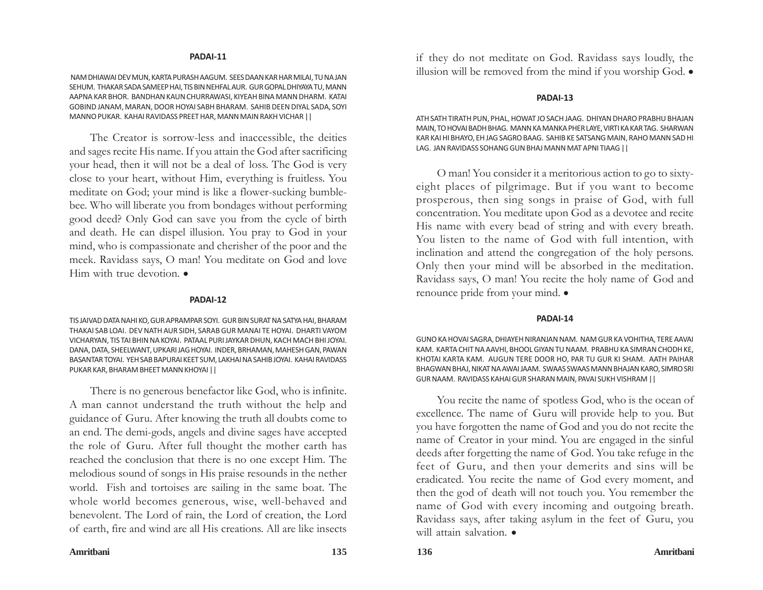## PADAI-11

NAM DHIAWAI DEV MUN, KARTA PURASH AAGUM. SEES DAAN KAR HAR MILAI, TU NA JAN SEHUM. THAKAR SADA SAMEEP HAI, TIS BIN NEHFAL AUR. GUR GOPAL DHIYAYA TU, MANN AAPNA KAR BHOR. BANDHAN KAUN CHURRAWASI, KIYEAH BINA MANN DHARM. KATAI GOBIND JANAM, MARAN, DOOR HOYAI SABH BHARAM. SAHIB DEEN DIYAL SADA, SOYI MANNO PUKAR. KAHAI RAVIDASS PREET HAR, MANN MAIN RAKH VICHAR ||

The Creator is sorrow-less and inaccessible, the deities and sages recite His name. If you attain the God after sacrificing your head, then it will not be a deal of loss. The God is very close to your heart, without Him, everything is fruitless. You meditate on God; your mind is like a flower-sucking bumble-bee. Who will liberate you from bondages without performing good deed? Only God can save you from the cycle of birth and death. He can dispel illusion. You pray to God in your mind, who is compassionate and cherisher of the poor and the meek. Ravidass says, O man! You meditate on God and love Him with true devotion. •

## PADAI-12

TIS JAIVAD DATA NAHI KO, GUR APRAMPAR SOYI. GUR BIN SURAT NA SATYA HAI, BHARAM THAKAI SAB LOAI. DEV NATH AUR SIDH, SARAB GUR MANAI TE HOYAI. DHARTI VAYOM VICHARYAN, TIS TAI BHIN NA KOYAI. PATAAL PURI JAYKAR DHUN, KACH MACH BHI JOYAI. DANA, DATA, SHEELWANT, UPKARI JAG HOYAI. INDER, BRHAMAN, MAHESH GAN, PAWAN BASANTAR TOYAI. YEH SAB BAPURAI KEET SUM, LAKHAI NA SAHIB JOYAI. KAHAI RAVIDASS PUKAR KAR, BHARAM BHEET MANN KHOYAI ||

There is no generous benefactor like God, who is infinite. A man cannot understand the truth without the help and guidance of Guru. After knowing the truth all doubts come to an end. The demi-gods, angels and divine sages have accepted the role of Guru. After full thought the mother earth has reached the conclusion that there is no one except Him. The melodious sound of songs in His praise resounds in the nether world. Fish and tortoises are sailing in the same boat. The whole world becomes generous, wise, well-behaved and benevolent. The Lord of rain, the Lord of creation, the Lord of earth, fire and wind are all His creations. All are like insects if they do not meditate on God. Ravidass says loudly, the illusion will be removed from the mind if you worship God. •

## PADAI-13

ATH SATH TIRATH PUN, PHAL, HOWAT JO SACH JAAG. DHIYAN DHARO PRABHU BHAJAN MAIN, TO HOVAI BADH BHAG. MANN KA MANKA PHER LAYE, VIRTI KA KAR TAG. SHARWAN KAR KAI HI BHAYO, EH JAG SAGRO BAAG. SAHIB KE SATSANG MAIN, RAHO MANN SAD HI LAG. JAN RAVIDASS SOHANG GUN BHAJ MANN MAT APNI TIAAG ||

O man! You consider it a meritorious action to go to sixty-eight places of pilgrimage. But if you want to become prosperous, then sing songs in praise of God, with full concentration. You meditate upon God as a devotee and recite His name with every bead of string and with every breath. You listen to the name of God with full intention, with inclination and attend the congregation of the holy persons. Only then your mind will be absorbed in the meditation. Ravidass says, O man! You recite the holy name of God and renounce pride from your mind. •

## PADAI-14

GUNO KA HOVAI SAGRA, DHIAYEH NIRANJAN NAM. NAM GUR KA VOHITHA, TERE AAVAI KAM. KARTA CHIT NA AAVHI, BHOOL GIYAN TU NAAM. PRABHU KA SIMRAN CHODH KE, KHOTAI KARTA KAM. AUGUN TERE DOOR HO, PAR TU GUR KI SHAM. AATH PAIHAR BHAGWAN BHAJ, NIKAT NA AAWAI JAAM. SWAAS SWAAS MANN BHAJAN KARO, SIMRO SRI GUR NAAM. RAVIDASS KAHAI GUR SHARAN MAIN, PAVAI SUKH VISHRAM ||

You recite the name of spotless God, who is the ocean of excellence. The name of Guru will provide help to you. But you have forgotten the name of God and you do not recite the name of Creator in your mind. You are engaged in the sinful deeds after forgetting the name of God. You take refuge in the feet of Guru, and then your demerits and sins will be eradicated. You recite the name of God every moment, and then the god of death will not touch you. You remember the name of God with every incoming and outgoing breath. Ravidass says, after taking asylum in the feet of Guru, you will attain salvation. •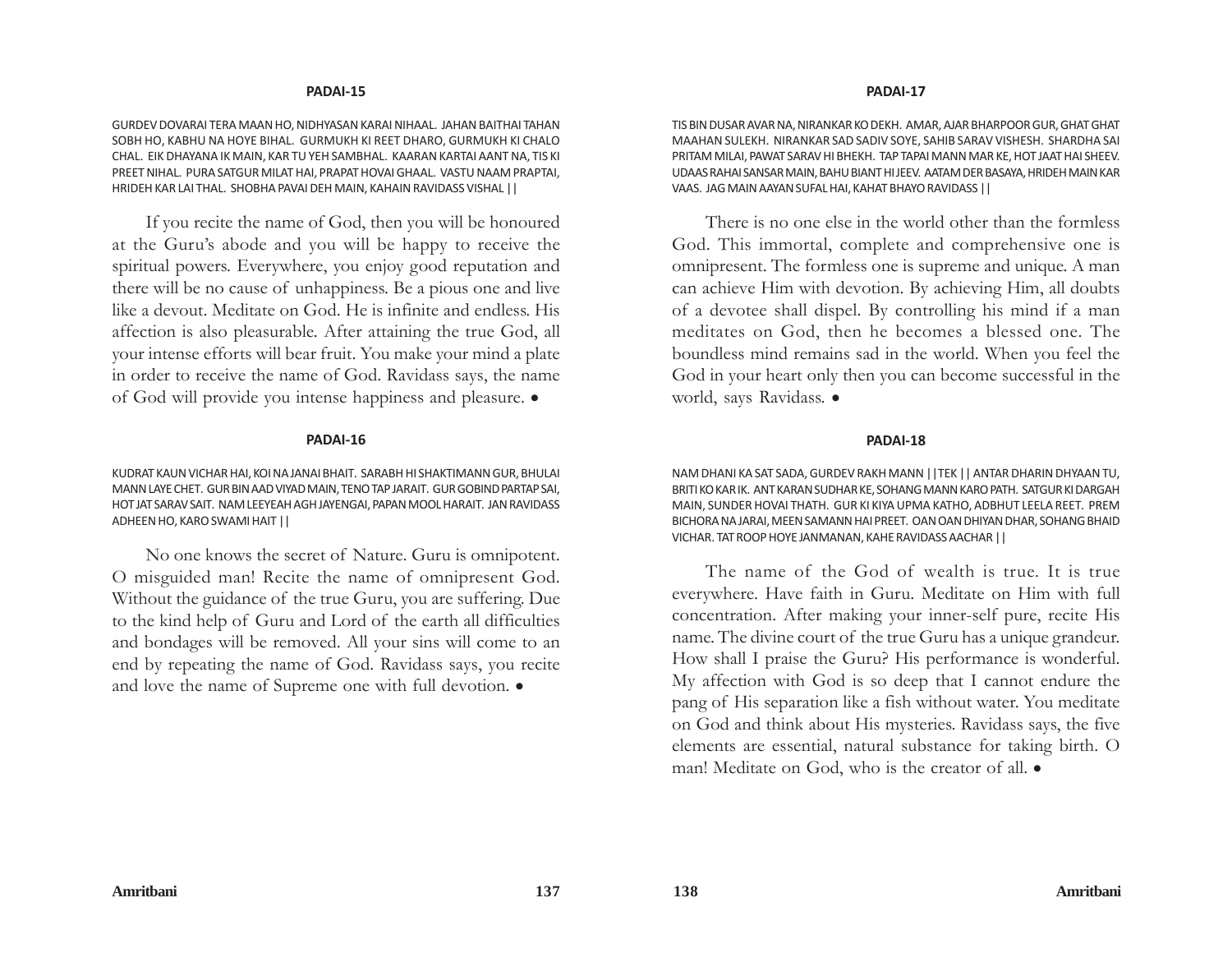## PADAI-15

GURDEV DOVARAI TERA MAAN HO, NIDHYASAN KARAI NIHAAL. JAHAN BAITHAI TAHAN SOBH HO, KABHU NA HOYE BIHAL. GURMUKH KI REET DHARO, GURMUKH KI CHALO CHAL. EIK DHAYANA IK MAIN, KAR TU YEH SAMBHAL. KAARAN KARTAI AANT NA, TIS KI PREET NIHAL. PURA SATGUR MILAT HAI, PRAPAT HOVAI GHAAL. VASTU NAAM PRAPTAI, HRIDEH KAR LAI THAL. SHOBHA PAVAI DEH MAIN, KAHAIN RAVIDASS VISHAL ||

If you recite the name of God, then you will be honoured at the Guru's abode and you will be happy to receive the spiritual powers. Everywhere, you enjoy good reputation and there will be no cause of unhappiness. Be a pious one and live like a devout. Meditate on God. He is infinite and endless. His affection is also pleasurable. After attaining the true God, all your intense efforts will bear fruit. You make your mind a plate in order to receive the name of God. Ravidass says, the name of God will provide you intense happiness and pleasure. •

## PADAI-16

KUDRAT KAUN VICHAR HAI, KOI NA JANAI BHAIT. SARABH HI SHAKTIMANN GUR, BHULAI MANN LAYE CHET. GUR BIN AAD VIYAD MAIN, TENO TAP JARAIT. GUR GOBIND PARTAP SAI, HOT JAT SARAV SAIT. NAM LEEYEAH AGH JAYENGAI, PAPAN MOOL HARAIT. JAN RAVIDASS ADHEEN HO, KARO SWAMI HAIT ||

No one knows the secret of Nature. Guru is omnipotent. O misguided man! Recite the name of omnipresent God. Without the guidance of the true Guru, you are suffering. Due to the kind help of Guru and Lord of the earth all difficulties and bondages will be removed. All your sins will come to an end by repeating the name of God. Ravidass says, you recite and love the name of Supreme one with full devotion. •

## PADAI-17

TIS BIN DUSAR AVAR NA, NIRANKAR KO DEKH. AMAR, AJAR BHARPOOR GUR, GHAT GHAT MAAHAN SULEKH. NIRANKAR SAD SADIV SOYE, SAHIB SARAV VISHESH. SHARDHA SAI PRITAM MILAI, PAWAT SARAV HI BHEKH. TAP TAPAI MANN MAR KE, HOT JAAT HAI SHEEV. UDAAS RAHAI SANSAR MAIN, BAHU BIANT HI JEEV. AATAM DER BASAYA, HRIDEH MAIN KAR VAAS. JAG MAIN AAYAN SUFAL HAI, KAHAT BHAYO RAVIDASS ||

There is no one else in the world other than the formless God. This immortal, complete and comprehensive one is omnipresent. The formless one is supreme and unique. A man can achieve Him with devotion. By achieving Him, all doubts of a devotee shall dispel. By controlling his mind if a man meditates on God, then he becomes a blessed one. The boundless mind remains sad in the world. When you feel the God in your heart only then you can become successful in the world, says Ravidass. •

## PADAI-18

NAM DHANI KA SAT SADA, GURDEV RAKH MANN ||TEK || ANTAR DHARIN DHYAAN TU, BRITI KO KAR IK. ANT KARAN SUDHAR KE, SOHANG MANN KARO PATH. SATGUR KI DARGAH MAIN, SUNDER HOVAI THATH. GUR KI KIYA UPMA KATHO, ADBHUT LEELA REET. PREM BICHORA NA JARAI, MEEN SAMANN HAI PREET. OAN OAN DHIYAN DHAR, SOHANG BHAID VICHAR. TAT ROOP HOYE JANMANAN, KAHE RAVIDASS AACHAR ||

The name of the God of wealth is true. It is true everywhere. Have faith in Guru. Meditate on Him with full concentration. After making your inner-self pure, recite His name. The divine court of the true Guru has a unique grandeur. How shall I praise the Guru? His performance is wonderful. My affection with God is so deep that I cannot endure the pang of His separation like a fish without water. You meditate on God and think about His mysteries. Ravidass says, the five elements are essential, natural substance for taking birth. O man! Meditate on God, who is the creator of all. •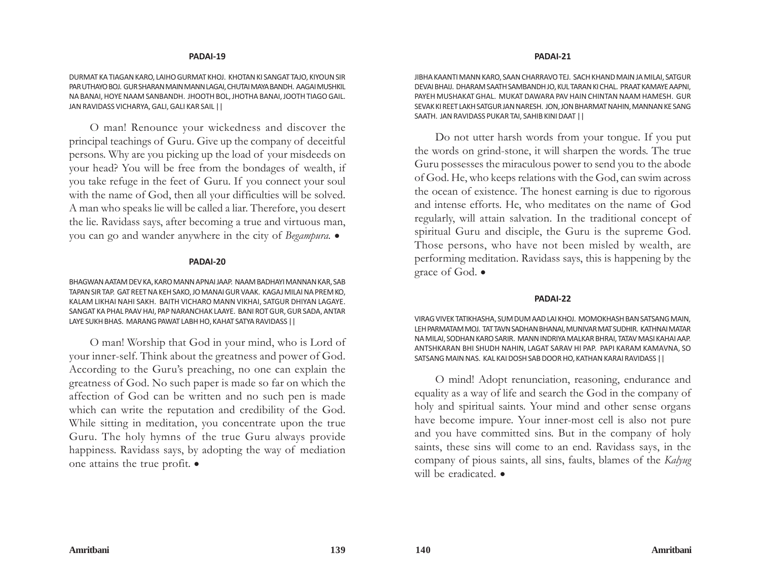## PADAI-19

DURMAT KA TIAGAN KARO, LAIHO GURMAT KHOJ. KHOTAN KI SANGAT TAJO, KIYOUN SIR PAR UTHAYO BOJ. GUR SHARAN MAIN MANN LAGAI, CHUTAI MAYA BANDH. AAGAI MUSHKIL NA BANAI, HOYE NAAM SANBANDH. JHOOTH BOL, JHOTHA BANAI, JOOTH TIAGO GAIL. JAN RAVIDASS VICHARYA, GALI, GALI KAR SAIL ||

O man! Renounce your wickedness and discover the principal teachings of Guru. Give up the company of deceitful persons. Why are you picking up the load of your misdeeds on your head? You will be free from the bondages of wealth, if you take refuge in the feet of Guru. If you connect your soul with the name of God, then all your difficulties will be solved. A man who speaks lie will be called a liar. Therefore, you desert the lie. Ravidass says, after becoming a true and virtuous man, you can go and wander anywhere in the city of *Begampura.* •

## PADAI-20

BHAGWAN AATAM DEV KA, KARO MANN APNAI JAAP. NAAM BADHAYI MANNAN KAR, SAB TAPAN SIR TAP. GAT REET NA KEH SAKO, JO MANAI GUR VAAK. KAGAJ MILAI NA PREM KO, KALAM LIKHAI NAHI SAKH. BAITH VICHARO MANN VIKHAI, SATGUR DHIYAN LAGAYE. SANGAT KA PHAL PAAV HAI, PAP NARANCHAK LAAYE. BANI ROT GUR, GUR SADA, ANTAR LAYE SUKH BHAS. MARANG PAWAT LABH HO, KAHAT SATYA RAVIDASS ||

O man! Worship that God in your mind, who is Lord of your inner-self. Think about the greatness and power of God. According to the Guru's preaching, no one can explain the greatness of God. No such paper is made so far on which the affection of God can be written and no such pen is made which can write the reputation and credibility of the God. While sitting in meditation, you concentrate upon the true Guru. The holy hymns of the true Guru always provide happiness. Ravidass says, by adopting the way of mediation one attains the true profit. •

## PADAI-21

JIBHA KAANTI MANN KARO, SAAN CHARRAVO TEJ. SACH KHAND MAIN JA MILAI, SATGUR DEVAI BHAIJ. DHARAM SAATH SAMBANDH JO, KUL TARAN KI CHAL. PRAAT KAMAYE AAPNI, PAYEH MUSHAKAT GHAL. MUKAT DAWARA PAV HAIN CHINTAN NAAM HAMESH. GUR SEVAK KI REET LAKH SATGUR JAN NARESH. JON, JON BHARMAT NAHIN, MANNAN KE SANG SAATH. JAN RAVIDASS PUKAR TAI, SAHIB KINI DAAT ||

Do not utter harsh words from your tongue. If you put the words on grind-stone, it will sharpen the words. The true Guru possesses the miraculous power to send you to the abode of God. He, who keeps relations with the God, can swim across the ocean of existence. The honest earning is due to rigorous and intense efforts. He, who meditates on the name of God regularly, will attain salvation. In the traditional concept of spiritual Guru and disciple, the Guru is the supreme God. Those persons, who have not been misled by wealth, are performing meditation. Ravidass says, this is happening by the grace of God. •

## PADAI-22

VIRAG VIVEK TATIKHASHA, SUM DUM AAD LAI KHOJ. MOMOKHASH BAN SATSANG MAIN, LEH PARMATAM MOJ. TAT TAVN SADHAN BHANAI, MUNIVAR MAT SUDHIR. KATHNAI MATAR NA MILAI, SODHAN KARO SARIR. MANN INDRIYA MALKAR BHRAI, TATAV MASI KAHAI AAP. ANTSHKARAN BHI SHUDH NAHIN, LAGAT SARAV HI PAP. PAPI KARAM KAMAVNA, SO SATSANG MAIN NAS. KAL KAI DOSH SAB DOOR HO, KATHAN KARAI RAVIDASS ||

O mind! Adopt renunciation, reasoning, endurance and equality as a way of life and search the God in the company of holy and spiritual saints. Your mind and other sense organs have become impure. Your inner-most cell is also not pure and you have committed sins. But in the company of holy saints, these sins will come to an end. Ravidass says, in the company of pious saints, all sins, faults, blames of the *Kalyug* will be eradicated. •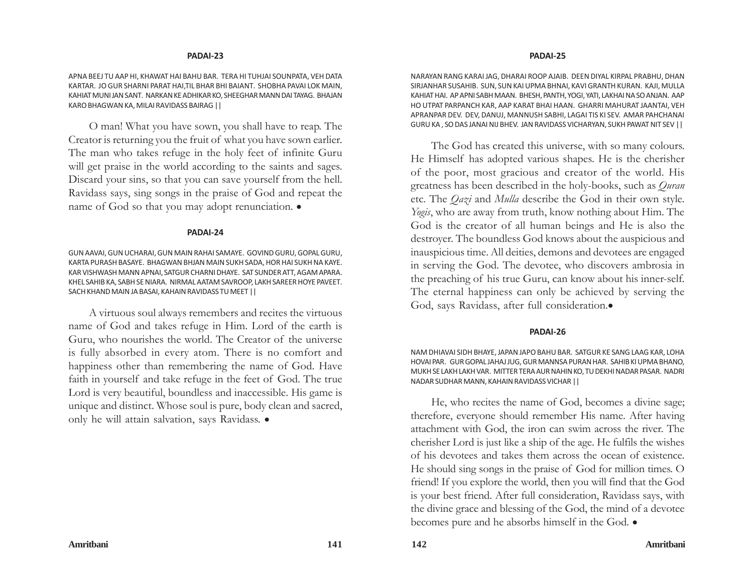## PADAI-23

APNA BEEJ TU AAP HI, KHAWAT HAI BAHU BAR. TERA HI TUHJAI SOUNPATA, VEH DATA KARTAR. JO GUR SHARNI PARAT HAI,TIL BHAR BHI BAIANT. SHOBHA PAVAI LOK MAIN, KAHIAT MUNI JAN SANT. NARKAN KE ADHIKAR KO, SHEEGHAR MANN DAI TAYAG. BHAJAN KARO BHAGWAN KA, MILAI RAVIDASS BAIRAG ||

O man! What you have sown, you shall have to reap. The Creator is returning you the fruit of what you have sown earlier. The man who takes refuge in the holy feet of infinite Guru will get praise in the world according to the saints and sages. Discard your sins, so that you can save yourself from the hell. Ravidass says, sing songs in the praise of God and repeat the name of God so that you may adopt renunciation. •

## PADAI-24

GUN AAVAI, GUN UCHARAI, GUN MAIN RAHAI SAMAYE. GOVIND GURU, GOPAL GURU, KARTA PURASH BASAYE. BHAGWAN BHJAN MAIN SUKH SADA, HOR HAI SUKH NA KAYE. KAR VISHWASH MANN APNAI, SATGUR CHARNI DHAYE. SAT SUNDER ATT, AGAM APARA. KHEL SAHIB KA, SABH SE NIARA. NIRMAL AATAM SAVROOP, LAKH SAREER HOYE PAVEET. SACH KHAND MAIN JA BASAI, KAHAIN RAVIDASS TU MEET ||

A virtuous soul always remembers and recites the virtuous name of God and takes refuge in Him. Lord of the earth is Guru, who nourishes the world. The Creator of the universe is fully absorbed in every atom. There is no comfort and happiness other than remembering the name of God. Have faith in yourself and take refuge in the feet of God. The true Lord is very beautiful, boundless and inaccessible. His game is unique and distinct. Whose soul is pure, body clean and sacred, only he will attain salvation, says Ravidass. •

## PADAI-25

NARAYAN RANG KARAI JAG, DHARAI ROOP AJAIB. DEEN DIYAL KIRPAL PRABHU, DHAN SIRJANHAR SUSAHIB. SUN, SUN KAI UPMA BHNAI, KAVI GRANTH KURAN. KAJI, MULLA KAHIAT HAI. AP APNI SABH MAAN. BHESH, PANTH, YOGI, YATI, LAKHAI NA SO ANJAN. AAP HO UTPAT PARPANCH KAR, AAP KARAT BHAI HAAN. GHARRI MAHURAT JAANTAI, VEH APRANPAR DEV. DEV, DANUJ, MANNUSH SABHI, LAGAI TIS KI SEV. AMAR PAHCHANAI GURU KA , SO DAS JANAI NIJ BHEV. JAN RAVIDASS VICHARYAN, SUKH PAWAT NIT SEV ||

The God has created this universe, with so many colours. He Himself has adopted various shapes. He is the cherisher of the poor, most gracious and creator of the world. His greatness has been described in the holy-books, such as *Quran* etc. The *Qazi* and *Mulla* describe the God in their own style. *Yogis*, who are away from truth, know nothing about Him. The God is the creator of all human beings and He is also the destroyer. The boundless God knows about the auspicious and inauspicious time. All deities, demons and devotees are engaged in serving the God. The devotee, who discovers ambrosia in the preaching of his true Guru, can know about his inner-self. The eternal happiness can only be achieved by serving the God, says Ravidass, after full consideration.•

## PADAI-26

NAM DHIAVAI SIDH BHAYE, JAPAN JAPO BAHU BAR. SATGUR KE SANG LAAG KAR, LOHA HOVAI PAR. GUR GOPAL JAHAJ JUG, GUR MANNSA PURAN HAR. SAHIB KI UPMA BHANO, MUKH SE LAKH LAKH VAR. MITTER TERA AUR NAHIN KO, TU DEKHI NADAR PASAR. NADRI NADAR SUDHAR MANN, KAHAIN RAVIDASS VICHAR ||

He, who recites the name of God, becomes a divine sage; therefore, everyone should remember His name. After having attachment with God, the iron can swim across the river. The cherisher Lord is just like a ship of the age. He fulfils the wishes of his devotees and takes them across the ocean of existence. He should sing songs in the praise of God for million times. O friend! If you explore the world, then you will find that the God is your best friend. After full consideration, Ravidass says, with the divine grace and blessing of the God, the mind of a devotee becomes pure and he absorbs himself in the God. •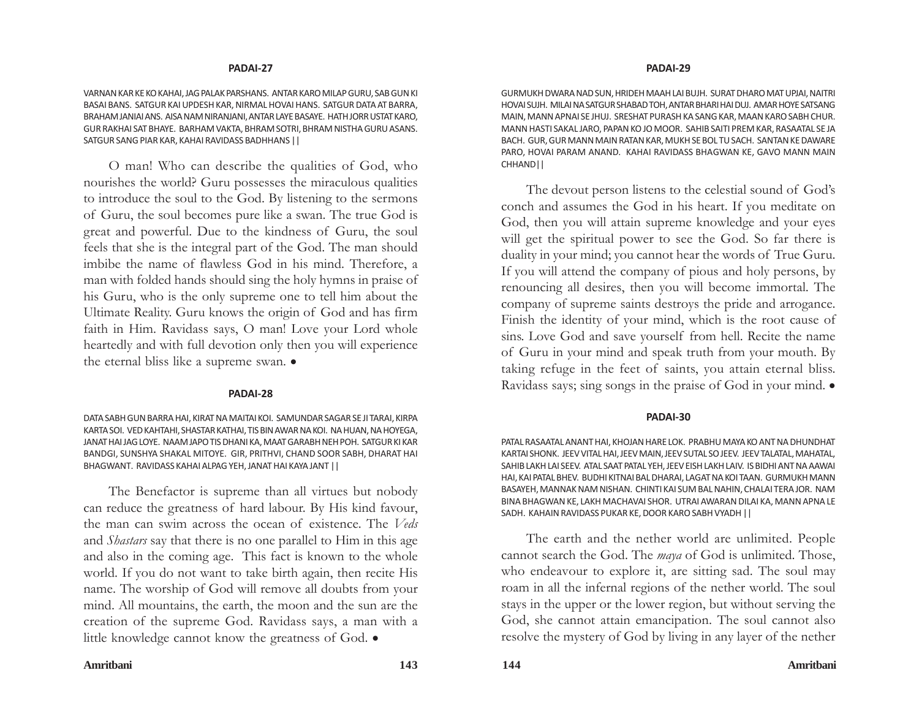## PADAI-27

VARNAN KAR KE KO KAHAI, JAG PALAK PARSHANS. ANTAR KARO MILAP GURU, SAB GUN KI BASAI BANS. SATGUR KAI UPDESH KAR, NIRMAL HOVAI HANS. SATGUR DATA AT BARRA, BRAHAM JANIAI ANS. AISA NAM NIRANJANI, ANTAR LAYE BASAYE. HATH JORR USTAT KARO, GUR RAKHAI SAT BHAYE. BARHAM VAKTA, BHRAM SOTRI, BHRAM NISTHA GURU ASANS. SATGUR SANG PIAR KAR, KAHAI RAVIDASS BADHHANS ||

O man! Who can describe the qualities of God, who nourishes the world? Guru possesses the miraculous qualities to introduce the soul to the God. By listening to the sermons of Guru, the soul becomes pure like a swan. The true God is great and powerful. Due to the kindness of Guru, the soul feels that she is the integral part of the God. The man should imbibe the name of flawless God in his mind. Therefore, a man with folded hands should sing the holy hymns in praise of his Guru, who is the only supreme one to tell him about the Ultimate Reality. Guru knows the origin of God and has firm faith in Him. Ravidass says, O man! Love your Lord whole heartedly and with full devotion only then you will experience the eternal bliss like a supreme swan. •

## PADAI-28

DATA SABH GUN BARRA HAI, KIRAT NA MAITAI KOI. SAMUNDAR SAGAR SE JI TARAI, KIRPA KARTA SOI. VED KAHTAHI, SHASTAR KATHAI, TIS BIN AWAR NA KOI. NA HUAN, NA HOYEGA, JANAT HAI JAG LOYE. NAAM JAPO TIS DHANI KA, MAAT GARABH NEH POH. SATGUR KI KAR BANDGI, SUNSHYA SHAKAL MITOYE. GIR, PRITHVI, CHAND SOOR SABH, DHARAT HAI BHAGWANT. RAVIDASS KAHAI ALPAG YEH, JANAT HAI KAYA JANT ||

The Benefactor is supreme than all virtues but nobody can reduce the greatness of hard labour. By His kind favour, the man can swim across the ocean of existence. The *Veds* and *Shastars* say that there is no one parallel to Him in this age and also in the coming age. This fact is known to the whole world. If you do not want to take birth again, then recite His name. The worship of God will remove all doubts from your mind. All mountains, the earth, the moon and the sun are the creation of the supreme God. Ravidass says, a man with a little knowledge cannot know the greatness of God. •

## PADAI-29

GURMUKH DWARA NAD SUN, HRIDEH MAAH LAI BUJH. SURAT DHARO MAT UPJAI, NAITRI HOVAI SUJH. MILAI NA SATGUR SHABAD TOH, ANTAR BHARI HAI DUJ. AMAR HOYE SATSANG MAIN, MANN APNAI SE JHUJ. SRESHAT PURASH KA SANG KAR, MAAN KARO SABH CHUR. MANN HASTI SAKAL JARO, PAPAN KO JO MOOR. SAHIB SAITI PREM KAR, RASAATAL SE JA BACH. GUR, GUR MANN MAIN RATAN KAR, MUKH SE BOL TU SACH. SANTAN KE DAWARE PARO, HOVAI PARAM ANAND. KAHAI RAVIDASS BHAGWAN KE, GAVO MANN MAIN CHHAND||

The devout person listens to the celestial sound of God's conch and assumes the God in his heart. If you meditate on God, then you will attain supreme knowledge and your eyes will get the spiritual power to see the God. So far there is duality in your mind; you cannot hear the words of True Guru. If you will attend the company of pious and holy persons, by renouncing all desires, then you will become immortal. The company of supreme saints destroys the pride and arrogance. Finish the identity of your mind, which is the root cause of sins. Love God and save yourself from hell. Recite the name of Guru in your mind and speak truth from your mouth. By taking refuge in the feet of saints, you attain eternal bliss. Ravidass says; sing songs in the praise of God in your mind. •

## PADAI-30

PATAL RASAATAL ANANT HAI, KHOJAN HARE LOK. PRABHU MAYA KO ANT NA DHUNDHAT KARTAI SHONK. JEEV VITAL HAI, JEEV MAIN, JEEV SUTAL SO JEEV. JEEV TALATAL, MAHATAL, SAHIB LAKH LAI SEEV. ATAL SAAT PATAL YEH, JEEV EISH LAKH LAIV. IS BIDHI ANT NA AAWAI HAI, KAI PATAL BHEV. BUDHI KITNAI BAL DHARAI, LAGAT NA KOI TAAN. GURMUKH MANN BASAYEH, MANNAK NAM NISHAN. CHINTI KAI SUM BAL NAHIN, CHALAI TERA JOR. NAM BINA BHAGWAN KE, LAKH MACHAVAI SHOR. UTRAI AWARAN DILAI KA, MANN APNA LE SADH. KAHAIN RAVIDASS PUKAR KE, DOOR KARO SABH VYADH ||

The earth and the nether world are unlimited. People cannot search the God. The *maya* of God is unlimited. Those, who endeavour to explore it, are sitting sad. The soul may roam in all the infernal regions of the nether world. The soul stays in the upper or the lower region, but without serving the God, she cannot attain emancipation. The soul cannot also resolve the mystery of God by living in any layer of the nether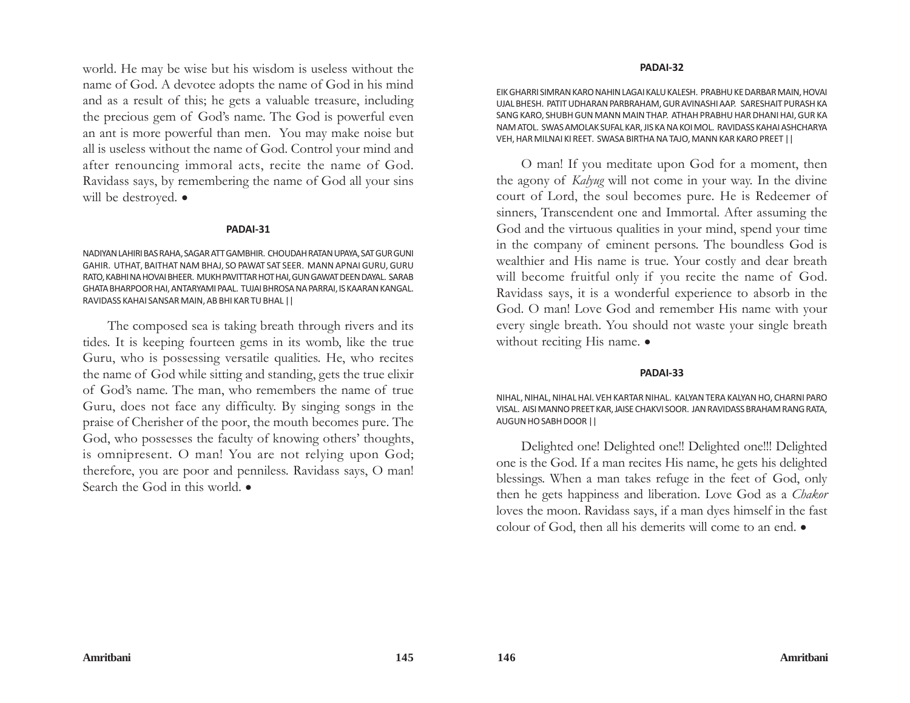world. He may be wise but his wisdom is useless without the name of God. A devotee adopts the name of God in his mind and as a result of this; he gets a valuable treasure, including the precious gem of God's name. The God is powerful even an ant is more powerful than men. You may make noise but all is useless without the name of God. Control your mind and after renouncing immoral acts, recite the name of God. Ravidass says, by remembering the name of God all your sins will be destroyed. •

#### PADAI-31

NADIYAN LAHIRI BAS RAHA, SAGAR ATT GAMBHIR. CHOUDAH RATAN UPAYA, SAT GUR GUNI GAHIR. UTHAT, BAITHAT NAM BHAJ, SO PAWAT SAT SEER. MANN APNAI GURU, GURU RATO, KABHI NA HOVAI BHEER. MUKH PAVITTAR HOT HAI, GUN GAWAT DEEN DAYAL. SARAB GHATA BHARPOOR HAI, ANTARYAMI PAAL. TUJAI BHROSA NA PARRAI, IS KAARAN KANGAL. RAVIDASS KAHAI SANSAR MAIN, AB BHI KAR TU BHAL ||

The composed sea is taking breath through rivers and its tides. It is keeping fourteen gems in its womb, like the true Guru, who is possessing versatile qualities. He, who recites the name of God while sitting and standing, gets the true elixir of God's name. The man, who remembers the name of true Guru, does not face any difficulty. By singing songs in the praise of Cherisher of the poor, the mouth becomes pure. The God, who possesses the faculty of knowing others' thoughts, is omnipresent. O man! You are not relying upon God; therefore, you are poor and penniless. Ravidass says, O man! Search the God in this world. •

#### PADAI-32

EIK GHARRI SIMRAN KARO NAHIN LAGAI KALU KALESH. PRABHU KE DARBAR MAIN, HOVAI UJAL BHESH. PATIT UDHARAN PARBRAHAM, GUR AVINASHI AAP. SARESHAIT PURASH KA SANG KARO, SHUBH GUN MANN MAIN THAP. ATHAH PRABHU HAR DHANI HAI, GUR KA NAM ATOL. SWAS AMOLAK SUFAL KAR, JIS KA NA KOI MOL. RAVIDASS KAHAI ASHCHARYA VEH, HAR MILNAI KI REET. SWASA BIRTHA NA TAJO, MANN KAR KARO PREET ||

O man! If you meditate upon God for a moment, then the agony of *Kalyug* will not come in your way. In the divine court of Lord, the soul becomes pure. He is Redeemer of sinners, Transcendent one and Immortal. After assuming the God and the virtuous qualities in your mind, spend your time in the company of eminent persons. The boundless God is wealthier and His name is true. Your costly and dear breath will become fruitful only if you recite the name of God. Ravidass says, it is a wonderful experience to absorb in the God. O man! Love God and remember His name with your every single breath. You should not waste your single breath without reciting His name. •

#### PADAI-33

NIHAL, NIHAL, NIHAL HAI. VEH KARTAR NIHAL. KALYAN TERA KALYAN HO, CHARNI PARO VISAL. AISI MANNO PREET KAR, JAISE CHAKVI SOOR. JAN RAVIDASS BRAHAM RANG RATA, AUGUN HO SABH DOOR ||

Delighted one! Delighted one!! Delighted one!!! Delighted one is the God. If a man recites His name, he gets his delighted blessings. When a man takes refuge in the feet of God, only then he gets happiness and liberation. Love God as a *Chakor* loves the moon. Ravidass says, if a man dyes himself in the fast colour of God, then all his demerits will come to an end. •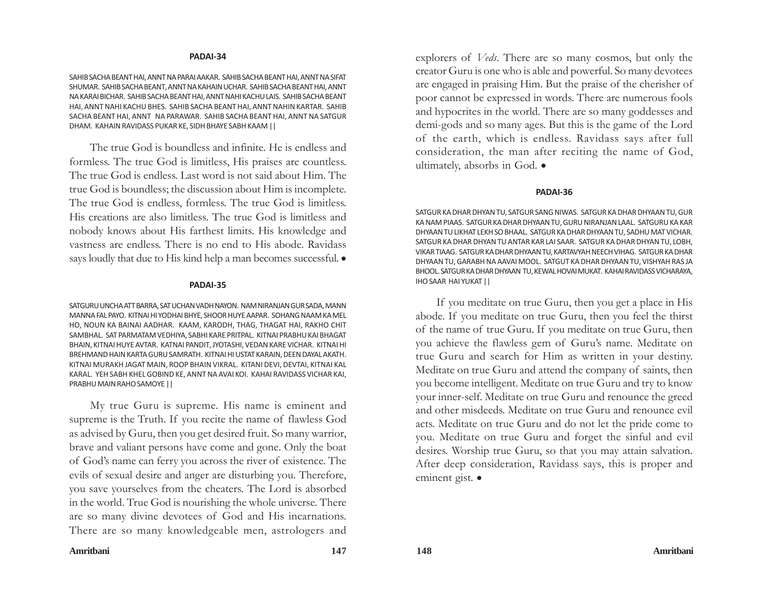#### PADAI-34

SAHIB SACHA BEANT HAI, ANNT NA PARAI AAKAR. SAHIB SACHA BEANT HAI, ANNT NA SIFAT SHUMAR. SAHIB SACHA BEANT, ANNT NA KAHAIN UCHAR. SAHIB SACHA BEANT HAI, ANNT NA KARAI BICHAR. SAHIB SACHA BEANT HAI, ANNT NAHI KACHU LAIS. SAHIB SACHA BEANT HAI, ANNT NAHI KACHU BHES. SAHIB SACHA BEANT HAI, ANNT NAHIN KARTAR. SAHIB SACHA BEANT HAI, ANNT NA PARAWAR. SAHIB SACHA BEANT HAI, ANNT NA SATGUR DHAM. KAHAIN RAVIDASS PUKAR KE, SIDH BHAYE SABH KAAM ||

The true God is boundless and infinite. He is endless and formless. The true God is limitless, His praises are countless. The true God is endless. Last word is not said about Him. The true God is boundless; the discussion about Him is incomplete. The true God is endless, formless. The true God is limitless. His creations are also limitless. The true God is limitless and nobody knows about His farthest limits. His knowledge and vastness are endless. There is no end to His abode. Ravidass says loudly that due to His kind help a man becomes successful. •

#### PADAI-35

SATGURU UNCHA ATT BARRA, SAT UCHAN VADH NAYON. NAM NIRANJAN GUR SADA, MANN MANNA FAL PAYO. KITNAI HI YODHAI BHYE, SHOOR HUYE AAPAR. SOHANG NAAM KA MEL HO, NOUN KA BAINAI AADHAR. KAAM, KARODH, THAG, THAGAT HAI, RAKHO CHIT SAMBHAL. SAT PARMATAM VEDHIYA, SABHI KARE PRITPAL. KITNAI PRABHU KAI BHAGAT BHAIN, KITNAI HUYE AVTAR. KATNAI PANDIT, JYOTASHI, VEDAN KARE VICHAR. KITNAI HI BREHMAND HAIN KARTA GURU SAMRATH. KITNAI HI USTAT KARAIN, DEEN DAYAL AKATH. KITNAI MURAKH JAGAT MAIN, ROOP BHAIN VIKRAL. KITANI DEVI, DEVTAI, KITNAI KAL KARAL. YEH SABH KHEL GOBIND KE, ANNT NA AVAI KOI. KAHAI RAVIDASS VICHAR KAI, PRABHU MAIN RAHO SAMOYE ||

My true Guru is supreme. His name is eminent and supreme is the Truth. If you recite the name of flawless God as advised by Guru, then you get desired fruit. So many warrior, brave and valiant persons have come and gone. Only the boat of God's name can ferry you across the river of existence. The evils of sexual desire and anger are disturbing you. Therefore, you save yourselves from the cheaters. The Lord is absorbed in the world. True God is nourishing the whole universe. There are so many divine devotees of God and His incarnations. There are so many knowledgeable men, astrologers and explorers of *Veds*. There are so many cosmos, but only the creator Guru is one who is able and powerful. So many devotees are engaged in praising Him. But the praise of the cherisher of poor cannot be expressed in words. There are numerous fools and hypocrites in the world. There are so many goddesses and demi-gods and so many ages. But this is the game of the Lord of the earth, which is endless. Ravidass says after full consideration, the man after reciting the name of God, ultimately, absorbs in God. •

#### PADAI-36

SATGUR KA DHAR DHYAN TU, SATGUR SANG NIWAS. SATGUR KA DHAR DHYAAN TU, GUR KA NAM PIAAS. SATGUR KA DHAR DHYAAN TU, GURU NIRANJAN LAAL. SATGURU KA KAR DHYAAN TU LIKHAT LEKH SO BHAAL. SATGUR KA DHAR DHYAAN TU, SADHU MAT VICHAR. SATGUR KA DHAR DHYAN TU ANTAR KAR LAI SAAR. SATGUR KA DHAR DHYAN TU, LOBH, VIKAR TIAAG. SATGUR KA DHAR DHYAAN TU, KARTAVYAH NEECH VIHAG. SATGUR KA DHAR DHYAAN TU, GARABH NA AAVAI MOOL. SATGUT KA DHAR DHYAAN TU, VISHYAH RAS JA BHOOL. SATGUR KA DHAR DHYAAN TU, KEWAL HOVAI MUKAT. KAHAI RAVIDASS VICHARAYA, IHO SAAR HAI YUKAT ||

If you meditate on true Guru, then you get a place in His abode. If you meditate on true Guru, then you feel the thirst of the name of true Guru. If you meditate on true Guru, then you achieve the flawless gem of Guru's name. Meditate on true Guru and search for Him as written in your destiny. Meditate on true Guru and attend the company of saints, then you become intelligent. Meditate on true Guru and try to know your inner-self. Meditate on true Guru and renounce the greed and other misdeeds. Meditate on true Guru and renounce evil acts. Meditate on true Guru and do not let the pride come to you. Meditate on true Guru and forget the sinful and evil desires. Worship true Guru, so that you may attain salvation. After deep consideration, Ravidass says, this is proper and eminent gist. •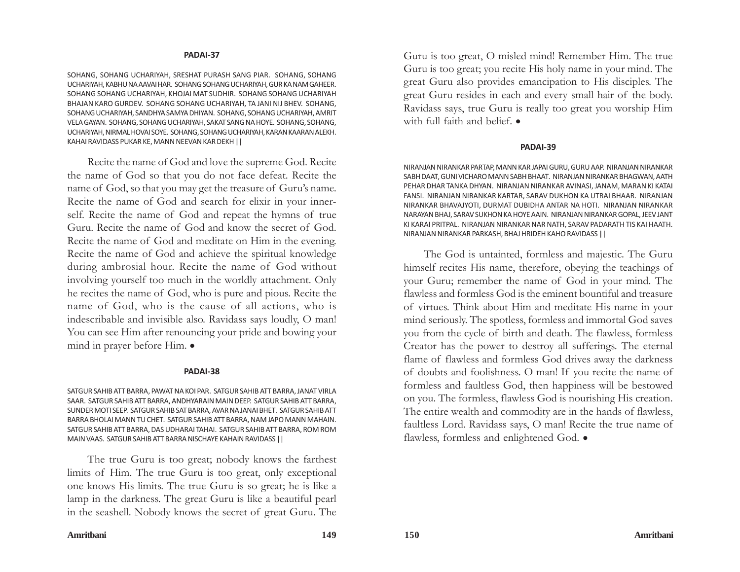#### PADAI-37

SOHANG, SOHANG UCHARIYAH, SRESHAT PURASH SANG PIAR. SOHANG, SOHANG UCHARIYAH, KABHU NA AAVAI HAR. SOHANG SOHANG UCHARIYAH, GUR KA NAM GAHEER. SOHANG SOHANG UCHARIYAH, KHOJAI MAT SUDHIR. SOHANG SOHANG UCHARIYAH BHAJAN KARO GURDEV. SOHANG SOHANG UCHARIYAH, TA JANI NIJ BHEV. SOHANG, SOHANG UCHARIYAH, SANDHYA SAMYA DHIYAN. SOHANG, SOHANG UCHARIYAH, AMRIT VELA GAYAN. SOHANG, SOHANG UCHARIYAH, SAKAT SANG NA HOYE. SOHANG, SOHANG, UCHARIYAH, NIRMAL HOVAI SOYE. SOHANG, SOHANG UCHARIYAH, KARAN KAARAN ALEKH. KAHAI RAVIDASS PUKAR KE, MANN NEEVAN KAR DEKH ||

Recite the name of God and love the supreme God. Recite the name of God so that you do not face defeat. Recite the name of God, so that you may get the treasure of Guru's name. Recite the name of God and search for elixir in your inner-self. Recite the name of God and repeat the hymns of true Guru. Recite the name of God and know the secret of God. Recite the name of God and meditate on Him in the evening. Recite the name of God and achieve the spiritual knowledge during ambrosial hour. Recite the name of God without involving yourself too much in the worldly attachment. Only he recites the name of God, who is pure and pious. Recite the name of God, who is the cause of all actions, who is indescribable and invisible also. Ravidass says loudly, O man! You can see Him after renouncing your pride and bowing your mind in prayer before Him. •

#### PADAI-38

SATGUR SAHIB ATT BARRA, PAWAT NA KOI PAR. SATGUR SAHIB ATT BARRA, JANAT VIRLA SAAR. SATGUR SAHIB ATT BARRA, ANDHYARAIN MAIN DEEP. SATGUR SAHIB ATT BARRA, SUNDER MOTI SEEP. SATGUR SAHIB SAT BARRA, AVAR NA JANAI BHET. SATGUR SAHIB ATT BARRA BHOLAI MANN TU CHET. SATGUR SAHIB ATT BARRA, NAM JAPO MANN MAHAIN. SATGUR SAHIB ATT BARRA, DAS UDHARAI TAHAI. SATGUR SAHIB ATT BARRA, ROM ROM MAIN VAAS. SATGUR SAHIB ATT BARRA NISCHAYE KAHAIN RAVIDASS ||

The true Guru is too great; nobody knows the farthest limits of Him. The true Guru is too great, only exceptional one knows His limits. The true Guru is so great; he is like a lamp in the darkness. The great Guru is like a beautiful pearl in the seashell. Nobody knows the secret of great Guru. The Guru is too great, O misled mind! Remember Him. The true Guru is too great; you recite His holy name in your mind. The great Guru also provides emancipation to His disciples. The great Guru resides in each and every small hair of the body. Ravidass says, true Guru is really too great you worship Him with full faith and belief. •

#### PADAI-39

NIRANJAN NIRANKAR PARTAP, MANN KAR JAPAI GURU, GURU AAP. NIRANJAN NIRANKAR SABH DAAT, GUNI VICHARO MANN SABH BHAAT. NIRANJAN NIRANKAR BHAGWAN, AATH PEHAR DHAR TANKA DHYAN. NIRANJAN NIRANKAR AVINASI, JANAM, MARAN KI KATAI FANSI. NIRANJAN NIRANKAR KARTAR, SARAV DUKHON KA UTRAI BHAAR. NIRANJAN NIRANKAR BHAVAJYOTI, DURMAT DUBIDHA ANTAR NA HOTI. NIRANJAN NIRANKAR NARAYAN BHAJ, SARAV SUKHON KA HOYE AAIN. NIRANJAN NIRANKAR GOPAL, JEEV JANT KI KARAI PRITPAL. NIRANJAN NIRANKAR NAR NATH, SARAV PADARATH TIS KAI HAATH. NIRANJAN NIRANKAR PARKASH, BHAJ HRIDEH KAHO RAVIDASS ||

The God is untainted, formless and majestic. The Guru himself recites His name, therefore, obeying the teachings of your Guru; remember the name of God in your mind. The flawless and formless God is the eminent bountiful and treasure of virtues. Think about Him and meditate His name in your mind seriously. The spotless, formless and immortal God saves you from the cycle of birth and death. The flawless, formless Creator has the power to destroy all sufferings. The eternal flame of flawless and formless God drives away the darkness of doubts and foolishness. O man! If you recite the name of formless and faultless God, then happiness will be bestowed on you. The formless, flawless God is nourishing His creation. The entire wealth and commodity are in the hands of flawless, faultless Lord. Ravidass says, O man! Recite the true name of flawless, formless and enlightened God. •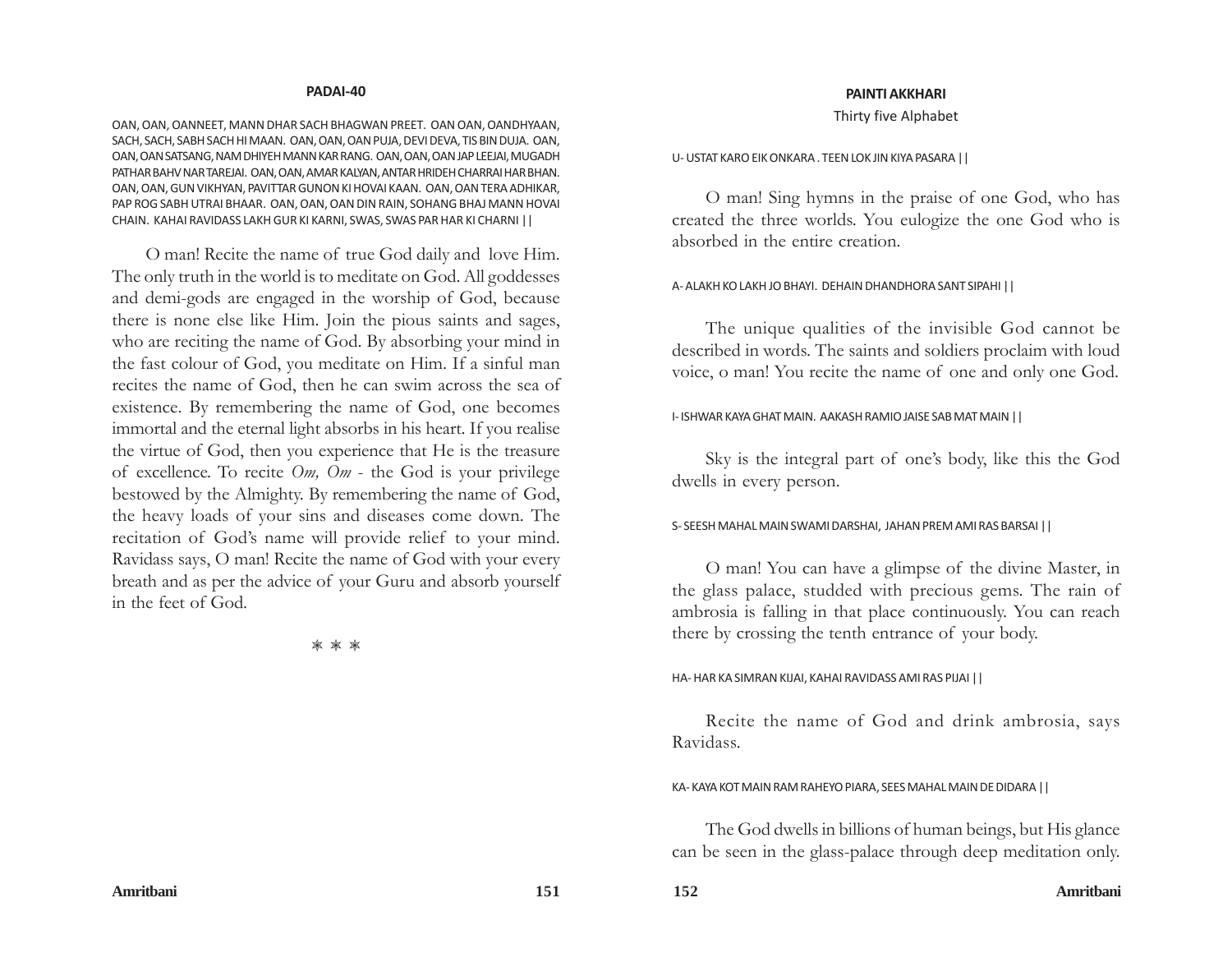## PADAI-40

OAN, OAN, OANNEET, MANN DHAR SACH BHAGWAN PREET. OAN OAN, OANDHYAAN, SACH, SACH, SABH SACH HI MAAN. OAN, OAN, OAN PUJA, DEVI DEVA, TIS BIN DUJA. OAN, OAN, OAN SATSANG, NAM DHIYEH MANN KAR RANG. OAN, OAN, OAN JAP LEEJAI, MUGADH PATHAR BAHV NAR TAREJAI. OAN, OAN, AMAR KALYAN, ANTAR HRIDEH CHARRAI HAR BHAN. OAN, OAN, GUN VIKHYAN, PAVITTAR GUNON KI HOVAI KAAN. OAN, OAN TERA ADHIKAR, PAP ROG SABH UTRAI BHAAR. OAN, OAN, OAN DIN RAIN, SOHANG BHAJ MANN HOVAI CHAIN. KAHAI RAVIDASS LAKH GUR KI KARNI, SWAS, SWAS PAR HAR KI CHARNI ||

O man! Recite the name of true God daily and love Him. The only truth in the world is to meditate on God. All goddesses and demi-gods are engaged in the worship of God, because there is none else like Him. Join the pious saints and sages, who are reciting the name of God. By absorbing your mind in the fast colour of God, you meditate on Him. If a sinful man recites the name of God, then he can swim across the sea of existence. By remembering the name of God, one becomes immortal and the eternal light absorbs in his heart. If you realise the virtue of God, then you experience that He is the treasure of excellence. To recite *Om, Om* - the God is your privilege bestowed by the Almighty. By remembering the name of God, the heavy loads of your sins and diseases come down. The recitation of God's name will provide relief to your mind. Ravidass says, O man! Recite the name of God with your every breath and as per the advice of your Guru and absorb yourself in the feet of God.

\* \* \*

## PAINTI AKKHARI

Thirty five Alphabet

U- USTAT KARO EIK ONKARA . TEEN LOK JIN KIYA PASARA ||

O man! Sing hymns in the praise of one God, who has created the three worlds. You eulogize the one God who is absorbed in the entire creation.

A- ALAKH KO LAKH JO BHAYI. DEHAIN DHANDHORA SANT SIPAHI ||

The unique qualities of the invisible God cannot be described in words. The saints and soldiers proclaim with loud voice, o man! You recite the name of one and only one God.

I- ISHWAR KAYA GHAT MAIN. AAKASH RAMIO JAISE SAB MAT MAIN ||

Sky is the integral part of one's body, like this the God dwells in every person.

S- SEESH MAHAL MAIN SWAMI DARSHAI, JAHAN PREM AMI RAS BARSAI ||

O man! You can have a glimpse of the divine Master, in the glass palace, studded with precious gems. The rain of ambrosia is falling in that place continuously. You can reach there by crossing the tenth entrance of your body.

HA- HAR KA SIMRAN KIJAI, KAHAI RAVIDASS AMI RAS PIJAI ||

Recite the name of God and drink ambrosia, says Ravidass.

KA- KAYA KOT MAIN RAM RAHEYO PIARA, SEES MAHAL MAIN DE DIDARA ||

The God dwells in billions of human beings, but His glance can be seen in the glass-palace through deep meditation only.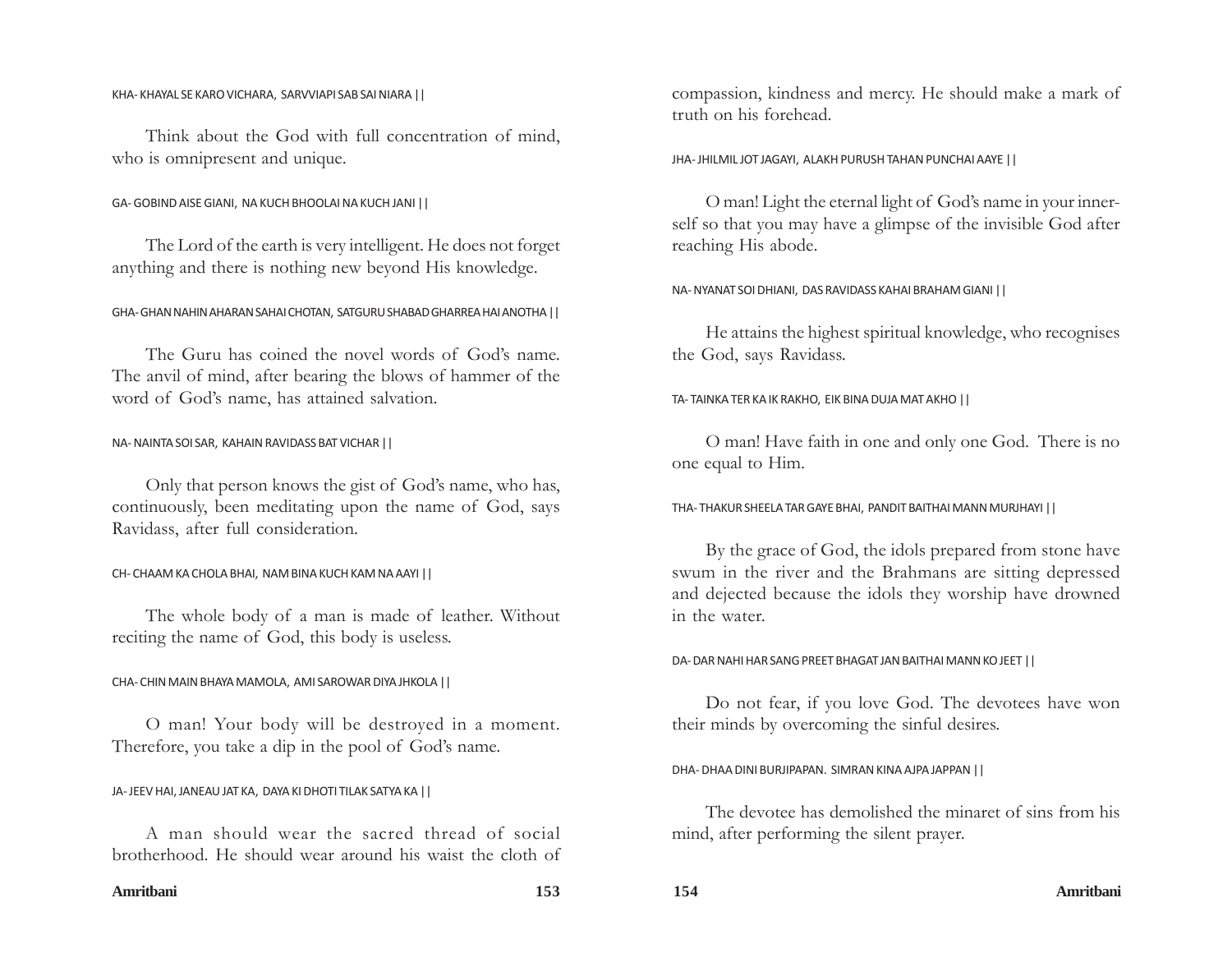KHA- KHAYAL SE KARO VICHARA, SARVVIAPI SAB SAI NIARA ||

Think about the God with full concentration of mind, who is omnipresent and unique.

GA- GOBIND AISE GIANI, NA KUCH BHOOLAI NA KUCH JANI ||

The Lord of the earth is very intelligent. He does not forget anything and there is nothing new beyond His knowledge.

GHA- GHAN NAHIN AHARAN SAHAI CHOTAN, SATGURU SHABAD GHARREA HAI ANOTHA ||

The Guru has coined the novel words of God's name. The anvil of mind, after bearing the blows of hammer of the word of God's name, has attained salvation.

NA- NAINTA SOI SAR, KAHAIN RAVIDASS BAT VICHAR ||

Only that person knows the gist of God's name, who has, continuously, been meditating upon the name of God, says Ravidass, after full consideration.

CH- CHAAM KA CHOLA BHAI, NAM BINA KUCH KAM NA AAYI ||

The whole body of a man is made of leather. Without reciting the name of God, this body is useless.

CHA- CHIN MAIN BHAYA MAMOLA, AMI SAROWAR DIYA JHKOLA ||

O man! Your body will be destroyed in a moment. Therefore, you take a dip in the pool of God's name.

JA- JEEV HAI, JANEAU JAT KA, DAYA KI DHOTI TILAK SATYA KA ||

A man should wear the sacred thread of social brotherhood. He should wear around his waist the cloth of compassion, kindness and mercy. He should make a mark of truth on his forehead.

JHA- JHILMIL JOT JAGAYI, ALAKH PURUSH TAHAN PUNCHAI AAYE ||

O man! Light the eternal light of God's name in your inner-self so that you may have a glimpse of the invisible God after reaching His abode.

NA- NYANAT SOI DHIANI, DAS RAVIDASS KAHAI BRAHAM GIANI ||

He attains the highest spiritual knowledge, who recognises the God, says Ravidass.

TA- TAINKA TER KA IK RAKHO, EIK BINA DUJA MAT AKHO ||

O man! Have faith in one and only one God. There is no one equal to Him.

THA- THAKUR SHEELA TAR GAYE BHAI, PANDIT BAITHAI MANN MURJHAYI ||

By the grace of God, the idols prepared from stone have swum in the river and the Brahmans are sitting depressed and dejected because the idols they worship have drowned in the water.

DA- DAR NAHI HAR SANG PREET BHAGAT JAN BAITHAI MANN KO JEET ||

Do not fear, if you love God. The devotees have won their minds by overcoming the sinful desires.

DHA- DHAA DINI BURJIPAPAN. SIMRAN KINA AJPA JAPPAN ||

The devotee has demolished the minaret of sins from his mind, after performing the silent prayer.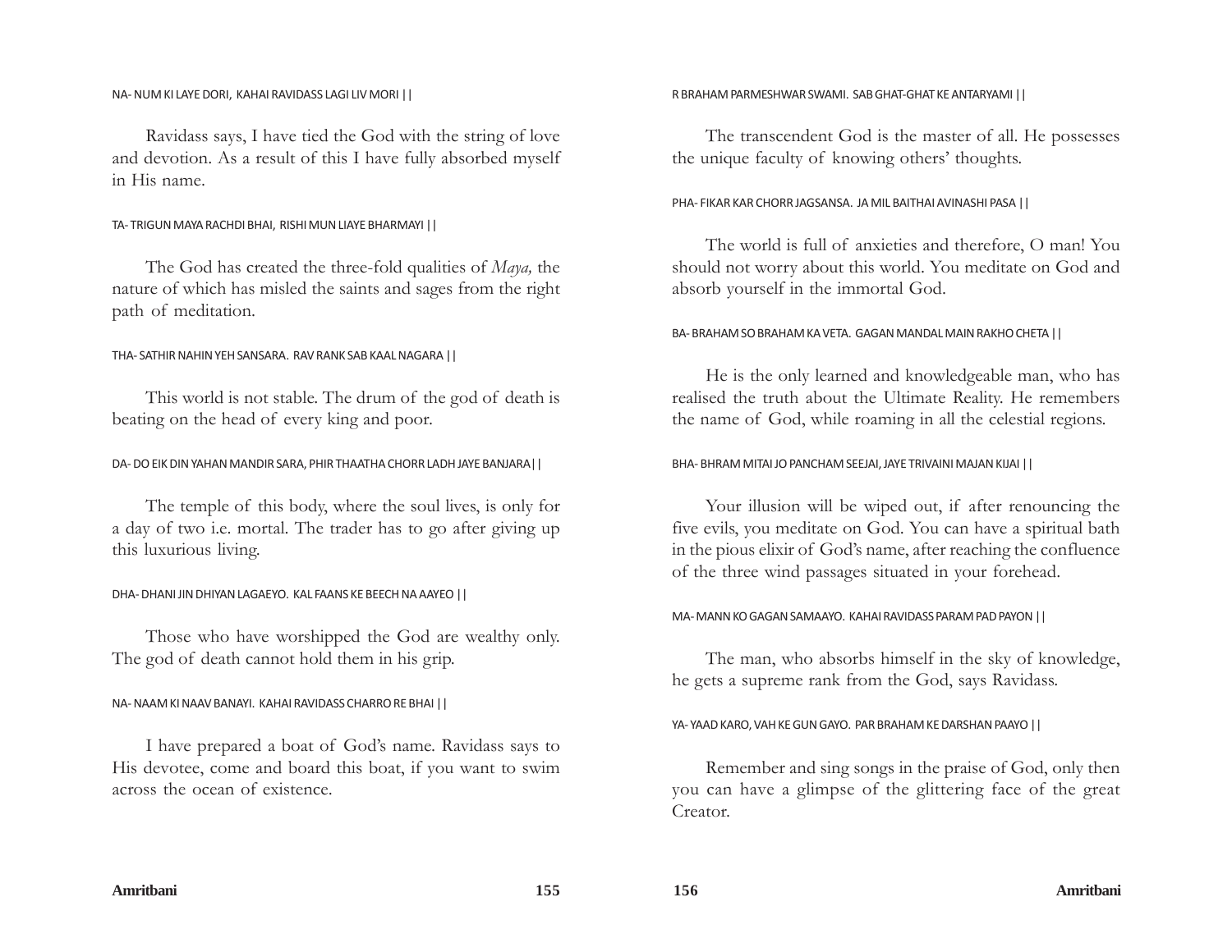NA- NUM KI LAYE DORI, KAHAI RAVIDASS LAGI LIV MORI ||

Ravidass says, I have tied the God with the string of love and devotion. As a result of this I have fully absorbed myself in His name.

TA- TRIGUN MAYA RACHDI BHAI, RISHI MUN LIAYE BHARMAYI ||

The God has created the three-fold qualities of *Maya,* the nature of which has misled the saints and sages from the right path of meditation.

THA- SATHIR NAHIN YEH SANSARA. RAV RANK SAB KAAL NAGARA ||

This world is not stable. The drum of the god of death is beating on the head of every king and poor.

DA- DO EIK DIN YAHAN MANDIR SARA, PHIR THAATHA CHORR LADH JAYE BANJARA||

The temple of this body, where the soul lives, is only for a day of two i.e. mortal. The trader has to go after giving up this luxurious living.

DHA- DHANI JIN DHIYAN LAGAEYO. KAL FAANS KE BEECH NA AAYEO ||

Those who have worshipped the God are wealthy only. The god of death cannot hold them in his grip.

NA- NAAM KI NAAV BANAYI. KAHAI RAVIDASS CHARRO RE BHAI ||

I have prepared a boat of God's name. Ravidass says to His devotee, come and board this boat, if you want to swim across the ocean of existence.

R BRAHAM PARMESHWAR SWAMI. SAB GHAT-GHAT KE ANTARYAMI ||

The transcendent God is the master of all. He possesses the unique faculty of knowing others' thoughts.

PHA- FIKAR KAR CHORR JAGSANSA. JA MIL BAITHAI AVINASHI PASA ||

The world is full of anxieties and therefore, O man! You should not worry about this world. You meditate on God and absorb yourself in the immortal God.

BA- BRAHAM SO BRAHAM KA VETA. GAGAN MANDAL MAIN RAKHO CHETA ||

He is the only learned and knowledgeable man, who has realised the truth about the Ultimate Reality. He remembers the name of God, while roaming in all the celestial regions.

BHA- BHRAM MITAI JO PANCHAM SEEJAI, JAYE TRIVAINI MAJAN KIJAI ||

Your illusion will be wiped out, if after renouncing the five evils, you meditate on God. You can have a spiritual bath in the pious elixir of God's name, after reaching the confluence of the three wind passages situated in your forehead.

MA- MANN KO GAGAN SAMAAYO. KAHAI RAVIDASS PARAM PAD PAYON ||

The man, who absorbs himself in the sky of knowledge, he gets a supreme rank from the God, says Ravidass.

YA- YAAD KARO, VAH KE GUN GAYO. PAR BRAHAM KE DARSHAN PAAYO ||

Remember and sing songs in the praise of God, only then you can have a glimpse of the glittering face of the great Creator.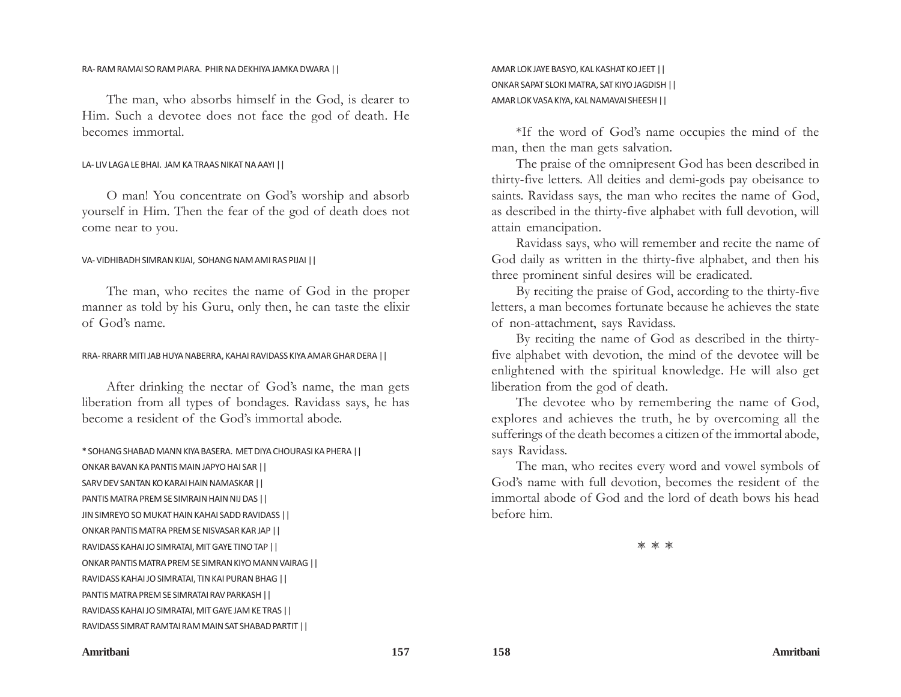RA- RAM RAMAI SO RAM PIARA. PHIR NA DEKHIYA JAMKA DWARA ||

The man, who absorbs himself in the God, is dearer to Him. Such a devotee does not face the god of death. He becomes immortal.

LA- LIV LAGA LE BHAI. JAM KA TRAAS NIKAT NA AAYI ||

O man! You concentrate on God's worship and absorb yourself in Him. Then the fear of the god of death does not come near to you.

VA- VIDHIBADH SIMRAN KIJAI, SOHANG NAM AMI RAS PIJAI ||

The man, who recites the name of God in the proper manner as told by his Guru, only then, he can taste the elixir of God's name.

RRA- RRARR MITI JAB HUYA NABERRA, KAHAI RAVIDASS KIYA AMAR GHAR DERA ||

After drinking the nectar of God's name, the man gets liberation from all types of bondages. Ravidass says, he has become a resident of the God's immortal abode.

* SOHANG SHABAD MANN KIYA BASERA. MET DIYA CHOURASI KA PHERA ||
ONKAR BAVAN KA PANTIS MAIN JAPYO HAI SAR ||
SARV DEV SANTAN KO KARAI HAIN NAMASKAR ||
PANTIS MATRA PREM SE SIMRAIN HAIN NIJ DAS ||
JIN SIMREYO SO MUKAT HAIN KAHAI SADD RAVIDASS ||
ONKAR PANTIS MATRA PREM SE NISVASAR KAR JAP ||
RAVIDASS KAHAI JO SIMRATAI, MIT GAYE TINO TAP ||
ONKAR PANTIS MATRA PREM SE SIMRAN KIYO MANN VAIRAG ||
RAVIDASS KAHAI JO SIMRATAI, TIN KAI PURAN BHAG ||
PANTIS MATRA PREM SE SIMRATAI RAV PARKASH ||
RAVIDASS KAHAI JO SIMRATAI, MIT GAYE JAM KE TRAS ||
RAVIDASS SIMRAT RAMTAI RAM MAIN SAT SHABAD PARTIT ||
AMAR LOK JAYE BASYO, KAL KASHAT KO JEET ||
ONKAR SAPAT SLOKI MATRA, SAT KIYO JAGDISH ||
AMAR LOK VASA KIYA, KAL NAMAVAI SHEESH ||

*If the word of God's name occupies the mind of the man, then the man gets salvation.

The praise of the omnipresent God has been described in thirty-five letters. All deities and demi-gods pay obeisance to saints. Ravidass says, the man who recites the name of God, as described in the thirty-five alphabet with full devotion, will attain emancipation.

Ravidass says, who will remember and recite the name of God daily as written in the thirty-five alphabet, and then his three prominent sinful desires will be eradicated.

By reciting the praise of God, according to the thirty-five letters, a man becomes fortunate because he achieves the state of non-attachment, says Ravidass.

By reciting the name of God as described in the thirty-five alphabet with devotion, the mind of the devotee will be enlightened with the spiritual knowledge. He will also get liberation from the god of death.

The devotee who by remembering the name of God, explores and achieves the truth, he by overcoming all the sufferings of the death becomes a citizen of the immortal abode, says Ravidass.

The man, who recites every word and vowel symbols of God's name with full devotion, becomes the resident of the immortal abode of God and the lord of death bows his head before him.

* * *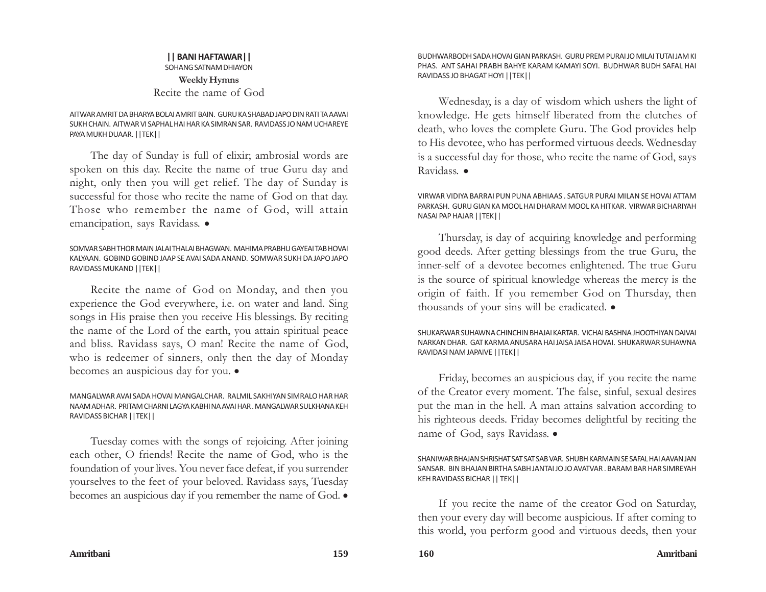**|| BANI HAFTAWAR ||**

SOHANG SATNAM DHIAYON

**Weekly Hymns**

Recite the name of God

AITWAR AMRIT DA BHARYA BOLAI AMRIT BAIN. GURU KA SHABAD JAPO DIN RATI TA AAVAI SUKH CHAIN. AITWAR VI SAPHAL HAI HAR KA SIMRAN SAR. RAVIDASS JO NAM UCHAREYE PAYA MUKH DUAAR. ||TEK||

The day of Sunday is full of elixir; ambrosial words are spoken on this day. Recite the name of true Guru day and night, only then you will get relief. The day of Sunday is successful for those who recite the name of God on that day. Those who remember the name of God, will attain emancipation, says Ravidass. •

SOMVAR SABH THOR MAIN JALAI THALAI BHAGWAN. MAHIMA PRABHU GAYEAI TAB HOVAI KALYAAN. GOBIND GOBIND JAAP SE AVAI SADA ANAND. SOMWAR SUKH DA JAPO JAPO RAVIDASS MUKAND ||TEK||

Recite the name of God on Monday, and then you experience the God everywhere, i.e. on water and land. Sing songs in His praise then you receive His blessings. By reciting the name of the Lord of the earth, you attain spiritual peace and bliss. Ravidass says, O man! Recite the name of God, who is redeemer of sinners, only then the day of Monday becomes an auspicious day for you. •

MANGALWAR AVAI SADA HOVAI MANGALCHAR. RALMIL SAKHIYAN SIMRALO HAR HAR NAAM ADHAR. PRITAM CHARNI LAGYA KABHI NA AVAI HAR . MANGALWAR SULKHANA KEH RAVIDASS BICHAR ||TEK||

Tuesday comes with the songs of rejoicing. After joining each other, O friends! Recite the name of God, who is the foundation of your lives. You never face defeat, if you surrender yourselves to the feet of your beloved. Ravidass says, Tuesday becomes an auspicious day if you remember the name of God. •

BUDHWARBODH SADA HOVAI GIAN PARKASH. GURU PREM PURAI JO MILAI TUTAI JAM KI PHAS. ANT SAHAI PRABH BAHYE KARAM KAMAYI SOYI. BUDHWAR BUDH SAFAL HAI RAVIDASS JO BHAGAT HOYI ||TEK||

Wednesday, is a day of wisdom which ushers the light of knowledge. He gets himself liberated from the clutches of death, who loves the complete Guru. The God provides help to His devotee, who has performed virtuous deeds. Wednesday is a successful day for those, who recite the name of God, says Ravidass. •

VIRWAR VIDIYA BARRAI PUN PUNA ABHIAAS . SATGUR PURAI MILAN SE HOVAI ATTAM PARKASH. GURU GIAN KA MOOL HAI DHARAM MOOL KA HITKAR. VIRWAR BICHARIYAH NASAI PAP HAJAR ||TEK||

Thursday, is day of acquiring knowledge and performing good deeds. After getting blessings from the true Guru, the inner-self of a devotee becomes enlightened. The true Guru is the source of spiritual knowledge whereas the mercy is the origin of faith. If you remember God on Thursday, then thousands of your sins will be eradicated. •

SHUKARWAR SUHAWNA CHINCHIN BHAJAI KARTAR. VICHAI BASHNA JHOOTHIYAN DAIVAI NARKAN DHAR. GAT KARMA ANUSARA HAI JAISA JAISA HOVAI. SHUKARWAR SUHAWNA RAVIDASI NAM JAPAIVE ||TEK||

Friday, becomes an auspicious day, if you recite the name of the Creator every moment. The false, sinful, sexual desires put the man in the hell. A man attains salvation according to his righteous deeds. Friday becomes delightful by reciting the name of God, says Ravidass. •

SHANIWAR BHAJAN SHRISHAT SAT SAT SAB VAR. SHUBH KARMAIN SE SAFAL HAI AAVAN JAN SANSAR. BIN BHAJAN BIRTHA SABH JANTAI JO JO AVATVAR . BARAM BAR HAR SIMREYAH KEH RAVIDASS BICHAR || TEK||

If you recite the name of the creator God on Saturday, then your every day will become auspicious. If after coming to this world, you perform good and virtuous deeds, then your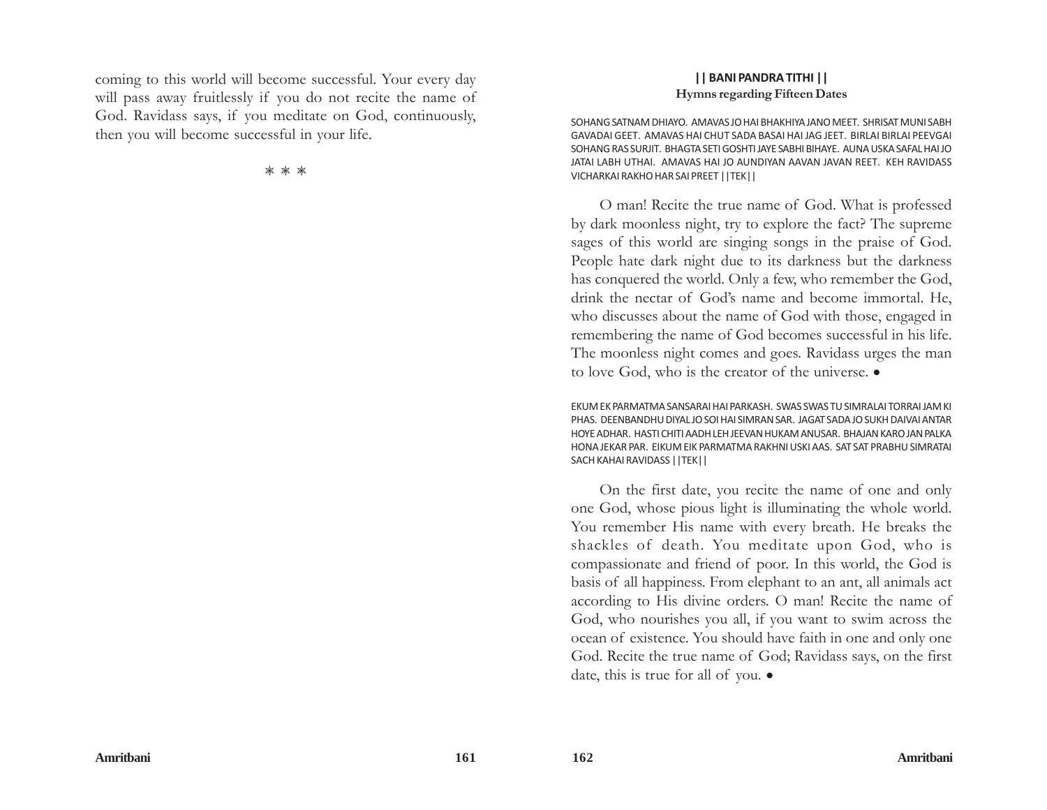coming to this world will become successful. Your every day will pass away fruitlessly if you do not recite the name of God. Ravidass says, if you meditate on God, continuously, then you will become successful in your life.

⁂ ⁂ ⁂

## || BANI PANDRA TITHI ||

### Hymns regarding Fifteen Dates

SOHANG SATNAM DHIAYO. AMAVAS JO HAI BHAKHIYA JANO MEET. SHRISAT MUNI SABH GAVADAI GEET. AMAVAS HAI CHUT SADA BASAI HAI JAG JEET. BIRLAI BIRLAI PEEVGAI SOHANG RAS SURJIT. BHAGTA SETI GOSHTI JAYE SABHI BIHAYE. AUNA USKA SAFAL HAI JO JATAI LABH UTHAI. AMAVAS HAI JO AUNDIYAN AAVAN JAVAN REET. KEH RAVIDASS VICHARKAI RAKHO HAR SAI PREET ||TEK||

O man! Recite the true name of God. What is professed by dark moonless night, try to explore the fact? The supreme sages of this world are singing songs in the praise of God. People hate dark night due to its darkness but the darkness has conquered the world. Only a few, who remember the God, drink the nectar of God's name and become immortal. He, who discusses about the name of God with those, engaged in remembering the name of God becomes successful in his life. The moonless night comes and goes. Ravidass urges the man to love God, who is the creator of the universe. •

EKUM EK PARMATMA SANSARAI HAI PARKASH. SWAS SWAS TU SIMRALAI TORRAI JAM KI PHAS. DEENBANDHU DIYAL JO SOI HAI SIMRAN SAR. JAGAT SADA JO SUKH DAIVAI ANTAR HOYE ADHAR. HASTI CHITI AADH LEH JEEVAN HUKAM ANUSAR. BHAJAN KARO JAN PALKA HONA JEKAR PAR. EIKUM EIK PARMATMA RAKHNI USKI AAS. SAT SAT PRABHU SIMRATAI SACH KAHAI RAVIDASS ||TEK||

On the first date, you recite the name of one and only one God, whose pious light is illuminating the whole world. You remember His name with every breath. He breaks the shackles of death. You meditate upon God, who is compassionate and friend of poor. In this world, the God is basis of all happiness. From elephant to an ant, all animals act according to His divine orders. O man! Recite the name of God, who nourishes you all, if you want to swim across the ocean of existence. You should have faith in one and only one God. Recite the true name of God; Ravidass says, on the first date, this is true for all of you. •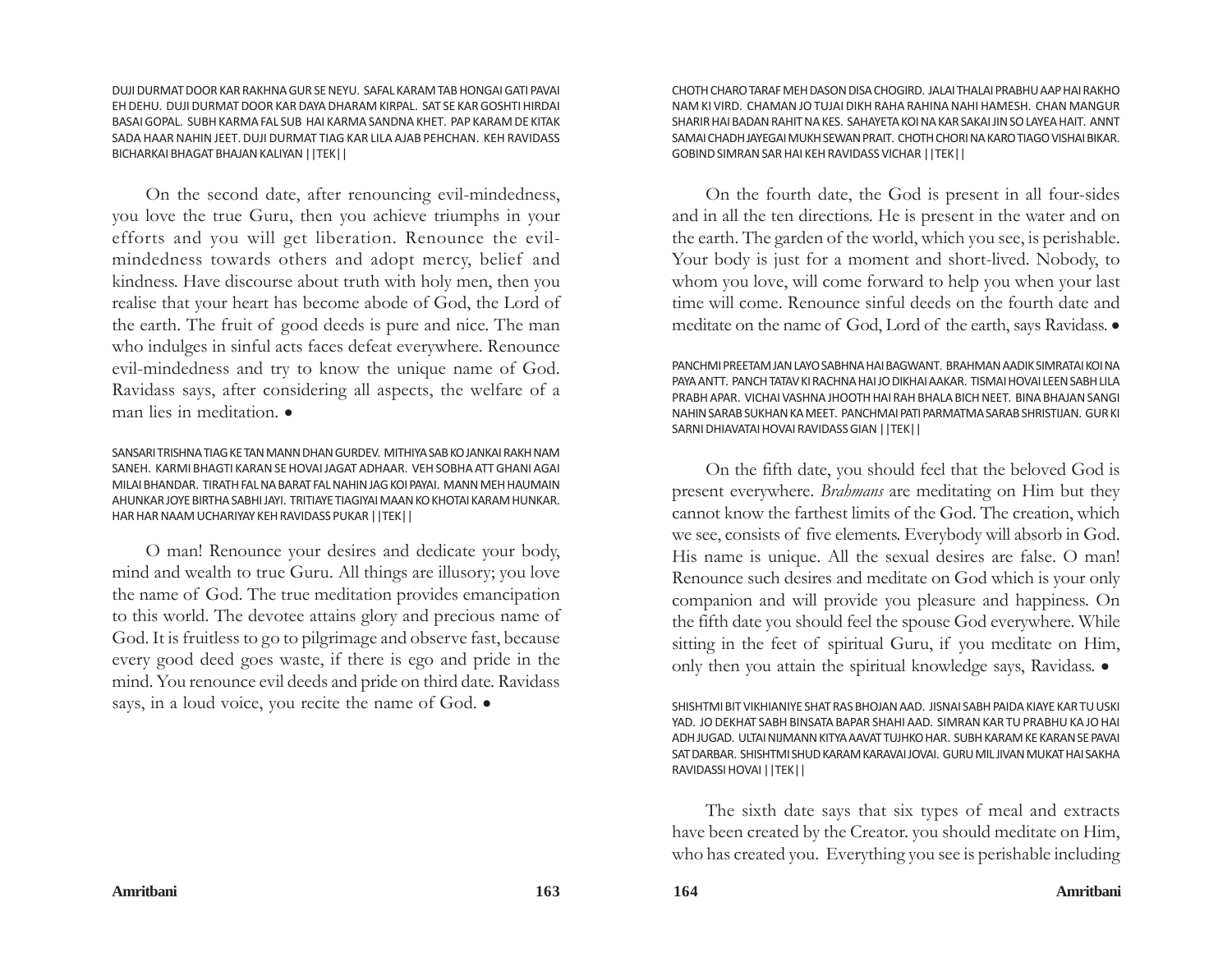DUJI DURMAT DOOR KAR RAKHNA GUR SE NEYU. SAFAL KARAM TAB HONGAI GATI PAVAI EH DEHU. DUJI DURMAT DOOR KAR DAYA DHARAM KIRPAL. SAT SE KAR GOSHTI HIRDAI BASAI GOPAL. SUBH KARMA FAL SUB HAI KARMA SANDNA KHET. PAP KARAM DE KITAK SADA HAAR NAHIN JEET. DUJI DURMAT TIAG KAR LILA AJAB PEHCHAN. KEH RAVIDASS BICHARKAI BHAGAT BHAJAN KALIYAN ||TEK||

On the second date, after renouncing evil-mindedness, you love the true Guru, then you achieve triumphs in your efforts and you will get liberation. Renounce the evil-mindedness towards others and adopt mercy, belief and kindness. Have discourse about truth with holy men, then you realise that your heart has become abode of God, the Lord of the earth. The fruit of good deeds is pure and nice. The man who indulges in sinful acts faces defeat everywhere. Renounce evil-mindedness and try to know the unique name of God. Ravidass says, after considering all aspects, the welfare of a man lies in meditation. •

SANSARI TRISHNA TIAG KE TAN MANN DHAN GURDEV. MITHIYA SAB KO JANKAI RAKH NAM SANEH. KARMI BHAGTI KARAN SE HOVAI JAGAT ADHAAR. VEH SOBHA ATT GHANI AGAI MILAI BHANDAR. TIRATH FAL NA BARAT FAL NAHIN JAG KOI PAYAI. MANN MEH HAUMAIN AHUNKAR JOYE BIRTHA SABHI JAYI. TRITIAYE TIAGIYAI MAAN KO KHOTAI KARAM HUNKAR. HAR HAR NAAM UCHARIYAY KEH RAVIDASS PUKAR ||TEK||

O man! Renounce your desires and dedicate your body, mind and wealth to true Guru. All things are illusory; you love the name of God. The true meditation provides emancipation to this world. The devotee attains glory and precious name of God. It is fruitless to go to pilgrimage and observe fast, because every good deed goes waste, if there is ego and pride in the mind. You renounce evil deeds and pride on third date. Ravidass says, in a loud voice, you recite the name of God. •

CHOTH CHARO TARAF MEH DASON DISA CHOGIRD. JALAI THALAI PRABHU AAP HAI RAKHO NAM KI VIRD. CHAMAN JO TUJAI DIKH RAHA RAHINA NAHI HAMESH. CHAN MANGUR SHARIR HAI BADAN RAHIT NA KES. SAHAYETA KOI NA KAR SAKAI JIN SO LAYEA HAIT. ANNT SAMAI CHADH JAYEGAI MUKH SEWAN PRAIT. CHOTH CHORI NA KARO TIAGO VISHAI BIKAR. GOBIND SIMRAN SAR HAI KEH RAVIDASS VICHAR ||TEK||

On the fourth date, the God is present in all four-sides and in all the ten directions. He is present in the water and on the earth. The garden of the world, which you see, is perishable. Your body is just for a moment and short-lived. Nobody, to whom you love, will come forward to help you when your last time will come. Renounce sinful deeds on the fourth date and meditate on the name of God, Lord of the earth, says Ravidass. •

PANCHMI PREETAM JAN LAYO SABHNA HAI BAGWANT. BRAHMAN AADIK SIMRATAI KOI NA PAYA ANTT. PANCH TATAV KI RACHNA HAI JO DIKHAI AAKAR. TISMAI HOVAI LEEN SABH LILA PRABH APAR. VICHAI VASHNA JHOOTH HAI RAH BHALA BICH NEET. BINA BHAJAN SANGI NAHIN SARAB SUKHAN KA MEET. PANCHMAI PATI PARMATMA SARAB SHRISTIJAN. GUR KI SARNI DHIAVATAI HOVAI RAVIDASS GIAN ||TEK||

On the fifth date, you should feel that the beloved God is present everywhere. *Brahmans* are meditating on Him but they cannot know the farthest limits of the God. The creation, which we see, consists of five elements. Everybody will absorb in God. His name is unique. All the sexual desires are false. O man! Renounce such desires and meditate on God which is your only companion and will provide you pleasure and happiness. On the fifth date you should feel the spouse God everywhere. While sitting in the feet of spiritual Guru, if you meditate on Him, only then you attain the spiritual knowledge says, Ravidass. •

SHISHTMI BIT VIKHIANIYE SHAT RAS BHOJAN AAD. JISNAI SABH PAIDA KIAYE KAR TU USKI YAD. JO DEKHAT SABH BINSATA BAPAR SHAHI AAD. SIMRAN KAR TU PRABHU KA JO HAI ADH JUGAD. ULTAI NIJMANN KITYA AAVAT TUJHKO HAR. SUBH KARAM KE KARAN SE PAVAI SAT DARBAR. SHISHTMI SHUD KARAM KARAVAI JOVAI. GURU MIL JIVAN MUKAT HAI SAKHA RAVIDASSI HOVAI ||TEK||

The sixth date says that six types of meal and extracts have been created by the Creator. you should meditate on Him, who has created you. Everything you see is perishable including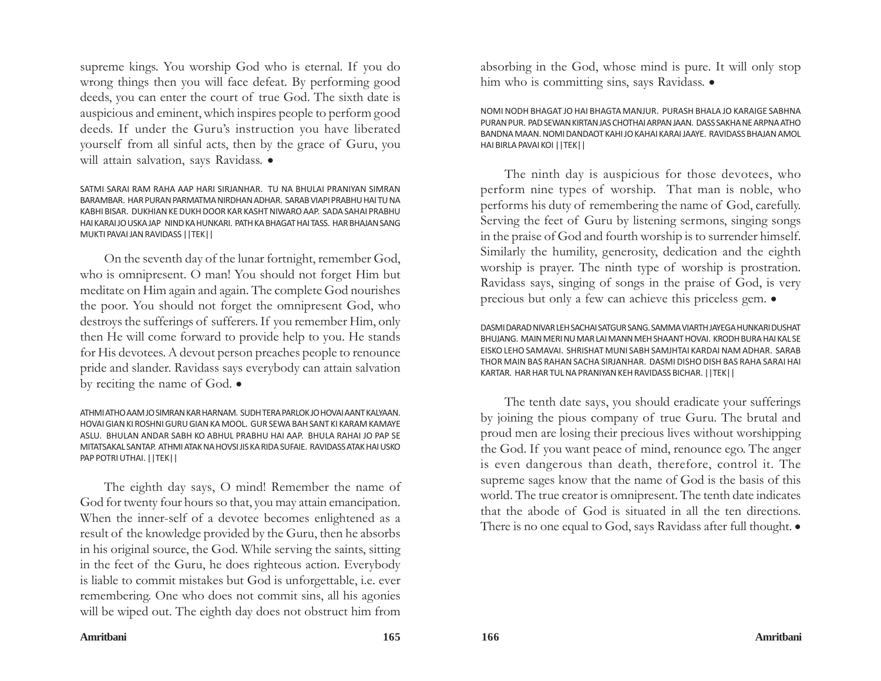supreme kings. You worship God who is eternal. If you do wrong things then you will face defeat. By performing good deeds, you can enter the court of true God. The sixth date is auspicious and eminent, which inspires people to perform good deeds. If under the Guru's instruction you have liberated yourself from all sinful acts, then by the grace of Guru, you will attain salvation, says Ravidass. •

SATMI SARAI RAM RAHA AAP HARI SIRJANHAR. TU NA BHULAI PRANIYAN SIMRAN BARAMBAR. HAR PURAN PARMATMA NIRDHAN ADHAR. SARAB VIAPI PRABHU HAI TU NA KABHI BISAR. DUKHIAN KE DUKH DOOR KAR KASHT NIWARO AAP. SADA SAHAI PRABHU HAI KARAI JO USKA JAP NIND KA HUNKARI. PATH KA BHAGAT HAI TASS. HAR BHAJAN SANG MUKTI PAVAI JAN RAVIDASS ||TEK||

On the seventh day of the lunar fortnight, remember God, who is omnipresent. O man! You should not forget Him but meditate on Him again and again. The complete God nourishes the poor. You should not forget the omnipresent God, who destroys the sufferings of sufferers. If you remember Him, only then He will come forward to provide help to you. He stands for His devotees. A devout person preaches people to renounce pride and slander. Ravidass says everybody can attain salvation by reciting the name of God. •

ATHMI ATHO AAM JO SIMRAN KAR HARNAM. SUDH TERA PARLOK JO HOVAI AANT KALYAAN. HOVAI GIAN KI ROSHNI GURU GIAN KA MOOL. GUR SEWA BAH SANT KI KARAM KAMAYE ASLU. BHULAN ANDAR SABH KO ABHUL PRABHU HAI AAP. BHULA RAHAI JO PAP SE MITATSAKAL SANTAP. ATHMI ATAK NA HOVSI JIS KA RIDA SUFAIE. RAVIDASS ATAK HAI USKO PAP POTRI UTHAI. ||TEK||

The eighth day says, O mind! Remember the name of God for twenty four hours so that, you may attain emancipation. When the inner-self of a devotee becomes enlightened as a result of the knowledge provided by the Guru, then he absorbs in his original source, the God. While serving the saints, sitting in the feet of the Guru, he does righteous action. Everybody is liable to commit mistakes but God is unforgettable, i.e. ever remembering. One who does not commit sins, all his agonies will be wiped out. The eighth day does not obstruct him from absorbing in the God, whose mind is pure. It will only stop him who is committing sins, says Ravidass. •

NOMI NODH BHAGAT JO HAI BHAGTA MANJUR. PURASH BHALA JO KARAIGE SABHNA PURAN PUR. PAD SEWAN KIRTAN JAS CHOTHAI ARPAN JAAN. DASS SAKHA NE ARPNA ATHO BANDNA MAAN. NOMI DANDAOT KAHI JO KAHAI KARAI JAAYE. RAVIDASS BHAJAN AMOL HAI BIRLA PAVAI KOI ||TEK||

The ninth day is auspicious for those devotees, who perform nine types of worship. That man is noble, who performs his duty of remembering the name of God, carefully. Serving the feet of Guru by listening sermons, singing songs in the praise of God and fourth worship is to surrender himself. Similarly the humility, generosity, dedication and the eighth worship is prayer. The ninth type of worship is prostration. Ravidass says, singing of songs in the praise of God, is very precious but only a few can achieve this priceless gem. •

DASMI DARAD NIVAR LEH SACHAI SATGUR SANG. SAMMA VIARTH JAYEGA HUNKARI DUSHAT BHUJANG. MAIN MERI NU MAR LAI MANN MEH SHAANT HOVAI. KRODH BURA HAI KAL SE EISKO LEHO SAMAVAI. SHRISHAT MUNI SABH SAMJHTAI KARDAI NAM ADHAR. SARAB THOR MAIN BAS RAHAN SACHA SIRJANHAR. DASMI DISHO DISH BAS RAHA SARAI HAI KARTAR. HAR HAR TUL NA PRANIYAN KEH RAVIDASS BICHAR. ||TEK||

The tenth date says, you should eradicate your sufferings by joining the pious company of true Guru. The brutal and proud men are losing their precious lives without worshipping the God. If you want peace of mind, renounce ego. The anger is even dangerous than death, therefore, control it. The supreme sages know that the name of God is the basis of this world. The true creator is omnipresent. The tenth date indicates that the abode of God is situated in all the ten directions. There is no one equal to God, says Ravidass after full thought. •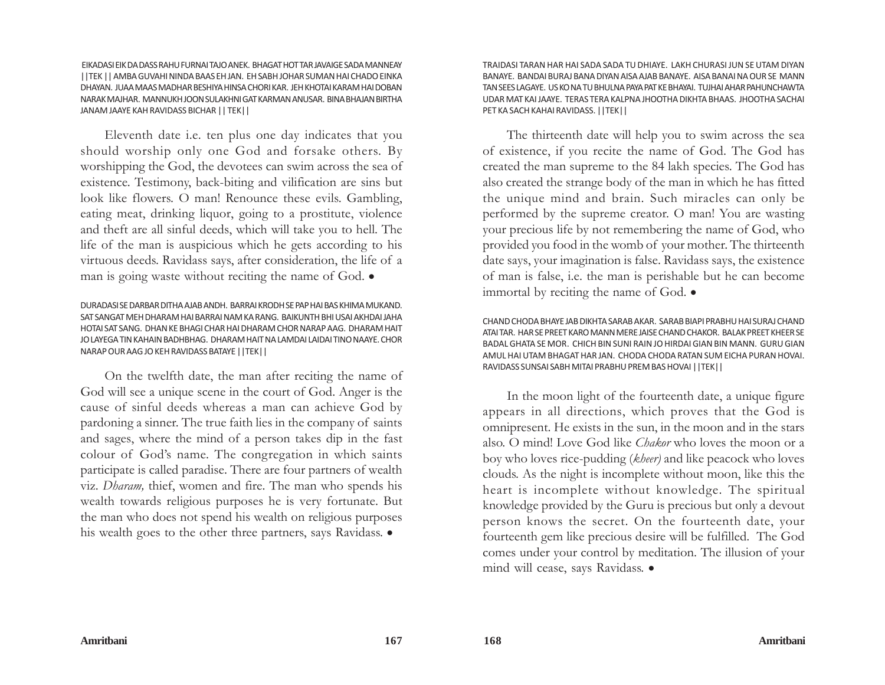EIKADASI EIK DA DASS RAHU FURNAI TAJO ANEK. BHAGAT HOT TAR JAVAIGE SADA MANNEAY ||TEK|| AMBA GUVAHI NINDA BAAS EH JAN. EH SABH JOHAR SUMAN HAI CHADO EINKA DHAYAN. JUAA MAAS MADHAR BESHIYA HINSA CHORI KAR. JEH KHOTAI KARAM HAI DOBAN NARAK MAJHAR. MANNUKH JOON SULAKHNI GAT KARMAN ANUSAR. BINA BHAJAN BIRTHA JANAM JAAYE KAH RAVIDASS BICHAR || TEK||

Eleventh date i.e. ten plus one day indicates that you should worship only one God and forsake others. By worshipping the God, the devotees can swim across the sea of existence. Testimony, back-biting and vilification are sins but look like flowers. O man! Renounce these evils. Gambling, eating meat, drinking liquor, going to a prostitute, violence and theft are all sinful deeds, which will take you to hell. The life of the man is auspicious which he gets according to his virtuous deeds. Ravidass says, after consideration, the life of a man is going waste without reciting the name of God. •

DURADASI SE DARBAR DITHA AJAB ANDH. BARRAI KRODH SE PAP HAI BAS KHIMA MUKAND. SAT SANGAT MEH DHARAM HAI BARRAI NAM KA RANG. BAIKUNTH BHI USAI AKHDAI JAHA HOTAI SAT SANG. DHAN KE BHAGI CHAR HAI DHARAM CHOR NARAP AAG. DHARAM HAIT JO LAYEGA TIN KAHAIN BADHBHAG. DHARAM HAIT NA LAMDAI LAIDAI TINO NAAYE. CHOR NARAP OUR AAG JO KEH RAVIDASS BATAYE ||TEK||

On the twelfth date, the man after reciting the name of God will see a unique scene in the court of God. Anger is the cause of sinful deeds whereas a man can achieve God by pardoning a sinner. The true faith lies in the company of saints and sages, where the mind of a person takes dip in the fast colour of God's name. The congregation in which saints participate is called paradise. There are four partners of wealth viz. *Dharam,* thief, women and fire. The man who spends his wealth towards religious purposes he is very fortunate. But the man who does not spend his wealth on religious purposes his wealth goes to the other three partners, says Ravidass. •

TRAIDASI TARAN HAR HAI SADA SADA TU DHIAYE. LAKH CHURASI JUN SE UTAM DIYAN BANAYE. BANDAI BURAJ BANA DIYAN AISA AJAB BANAYE. AISA BANAI NA OUR SE MANN TAN SEES LAGAYE. US KO NA TU BHULNA PAYA PAT KE BHAYAI. TUJHAI AHAR PAHUNCHAWTA UDAR MAT KAI JAAYE. TERAS TERA KALPNA JHOOTHA DIKHTA BHAAS. JHOOTHA SACHAI PET KA SACH KAHAI RAVIDASS. ||TEK||

The thirteenth date will help you to swim across the sea of existence, if you recite the name of God. The God has created the man supreme to the 84 lakh species. The God has also created the strange body of the man in which he has fitted the unique mind and brain. Such miracles can only be performed by the supreme creator. O man! You are wasting your precious life by not remembering the name of God, who provided you food in the womb of your mother. The thirteenth date says, your imagination is false. Ravidass says, the existence of man is false, i.e. the man is perishable but he can become immortal by reciting the name of God. •

CHAND CHODA BHAYE JAB DIKHTA SARAB AKAR. SARAB BIAPI PRABHU HAI SURAJ CHAND ATAI TAR. HAR SE PREET KARO MANN MERE JAISE CHAND CHAKOR. BALAK PREET KHEER SE BADAL GHATA SE MOR. CHICH BIN SUNI RAIN JO HIRDAI GIAN BIN MANN. GURU GIAN AMUL HAI UTAM BHAGAT HAR JAN. CHODA CHODA RATAN SUM EICHA PURAN HOVAI. RAVIDASS SUNSAI SABH MITAI PRABHU PREM BAS HOVAI ||TEK||

In the moon light of the fourteenth date, a unique figure appears in all directions, which proves that the God is omnipresent. He exists in the sun, in the moon and in the stars also. O mind! Love God like *Chakor* who loves the moon or a boy who loves rice-pudding (*kheer)* and like peacock who loves clouds. As the night is incomplete without moon, like this the heart is incomplete without knowledge. The spiritual knowledge provided by the Guru is precious but only a devout person knows the secret. On the fourteenth date, your fourteenth gem like precious desire will be fulfilled. The God comes under your control by meditation. The illusion of your mind will cease, says Ravidass. •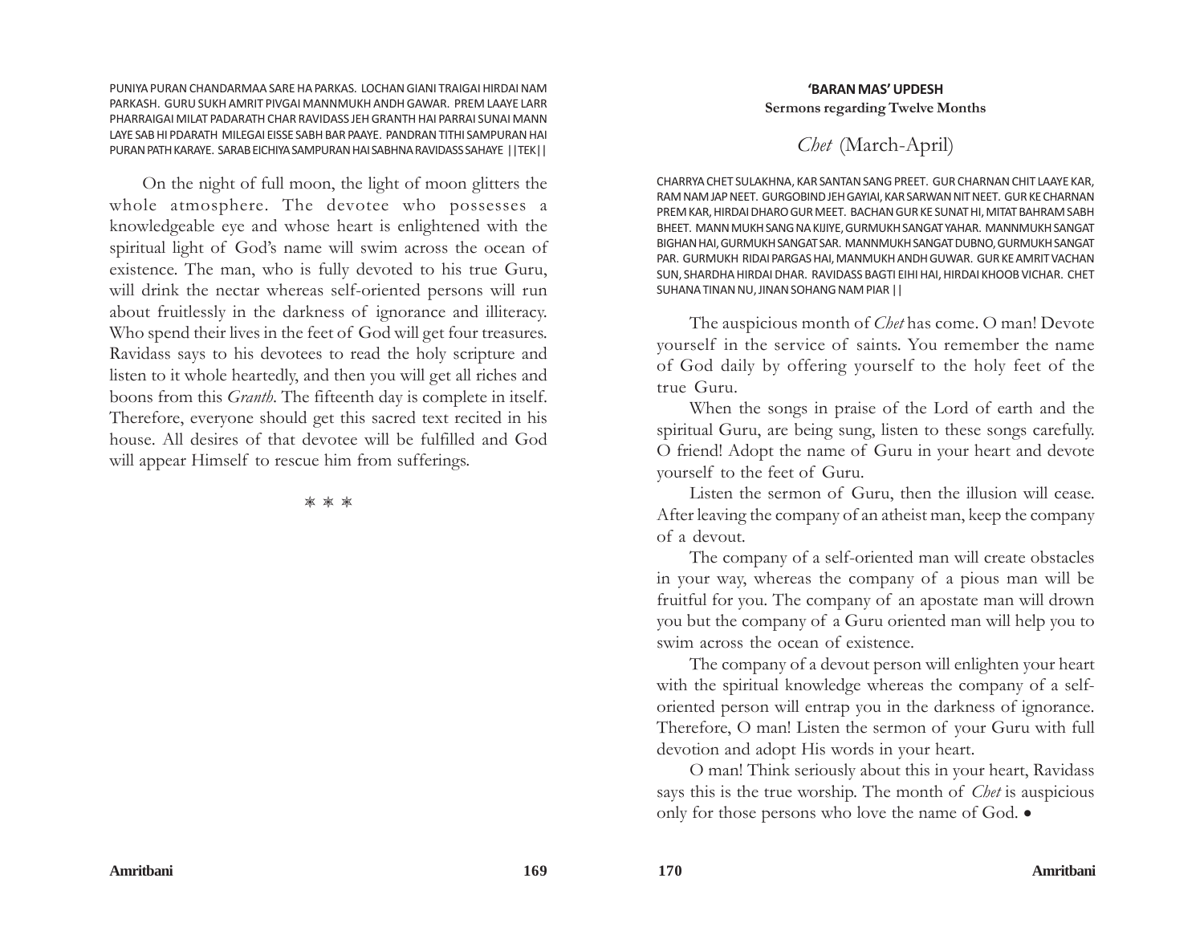PUNIYA PURAN CHANDARMAA SARE HA PARKAS. LOCHAN GIANI TRAIGAI HIRDAI NAM PARKASH. GURU SUKH AMRIT PIVGAI MANNMUKH ANDH GAWAR. PREM LAAYE LARR PHARRAIGAI MILAT PADARATH CHAR RAVIDASS JEH GRANTH HAI PARRAI SUNAI MANN LAYE SAB HI PDARATH MILEGAI EISSE SABH BAR PAAYE. PANDRAN TITHI SAMPURAN HAI PURAN PATH KARAYE. SARAB EICHIYA SAMPURAN HAI SABHNA RAVIDASS SAHAYE ||TEK||

On the night of full moon, the light of moon glitters the whole atmosphere. The devotee who possesses a knowledgeable eye and whose heart is enlightened with the spiritual light of God's name will swim across the ocean of existence. The man, who is fully devoted to his true Guru, will drink the nectar whereas self-oriented persons will run about fruitlessly in the darkness of ignorance and illiteracy. Who spend their lives in the feet of God will get four treasures. Ravidass says to his devotees to read the holy scripture and listen to it whole heartedly, and then you will get all riches and boons from this *Granth*. The fifteenth day is complete in itself. Therefore, everyone should get this sacred text recited in his house. All desires of that devotee will be fulfilled and God will appear Himself to rescue him from sufferings.

\* \* \*

## 'BARAN MAS' UPDESH

**Sermons regarding Twelve Months**

### *Chet* (March-April)

CHARRYA CHET SULAKHNA, KAR SANTAN SANG PREET. GUR CHARNAN CHIT LAAYE KAR, RAM NAM JAP NEET. GURGOBIND JEH GAYIAI, KAR SARWAN NIT NEET. GUR KE CHARNAN PREM KAR, HIRDAI DHARO GUR MEET. BACHAN GUR KE SUNAT HI, MITAT BAHRAM SABH BHEET. MANN MUKH SANG NA KIJIYE, GURMUKH SANGAT YAHAR. MANNMUKH SANGAT BIGHAN HAI, GURMUKH SANGAT SAR. MANNMUKH SANGAT DUBNO, GURMUKH SANGAT PAR. GURMUKH RIDAI PARGAS HAI, MANMUKH ANDH GUWAR. GUR KE AMRIT VACHAN SUN, SHARDHA HIRDAI DHAR. RAVIDASS BAGTI EIHI HAI, HIRDAI KHOOB VICHAR. CHET SUHANA TINAN NU, JINAN SOHANG NAM PIAR ||

The auspicious month of *Chet* has come. O man! Devote yourself in the service of saints. You remember the name of God daily by offering yourself to the holy feet of the true Guru.

When the songs in praise of the Lord of earth and the spiritual Guru, are being sung, listen to these songs carefully. O friend! Adopt the name of Guru in your heart and devote yourself to the feet of Guru.

Listen the sermon of Guru, then the illusion will cease. After leaving the company of an atheist man, keep the company of a devout.

The company of a self-oriented man will create obstacles in your way, whereas the company of a pious man will be fruitful for you. The company of an apostate man will drown you but the company of a Guru oriented man will help you to swim across the ocean of existence.

The company of a devout person will enlighten your heart with the spiritual knowledge whereas the company of a self-oriented person will entrap you in the darkness of ignorance. Therefore, O man! Listen the sermon of your Guru with full devotion and adopt His words in your heart.

O man! Think seriously about this in your heart, Ravidass says this is the true worship. The month of *Chet* is auspicious only for those persons who love the name of God. •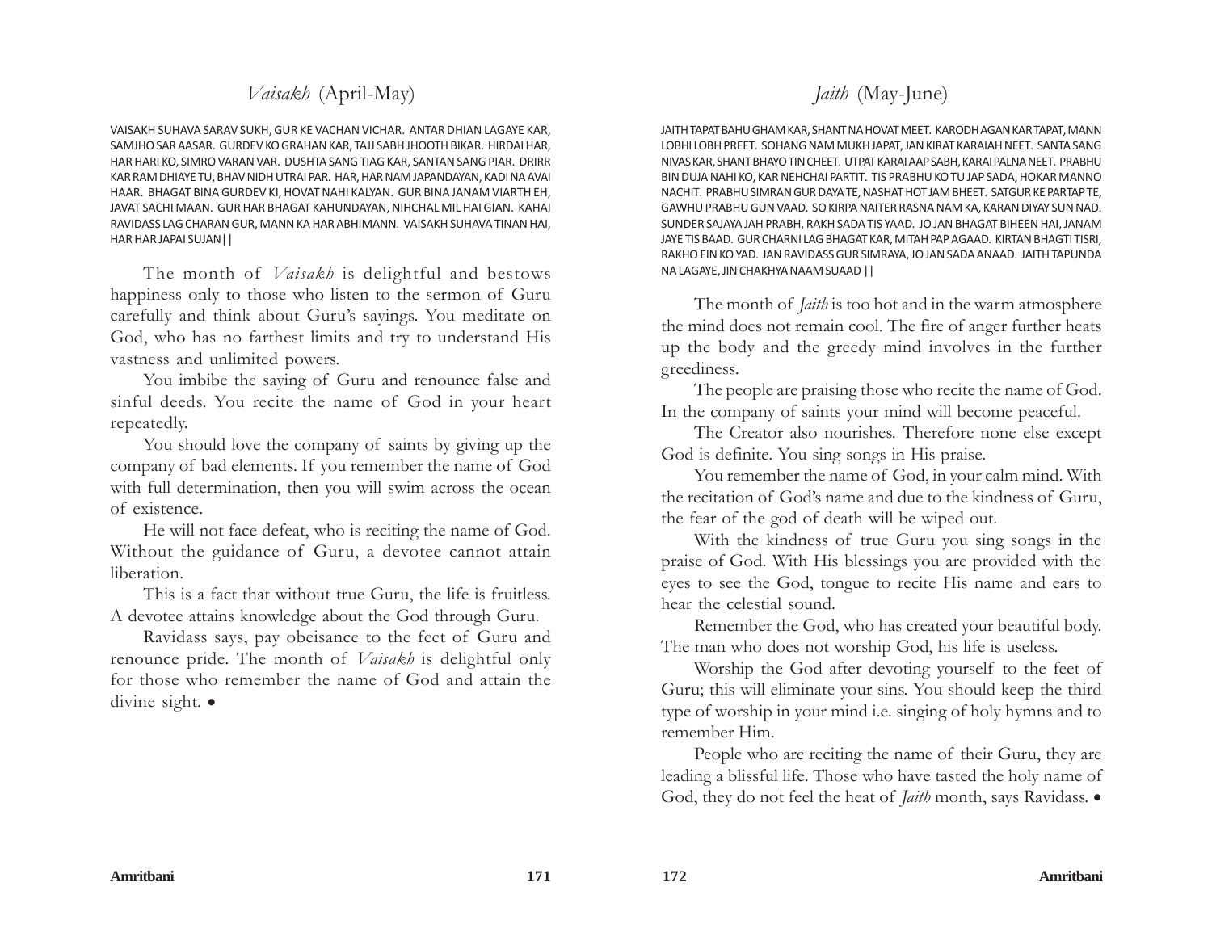## *Vaisakh* (April-May)

VAISAKH SUHAVA SARAV SUKH, GUR KE VACHAN VICHAR. ANTAR DHIAN LAGAYE KAR, SAMJHO SAR AASAR. GURDEV KO GRAHAN KAR, TAJJ SABH JHOOTH BIKAR. HIRDAI HAR, HAR HARI KO, SIMRO VARAN VAR. DUSHTA SANG TIAG KAR, SANTAN SANG PIAR. DRIRR KAR RAM DHIAYE TU, BHAV NIDH UTRAI PAR. HAR, HAR NAM JAPANDAYAN, KADI NA AVAI HAAR. BHAGAT BINA GURDEV KI, HOVAT NAHI KALYAN. GUR BINA JANAM VIARTH EH, JAVAT SACHI MAAN. GUR HAR BHAGAT KAHUNDAYAN, NIHCHAL MIL HAI GIAN. KAHAI RAVIDASS LAG CHARAN GUR, MANN KA HAR ABHIMANN. VAISAKH SUHAVA TINAN HAI, HAR HAR JAPAI SUJAN||

The month of *Vaisakh* is delightful and bestows happiness only to those who listen to the sermon of Guru carefully and think about Guru's sayings. You meditate on God, who has no farthest limits and try to understand His vastness and unlimited powers.

You imbibe the saying of Guru and renounce false and sinful deeds. You recite the name of God in your heart repeatedly.

You should love the company of saints by giving up the company of bad elements. If you remember the name of God with full determination, then you will swim across the ocean of existence.

He will not face defeat, who is reciting the name of God. Without the guidance of Guru, a devotee cannot attain liberation.

This is a fact that without true Guru, the life is fruitless. A devotee attains knowledge about the God through Guru.

Ravidass says, pay obeisance to the feet of Guru and renounce pride. The month of *Vaisakh* is delightful only for those who remember the name of God and attain the divine sight. •

## *Jaith* (May-June)

JAITH TAPAT BAHU GHAM KAR, SHANT NA HOVAT MEET. KARODH AGAN KAR TAPAT, MANN LOBHI LOBH PREET. SOHANG NAM MUKH JAPAT, JAN KIRAT KARAIAH NEET. SANTA SANG NIVAS KAR, SHANT BHAYO TIN CHEET. UTPAT KARAI AAP SABH, KARAI PALNA NEET. PRABHU BIN DUJA NAHI KO, KAR NEHCHAI PARTIT. TIS PRABHU KO TU JAP SADA, HOKAR MANNO NACHIT. PRABHU SIMRAN GUR DAYA TE, NASHAT HOT JAM BHEET. SATGUR KE PARTAP TE, GAWHU PRABHU GUN VAAD. SO KIRPA NAITER RASNA NAM KA, KARAN DIYAY SUN NAD. SUNDER SAJAYA JAH PRABH, RAKH SADA TIS YAAD. JO JAN BHAGAT BIHEEN HAI, JANAM JAYE TIS BAAD. GUR CHARNI LAG BHAGAT KAR, MITAH PAP AGAAD. KIRTAN BHAGTI TISRI, RAKHO EIN KO YAD. JAN RAVIDASS GUR SIMRAYA, JO JAN SADA ANAAD. JAITH TAPUNDA NA LAGAYE, JIN CHAKHYA NAAM SUAAD ||

The month of *Jaith* is too hot and in the warm atmosphere the mind does not remain cool. The fire of anger further heats up the body and the greedy mind involves in the further greediness.

The people are praising those who recite the name of God. In the company of saints your mind will become peaceful.

The Creator also nourishes. Therefore none else except God is definite. You sing songs in His praise.

You remember the name of God, in your calm mind. With the recitation of God's name and due to the kindness of Guru, the fear of the god of death will be wiped out.

With the kindness of true Guru you sing songs in the praise of God. With His blessings you are provided with the eyes to see the God, tongue to recite His name and ears to hear the celestial sound.

Remember the God, who has created your beautiful body. The man who does not worship God, his life is useless.

Worship the God after devoting yourself to the feet of Guru; this will eliminate your sins. You should keep the third type of worship in your mind i.e. singing of holy hymns and to remember Him.

People who are reciting the name of their Guru, they are leading a blissful life. Those who have tasted the holy name of God, they do not feel the heat of *Jaith* month, says Ravidass. •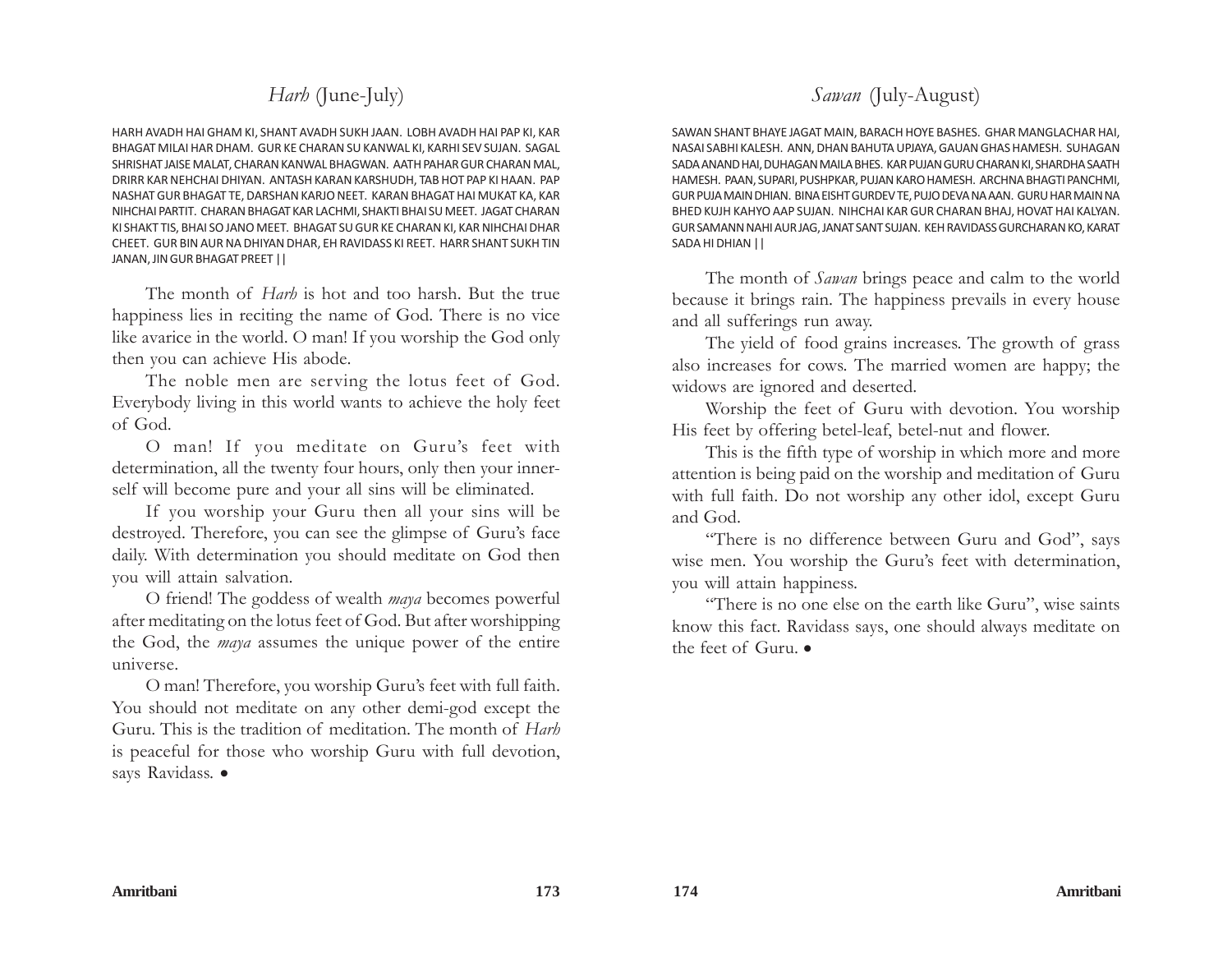## *Harh* (June-July)

HARH AVADH HAI GHAM KI, SHANT AVADH SUKH JAAN. LOBH AVADH HAI PAP KI, KAR BHAGAT MILAI HAR DHAM. GUR KE CHARAN SU KANWAL KI, KARHI SEV SUJAN. SAGAL SHRISHAT JAISE MALAT, CHARAN KANWAL BHAGWAN. AATH PAHAR GUR CHARAN MAL, DRIRR KAR NEHCHAI DHIYAN. ANTASH KARAN KARSHUDH, TAB HOT PAP KI HAAN. PAP NASHAT GUR BHAGAT TE, DARSHAN KARJO NEET. KARAN BHAGAT HAI MUKAT KA, KAR NIHCHAI PARTIT. CHARAN BHAGAT KAR LACHMI, SHAKTI BHAI SU MEET. JAGAT CHARAN KI SHAKT TIS, BHAI SO JANO MEET. BHAGAT SU GUR KE CHARAN KI, KAR NIHCHAI DHAR CHEET. GUR BIN AUR NA DHIYAN DHAR, EH RAVIDASS KI REET. HARR SHANT SUKH TIN JANAN, JIN GUR BHAGAT PREET ||

The month of *Harh* is hot and too harsh. But the true happiness lies in reciting the name of God. There is no vice like avarice in the world. O man! If you worship the God only then you can achieve His abode.

The noble men are serving the lotus feet of God. Everybody living in this world wants to achieve the holy feet of God.

O man! If you meditate on Guru's feet with determination, all the twenty four hours, only then your inner-self will become pure and your all sins will be eliminated.

If you worship your Guru then all your sins will be destroyed. Therefore, you can see the glimpse of Guru's face daily. With determination you should meditate on God then you will attain salvation.

O friend! The goddess of wealth *maya* becomes powerful after meditating on the lotus feet of God. But after worshipping the God, the *maya* assumes the unique power of the entire universe.

O man! Therefore, you worship Guru's feet with full faith. You should not meditate on any other demi-god except the Guru. This is the tradition of meditation. The month of *Harh* is peaceful for those who worship Guru with full devotion, says Ravidass. •

## *Sawan* (July-August)

SAWAN SHANT BHAYE JAGAT MAIN, BARACH HOYE BASHES. GHAR MANGLACHAR HAI, NASAI SABHI KALESH. ANN, DHAN BAHUTA UPJAYA, GAUAN GHAS HAMESH. SUHAGAN SADA ANAND HAI, DUHAGAN MAILA BHES. KAR PUJAN GURU CHARAN KI, SHARDHA SAATH HAMESH. PAAN, SUPARI, PUSHPKAR, PUJAN KARO HAMESH. ARCHNA BHAGTI PANCHMI, GUR PUJA MAIN DHIAN. BINA EISHT GURDEV TE, PUJO DEVA NA AAN. GURU HAR MAIN NA BHED KUJH KAHYO AAP SUJAN. NIHCHAI KAR GUR CHARAN BHAJ, HOVAT HAI KALYAN. GUR SAMANN NAHI AUR JAG, JANAT SANT SUJAN. KEH RAVIDASS GURCHARAN KO, KARAT SADA HI DHIAN ||

The month of *Sawan* brings peace and calm to the world because it brings rain. The happiness prevails in every house and all sufferings run away.

The yield of food grains increases. The growth of grass also increases for cows. The married women are happy; the widows are ignored and deserted.

Worship the feet of Guru with devotion. You worship His feet by offering betel-leaf, betel-nut and flower.

This is the fifth type of worship in which more and more attention is being paid on the worship and meditation of Guru with full faith. Do not worship any other idol, except Guru and God.

"There is no difference between Guru and God", says wise men. You worship the Guru's feet with determination, you will attain happiness.

"There is no one else on the earth like Guru", wise saints know this fact. Ravidass says, one should always meditate on the feet of Guru. •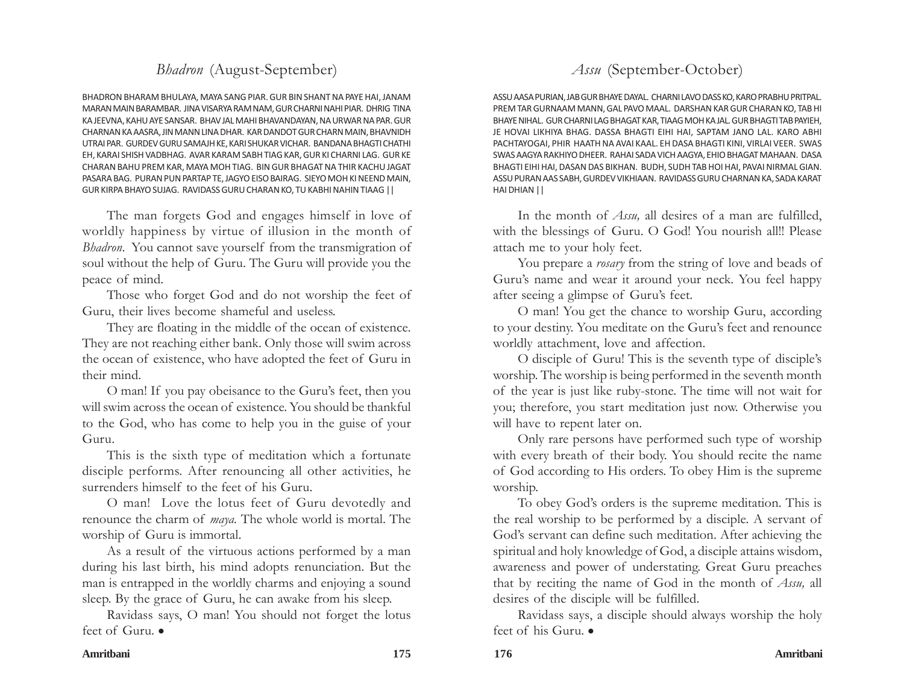## *Bhadron* (August-September)

BHADRON BHARAM BHULAYA, MAYA SANG PIAR. GUR BIN SHANT NA PAYE HAI, JANAM MARAN MAIN BARAMBAR. JINA VISARYA RAM NAM, GUR CHARNI NAHI PIAR. DHRIG TINA KA JEEVNA, KAHU AYE SANSAR. BHAV JAL MAHI BHAVANDAYAN, NA URWAR NA PAR. GUR CHARNAN KA AASRA, JIN MANN LINA DHAR. KAR DANDOT GUR CHARN MAIN, BHAVNIDH UTRAI PAR. GURDEV GURU SAMAJH KE, KARI SHUKAR VICHAR. BANDANA BHAGTI CHATHI EH, KARAI SHISH VADBHAG. AVAR KARAM SABH TIAG KAR, GUR KI CHARNI LAG. GUR KE CHARAN BAHU PREM KAR, MAYA MOH TIAG. BIN GUR BHAGAT NA THIR KACHU JAGAT PASARA BAG. PURAN PUN PARTAP TE, JAGYO EISO BAIRAG. SIEYO MOH KI NEEND MAIN, GUR KIRPA BHAYO SUJAG. RAVIDASS GURU CHARAN KO, TU KABHI NAHIN TIAAG ||

The man forgets God and engages himself in love of worldly happiness by virtue of illusion in the month of *Bhadron*. You cannot save yourself from the transmigration of soul without the help of Guru. The Guru will provide you the peace of mind.

Those who forget God and do not worship the feet of Guru, their lives become shameful and useless.

They are floating in the middle of the ocean of existence. They are not reaching either bank. Only those will swim across the ocean of existence, who have adopted the feet of Guru in their mind.

O man! If you pay obeisance to the Guru's feet, then you will swim across the ocean of existence. You should be thankful to the God, who has come to help you in the guise of your Guru.

This is the sixth type of meditation which a fortunate disciple performs. After renouncing all other activities, he surrenders himself to the feet of his Guru.

O man! Love the lotus feet of Guru devotedly and renounce the charm of *maya*. The whole world is mortal. The worship of Guru is immortal.

As a result of the virtuous actions performed by a man during his last birth, his mind adopts renunciation. But the man is entrapped in the worldly charms and enjoying a sound sleep. By the grace of Guru, he can awake from his sleep.

Ravidass says, O man! You should not forget the lotus feet of Guru. •

## *Assu* (September-October)

ASSU AASA PURIAN, JAB GUR BHAYE DAYAL. CHARNI LAVO DASS KO, KARO PRABHU PRITPAL. PREM TAR GURNAAM MANN, GAL PAVO MAAL. DARSHAN KAR GUR CHARAN KO, TAB HI BHAYE NIHAL. GUR CHARNI LAG BHAGAT KAR, TIAAG MOH KA JAL. GUR BHAGTI TAB PAYIEH, JE HOVAI LIKHIYA BHAG. DASSA BHAGTI EIHI HAI, SAPTAM JANO LAL. KARO ABHI PACHTAYOGAI, PHIR HAATH NA AVAI KAAL. EH DASA BHAGTI KINI, VIRLAI VEER. SWAS SWAS AAGYA RAKHIYO DHEER. RAHAI SADA VICH AAGYA, EHIO BHAGAT MAHAAN. DASA BHAGTI EIHI HAI, DASAN DAS BIKHAN. BUDH, SUDH TAB HOI HAI, PAVAI NIRMAL GIAN. ASSU PURAN AAS SABH, GURDEV VIKHIAAN. RAVIDASS GURU CHARNAN KA, SADA KARAT HAI DHIAN ||

In the month of *Assu,* all desires of a man are fulfilled, with the blessings of Guru. O God! You nourish all!! Please attach me to your holy feet.

You prepare a *rosary* from the string of love and beads of Guru's name and wear it around your neck. You feel happy after seeing a glimpse of Guru's feet.

O man! You get the chance to worship Guru, according to your destiny. You meditate on the Guru's feet and renounce worldly attachment, love and affection.

O disciple of Guru! This is the seventh type of disciple's worship. The worship is being performed in the seventh month of the year is just like ruby-stone. The time will not wait for you; therefore, you start meditation just now. Otherwise you will have to repent later on.

Only rare persons have performed such type of worship with every breath of their body. You should recite the name of God according to His orders. To obey Him is the supreme worship.

To obey God's orders is the supreme meditation. This is the real worship to be performed by a disciple. A servant of God's servant can define such meditation. After achieving the spiritual and holy knowledge of God, a disciple attains wisdom, awareness and power of understating. Great Guru preaches that by reciting the name of God in the month of *Assu,* all desires of the disciple will be fulfilled.

Ravidass says, a disciple should always worship the holy feet of his Guru. •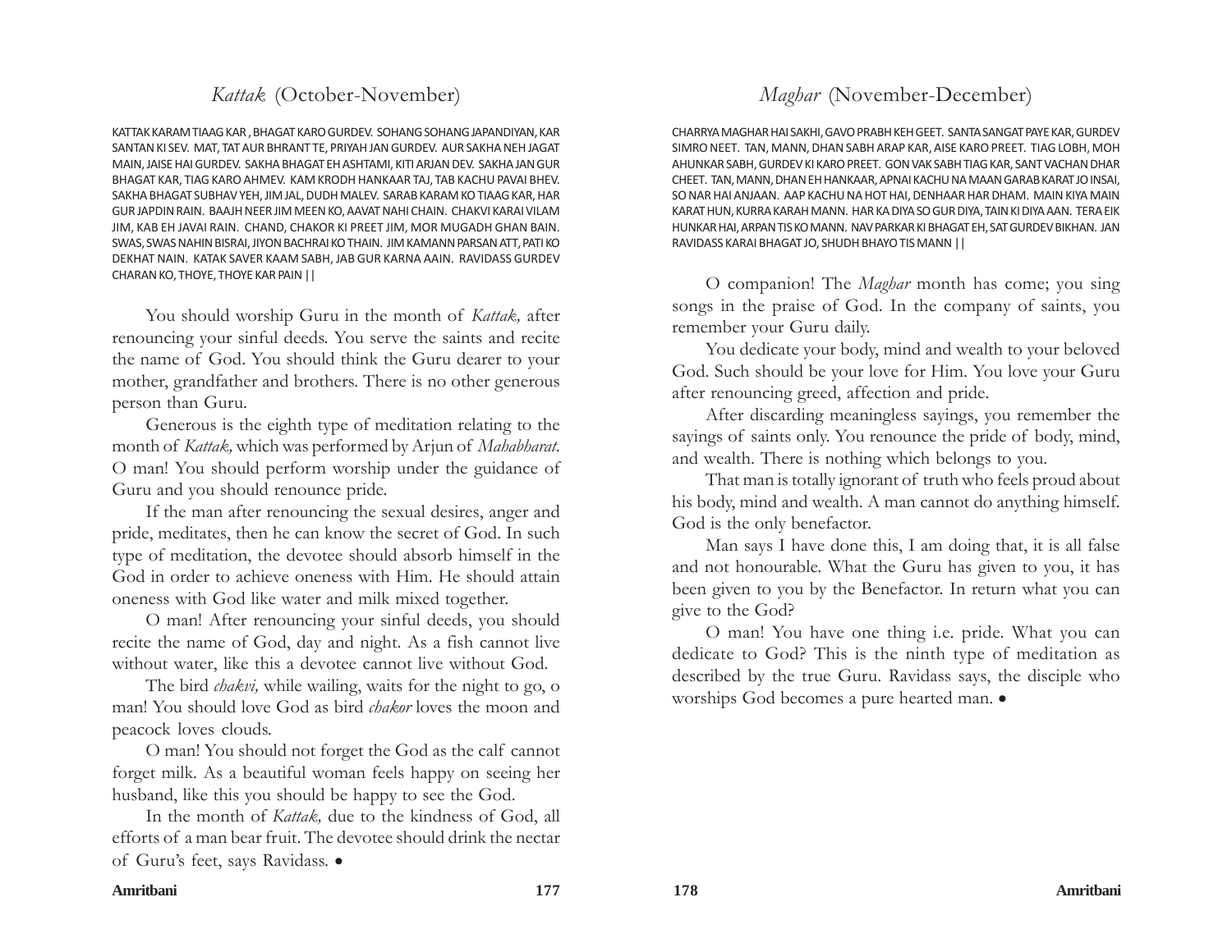## *Kattak* (October-November)

KATTAK KARAM TIAAG KAR , BHAGAT KARO GURDEV. SOHANG SOHANG JAPANDIYAN, KAR SANTAN KI SEV. MAT, TAT AUR BHRANT TE, PRIYAH JAN GURDEV. AUR SAKHA NEH JAGAT MAIN, JAISE HAI GURDEV. SAKHA BHAGAT EH ASHTAMI, KITI ARJAN DEV. SAKHA JAN GUR BHAGAT KAR, TIAG KARO AHMEV. KAM KRODH HANKAAR TAJ, TAB KACHU PAVAI BHEV. SAKHA BHAGAT SUBHAV YEH, JIM JAL, DUDH MALEV. SARAB KARAM KO TIAAG KAR, HAR GUR JAPDIN RAIN. BAAJH NEER JIM MEEN KO, AAVAT NAHI CHAIN. CHAKVI KARAI VILAM JIM, KAB EH JAVAI RAIN. CHAND, CHAKOR KI PREET JIM, MOR MUGADH GHAN BAIN. SWAS, SWAS NAHIN BISRAI, JIYON BACHRAI KO THAIN. JIM KAMANN PARSAN ATT, PATI KO DEKHAT NAIN. KATAK SAVER KAAM SABH, JAB GUR KARNA AAIN. RAVIDASS GURDEV CHARAN KO, THOYE, THOYE KAR PAIN ||

You should worship Guru in the month of *Kattak,* after renouncing your sinful deeds. You serve the saints and recite the name of God. You should think the Guru dearer to your mother, grandfather and brothers. There is no other generous person than Guru.

Generous is the eighth type of meditation relating to the month of *Kattak,* which was performed by Arjun of *Mahabharat.* O man! You should perform worship under the guidance of Guru and you should renounce pride.

If the man after renouncing the sexual desires, anger and pride, meditates, then he can know the secret of God. In such type of meditation, the devotee should absorb himself in the God in order to achieve oneness with Him. He should attain oneness with God like water and milk mixed together.

O man! After renouncing your sinful deeds, you should recite the name of God, day and night. As a fish cannot live without water, like this a devotee cannot live without God.

The bird *chakvi,* while wailing, waits for the night to go, o man! You should love God as bird *chakor* loves the moon and peacock loves clouds.

O man! You should not forget the God as the calf cannot forget milk. As a beautiful woman feels happy on seeing her husband, like this you should be happy to see the God.

In the month of *Kattak,* due to the kindness of God, all efforts of a man bear fruit. The devotee should drink the nectar of Guru's feet, says Ravidass. •

## *Maghar* (November-December)

CHARRYA MAGHAR HAI SAKHI, GAVO PRABH KEH GEET. SANTA SANGAT PAYE KAR, GURDEV SIMRO NEET. TAN, MANN, DHAN SABH ARAP KAR, AISE KARO PREET. TIAG LOBH, MOH AHUNKAR SABH, GURDEV KI KARO PREET. GON VAK SABH TIAG KAR, SANT VACHAN DHAR CHEET. TAN, MANN, DHAN EH HANKAAR, APNAI KACHU NA MAAN GARAB KARAT JO INSAI, SO NAR HAI ANJAAN. AAP KACHU NA HOT HAI, DENHAAR HAR DHAM. MAIN KIYA MAIN KARAT HUN, KURRA KARAH MANN. HAR KA DIYA SO GUR DIYA, TAIN KI DIYA AAN. TERA EIK HUNKAR HAI, ARPAN TIS KO MANN. NAV PARKAR KI BHAGAT EH, SAT GURDEV BIKHAN. JAN RAVIDASS KARAI BHAGAT JO, SHUDH BHAYO TIS MANN ||

O companion! The *Maghar* month has come; you sing songs in the praise of God. In the company of saints, you remember your Guru daily.

You dedicate your body, mind and wealth to your beloved God. Such should be your love for Him. You love your Guru after renouncing greed, affection and pride.

After discarding meaningless sayings, you remember the sayings of saints only. You renounce the pride of body, mind, and wealth. There is nothing which belongs to you.

That man is totally ignorant of truth who feels proud about his body, mind and wealth. A man cannot do anything himself. God is the only benefactor.

Man says I have done this, I am doing that, it is all false and not honourable. What the Guru has given to you, it has been given to you by the Benefactor. In return what you can give to the God?

O man! You have one thing i.e. pride. What you can dedicate to God? This is the ninth type of meditation as described by the true Guru. Ravidass says, the disciple who worships God becomes a pure hearted man. •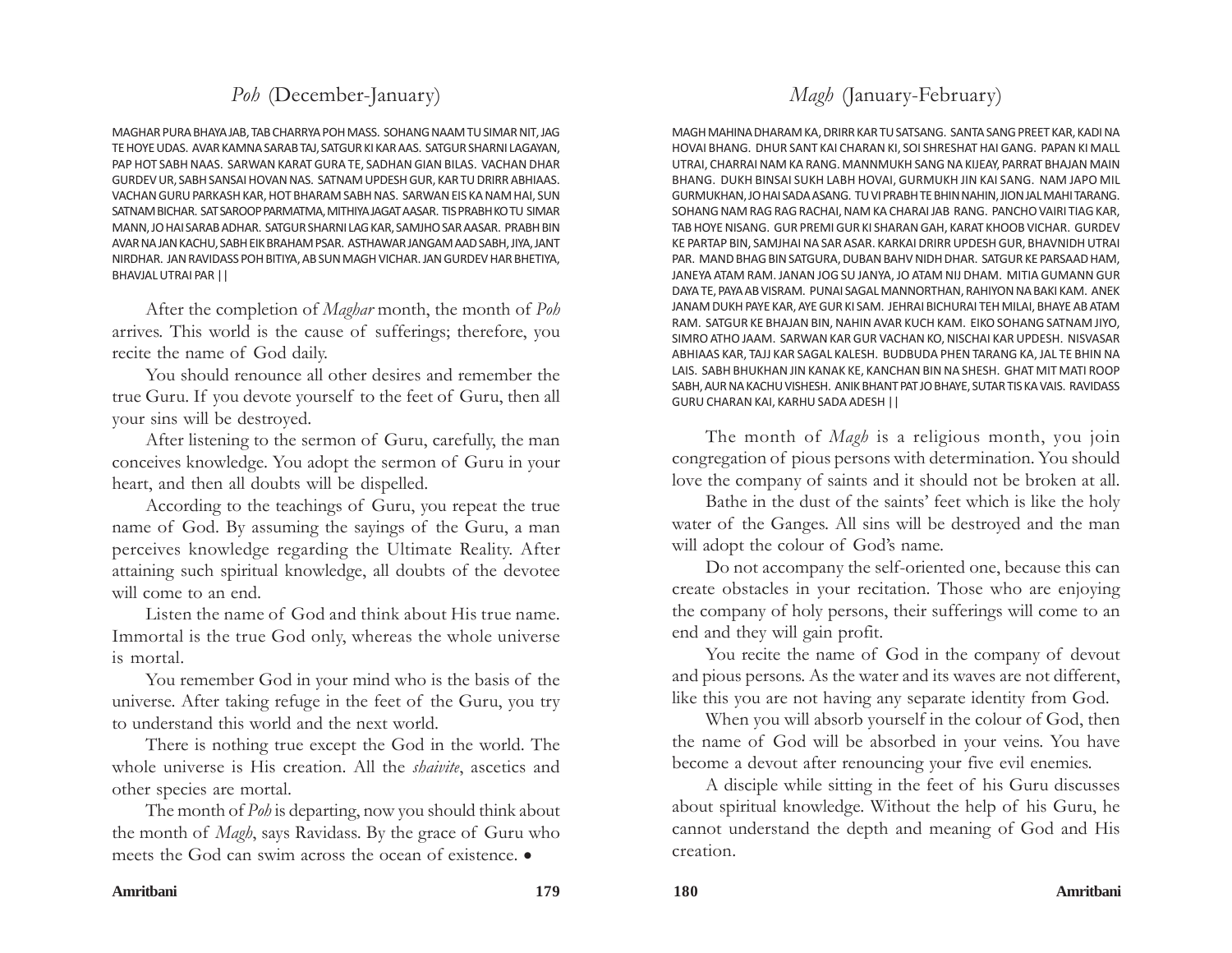## *Poh* (December-January)

MAGHAR PURA BHAYA JAB, TAB CHARRYA POH MASS. SOHANG NAAM TU SIMAR NIT, JAG TE HOYE UDAS. AVAR KAMNA SARAB TAJ, SATGUR KI KAR AAS. SATGUR SHARNI LAGAYAN, PAP HOT SABH NAAS. SARWAN KARAT GURA TE, SADHAN GIAN BILAS. VACHAN DHAR GURDEV UR, SABH SANSAI HOVAN NAS. SATNAM UPDESH GUR, KAR TU DRIRR ABHIAAS. VACHAN GURU PARKASH KAR, HOT BHARAM SABH NAS. SARWAN EIS KA NAM HAI, SUN SATNAM BICHAR. SAT SAROOP PARMATMA, MITHIYA JAGAT AASAR. TIS PRABH KO TU SIMAR MANN, JO HAI SARAB ADHAR. SATGUR SHARNI LAG KAR, SAMJHO SAR AASAR. PRABH BIN AVAR NA JAN KACHU, SABH EIK BRAHAM PSAR. ASTHAWAR JANGAM AAD SABH, JIYA, JANT NIRDHAR. JAN RAVIDASS POH BITIYA, AB SUN MAGH VICHAR. JAN GURDEV HAR BHETIYA, BHAVJAL UTRAI PAR ||

After the completion of *Maghar* month, the month of *Poh* arrives. This world is the cause of sufferings; therefore, you recite the name of God daily.

You should renounce all other desires and remember the true Guru. If you devote yourself to the feet of Guru, then all your sins will be destroyed.

After listening to the sermon of Guru, carefully, the man conceives knowledge. You adopt the sermon of Guru in your heart, and then all doubts will be dispelled.

According to the teachings of Guru, you repeat the true name of God. By assuming the sayings of the Guru, a man perceives knowledge regarding the Ultimate Reality. After attaining such spiritual knowledge, all doubts of the devotee will come to an end.

Listen the name of God and think about His true name. Immortal is the true God only, whereas the whole universe is mortal.

You remember God in your mind who is the basis of the universe. After taking refuge in the feet of the Guru, you try to understand this world and the next world.

There is nothing true except the God in the world. The whole universe is His creation. All the *shaivite*, ascetics and other species are mortal.

The month of *Poh* is departing, now you should think about the month of *Magh*, says Ravidass. By the grace of Guru who meets the God can swim across the ocean of existence. •

## *Magh* (January-February)

MAGH MAHINA DHARAM KA, DRIRR KAR TU SATSANG. SANTA SANG PREET KAR, KADI NA HOVAI BHANG. DHUR SANT KAI CHARAN KI, SOI SHRESHAT HAI GANG. PAPAN KI MALL UTRAI, CHARRAI NAM KA RANG. MANNMUKH SANG NA KIJEAY, PARRAT BHAJAN MAIN BHANG. DUKH BINSAI SUKH LABH HOVAI, GURMUKH JIN KAI SANG. NAM JAPO MIL GURMUKHAN, JO HAI SADA ASANG. TU VI PRABH TE BHIN NAHIN, JION JAL MAHI TARANG. SOHANG NAM RAG RAG RACHAI, NAM KA CHARAI JAB RANG. PANCHO VAIRI TIAG KAR, TAB HOYE NISANG. GUR PREMI GUR KI SHARAN GAH, KARAT KHOOB VICHAR. GURDEV KE PARTAP BIN, SAMJHAI NA SAR ASAR. KARKAI DRIRR UPDESH GUR, BHAVNIDH UTRAI PAR. MAND BHAG BIN SATGURA, DUBAN BAHV NIDH DHAR. SATGUR KE PARSAAD HAM, JANEYA ATAM RAM. JANAN JOG SU JANYA, JO ATAM NIJ DHAM. MITIA GUMANN GUR DAYA TE, PAYA AB VISRAM. PUNAI SAGAL MANNORTHAN, RAHIYON NA BAKI KAM. ANEK JANAM DUKH PAYE KAR, AYE GUR KI SAM. JEHRAI BICHURAI TEH MILAI, BHAYE AB ATAM RAM. SATGUR KE BHAJAN BIN, NAHIN AVAR KUCH KAM. EIKO SOHANG SATNAM JIYO, SIMRO ATHO JAAM. SARWAN KAR GUR VACHAN KO, NISCHAI KAR UPDESH. NISVASAR ABHIAAS KAR, TAJJ KAR SAGAL KALESH. BUDBUDA PHEN TARANG KA, JAL TE BHIN NA LAIS. SABH BHUKHAN JIN KANAK KE, KANCHAN BIN NA SHESH. GHAT MIT MATI ROOP SABH, AUR NA KACHU VISHESH. ANIK BHANT PAT JO BHAYE, SUTAR TIS KA VAIS. RAVIDASS GURU CHARAN KAI, KARHU SADA ADESH ||

The month of *Magh* is a religious month, you join congregation of pious persons with determination. You should love the company of saints and it should not be broken at all.

Bathe in the dust of the saints' feet which is like the holy water of the Ganges. All sins will be destroyed and the man will adopt the colour of God's name.

Do not accompany the self-oriented one, because this can create obstacles in your recitation. Those who are enjoying the company of holy persons, their sufferings will come to an end and they will gain profit.

You recite the name of God in the company of devout and pious persons. As the water and its waves are not different, like this you are not having any separate identity from God.

When you will absorb yourself in the colour of God, then the name of God will be absorbed in your veins. You have become a devout after renouncing your five evil enemies.

A disciple while sitting in the feet of his Guru discusses about spiritual knowledge. Without the help of his Guru, he cannot understand the depth and meaning of God and His creation.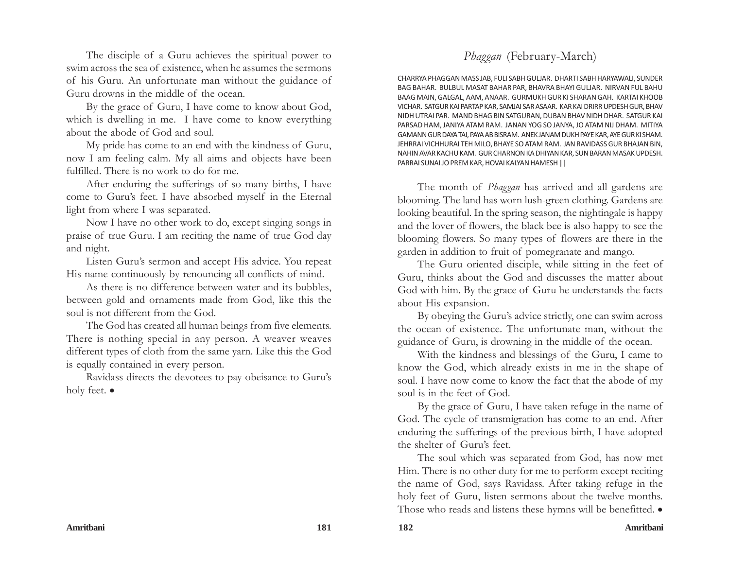The disciple of a Guru achieves the spiritual power to swim across the sea of existence, when he assumes the sermons of his Guru. An unfortunate man without the guidance of Guru drowns in the middle of the ocean.

By the grace of Guru, I have come to know about God, which is dwelling in me. I have come to know everything about the abode of God and soul.

My pride has come to an end with the kindness of Guru, now I am feeling calm. My all aims and objects have been fulfilled. There is no work to do for me.

After enduring the sufferings of so many births, I have come to Guru's feet. I have absorbed myself in the Eternal light from where I was separated.

Now I have no other work to do, except singing songs in praise of true Guru. I am reciting the name of true God day and night.

Listen Guru's sermon and accept His advice. You repeat His name continuously by renouncing all conflicts of mind.

As there is no difference between water and its bubbles, between gold and ornaments made from God, like this the soul is not different from the God.

The God has created all human beings from five elements. There is nothing special in any person. A weaver weaves different types of cloth from the same yarn. Like this the God is equally contained in every person.

Ravidass directs the devotees to pay obeisance to Guru's holy feet. •

## *Phaggan* (February-March)

CHARRYA PHAGGAN MASS JAB, FULI SABH GULJAR. DHARTI SABH HARYAWALI, SUNDER BAG BAHAR. BULBUL MASAT BAHAR PAR, BHAVRA BHAYI GULJAR. NIRVAN FUL BAHU BAAG MAIN, GALGAL, AAM, ANAAR. GURMUKH GUR KI SHARAN GAH. KARTAI KHOOB VICHAR. SATGUR KAI PARTAP KAR, SAMJAI SAR ASAAR. KAR KAI DRIRR UPDESH GUR, BHAV NIDH UTRAI PAR. MAND BHAG BIN SATGURAN, DUBAN BHAV NIDH DHAR. SATGUR KAI PARSAD HAM, JANIYA ATAM RAM. JANAN YOG SO JANYA, JO ATAM NIJ DHAM. MITIYA GAMANN GUR DAYA TAI, PAYA AB BISRAM. ANEK JANAM DUKH PAYE KAR, AYE GUR KI SHAM. JEHRRAI VICHHURAI TEH MILO, BHAYE SO ATAM RAM. JAN RAVIDASS GUR BHAJAN BIN, NAHIN AVAR KACHU KAM. GUR CHARNON KA DHIYAN KAR, SUN BARAN MASAK UPDESH. PARRAI SUNAI JO PREM KAR, HOVAI KALYAN HAMESH ||

The month of *Phaggan* has arrived and all gardens are blooming. The land has worn lush-green clothing. Gardens are looking beautiful. In the spring season, the nightingale is happy and the lover of flowers, the black bee is also happy to see the blooming flowers. So many types of flowers are there in the garden in addition to fruit of pomegranate and mango.

The Guru oriented disciple, while sitting in the feet of Guru, thinks about the God and discusses the matter about God with him. By the grace of Guru he understands the facts about His expansion.

By obeying the Guru's advice strictly, one can swim across the ocean of existence. The unfortunate man, without the guidance of Guru, is drowning in the middle of the ocean.

With the kindness and blessings of the Guru, I came to know the God, which already exists in me in the shape of soul. I have now come to know the fact that the abode of my soul is in the feet of God.

By the grace of Guru, I have taken refuge in the name of God. The cycle of transmigration has come to an end. After enduring the sufferings of the previous birth, I have adopted the shelter of Guru's feet.

The soul which was separated from God, has now met Him. There is no other duty for me to perform except reciting the name of God, says Ravidass. After taking refuge in the holy feet of Guru, listen sermons about the twelve months. Those who reads and listens these hymns will be benefitted. •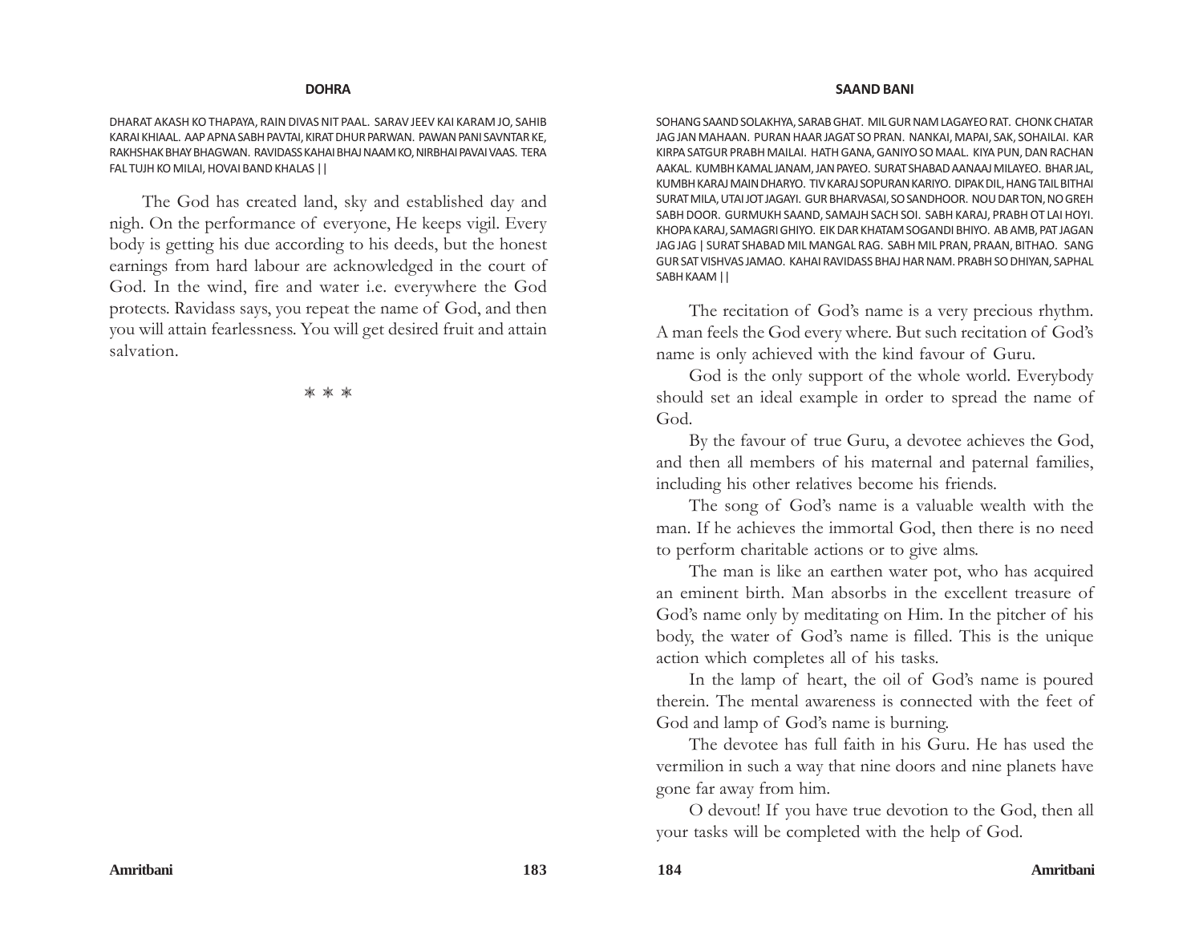## DOHRA

DHARAT AKASH KO THAPAYA, RAIN DIVAS NIT PAAL. SARAV JEEV KAI KARAM JO, SAHIB KARAI KHIAAL. AAP APNA SABH PAVTAI, KIRAT DHUR PARWAN. PAWAN PANI SAVNTAR KE, RAKHSHAK BHAY BHAGWAN. RAVIDASS KAHAI BHAJ NAAM KO, NIRBHAI PAVAI VAAS. TERA FAL TUJH KO MILAI, HOVAI BAND KHALAS ||

The God has created land, sky and established day and nigh. On the performance of everyone, He keeps vigil. Every body is getting his due according to his deeds, but the honest earnings from hard labour are acknowledged in the court of God. In the wind, fire and water i.e. everywhere the God protects. Ravidass says, you repeat the name of God, and then you will attain fearlessness. You will get desired fruit and attain salvation.

\* \* \*

## SAAND BANI

SOHANG SAAND SOLAKHYA, SARAB GHAT. MIL GUR NAM LAGAYEO RAT. CHONK CHATAR JAG JAN MAHAAN. PURAN HAAR JAGAT SO PRAN. NANKAI, MAPAI, SAK, SOHAILAI. KAR KIRPA SATGUR PRABH MAILAI. HATH GANA, GANIYO SO MAAL. KIYA PUN, DAN RACHAN AAKAL. KUMBH KAMAL JANAM, JAN PAYEO. SURAT SHABAD AANAAJ MILAYEO. BHAR JAL, KUMBH KARAJ MAIN DHARYO. TIV KARAJ SOPURAN KARIYO. DIPAK DIL, HANG TAIL BITHAI SURAT MILA, UTAI JOT JAGAYI. GUR BHARVASAI, SO SANDHOOR. NOU DAR TON, NO GREH SABH DOOR. GURMUKH SAAND, SAMAJH SACH SOI. SABH KARAJ, PRABH OT LAI HOYI. KHOPA KARAJ, SAMAGRI GHIYO. EIK DAR KHATAM SOGANDI BHIYO. AB AMB, PAT JAGAN JAG JAG | SURAT SHABAD MIL MANGAL RAG. SABH MIL PRAN, PRAAN, BITHAO. SANG GUR SAT VISHVAS JAMAO. KAHAI RAVIDASS BHAJ HAR NAM. PRABH SO DHIYAN, SAPHAL SABH KAAM ||

The recitation of God's name is a very precious rhythm. A man feels the God every where. But such recitation of God's name is only achieved with the kind favour of Guru.

God is the only support of the whole world. Everybody should set an ideal example in order to spread the name of God.

By the favour of true Guru, a devotee achieves the God, and then all members of his maternal and paternal families, including his other relatives become his friends.

The song of God's name is a valuable wealth with the man. If he achieves the immortal God, then there is no need to perform charitable actions or to give alms.

The man is like an earthen water pot, who has acquired an eminent birth. Man absorbs in the excellent treasure of God's name only by meditating on Him. In the pitcher of his body, the water of God's name is filled. This is the unique action which completes all of his tasks.

In the lamp of heart, the oil of God's name is poured therein. The mental awareness is connected with the feet of God and lamp of God's name is burning.

The devotee has full faith in his Guru. He has used the vermilion in such a way that nine doors and nine planets have gone far away from him.

O devout! If you have true devotion to the God, then all your tasks will be completed with the help of God.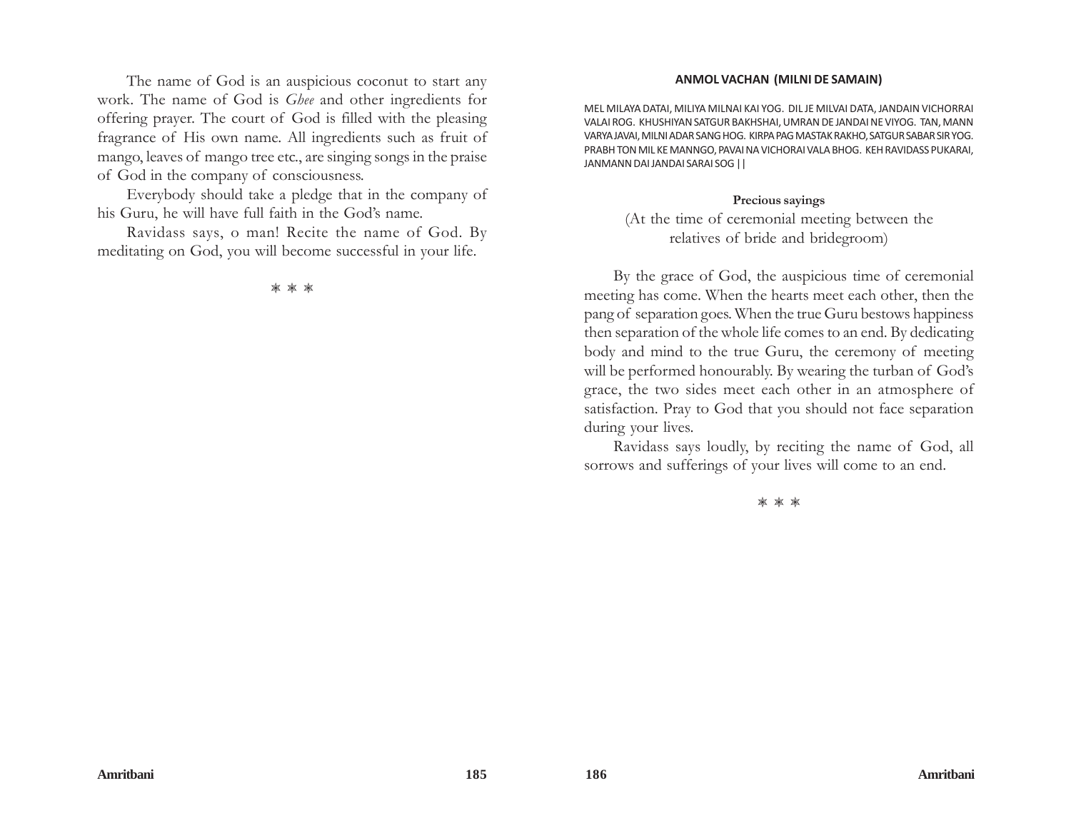The name of God is an auspicious coconut to start any work. The name of God is *Ghee* and other ingredients for offering prayer. The court of God is filled with the pleasing fragrance of His own name. All ingredients such as fruit of mango, leaves of mango tree etc., are singing songs in the praise of God in the company of consciousness.

Everybody should take a pledge that in the company of his Guru, he will have full faith in the God's name.

Ravidass says, o man! Recite the name of God. By meditating on God, you will become successful in your life.

⁂

## ANMOL VACHAN (MILNI DE SAMAIN)

MEL MILAYA DATAI, MILIYA MILNAI KAI YOG. DIL JE MILVAI DATA, JANDAIN VICHORRAI VALAI ROG. KHUSHIYAN SATGUR BAKHSHAI, UMRAN DE JANDAI NE VIYOG. TAN, MANN VARYA JAVAI, MILNI ADAR SANG HOG. KIRPA PAG MASTAK RAKHO, SATGUR SABAR SIR YOG. PRABH TON MIL KE MANNGO, PAVAI NA VICHORAI VALA BHOG. KEH RAVIDASS PUKARAI, JANMANN DAI JANDAI SARAI SOG ||

**Precious sayings**

(At the time of ceremonial meeting between the relatives of bride and bridegroom)

By the grace of God, the auspicious time of ceremonial meeting has come. When the hearts meet each other, then the pang of separation goes. When the true Guru bestows happiness then separation of the whole life comes to an end. By dedicating body and mind to the true Guru, the ceremony of meeting will be performed honourably. By wearing the turban of God's grace, the two sides meet each other in an atmosphere of satisfaction. Pray to God that you should not face separation during your lives.

Ravidass says loudly, by reciting the name of God, all sorrows and sufferings of your lives will come to an end.

⁂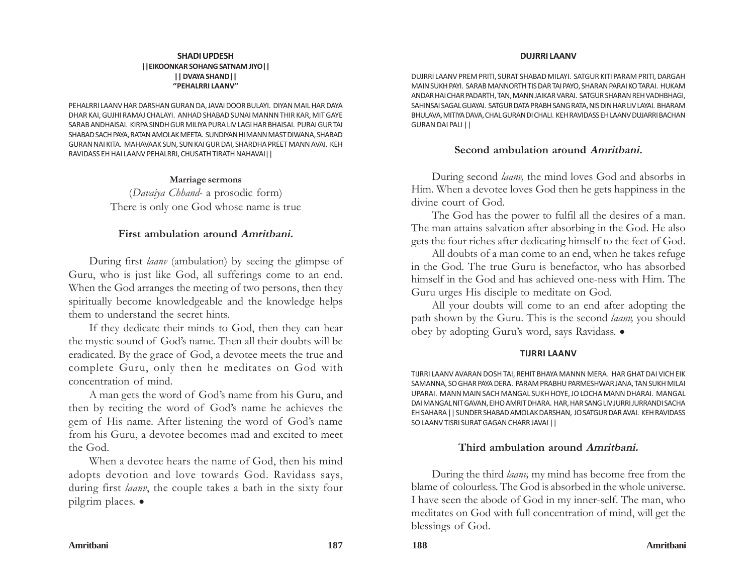**SHADI UPDESH**
**||EIKOONKAR SOHANG SATNAM JIYO||**
**|| DVAYA SHAND||**
**"PEHALRRI LAANV"**

PEHALRRI LAANV HAR DARSHAN GURAN DA, JAVAI DOOR BULAYI. DIYAN MAIL HAR DAYA DHAR KAI, GUJHI RAMAJ CHALAYI. ANHAD SHABAD SUNAI MANNN THIR KAR, MIT GAYE SARAB ANDHAISAI. KIRPA SINDH GUR MILIYA PURA LIV LAGI HAR BHAISAI. PURAI GUR TAI SHABAD SACH PAYA, RATAN AMOLAK MEETA. SUNDIYAN HI MANN MAST DIWANA, SHABAD GURAN NAI KITA. MAHAVAAK SUN, SUN KAI GUR DAI, SHARDHA PREET MANN AVAI. KEH RAVIDASS EH HAI LAANV PEHALRRI, CHUSATH TIRATH NAHAVAI||

**Marriage sermons**

(*Davaiya Chhand*- a prosodic form)
There is only one God whose name is true

### First ambulation around *Amritbani.*

During first *laanv* (ambulation) by seeing the glimpse of Guru, who is just like God, all sufferings come to an end. When the God arranges the meeting of two persons, then they spiritually become knowledgeable and the knowledge helps them to understand the secret hints.

If they dedicate their minds to God, then they can hear the mystic sound of God's name. Then all their doubts will be eradicated. By the grace of God, a devotee meets the true and complete Guru, only then he meditates on God with concentration of mind.

A man gets the word of God's name from his Guru, and then by reciting the word of God's name he achieves the gem of His name. After listening the word of God's name from his Guru, a devotee becomes mad and excited to meet the God.

When a devotee hears the name of God, then his mind adopts devotion and love towards God. Ravidass says, during first *laanv*, the couple takes a bath in the sixty four pilgrim places. •

**DUJRRI LAANV**

DUJRRI LAANV PREM PRITI, SURAT SHABAD MILAYI. SATGUR KITI PARAM PRITI, DARGAH MAIN SUKH PAYI. SARAB MANNORTH TIS DAR TAI PAYO, SHARAN PARAI KO TARAI. HUKAM ANDAR HAI CHAR PADARTH, TAN, MANN JAIKAR VARAI. SATGUR SHARAN REH VADHBHAGI, SAHINSAI SAGAL GUAYAI. SATGUR DATA PRABH SANG RATA, NIS DIN HAR LIV LAYAI. BHARAM BHULAVA, MITIYA DAVA, CHAL GURAN DI CHALI. KEH RAVIDASS EH LAANV DUJARRI BACHAN GURAN DAI PALI ||

### Second ambulation around *Amritbani.*

During second *laanv,* the mind loves God and absorbs in Him. When a devotee loves God then he gets happiness in the divine court of God.

The God has the power to fulfil all the desires of a man. The man attains salvation after absorbing in the God. He also gets the four riches after dedicating himself to the feet of God.

All doubts of a man come to an end, when he takes refuge in the God. The true Guru is benefactor, who has absorbed himself in the God and has achieved one-ness with Him. The Guru urges His disciple to meditate on God.

All your doubts will come to an end after adopting the path shown by the Guru. This is the second *laanv,* you should obey by adopting Guru's word, says Ravidass. •

**TIJRRI LAANV**

TIJRRI LAANV AVARAN DOSH TAI, REHIT BHAYA MANNN MERA. HAR GHAT DAI VICH EIK SAMANNA, SO GHAR PAYA DERA. PARAM PRABHU PARMESHWAR JANA, TAN SUKH MILAI UPARAI. MANN MAIN SACH MANGAL SUKH HOYE, JO LOCHA MANN DHARAI. MANGAL DAI MANGAL NIT GAVAN, EIHO AMRIT DHARA. HAR, HAR SANG LIV JURRI JURRANDI SACHA EH SAHARA || SUNDER SHABAD AMOLAK DARSHAN, JO SATGUR DAR AVAI. KEH RAVIDASS SO LAANV TISRI SURAT GAGAN CHARR JAVAI ||

### Third ambulation around *Amritbani.*

During the third *laanv,* my mind has become free from the blame of colourless. The God is absorbed in the whole universe. I have seen the abode of God in my inner-self. The man, who meditates on God with full concentration of mind, will get the blessings of God.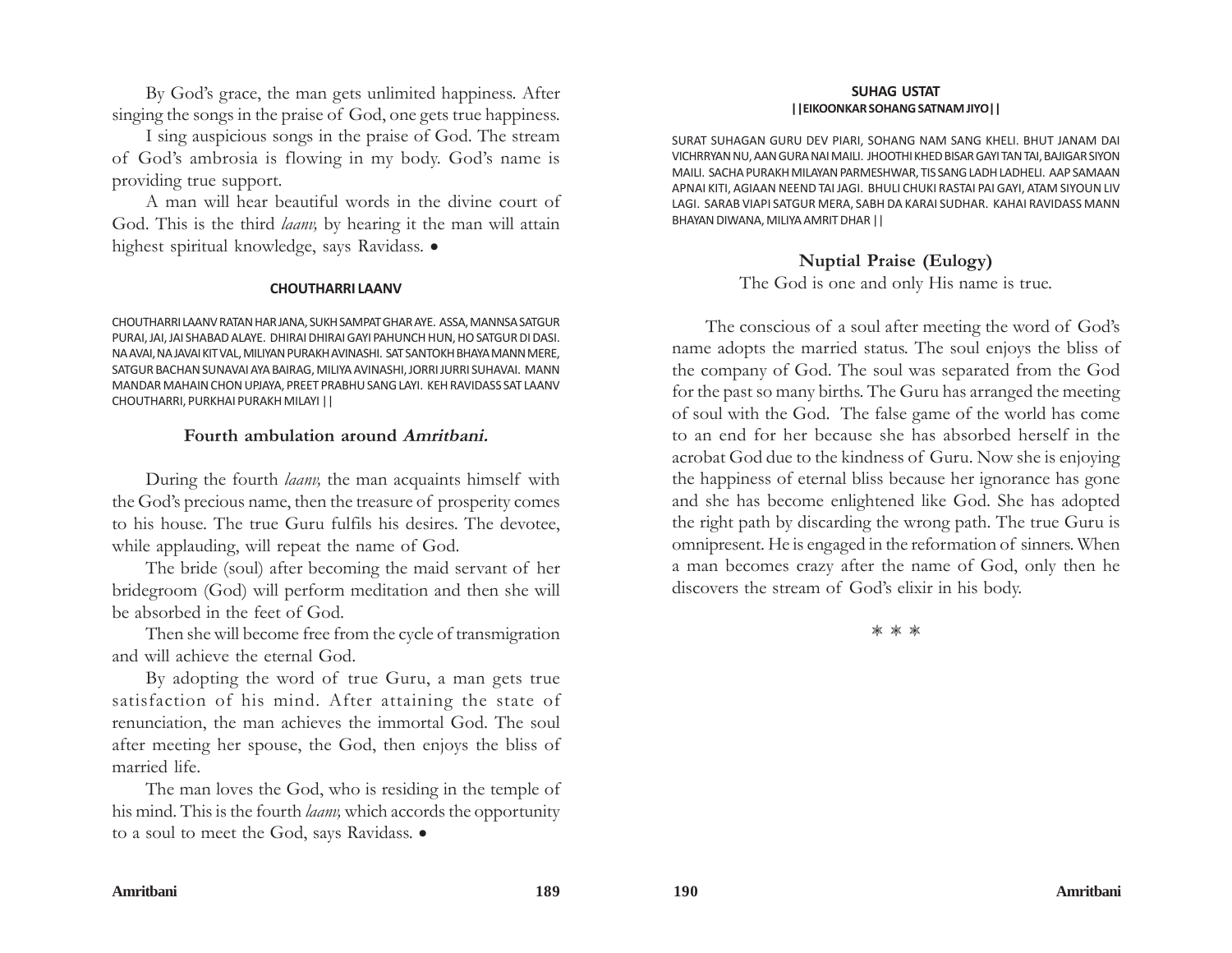By God's grace, the man gets unlimited happiness. After singing the songs in the praise of God, one gets true happiness.

I sing auspicious songs in the praise of God. The stream of God's ambrosia is flowing in my body. God's name is providing true support.

A man will hear beautiful words in the divine court of God. This is the third *laanv,* by hearing it the man will attain highest spiritual knowledge, says Ravidass. •

### CHOUTHARRI LAANV

CHOUTHARRI LAANV RATAN HAR JANA, SUKH SAMPAT GHAR AYE. ASSA, MANNSA SATGUR PURAI, JAI, JAI SHABAD ALAYE. DHIRAI DHIRAI GAYI PAHUNCH HUN, HO SATGUR DI DASI. NA AVAI, NA JAVAI KIT VAL, MILIYAN PURAKH AVINASHI. SAT SANTOKH BHAYA MANN MERE, SATGUR BACHAN SUNAVAI AYA BAIRAG, MILIYA AVINASHI, JORRI JURRI SUHAVAI. MANN MANDAR MAHAIN CHON UPJAYA, PREET PRABHU SANG LAYI. KEH RAVIDASS SAT LAANV CHOUTHARRI, PURKHAI PURAKH MILAYI ||

### Fourth ambulation around *Amritbani.*

During the fourth *laanv,* the man acquaints himself with the God's precious name, then the treasure of prosperity comes to his house. The true Guru fulfils his desires. The devotee, while applauding, will repeat the name of God.

The bride (soul) after becoming the maid servant of her bridegroom (God) will perform meditation and then she will be absorbed in the feet of God.

Then she will become free from the cycle of transmigration and will achieve the eternal God.

By adopting the word of true Guru, a man gets true satisfaction of his mind. After attaining the state of renunciation, the man achieves the immortal God. The soul after meeting her spouse, the God, then enjoys the bliss of married life.

The man loves the God, who is residing in the temple of his mind. This is the fourth *laanv,* which accords the opportunity to a soul to meet the God, says Ravidass. •

### SUHAG USTAT
**||EIKOONKAR SOHANG SATNAM JIYO||**

SURAT SUHAGAN GURU DEV PIARI, SOHANG NAM SANG KHELI. BHUT JANAM DAI VICHRRYAN NU, AAN GURA NAI MAILI. JHOOTHI KHED BISAR GAYI TAN TAI, BAJIGAR SIYON MAILI. SACHA PURAKH MILAYAN PARMESHWAR, TIS SANG LADH LADHELI. AAP SAMAAN APNAI KITI, AGIAAN NEEND TAI JAGI. BHULI CHUKI RASTAI PAI GAYI, ATAM SIYOUN LIV LAGI. SARAB VIAPI SATGUR MERA, SABH DA KARAI SUDHAR. KAHAI RAVIDASS MANN BHAYAN DIWANA, MILIYA AMRIT DHAR ||

### Nuptial Praise (Eulogy)

The God is one and only His name is true.

The conscious of a soul after meeting the word of God's name adopts the married status. The soul enjoys the bliss of the company of God. The soul was separated from the God for the past so many births. The Guru has arranged the meeting of soul with the God. The false game of the world has come to an end for her because she has absorbed herself in the acrobat God due to the kindness of Guru. Now she is enjoying the happiness of eternal bliss because her ignorance has gone and she has become enlightened like God. She has adopted the right path by discarding the wrong path. The true Guru is omnipresent. He is engaged in the reformation of sinners. When a man becomes crazy after the name of God, only then he discovers the stream of God's elixir in his body.

* * *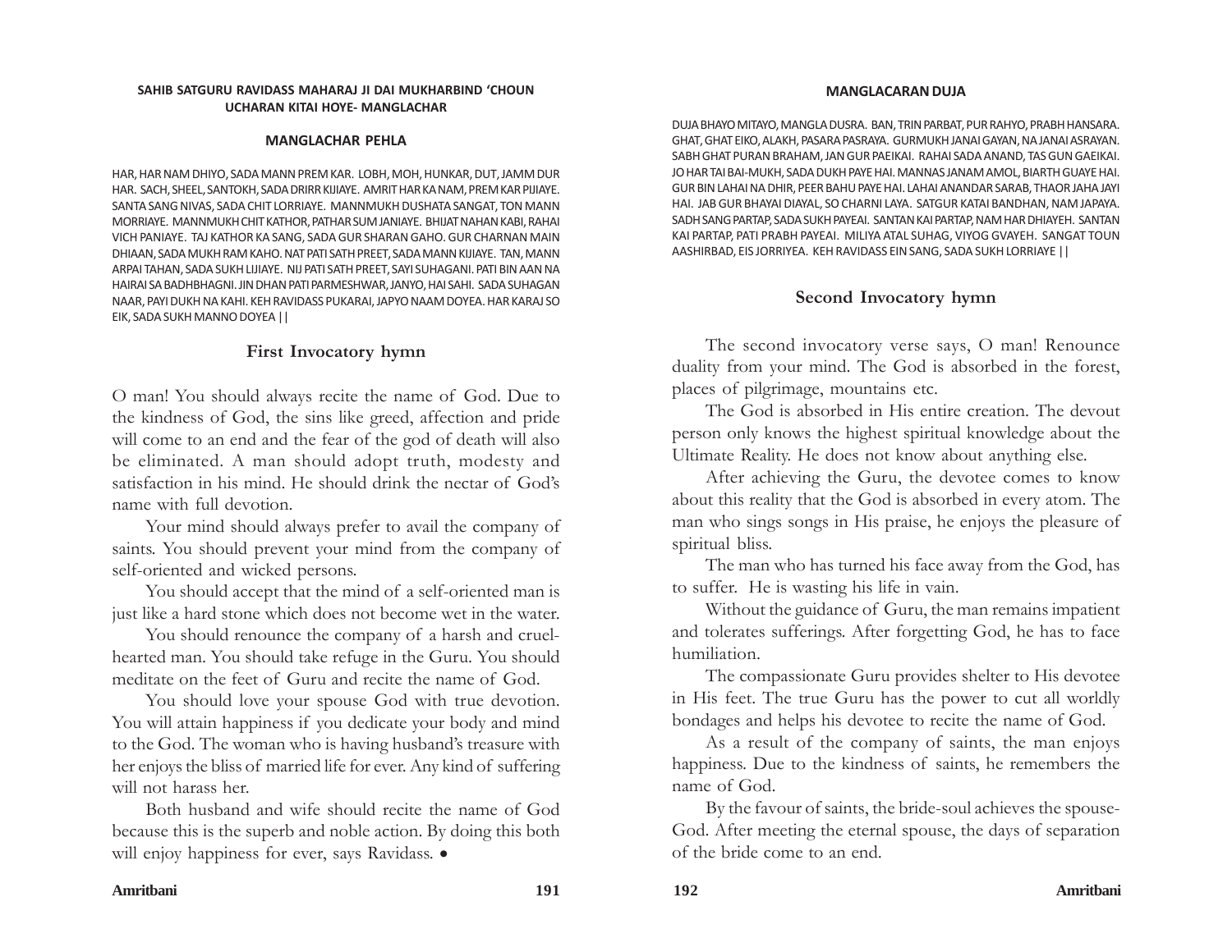**SAHIB SATGURU RAVIDASS MAHARAJ JI DAI MUKHARBIND 'CHOUN UCHARAN KITAI HOYE- MANGLACHAR**

**MANGLACHAR PEHLA**

HAR, HAR NAM DHIYO, SADA MANN PREM KAR. LOBH, MOH, HUNKAR, DUT, JAMM DUR HAR. SACH, SHEEL, SANTOKH, SADA DRIRR KIJIAYE. AMRIT HAR KA NAM, PREM KAR PIJIAYE. SANTA SANG NIVAS, SADA CHIT LORRIAYE. MANNMUKH DUSHATA SANGAT, TON MANN MORRIAYE. MANNMUKH CHIT KATHOR, PATHAR SUM JANIAYE. BHIJAT NAHAN KABI, RAHAI VICH PANIAYE. TAJ KATHOR KA SANG, SADA GUR SHARAN GAHO. GUR CHARNAN MAIN DHIAAN, SADA MUKH RAM KAHO. NAT PATI SATH PREET, SADA MANN KIJIAYE. TAN, MANN ARPAI TAHAN, SADA SUKH LIJIAYE. NIJ PATI SATH PREET, SAYI SUHAGANI. PATI BIN AAN NA HAIRAI SA BADHBHAGNI. JIN DHAN PATI PARMESHWAR, JANYO, HAI SAHI. SADA SUHAGAN NAAR, PAYI DUKH NA KAHI. KEH RAVIDASS PUKARAI, JAPYO NAAM DOYEA. HAR KARAJ SO EIK, SADA SUKH MANNO DOYEA ||

## First Invocatory hymn

O man! You should always recite the name of God. Due to the kindness of God, the sins like greed, affection and pride will come to an end and the fear of the god of death will also be eliminated. A man should adopt truth, modesty and satisfaction in his mind. He should drink the nectar of God's name with full devotion.

Your mind should always prefer to avail the company of saints. You should prevent your mind from the company of self-oriented and wicked persons.

You should accept that the mind of a self-oriented man is just like a hard stone which does not become wet in the water.

You should renounce the company of a harsh and cruel-hearted man. You should take refuge in the Guru. You should meditate on the feet of Guru and recite the name of God.

You should love your spouse God with true devotion. You will attain happiness if you dedicate your body and mind to the God. The woman who is having husband's treasure with her enjoys the bliss of married life for ever. Any kind of suffering will not harass her.

Both husband and wife should recite the name of God because this is the superb and noble action. By doing this both will enjoy happiness for ever, says Ravidass. •

**MANGLACARAN DUJA**

DUJA BHAYO MITAYO, MANGLA DUSRA. BAN, TRIN PARBAT, PUR RAHYO, PRABH HANSARA. GHAT, GHAT EIKO, ALAKH, PASARA PASRAYA. GURMUKH JANAI GAYAN, NA JANAI ASRAYAN. SABH GHAT PURAN BRAHAM, JAN GUR PAEIKAI. RAHAI SADA ANAND, TAS GUN GAEIKAI. JO HAR TAI BAI-MUKH, SADA DUKH PAYE HAI. MANNAS JANAM AMOL, BIARTH GUAYE HAI. GUR BIN LAHAI NA DHIR, PEER BAHU PAYE HAI. LAHAI ANANDAR SARAB, THAOR JAHA JAYI HAI. JAB GUR BHAYAI DIAYAL, SO CHARNI LAYA. SATGUR KATAI BANDHAN, NAM JAPAYA. SADH SANG PARTAP, SADA SUKH PAYEAI. SANTAN KAI PARTAP, NAM HAR DHIAYEH. SANTAN KAI PARTAP, PATI PRABH PAYEAI. MILIYA ATAL SUHAG, VIYOG GVAYEH. SANGAT TOUN AASHIRBAD, EIS JORRIYEA. KEH RAVIDASS EIN SANG, SADA SUKH LORRIAYE ||

## Second Invocatory hymn

The second invocatory verse says, O man! Renounce duality from your mind. The God is absorbed in the forest, places of pilgrimage, mountains etc.

The God is absorbed in His entire creation. The devout person only knows the highest spiritual knowledge about the Ultimate Reality. He does not know about anything else.

After achieving the Guru, the devotee comes to know about this reality that the God is absorbed in every atom. The man who sings songs in His praise, he enjoys the pleasure of spiritual bliss.

The man who has turned his face away from the God, has to suffer. He is wasting his life in vain.

Without the guidance of Guru, the man remains impatient and tolerates sufferings. After forgetting God, he has to face humiliation.

The compassionate Guru provides shelter to His devotee in His feet. The true Guru has the power to cut all worldly bondages and helps his devotee to recite the name of God.

As a result of the company of saints, the man enjoys happiness. Due to the kindness of saints, he remembers the name of God.

By the favour of saints, the bride-soul achieves the spouse-God. After meeting the eternal spouse, the days of separation of the bride come to an end.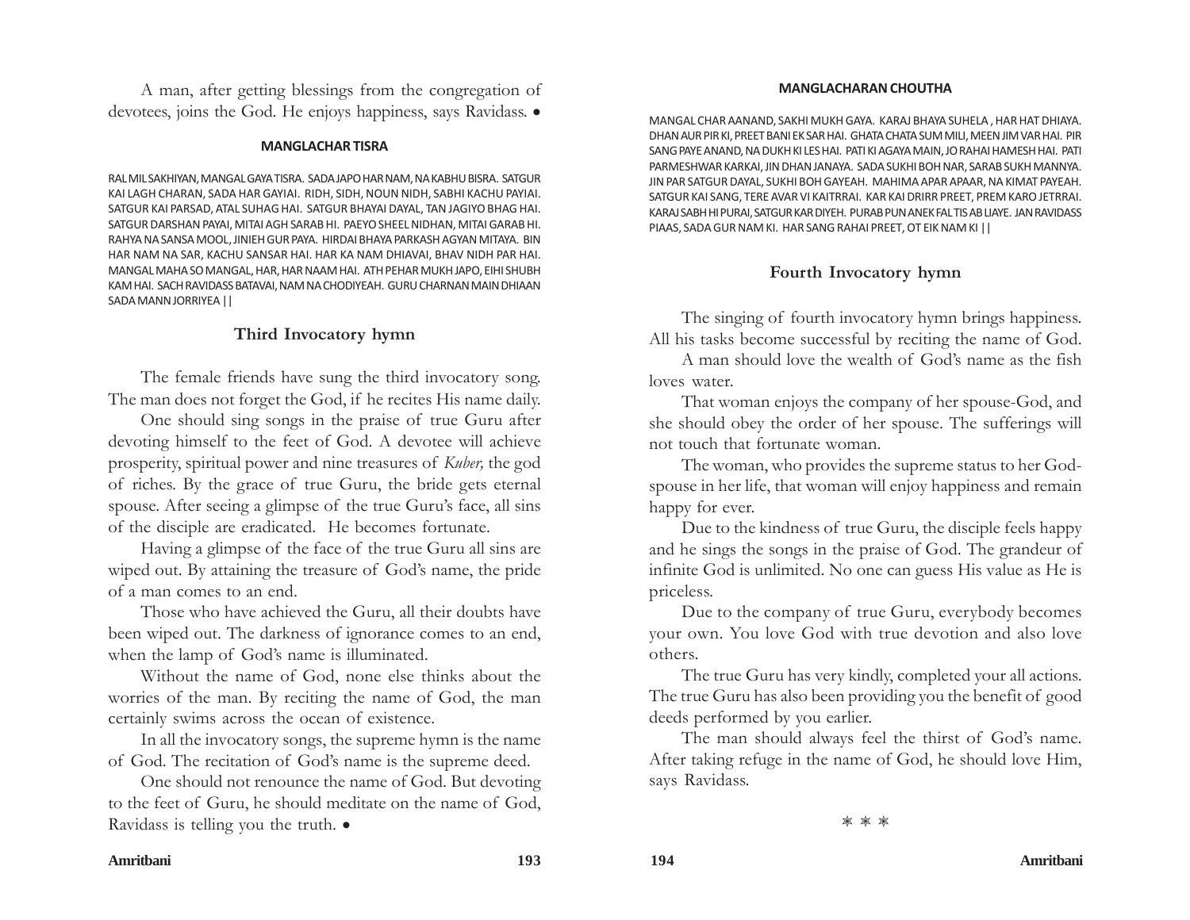A man, after getting blessings from the congregation of devotees, joins the God. He enjoys happiness, says Ravidass. •

### MANGLACHAR TISRA

RAL MIL SAKHIYAN, MANGAL GAYA TISRA. SADA JAPO HAR NAM, NA KABHU BISRA. SATGUR KAI LAGH CHARAN, SADA HAR GAYIAI. RIDH, SIDH, NOUN NIDH, SABHI KACHU PAYIAI. SATGUR KAI PARSAD, ATAL SUHAG HAI. SATGUR BHAYAI DAYAL, TAN JAGIYO BHAG HAI. SATGUR DARSHAN PAYAI, MITAI AGH SARAB HI. PAEYO SHEEL NIDHAN, MITAI GARAB HI. RAHYA NA SANSA MOOL, JINIEH GUR PAYA. HIRDAI BHAYA PARKASH AGYAN MITAYA. BIN HAR NAM NA SAR, KACHU SANSAR HAI. HAR KA NAM DHIAVAI, BHAV NIDH PAR HAI. MANGAL MAHA SO MANGAL, HAR, HAR NAAM HAI. ATH PEHAR MUKH JAPO, EIHI SHUBH KAM HAI. SACH RAVIDASS BATAVAI, NAM NA CHODIYEAH. GURU CHARNAN MAIN DHIAAN SADA MANN JORRIYEA ||

### Third Invocatory hymn

The female friends have sung the third invocatory song. The man does not forget the God, if he recites His name daily.

One should sing songs in the praise of true Guru after devoting himself to the feet of God. A devotee will achieve prosperity, spiritual power and nine treasures of *Kuber,* the god of riches. By the grace of true Guru, the bride gets eternal spouse. After seeing a glimpse of the true Guru's face, all sins of the disciple are eradicated. He becomes fortunate.

Having a glimpse of the face of the true Guru all sins are wiped out. By attaining the treasure of God's name, the pride of a man comes to an end.

Those who have achieved the Guru, all their doubts have been wiped out. The darkness of ignorance comes to an end, when the lamp of God's name is illuminated.

Without the name of God, none else thinks about the worries of the man. By reciting the name of God, the man certainly swims across the ocean of existence.

In all the invocatory songs, the supreme hymn is the name of God. The recitation of God's name is the supreme deed.

One should not renounce the name of God. But devoting to the feet of Guru, he should meditate on the name of God, Ravidass is telling you the truth. •

### MANGLACHARAN CHOUTHA

MANGAL CHAR AANAND, SAKHI MUKH GAYA. KARAJ BHAYA SUHELA , HAR HAT DHIAYA. DHAN AUR PIR KI, PREET BANI EK SAR HAI. GHATA CHATA SUM MILI, MEEN JIM VAR HAI. PIR SANG PAYE ANAND, NA DUKH KI LES HAI. PATI KI AGAYA MAIN, JO RAHAI HAMESH HAI. PATI PARMESHWAR KARKAI, JIN DHAN JANAYA. SADA SUKHI BOH NAR, SARAB SUKH MANNYA. JIN PAR SATGUR DAYAL, SUKHI BOH GAYEAH. MAHIMA APAR APAAR, NA KIMAT PAYEAH. SATGUR KAI SANG, TERE AVAR VI KAITRRAI. KAR KAI DRIRR PREET, PREM KARO JETRRAI. KARAJ SABH HI PURAI, SATGUR KAR DIYEH. PURAB PUN ANEK FAL TIS AB LIAYE. JAN RAVIDASS PIAAS, SADA GUR NAM KI. HAR SANG RAHAI PREET, OT EIK NAM KI ||

### Fourth Invocatory hymn

The singing of fourth invocatory hymn brings happiness. All his tasks become successful by reciting the name of God.

A man should love the wealth of God's name as the fish loves water.

That woman enjoys the company of her spouse-God, and she should obey the order of her spouse. The sufferings will not touch that fortunate woman.

The woman, who provides the supreme status to her God-spouse in her life, that woman will enjoy happiness and remain happy for ever.

Due to the kindness of true Guru, the disciple feels happy and he sings the songs in the praise of God. The grandeur of infinite God is unlimited. No one can guess His value as He is priceless.

Due to the company of true Guru, everybody becomes your own. You love God with true devotion and also love others.

The true Guru has very kindly, completed your all actions. The true Guru has also been providing you the benefit of good deeds performed by you earlier.

The man should always feel the thirst of God's name. After taking refuge in the name of God, he should love Him, says Ravidass.

\* \* \*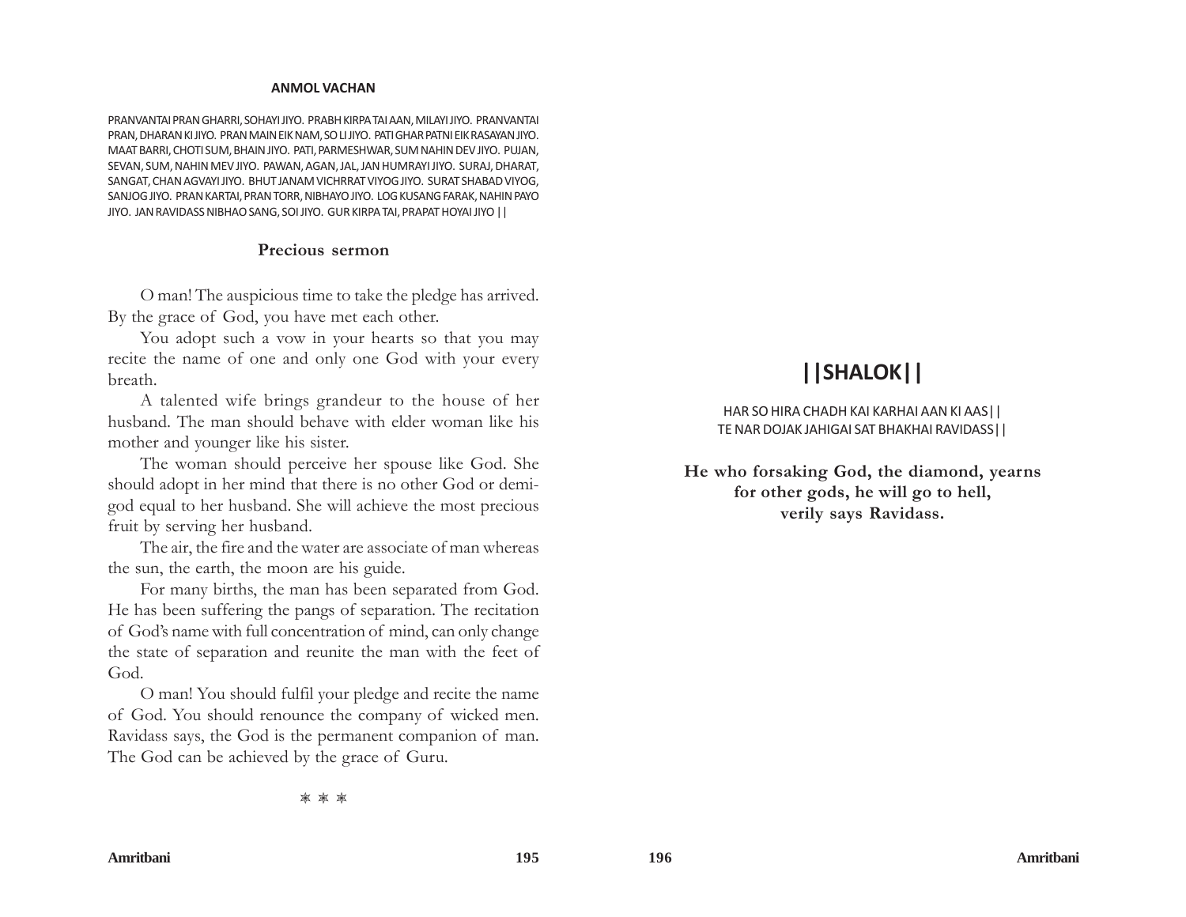## ANMOL VACHAN

PRANVANTAI PRAN GHARRI, SOHAYI JIYO. PRABH KIRPA TAI AAN, MILAYI JIYO. PRANVANTAI PRAN, DHARAN KI JIYO. PRAN MAIN EIK NAM, SO LI JIYO. PATI GHAR PATNI EIK RASAYAN JIYO. MAAT BARRI, CHOTI SUM, BHAIN JIYO. PATI, PARMESHWAR, SUM NAHIN DEV JIYO. PUJAN, SEVAN, SUM, NAHIN MEV JIYO. PAWAN, AGAN, JAL, JAN HUMRAYI JIYO. SURAJ, DHARAT, SANGAT, CHAN AGVAYI JIYO. BHUT JANAM VICHRRAT VIYOG JIYO. SURAT SHABAD VIYOG, SANJOG JIYO. PRAN KARTAI, PRAN TORR, NIBHAYO JIYO. LOG KUSANG FARAK, NAHIN PAYO JIYO. JAN RAVIDASS NIBHAO SANG, SOI JIYO. GUR KIRPA TAI, PRAPAT HOYAI JIYO ||

### Precious sermon

O man! The auspicious time to take the pledge has arrived. By the grace of God, you have met each other.

You adopt such a vow in your hearts so that you may recite the name of one and only one God with your every breath.

A talented wife brings grandeur to the house of her husband. The man should behave with elder woman like his mother and younger like his sister.

The woman should perceive her spouse like God. She should adopt in her mind that there is no other God or demi-god equal to her husband. She will achieve the most precious fruit by serving her husband.

The air, the fire and the water are associate of man whereas the sun, the earth, the moon are his guide.

For many births, the man has been separated from God. He has been suffering the pangs of separation. The recitation of God's name with full concentration of mind, can only change the state of separation and reunite the man with the feet of God.

O man! You should fulfil your pledge and recite the name of God. You should renounce the company of wicked men. Ravidass says, the God is the permanent companion of man. The God can be achieved by the grace of Guru.

\* \* \*

## ||SHALOK||

HAR SO HIRA CHADH KAI KARHAI AAN KI AAS||
TE NAR DOJAK JAHIGAI SAT BHAKHAI RAVIDASS||

**He who forsaking God, the diamond, yearns for other gods, he will go to hell, verily says Ravidass.**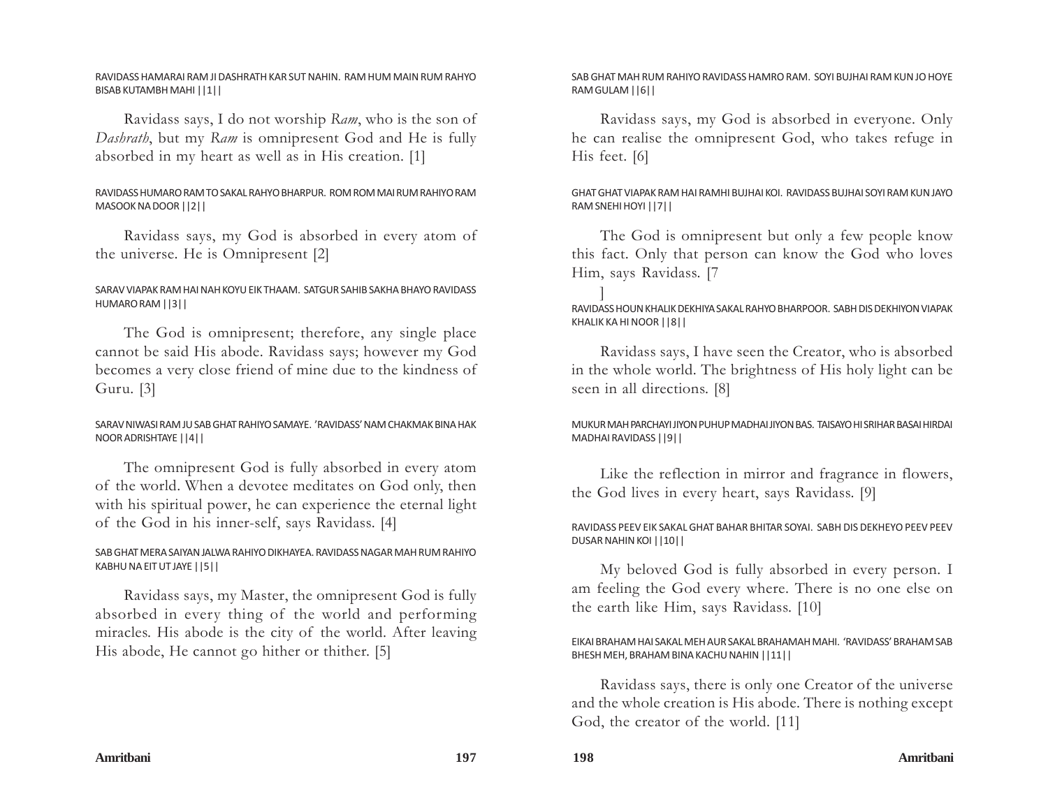RAVIDASS HAMARAI RAM JI DASHRATH KAR SUT NAHIN. RAM HUM MAIN RUM RAHYO BISAB KUTAMBH MAHI ||1||

Ravidass says, I do not worship *Ram*, who is the son of *Dashrath*, but my *Ram* is omnipresent God and He is fully absorbed in my heart as well as in His creation. [1]

RAVIDASS HUMARO RAM TO SAKAL RAHYO BHARPUR. ROM ROM MAI RUM RAHIYO RAM MASOOK NA DOOR ||2||

Ravidass says, my God is absorbed in every atom of the universe. He is Omnipresent [2]

SARAV VIAPAK RAM HAI NAH KOYU EIK THAAM. SATGUR SAHIB SAKHA BHAYO RAVIDASS HUMARO RAM ||3||

The God is omnipresent; therefore, any single place cannot be said His abode. Ravidass says; however my God becomes a very close friend of mine due to the kindness of Guru. [3]

SARAV NIWASI RAM JU SAB GHAT RAHIYO SAMAYE. 'RAVIDASS' NAM CHAKMAK BINA HAK NOOR ADRISHTAYE ||4||

The omnipresent God is fully absorbed in every atom of the world. When a devotee meditates on God only, then with his spiritual power, he can experience the eternal light of the God in his inner-self, says Ravidass. [4]

SAB GHAT MERA SAIYAN JALWA RAHIYO DIKHAYEA. RAVIDASS NAGAR MAH RUM RAHIYO KABHU NA EIT UT JAYE ||5||

Ravidass says, my Master, the omnipresent God is fully absorbed in every thing of the world and performing miracles. His abode is the city of the world. After leaving His abode, He cannot go hither or thither. [5]

SAB GHAT MAH RUM RAHIYO RAVIDASS HAMRO RAM. SOYI BUJHAI RAM KUN JO HOYE RAM GULAM ||6||

Ravidass says, my God is absorbed in everyone. Only he can realise the omnipresent God, who takes refuge in His feet. [6]

GHAT GHAT VIAPAK RAM HAI RAMHI BUJHAI KOI. RAVIDASS BUJHAI SOYI RAM KUN JAYO RAM SNEHI HOYI ||7||

The God is omnipresent but only a few people know this fact. Only that person can know the God who loves Him, says Ravidass. [7]

RAVIDASS HOUN KHALIK DEKHIYA SAKAL RAHYO BHARPOOR. SABH DIS DEKHIYON VIAPAK KHALIK KA HI NOOR ||8||

Ravidass says, I have seen the Creator, who is absorbed in the whole world. The brightness of His holy light can be seen in all directions. [8]

MUKUR MAH PARCHAYI JIYON PUHUP MADHAI JIYON BAS. TAISAYO HI SRIHAR BASAI HIRDAI MADHAI RAVIDASS ||9||

Like the reflection in mirror and fragrance in flowers, the God lives in every heart, says Ravidass. [9]

RAVIDASS PEEV EIK SAKAL GHAT BAHAR BHITAR SOYAI. SABH DIS DEKHEYO PEEV PEEV DUSAR NAHIN KOI ||10||

My beloved God is fully absorbed in every person. I am feeling the God every where. There is no one else on the earth like Him, says Ravidass. [10]

EIKAI BRAHAM HAI SAKAL MEH AUR SAKAL BRAHAMAH MAHI. 'RAVIDASS' BRAHAM SAB BHESH MEH, BRAHAM BINA KACHU NAHIN ||11||

Ravidass says, there is only one Creator of the universe and the whole creation is His abode. There is nothing except God, the creator of the world. [11]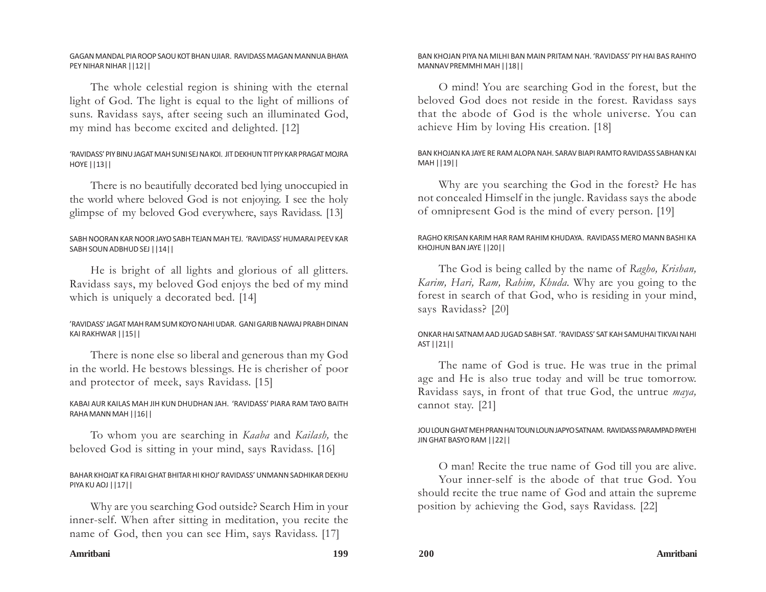GAGAN MANDAL PIA ROOP SAOU KOT BHAN UJIAR. RAVIDASS MAGAN MANNUA BHAYA PEY NIHAR NIHAR ||12||

The whole celestial region is shining with the eternal light of God. The light is equal to the light of millions of suns. Ravidass says, after seeing such an illuminated God, my mind has become excited and delighted. [12]

'RAVIDASS' PIY BINU JAGAT MAH SUNI SEJ NA KOI. JIT DEKHUN TIT PIY KAR PRAGAT MOJRA HOYE ||13||

There is no beautifully decorated bed lying unoccupied in the world where beloved God is not enjoying. I see the holy glimpse of my beloved God everywhere, says Ravidass. [13]

SABH NOORAN KAR NOOR JAYO SABH TEJAN MAH TEJ. 'RAVIDASS' HUMARAI PEEV KAR SABH SOUN ADBHUD SEJ ||14||

He is bright of all lights and glorious of all glitters. Ravidass says, my beloved God enjoys the bed of my mind which is uniquely a decorated bed. [14]

'RAVIDASS' JAGAT MAH RAM SUM KOYO NAHI UDAR. GANI GARIB NAWAJ PRABH DINAN KAI RAKHWAR ||15||

There is none else so liberal and generous than my God in the world. He bestows blessings. He is cherisher of poor and protector of meek, says Ravidass. [15]

KABAI AUR KAILAS MAH JIH KUN DHUDHAN JAH. 'RAVIDASS' PIARA RAM TAYO BAITH RAHA MANN MAH ||16||

To whom you are searching in *Kaaba* and *Kailash,* the beloved God is sitting in your mind, says Ravidass. [16]

BAHAR KHOJAT KA FIRAI GHAT BHITAR HI KHOJ' RAVIDASS' UNMANN SADHIKAR DEKHU PIYA KU AOJ ||17||

Why are you searching God outside? Search Him in your inner-self. When after sitting in meditation, you recite the name of God, then you can see Him, says Ravidass. [17]

BAN KHOJAN PIYA NA MILHI BAN MAIN PRITAM NAH. 'RAVIDASS' PIY HAI BAS RAHIYO MANNAV PREMMHI MAH ||18||

O mind! You are searching God in the forest, but the beloved God does not reside in the forest. Ravidass says that the abode of God is the whole universe. You can achieve Him by loving His creation. [18]

BAN KHOJAN KA JAYE RE RAM ALOPA NAH. SARAV BIAPI RAMTO RAVIDASS SABHAN KAI MAH ||19||

Why are you searching the God in the forest? He has not concealed Himself in the jungle. Ravidass says the abode of omnipresent God is the mind of every person. [19]

RAGHO KRISAN KARIM HAR RAM RAHIM KHUDAYA. RAVIDASS MERO MANN BASHI KA KHOJHUN BAN JAYE ||20||

The God is being called by the name of *Ragho, Krishan, Karim, Hari, Ram, Rahim, Khuda.* Why are you going to the forest in search of that God, who is residing in your mind, says Ravidass? [20]

ONKAR HAI SATNAM AAD JUGAD SABH SAT. 'RAVIDASS' SAT KAH SAMUHAI TIKVAI NAHI AST ||21||

The name of God is true. He was true in the primal age and He is also true today and will be true tomorrow. Ravidass says, in front of that true God, the untrue *maya,* cannot stay. [21]

JOU LOUN GHAT MEH PRAN HAI TOUN LOUN JAPYO SATNAM. RAVIDASS PARAMPAD PAYEHI JIN GHAT BASYO RAM ||22||

O man! Recite the true name of God till you are alive.

Your inner-self is the abode of that true God. You should recite the true name of God and attain the supreme position by achieving the God, says Ravidass. [22]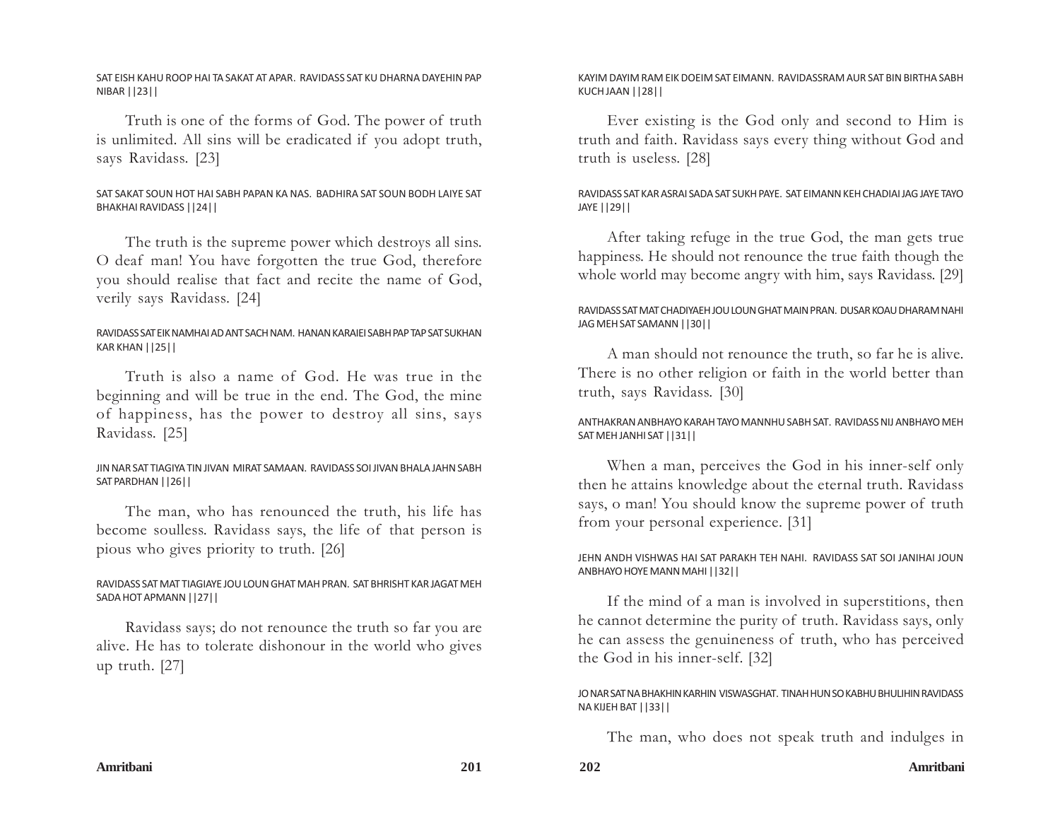SAT EISH KAHU ROOP HAI TA SAKAT AT APAR. RAVIDASS SAT KU DHARNA DAYEHIN PAP NIBAR ||23||

Truth is one of the forms of God. The power of truth is unlimited. All sins will be eradicated if you adopt truth, says Ravidass. [23]

SAT SAKAT SOUN HOT HAI SABH PAPAN KA NAS. BADHIRA SAT SOUN BODH LAIYE SAT BHAKHAI RAVIDASS ||24||

The truth is the supreme power which destroys all sins. O deaf man! You have forgotten the true God, therefore you should realise that fact and recite the name of God, verily says Ravidass. [24]

RAVIDASS SAT EIK NAMHAI AD ANT SACH NAM. HANAN KARAIEI SABH PAP TAP SAT SUKHAN KAR KHAN ||25||

Truth is also a name of God. He was true in the beginning and will be true in the end. The God, the mine of happiness, has the power to destroy all sins, says Ravidass. [25]

JIN NAR SAT TIAGIYA TIN JIVAN MIRAT SAMAAN. RAVIDASS SOI JIVAN BHALA JAHN SABH SAT PARDHAN ||26||

The man, who has renounced the truth, his life has become soulless. Ravidass says, the life of that person is pious who gives priority to truth. [26]

RAVIDASS SAT MAT TIAGIAYE JOU LOUN GHAT MAH PRAN. SAT BHRISHT KAR JAGAT MEH SADA HOT APMANN ||27||

Ravidass says; do not renounce the truth so far you are alive. He has to tolerate dishonour in the world who gives up truth. [27]

KAYIM DAYIM RAM EIK DOEIM SAT EIMANN. RAVIDASSRAM AUR SAT BIN BIRTHA SABH KUCH JAAN ||28||

Ever existing is the God only and second to Him is truth and faith. Ravidass says every thing without God and truth is useless. [28]

RAVIDASS SAT KAR ASRAI SADA SAT SUKH PAYE. SAT EIMANN KEH CHADIAI JAG JAYE TAYO JAYE ||29||

After taking refuge in the true God, the man gets true happiness. He should not renounce the true faith though the whole world may become angry with him, says Ravidass. [29]

RAVIDASS SAT MAT CHADIYAEH JOU LOUN GHAT MAIN PRAN. DUSAR KOAU DHARAM NAHI JAG MEH SAT SAMANN ||30||

A man should not renounce the truth, so far he is alive. There is no other religion or faith in the world better than truth, says Ravidass. [30]

ANTHAKRAN ANBHAYO KARAH TAYO MANNHU SABH SAT. RAVIDASS NIJ ANBHAYO MEH SAT MEH JANHI SAT ||31||

When a man, perceives the God in his inner-self only then he attains knowledge about the eternal truth. Ravidass says, o man! You should know the supreme power of truth from your personal experience. [31]

JEHN ANDH VISHWAS HAI SAT PARAKH TEH NAHI. RAVIDASS SAT SOI JANIHAI JOUN ANBHAYO HOYE MANN MAHI ||32||

If the mind of a man is involved in superstitions, then he cannot determine the purity of truth. Ravidass says, only he can assess the genuineness of truth, who has perceived the God in his inner-self. [32]

JO NAR SAT NA BHAKHIN KARHIN VISWASGHAT. TINAH HUN SO KABHU BHULIHIN RAVIDASS NA KIJEH BAT ||33||

The man, who does not speak truth and indulges in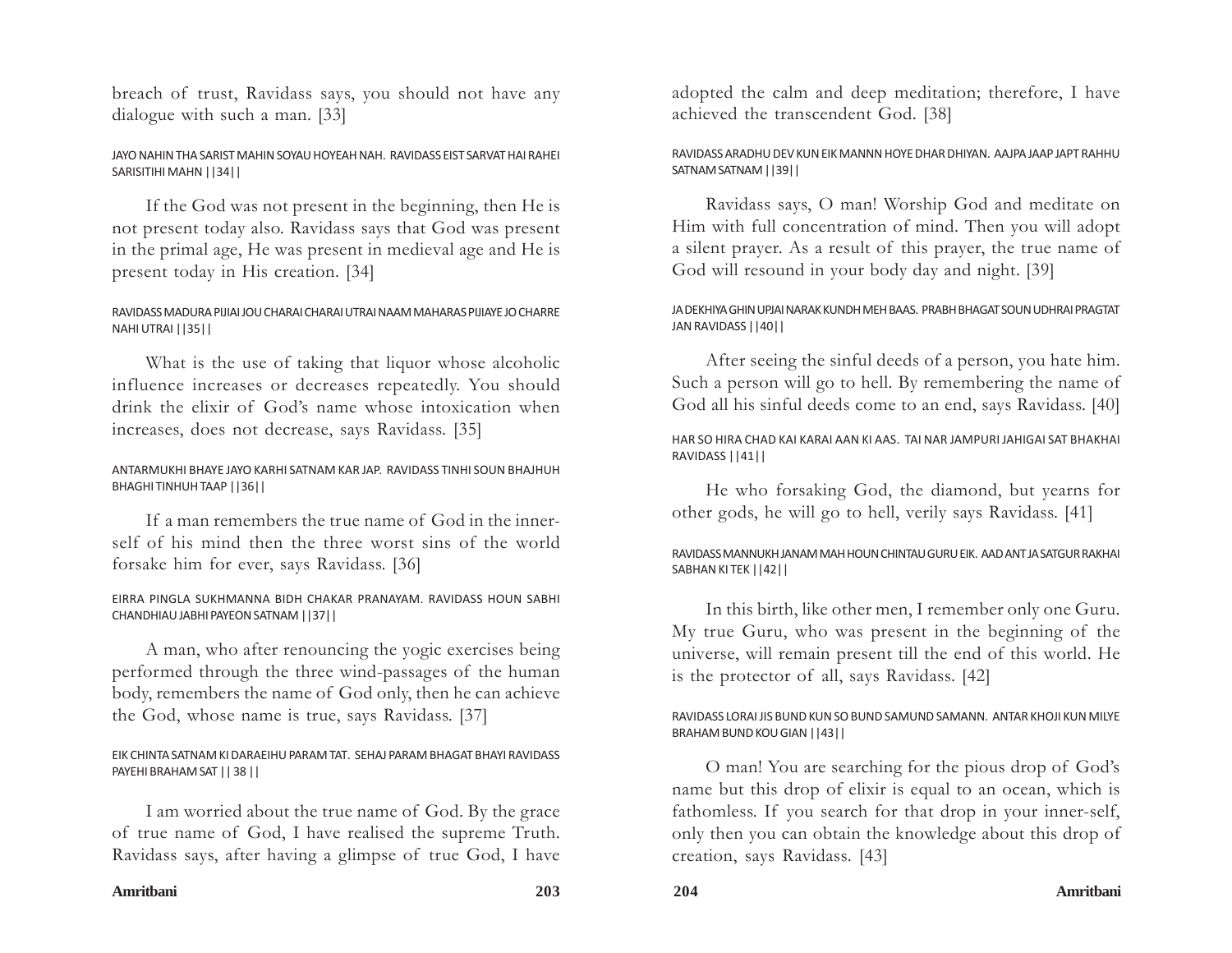breach of trust, Ravidass says, you should not have any dialogue with such a man. [33]

JAYO NAHIN THA SARIST MAHIN SOYAU HOYEAH NAH. RAVIDASS EIST SARVAT HAI RAHEI SARISITIHI MAHN ||34||

If the God was not present in the beginning, then He is not present today also. Ravidass says that God was present in the primal age, He was present in medieval age and He is present today in His creation. [34]

RAVIDASS MADURA PIJIAI JOU CHARAI CHARAI UTRAI NAAM MAHARAS PIJIAYE JO CHARRE NAHI UTRAI ||35||

What is the use of taking that liquor whose alcoholic influence increases or decreases repeatedly. You should drink the elixir of God's name whose intoxication when increases, does not decrease, says Ravidass. [35]

ANTARMUKHI BHAYE JAYO KARHI SATNAM KAR JAP. RAVIDASS TINHI SOUN BHAJHUH BHAGHI TINHUH TAAP ||36||

If a man remembers the true name of God in the inner-self of his mind then the three worst sins of the world forsake him for ever, says Ravidass. [36]

EIRRA PINGLA SUKHMANNA BIDH CHAKAR PRANAYAM. RAVIDASS HOUN SABHI CHANDHIAU JABHI PAYEON SATNAM ||37||

A man, who after renouncing the yogic exercises being performed through the three wind-passages of the human body, remembers the name of God only, then he can achieve the God, whose name is true, says Ravidass. [37]

EIK CHINTA SATNAM KI DARAEIHU PARAM TAT. SEHAJ PARAM BHAGAT BHAYI RAVIDASS PAYEHI BRAHAM SAT || 38 ||

I am worried about the true name of God. By the grace of true name of God, I have realised the supreme Truth. Ravidass says, after having a glimpse of true God, I have adopted the calm and deep meditation; therefore, I have achieved the transcendent God. [38]

RAVIDASS ARADHU DEV KUN EIK MANNN HOYE DHAR DHIYAN. AAJPA JAAP JAPT RAHHU SATNAM SATNAM ||39||

Ravidass says, O man! Worship God and meditate on Him with full concentration of mind. Then you will adopt a silent prayer. As a result of this prayer, the true name of God will resound in your body day and night. [39]

JA DEKHIYA GHIN UPJAI NARAK KUNDH MEH BAAS. PRABH BHAGAT SOUN UDHRAI PRAGTAT JAN RAVIDASS ||40||

After seeing the sinful deeds of a person, you hate him. Such a person will go to hell. By remembering the name of God all his sinful deeds come to an end, says Ravidass. [40]

HAR SO HIRA CHAD KAI KARAI AAN KI AAS. TAI NAR JAMPURI JAHIGAI SAT BHAKHAI RAVIDASS ||41||

He who forsaking God, the diamond, but yearns for other gods, he will go to hell, verily says Ravidass. [41]

RAVIDASS MANNUKH JANAM MAH HOUN CHINTAU GURU EIK. AAD ANT JA SATGUR RAKHAI SABHAN KI TEK ||42||

In this birth, like other men, I remember only one Guru. My true Guru, who was present in the beginning of the universe, will remain present till the end of this world. He is the protector of all, says Ravidass. [42]

RAVIDASS LORAI JIS BUND KUN SO BUND SAMUND SAMANN. ANTAR KHOJI KUN MILYE BRAHAM BUND KOU GIAN ||43||

O man! You are searching for the pious drop of God's name but this drop of elixir is equal to an ocean, which is fathomless. If you search for that drop in your inner-self, only then you can obtain the knowledge about this drop of creation, says Ravidass. [43]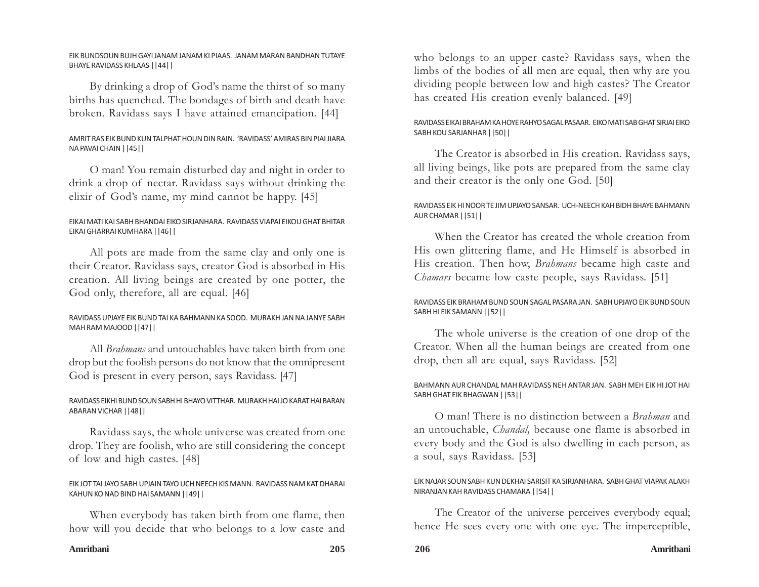EIK BUNDSOUN BUJH GAYI JANAM JANAM KI PIAAS. JANAM MARAN BANDHAN TUTAYE BHAYE RAVIDASS KHLAAS ||44||

By drinking a drop of God's name the thirst of so many births has quenched. The bondages of birth and death have broken. Ravidass says I have attained emancipation. [44]

AMRIT RAS EIK BUND KUN TALPHAT HOUN DIN RAIN. 'RAVIDASS' AMIRAS BIN PIAI JIARA NA PAVAI CHAIN ||45||

O man! You remain disturbed day and night in order to drink a drop of nectar. Ravidass says without drinking the elixir of God's name, my mind cannot be happy. [45]

EIKAI MATI KAI SABH BHANDAI EIKO SIRJANHARA. RAVIDASS VIAPAI EIKOU GHAT BHITAR EIKAI GHARRAI KUMHARA ||46||

All pots are made from the same clay and only one is their Creator. Ravidass says, creator God is absorbed in His creation. All living beings are created by one potter, the God only, therefore, all are equal. [46]

RAVIDASS UPJAYE EIK BUND TAI KA BAHMANN KA SOOD. MURAKH JAN NA JANYE SABH MAH RAM MAJOOD ||47||

All *Brahmans* and untouchables have taken birth from one drop but the foolish persons do not know that the omnipresent God is present in every person, says Ravidass. [47]

RAVIDASS EIKHI BUND SOUN SABH HI BHAYO VITTHAR. MURAKH HAI JO KARAT HAI BARAN ABARAN VICHAR ||48||

Ravidass says, the whole universe was created from one drop. They are foolish, who are still considering the concept of low and high castes. [48]

EIK JOT TAI JAYO SABH UPJAIN TAYO UCH NEECH KIS MANN. RAVIDASS NAM KAT DHARAI KAHUN KO NAD BIND HAI SAMANN ||49||

When everybody has taken birth from one flame, then how will you decide that who belongs to a low caste and who belongs to an upper caste? Ravidass says, when the limbs of the bodies of all men are equal, then why are you dividing people between low and high castes? The Creator has created His creation evenly balanced. [49]

RAVIDASS EIKAI BRAHAM KA HOYE RAHYO SAGAL PASAAR. EIKO MATI SAB GHAT SIRJAI EIKO SABH KOU SARJANHAR ||50||

The Creator is absorbed in His creation. Ravidass says, all living beings, like pots are prepared from the same clay and their creator is the only one God. [50]

RAVIDASS EIK HI NOOR TE JIM UPJAYO SANSAR. UCH-NEECH KAH BIDH BHAYE BAHMANN AUR CHAMAR ||51||

When the Creator has created the whole creation from His own glittering flame, and He Himself is absorbed in His creation. Then how, *Brahmans* became high caste and *Chamars* became low caste people, says Ravidass. [51]

RAVIDASS EIK BRAHAM BUND SOUN SAGAL PASARA JAN. SABH UPJAYO EIK BUND SOUN SABH HI EIK SAMANN ||52||

The whole universe is the creation of one drop of the Creator. When all the human beings are created from one drop, then all are equal, says Ravidass. [52]

BAHMANN AUR CHANDAL MAH RAVIDASS NEH ANTAR JAN. SABH MEH EIK HI JOT HAI SABH GHAT EIK BHAGWAN ||53||

O man! There is no distinction between a *Brahman* and an untouchable, *Chandal,* because one flame is absorbed in every body and the God is also dwelling in each person, as a soul, says Ravidass. [53]

EIK NAJAR SOUN SABH KUN DEKHAI SARISIT KA SIRJANHARA. SABH GHAT VIAPAK ALAKH NIRANJAN KAH RAVIDASS CHAMARA ||54||

The Creator of the universe perceives everybody equal; hence He sees every one with one eye. The imperceptible,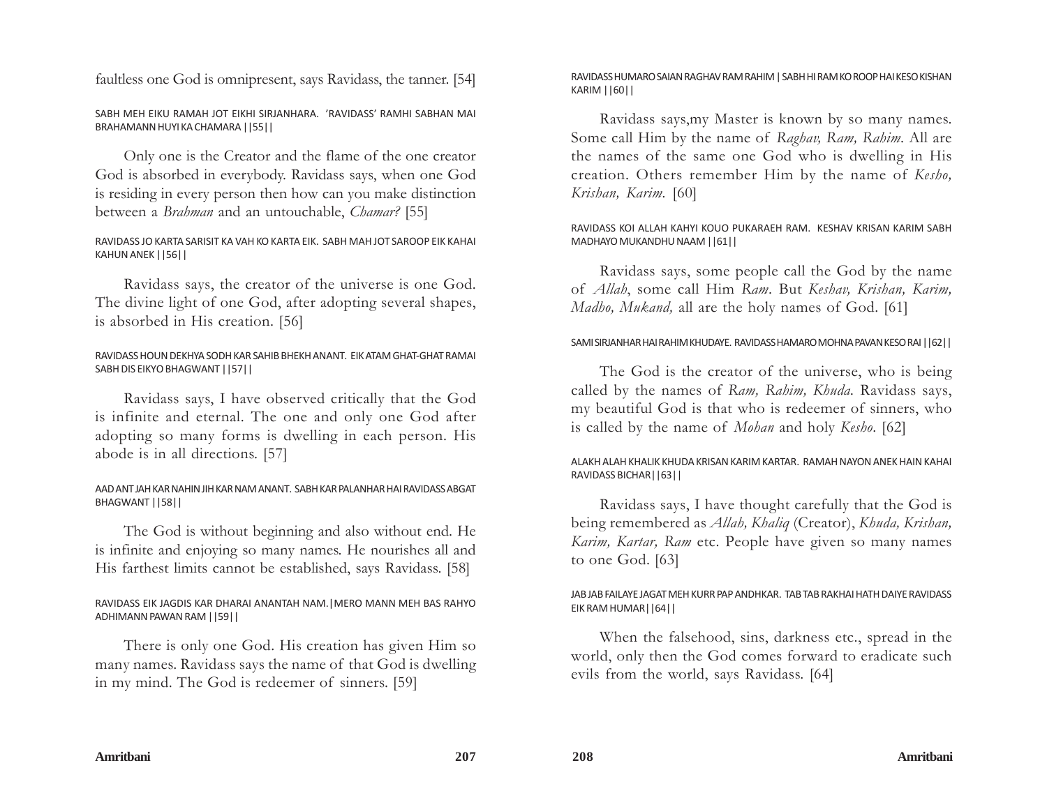faultless one God is omnipresent, says Ravidass, the tanner. [54]

SABH MEH EIKU RAMAH JOT EIKHI SIRJANHARA. 'RAVIDASS' RAMHI SABHAN MAI BRAHAMANN HUYI KA CHAMARA ||55||

Only one is the Creator and the flame of the one creator God is absorbed in everybody. Ravidass says, when one God is residing in every person then how can you make distinction between a *Brahman* and an untouchable, *Chamar?* [55]

RAVIDASS JO KARTA SARISIT KA VAH KO KARTA EIK. SABH MAH JOT SAROOP EIK KAHAI KAHUN ANEK ||56||

Ravidass says, the creator of the universe is one God. The divine light of one God, after adopting several shapes, is absorbed in His creation. [56]

RAVIDASS HOUN DEKHYA SODH KAR SAHIB BHEKH ANANT. EIK ATAM GHAT-GHAT RAMAI SABH DIS EIKYO BHAGWANT ||57||

Ravidass says, I have observed critically that the God is infinite and eternal. The one and only one God after adopting so many forms is dwelling in each person. His abode is in all directions. [57]

AAD ANT JAH KAR NAHIN JIH KAR NAM ANANT. SABH KAR PALANHAR HAI RAVIDASS ABGAT BHAGWANT ||58||

The God is without beginning and also without end. He is infinite and enjoying so many names. He nourishes all and His farthest limits cannot be established, says Ravidass. [58]

RAVIDASS EIK JAGDIS KAR DHARAI ANANTAH NAM.|MERO MANN MEH BAS RAHYO ADHIMANN PAWAN RAM ||59||

There is only one God. His creation has given Him so many names. Ravidass says the name of that God is dwelling in my mind. The God is redeemer of sinners. [59]

RAVIDASS HUMARO SAIAN RAGHAV RAM RAHIM | SABH HI RAM KO ROOP HAI KESO KISHAN KARIM ||60||

Ravidass says,my Master is known by so many names. Some call Him by the name of *Raghav, Ram, Rahim*. All are the names of the same one God who is dwelling in His creation. Others remember Him by the name of *Kesho, Krishan, Karim.* [60]

RAVIDASS KOI ALLAH KAHYI KOUO PUKARAEH RAM. KESHAV KRISAN KARIM SABH MADHAYO MUKANDHU NAAM ||61||

Ravidass says, some people call the God by the name of *Allah*, some call Him *Ram*. But *Keshav, Krishan, Karim, Madho, Mukand,* all are the holy names of God. [61]

SAMI SIRJANHAR HAI RAHIM KHUDAYE. RAVIDASS HAMARO MOHNA PAVAN KESO RAI ||62||

The God is the creator of the universe, who is being called by the names of *Ram, Rahim, Khuda.* Ravidass says, my beautiful God is that who is redeemer of sinners, who is called by the name of *Mohan* and holy *Kesho*. [62]

ALAKH ALAH KHALIK KHUDA KRISAN KARIM KARTAR. RAMAH NAYON ANEK HAIN KAHAI RAVIDASS BICHAR||63||

Ravidass says, I have thought carefully that the God is being remembered as *Allah, Khaliq* (Creator), *Khuda, Krishan, Karim, Kartar, Ram* etc. People have given so many names to one God. [63]

JAB JAB FAILAYE JAGAT MEH KURR PAP ANDHKAR. TAB TAB RAKHAI HATH DAIYE RAVIDASS EIK RAM HUMAR||64||

When the falsehood, sins, darkness etc., spread in the world, only then the God comes forward to eradicate such evils from the world, says Ravidass. [64]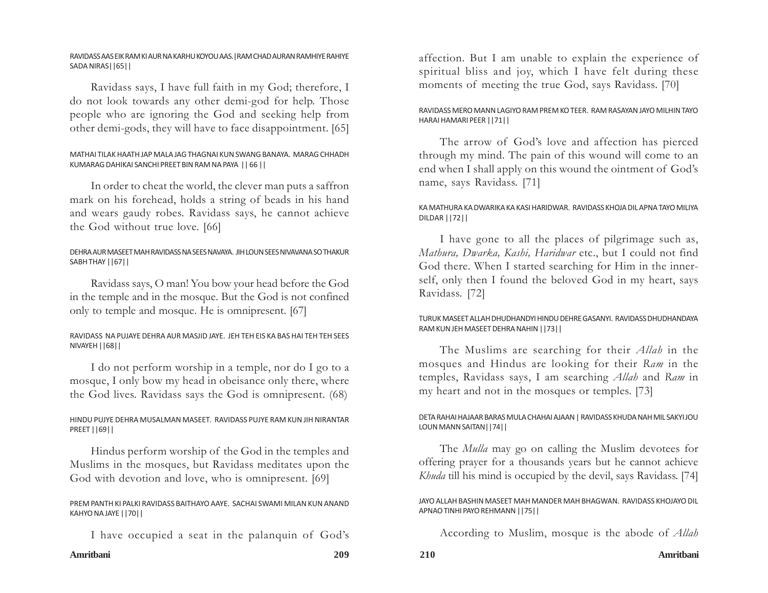RAVIDASS AAS EIK RAM KI AUR NA KARHU KOYOU AAS.|RAM CHAD AURAN RAMHIYE RAHIYE SADA NIRAS||65||

Ravidass says, I have full faith in my God; therefore, I do not look towards any other demi-god for help. Those people who are ignoring the God and seeking help from other demi-gods, they will have to face disappointment. [65]

MATHAI TILAK HAATH JAP MALA JAG THAGNAI KUN SWANG BANAYA. MARAG CHHADH KUMARAG DAHIKAI SANCHI PREET BIN RAM NA PAYA || 66 ||

In order to cheat the world, the clever man puts a saffron mark on his forehead, holds a string of beads in his hand and wears gaudy robes. Ravidass says, he cannot achieve the God without true love. [66]

DEHRA AUR MASEET MAH RAVIDASS NA SEES NAVAYA. JIH LOUN SEES NIVAVANA SO THAKUR SABH THAY ||67||

Ravidass says, O man! You bow your head before the God in the temple and in the mosque. But the God is not confined only to temple and mosque. He is omnipresent. [67]

RAVIDASS NA PUJAYE DEHRA AUR MASJID JAYE. JEH TEH EIS KA BAS HAI TEH TEH SEES NIVAYEH ||68||

I do not perform worship in a temple, nor do I go to a mosque, I only bow my head in obeisance only there, where the God lives. Ravidass says the God is omnipresent. (68)

HINDU PUJYE DEHRA MUSALMAN MASEET. RAVIDASS PUJYE RAM KUN JIH NIRANTAR PREET ||69||

Hindus perform worship of the God in the temples and Muslims in the mosques, but Ravidass meditates upon the God with devotion and love, who is omnipresent. [69]

PREM PANTH KI PALKI RAVIDASS BAITHAYO AAYE. SACHAI SWAMI MILAN KUN ANAND KAHYO NA JAYE ||70||

I have occupied a seat in the palanquin of God's affection. But I am unable to explain the experience of spiritual bliss and joy, which I have felt during these moments of meeting the true God, says Ravidass. [70]

RAVIDASS MERO MANN LAGIYO RAM PREM KO TEER. RAM RASAYAN JAYO MILHIN TAYO HARAI HAMARI PEER ||71||

The arrow of God's love and affection has pierced through my mind. The pain of this wound will come to an end when I shall apply on this wound the ointment of God's name, says Ravidass. [71]

KA MATHURA KA DWARIKA KA KASI HARIDWAR. RAVIDASS KHOJA DIL APNA TAYO MILIYA DILDAR ||72||

I have gone to all the places of pilgrimage such as, *Mathura, Dwarka, Kashi, Haridwar* etc., but I could not find God there. When I started searching for Him in the inner-self, only then I found the beloved God in my heart, says Ravidass. [72]

TURUK MASEET ALLAH DHUDHANDYI HINDU DEHRE GASANYI. RAVIDASS DHUDHANDAYA RAM KUN JEH MASEET DEHRA NAHIN ||73||

The Muslims are searching for their *Allah* in the mosques and Hindus are looking for their *Ram* in the temples, Ravidass says, I am searching *Allah* and *Ram* in my heart and not in the mosques or temples. [73]

DETA RAHAI HAJAAR BARAS MULA CHAHAI AJAAN | RAVIDASS KHUDA NAH MIL SAKYI JOU LOUN MANN SAITAN||74||

The *Mulla* may go on calling the Muslim devotees for offering prayer for a thousands years but he cannot achieve *Khuda* till his mind is occupied by the devil, says Ravidass. [74]

JAYO ALLAH BASHIN MASEET MAH MANDER MAH BHAGWAN. RAVIDASS KHOJAYO DIL APNAO TINHI PAYO REHMANN ||75||

According to Muslim, mosque is the abode of *Allah*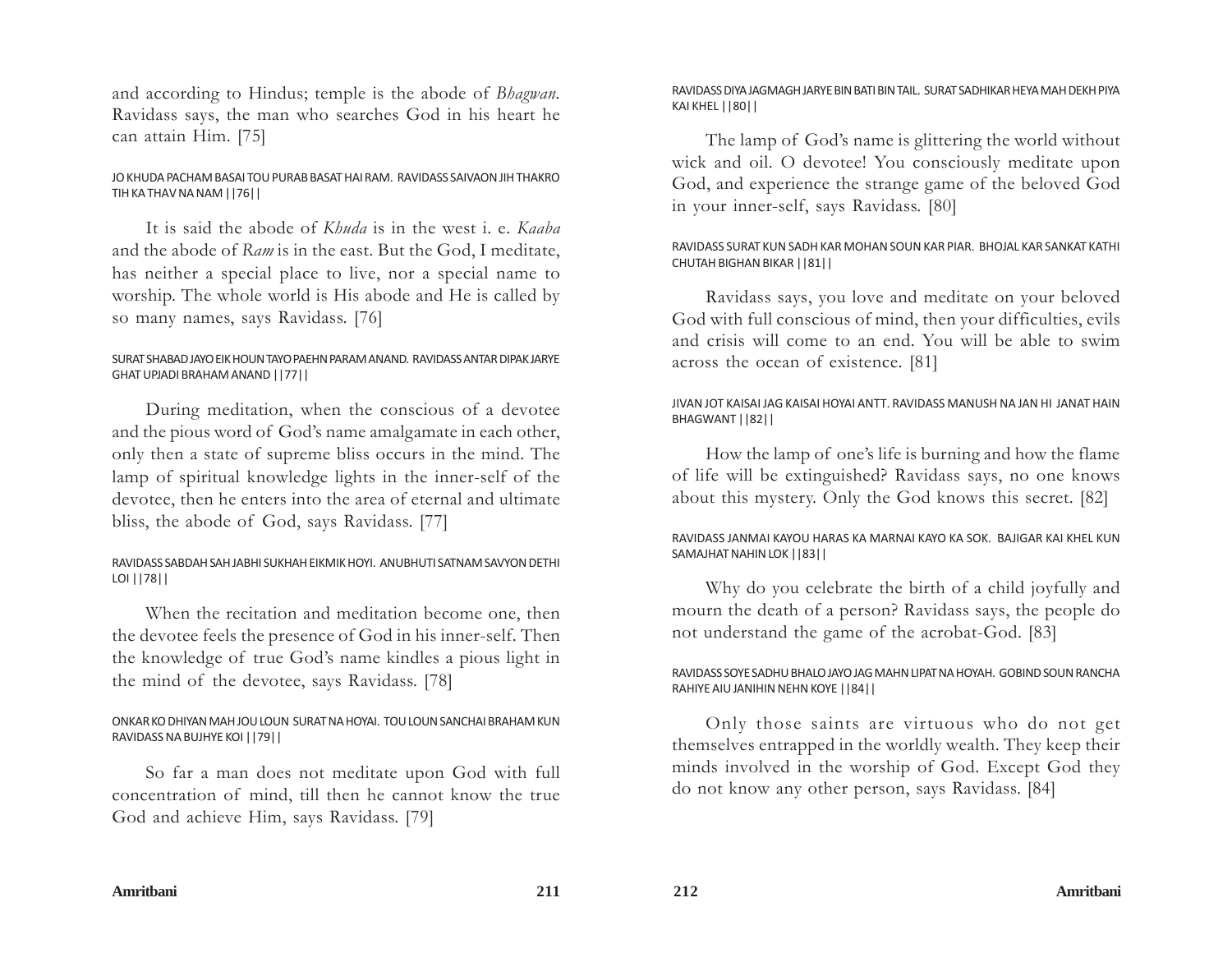and according to Hindus; temple is the abode of *Bhagwan*. Ravidass says, the man who searches God in his heart he can attain Him. [75]

JO KHUDA PACHAM BASAI TOU PURAB BASAT HAI RAM. RAVIDASS SAIVAON JIH THAKRO TIH KA THAV NA NAM ||76||

It is said the abode of *Khuda* is in the west i. e. *Kaaba* and the abode of *Ram* is in the east. But the God, I meditate, has neither a special place to live, nor a special name to worship. The whole world is His abode and He is called by so many names, says Ravidass. [76]

SURAT SHABAD JAYO EIK HOUN TAYO PAEHN PARAM ANAND. RAVIDASS ANTAR DIPAK JARYE GHAT UPJADI BRAHAM ANAND ||77||

During meditation, when the conscious of a devotee and the pious word of God's name amalgamate in each other, only then a state of supreme bliss occurs in the mind. The lamp of spiritual knowledge lights in the inner-self of the devotee, then he enters into the area of eternal and ultimate bliss, the abode of God, says Ravidass. [77]

RAVIDASS SABDAH SAH JABHI SUKHAH EIKMIK HOYI. ANUBHUTI SATNAM SAVYON DETHI LOI ||78||

When the recitation and meditation become one, then the devotee feels the presence of God in his inner-self. Then the knowledge of true God's name kindles a pious light in the mind of the devotee, says Ravidass. [78]

ONKAR KO DHIYAN MAH JOU LOUN SURAT NA HOYAI. TOU LOUN SANCHAI BRAHAM KUN RAVIDASS NA BUJHYE KOI ||79||

So far a man does not meditate upon God with full concentration of mind, till then he cannot know the true God and achieve Him, says Ravidass. [79]

RAVIDASS DIYA JAGMAGH JARYE BIN BATI BIN TAIL. SURAT SADHIKAR HEYA MAH DEKH PIYA KAI KHEL ||80||

The lamp of God's name is glittering the world without wick and oil. O devotee! You consciously meditate upon God, and experience the strange game of the beloved God in your inner-self, says Ravidass. [80]

RAVIDASS SURAT KUN SADH KAR MOHAN SOUN KAR PIAR. BHOJAL KAR SANKAT KATHI CHUTAH BIGHAN BIKAR ||81||

Ravidass says, you love and meditate on your beloved God with full conscious of mind, then your difficulties, evils and crisis will come to an end. You will be able to swim across the ocean of existence. [81]

JIVAN JOT KAISAI JAG KAISAI HOYAI ANTT. RAVIDASS MANUSH NA JAN HI JANAT HAIN BHAGWANT ||82||

How the lamp of one's life is burning and how the flame of life will be extinguished? Ravidass says, no one knows about this mystery. Only the God knows this secret. [82]

RAVIDASS JANMAI KAYOU HARAS KA MARNAI KAYO KA SOK. BAJIGAR KAI KHEL KUN SAMAJHAT NAHIN LOK ||83||

Why do you celebrate the birth of a child joyfully and mourn the death of a person? Ravidass says, the people do not understand the game of the acrobat-God. [83]

RAVIDASS SOYE SADHU BHALO JAYO JAG MAHN LIPAT NA HOYAH. GOBIND SOUN RANCHA RAHIYE AIU JANIHIN NEHN KOYE ||84||

Only those saints are virtuous who do not get themselves entrapped in the worldly wealth. They keep their minds involved in the worship of God. Except God they do not know any other person, says Ravidass. [84]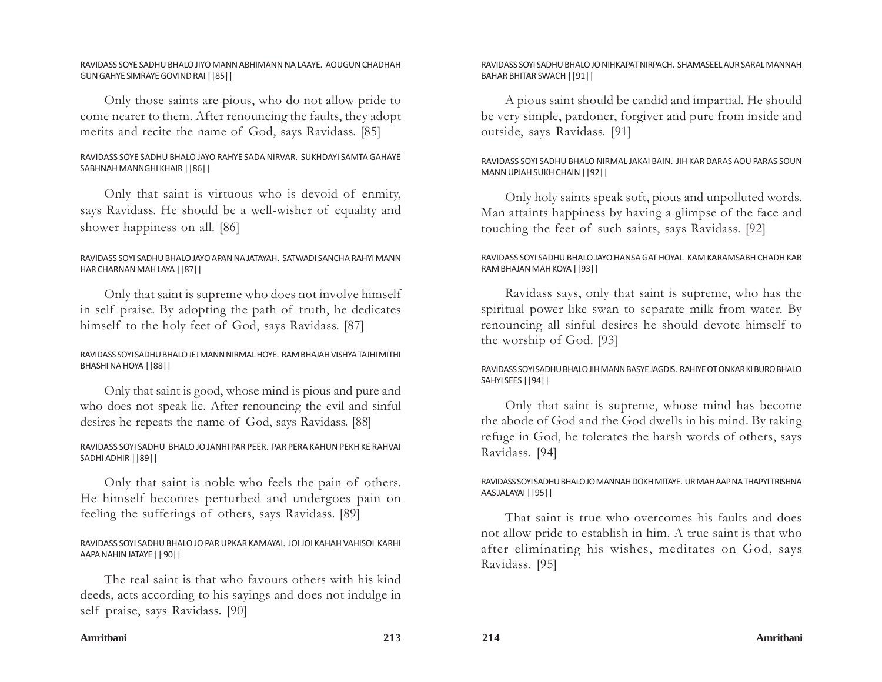RAVIDASS SOYE SADHU BHALO JIYO MANN ABHIMANN NA LAAYE. AOUGUN CHADHAH GUN GAHYE SIMRAYE GOVIND RAI ||85||

Only those saints are pious, who do not allow pride to come nearer to them. After renouncing the faults, they adopt merits and recite the name of God, says Ravidass. [85]

RAVIDASS SOYE SADHU BHALO JAYO RAHYE SADA NIRVAR. SUKHDAYI SAMTA GAHAYE SABHNAH MANNGHI KHAIR ||86||

Only that saint is virtuous who is devoid of enmity, says Ravidass. He should be a well-wisher of equality and shower happiness on all. [86]

RAVIDASS SOYI SADHU BHALO JAYO APAN NA JATAYAH. SATWADI SANCHA RAHYI MANN HAR CHARNAN MAH LAYA ||87||

Only that saint is supreme who does not involve himself in self praise. By adopting the path of truth, he dedicates himself to the holy feet of God, says Ravidass. [87]

RAVIDASS SOYI SADHU BHALO JEJ MANN NIRMAL HOYE. RAM BHAJAH VISHYA TAJHI MITHI BHASHI NA HOYA ||88||

Only that saint is good, whose mind is pious and pure and who does not speak lie. After renouncing the evil and sinful desires he repeats the name of God, says Ravidass. [88]

RAVIDASS SOYI SADHU BHALO JO JANHI PAR PEER. PAR PERA KAHUN PEKH KE RAHVAI SADHI ADHIR ||89||

Only that saint is noble who feels the pain of others. He himself becomes perturbed and undergoes pain on feeling the sufferings of others, says Ravidass. [89]

RAVIDASS SOYI SADHU BHALO JO PAR UPKAR KAMAYAI. JOI JOI KAHAH VAHISOI KARHI AAPA NAHIN JATAYE || 90||

The real saint is that who favours others with his kind deeds, acts according to his sayings and does not indulge in self praise, says Ravidass. [90]

RAVIDASS SOYI SADHU BHALO JO NIHKAPAT NIRPACH. SHAMASEEL AUR SARAL MANNAH BAHAR BHITAR SWACH ||91||

A pious saint should be candid and impartial. He should be very simple, pardoner, forgiver and pure from inside and outside, says Ravidass. [91]

RAVIDASS SOYI SADHU BHALO NIRMAL JAKAI BAIN. JIH KAR DARAS AOU PARAS SOUN MANN UPJAH SUKH CHAIN ||92||

Only holy saints speak soft, pious and unpolluted words. Man attaints happiness by having a glimpse of the face and touching the feet of such saints, says Ravidass. [92]

RAVIDASS SOYI SADHU BHALO JAYO HANSA GAT HOYAI. KAM KARAMSABH CHADH KAR RAM BHAJAN MAH KOYA ||93||

Ravidass says, only that saint is supreme, who has the spiritual power like swan to separate milk from water. By renouncing all sinful desires he should devote himself to the worship of God. [93]

RAVIDASS SOYI SADHU BHALO JIH MANN BASYE JAGDIS. RAHIYE OT ONKAR KI BURO BHALO SAHYI SEES ||94||

Only that saint is supreme, whose mind has become the abode of God and the God dwells in his mind. By taking refuge in God, he tolerates the harsh words of others, says Ravidass. [94]

RAVIDASS SOYI SADHU BHALO JO MANNAH DOKH MITAYE. UR MAH AAP NA THAPYI TRISHNA AAS JALAYAI ||95||

That saint is true who overcomes his faults and does not allow pride to establish in him. A true saint is that who after eliminating his wishes, meditates on God, says Ravidass. [95]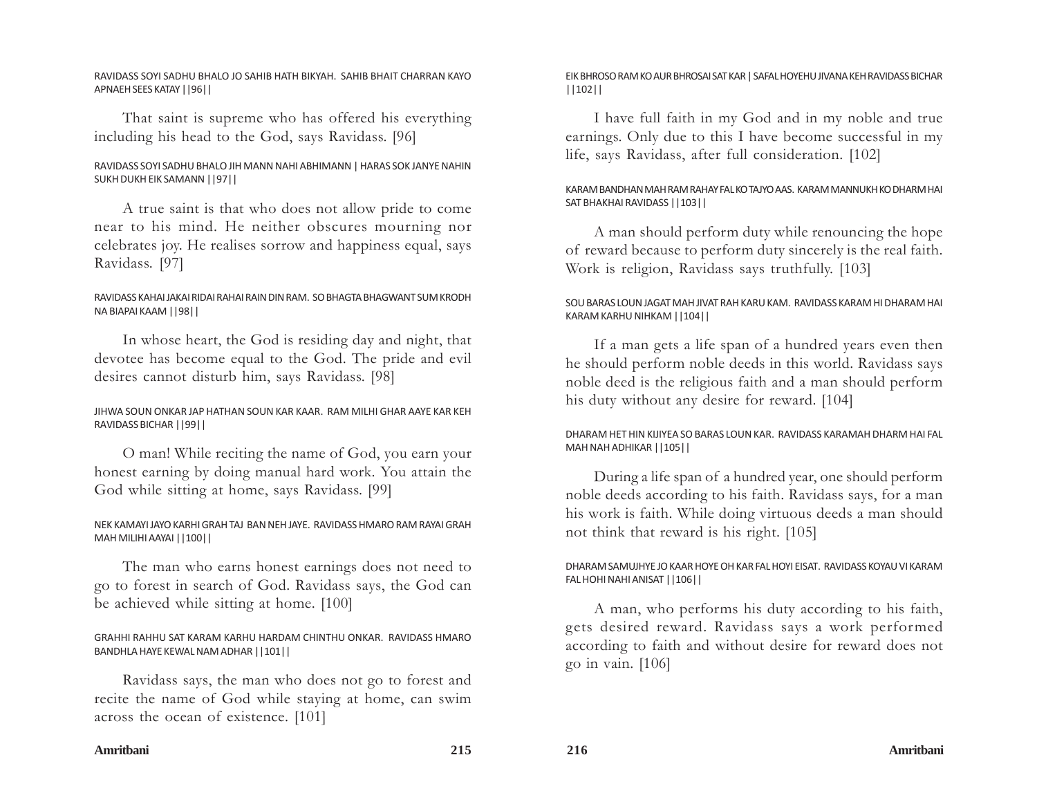RAVIDASS SOYI SADHU BHALO JO SAHIB HATH BIKYAH. SAHIB BHAIT CHARRAN KAYO APNAEH SEES KATAY ||96||

That saint is supreme who has offered his everything including his head to the God, says Ravidass. [96]

RAVIDASS SOYI SADHU BHALO JIH MANN NAHI ABHIMANN | HARAS SOK JANYE NAHIN SUKH DUKH EIK SAMANN ||97||

A true saint is that who does not allow pride to come near to his mind. He neither obscures mourning nor celebrates joy. He realises sorrow and happiness equal, says Ravidass. [97]

RAVIDASS KAHAI JAKAI RIDAI RAHAI RAIN DIN RAM. SO BHAGTA BHAGWANT SUM KRODH NA BIAPAI KAAM ||98||

In whose heart, the God is residing day and night, that devotee has become equal to the God. The pride and evil desires cannot disturb him, says Ravidass. [98]

JIHWA SOUN ONKAR JAP HATHAN SOUN KAR KAAR. RAM MILHI GHAR AAYE KAR KEH RAVIDASS BICHAR ||99||

O man! While reciting the name of God, you earn your honest earning by doing manual hard work. You attain the God while sitting at home, says Ravidass. [99]

NEK KAMAYI JAYO KARHI GRAH TAJ BAN NEH JAYE. RAVIDASS HMARO RAM RAYAI GRAH MAH MILIHI AAYAI ||100||

The man who earns honest earnings does not need to go to forest in search of God. Ravidass says, the God can be achieved while sitting at home. [100]

GRAHHI RAHHU SAT KARAM KARHU HARDAM CHINTHU ONKAR. RAVIDASS HMARO BANDHLA HAYE KEWAL NAM ADHAR ||101||

Ravidass says, the man who does not go to forest and recite the name of God while staying at home, can swim across the ocean of existence. [101]

EIK BHROSO RAM KO AUR BHROSAI SAT KAR | SAFAL HOYEHU JIVANA KEH RAVIDASS BICHAR ||102||

I have full faith in my God and in my noble and true earnings. Only due to this I have become successful in my life, says Ravidass, after full consideration. [102]

KARAM BANDHAN MAH RAM RAHAY FAL KO TAJYO AAS. KARAM MANNUKH KO DHARM HAI SAT BHAKHAI RAVIDASS ||103||

A man should perform duty while renouncing the hope of reward because to perform duty sincerely is the real faith. Work is religion, Ravidass says truthfully. [103]

SOU BARAS LOUN JAGAT MAH JIVAT RAH KARU KAM. RAVIDASS KARAM HI DHARAM HAI KARAM KARHU NIHKAM ||104||

If a man gets a life span of a hundred years even then he should perform noble deeds in this world. Ravidass says noble deed is the religious faith and a man should perform his duty without any desire for reward. [104]

DHARAM HET HIN KIJIYEA SO BARAS LOUN KAR. RAVIDASS KARAMAH DHARM HAI FAL MAH NAH ADHIKAR ||105||

During a life span of a hundred year, one should perform noble deeds according to his faith. Ravidass says, for a man his work is faith. While doing virtuous deeds a man should not think that reward is his right. [105]

DHARAM SAMUJHYE JO KAAR HOYE OH KAR FAL HOYI EISAT. RAVIDASS KOYAU VI KARAM FAL HOHI NAHI ANISAT ||106||

A man, who performs his duty according to his faith, gets desired reward. Ravidass says a work performed according to faith and without desire for reward does not go in vain. [106]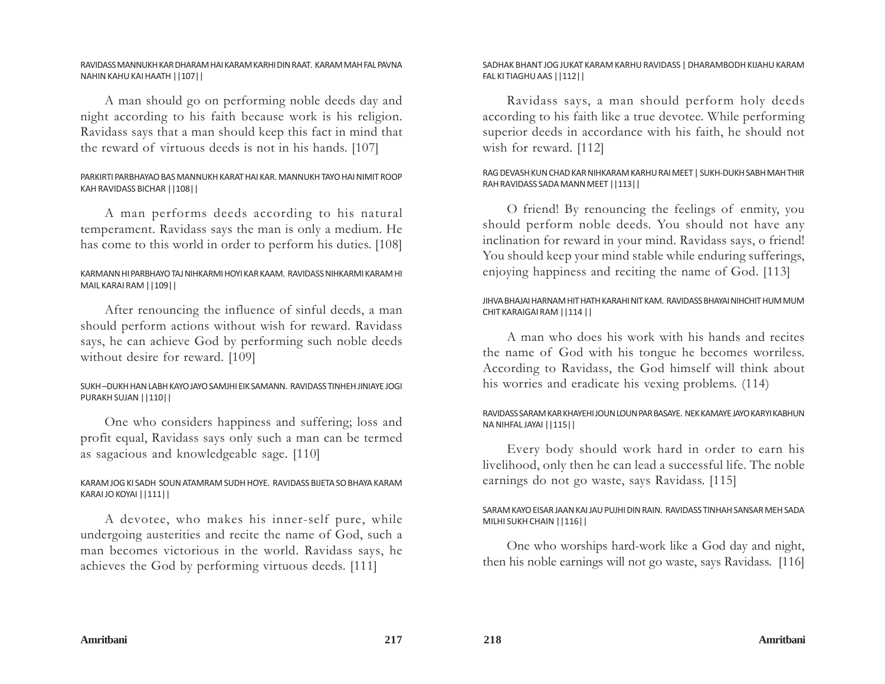RAVIDASS MANNUKH KAR DHARAM HAI KARAM KARHI DIN RAAT. KARAM MAH FAL PAVNA NAHIN KAHU KAI HAATH ||107||

A man should go on performing noble deeds day and night according to his faith because work is his religion. Ravidass says that a man should keep this fact in mind that the reward of virtuous deeds is not in his hands. [107]

PARKIRTI PARBHAYAO BAS MANNUKH KARAT HAI KAR. MANNUKH TAYO HAI NIMIT ROOP KAH RAVIDASS BICHAR ||108||

A man performs deeds according to his natural temperament. Ravidass says the man is only a medium. He has come to this world in order to perform his duties. [108]

KARMANN HI PARBHAYO TAJ NIHKARMI HOYI KAR KAAM. RAVIDASS NIHKARMI KARAM HI MAIL KARAI RAM ||109||

After renouncing the influence of sinful deeds, a man should perform actions without wish for reward. Ravidass says, he can achieve God by performing such noble deeds without desire for reward. [109]

SUKH –DUKH HAN LABH KAYO JAYO SAMJHI EIK SAMANN. RAVIDASS TINHEH JINIAYE JOGI PURAKH SUJAN ||110||

One who considers happiness and suffering; loss and profit equal, Ravidass says only such a man can be termed as sagacious and knowledgeable sage. [110]

KARAM JOG KI SADH SOUN ATAMRAM SUDH HOYE. RAVIDASS BIJETA SO BHAYA KARAM KARAI JO KOYAI ||111||

A devotee, who makes his inner-self pure, while undergoing austerities and recite the name of God, such a man becomes victorious in the world. Ravidass says, he achieves the God by performing virtuous deeds. [111]

SADHAK BHANT JOG JUKAT KARAM KARHU RAVIDASS | DHARAMBODH KIJAHU KARAM FAL KI TIAGHU AAS ||112||

Ravidass says, a man should perform holy deeds according to his faith like a true devotee. While performing superior deeds in accordance with his faith, he should not wish for reward. [112]

RAG DEVASH KUN CHAD KAR NIHKARAM KARHU RAI MEET | SUKH-DUKH SABH MAH THIR RAH RAVIDASS SADA MANN MEET ||113||

O friend! By renouncing the feelings of enmity, you should perform noble deeds. You should not have any inclination for reward in your mind. Ravidass says, o friend! You should keep your mind stable while enduring sufferings, enjoying happiness and reciting the name of God. [113]

JIHVA BHAJAI HARNAM HIT HATH KARAHI NIT KAM. RAVIDASS BHAYAI NIHCHIT HUM MUM CHIT KARAIGAI RAM ||114 ||

A man who does his work with his hands and recites the name of God with his tongue he becomes worriless. According to Ravidass, the God himself will think about his worries and eradicate his vexing problems. (114)

RAVIDASS SARAM KAR KHAYEHI JOUN LOUN PAR BASAYE. NEK KAMAYE JAYO KARYI KABHUN NA NIHFAL JAYAI ||115||

Every body should work hard in order to earn his livelihood, only then he can lead a successful life. The noble earnings do not go waste, says Ravidass. [115]

SARAM KAYO EISAR JAAN KAI JAU PUJHI DIN RAIN. RAVIDASS TINHAH SANSAR MEH SADA MILHI SUKH CHAIN ||116||

One who worships hard-work like a God day and night, then his noble earnings will not go waste, says Ravidass. [116]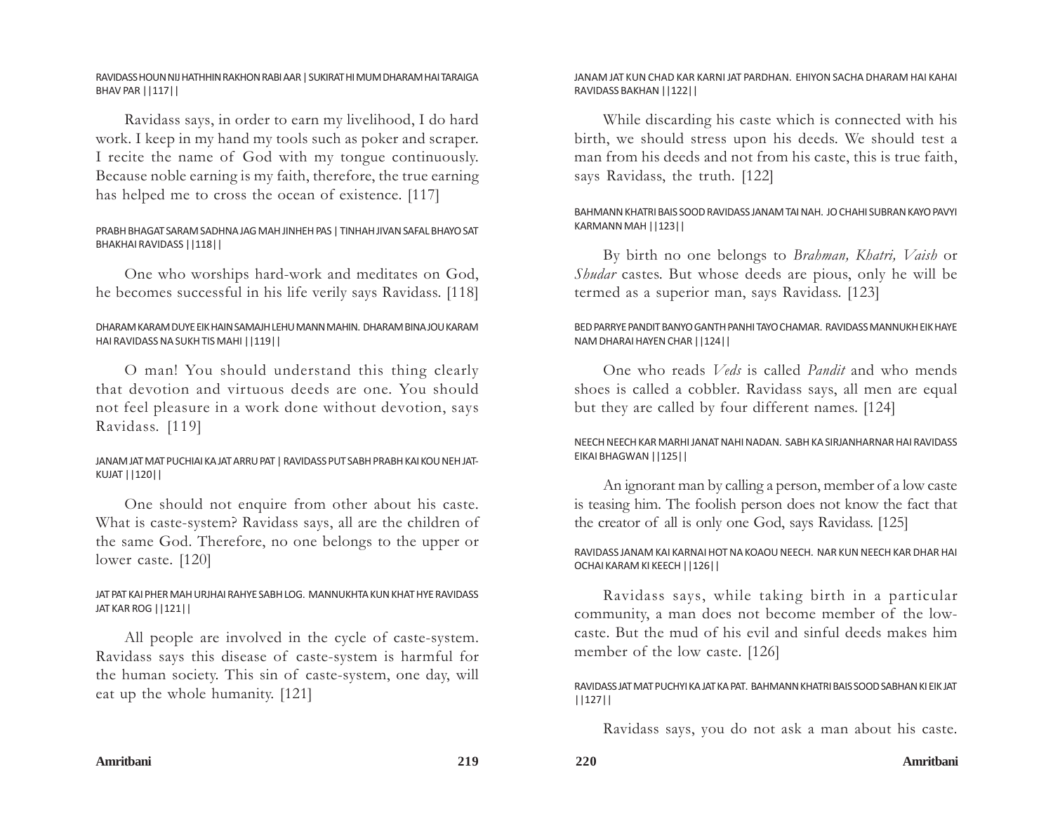RAVIDASS HOUN NIJ HATHHIN RAKHON RABI AAR | SUKIRAT HI MUM DHARAM HAI TARAIGA BHAV PAR ||117||

Ravidass says, in order to earn my livelihood, I do hard work. I keep in my hand my tools such as poker and scraper. I recite the name of God with my tongue continuously. Because noble earning is my faith, therefore, the true earning has helped me to cross the ocean of existence. [117]

PRABH BHAGAT SARAM SADHNA JAG MAH JINHEH PAS | TINHAH JIVAN SAFAL BHAYO SAT BHAKHAI RAVIDASS ||118||

One who worships hard-work and meditates on God, he becomes successful in his life verily says Ravidass. [118]

DHARAM KARAM DUYE EIK HAIN SAMAJH LEHU MANN MAHIN. DHARAM BINA JOU KARAM HAI RAVIDASS NA SUKH TIS MAHI ||119||

O man! You should understand this thing clearly that devotion and virtuous deeds are one. You should not feel pleasure in a work done without devotion, says Ravidass. [119]

JANAM JAT MAT PUCHIAI KA JAT ARRU PAT | RAVIDASS PUT SABH PRABH KAI KOU NEH JAT-KUJAT ||120||

One should not enquire from other about his caste. What is caste-system? Ravidass says, all are the children of the same God. Therefore, no one belongs to the upper or lower caste. [120]

JAT PAT KAI PHER MAH URJHAI RAHYE SABH LOG. MANNUKHTA KUN KHAT HYE RAVIDASS JAT KAR ROG ||121||

All people are involved in the cycle of caste-system. Ravidass says this disease of caste-system is harmful for the human society. This sin of caste-system, one day, will eat up the whole humanity. [121]

JANAM JAT KUN CHAD KAR KARNI JAT PARDHAN. EHIYON SACHA DHARAM HAI KAHAI RAVIDASS BAKHAN ||122||

While discarding his caste which is connected with his birth, we should stress upon his deeds. We should test a man from his deeds and not from his caste, this is true faith, says Ravidass, the truth. [122]

BAHMANN KHATRI BAIS SOOD RAVIDASS JANAM TAI NAH. JO CHAHI SUBRAN KAYO PAVYI KARMANN MAH ||123||

By birth no one belongs to *Brahman, Khatri, Vaish* or *Shudar* castes. But whose deeds are pious, only he will be termed as a superior man, says Ravidass. [123]

BED PARRYE PANDIT BANYO GANTH PANHI TAYO CHAMAR. RAVIDASS MANNUKH EIK HAYE NAM DHARAI HAYEN CHAR ||124||

One who reads *Veds* is called *Pandit* and who mends shoes is called a cobbler. Ravidass says, all men are equal but they are called by four different names. [124]

NEECH NEECH KAR MARHI JANAT NAHI NADAN. SABH KA SIRJANHARNAR HAI RAVIDASS EIKAI BHAGWAN ||125||

An ignorant man by calling a person, member of a low caste is teasing him. The foolish person does not know the fact that the creator of all is only one God, says Ravidass. [125]

RAVIDASS JANAM KAI KARNAI HOT NA KOAOU NEECH. NAR KUN NEECH KAR DHAR HAI OCHAI KARAM KI KEECH ||126||

Ravidass says, while taking birth in a particular community, a man does not become member of the low-caste. But the mud of his evil and sinful deeds makes him member of the low caste. [126]

RAVIDASS JAT MAT PUCHYI KA JAT KA PAT. BAHMANN KHATRI BAIS SOOD SABHAN KI EIK JAT ||127||

Ravidass says, you do not ask a man about his caste.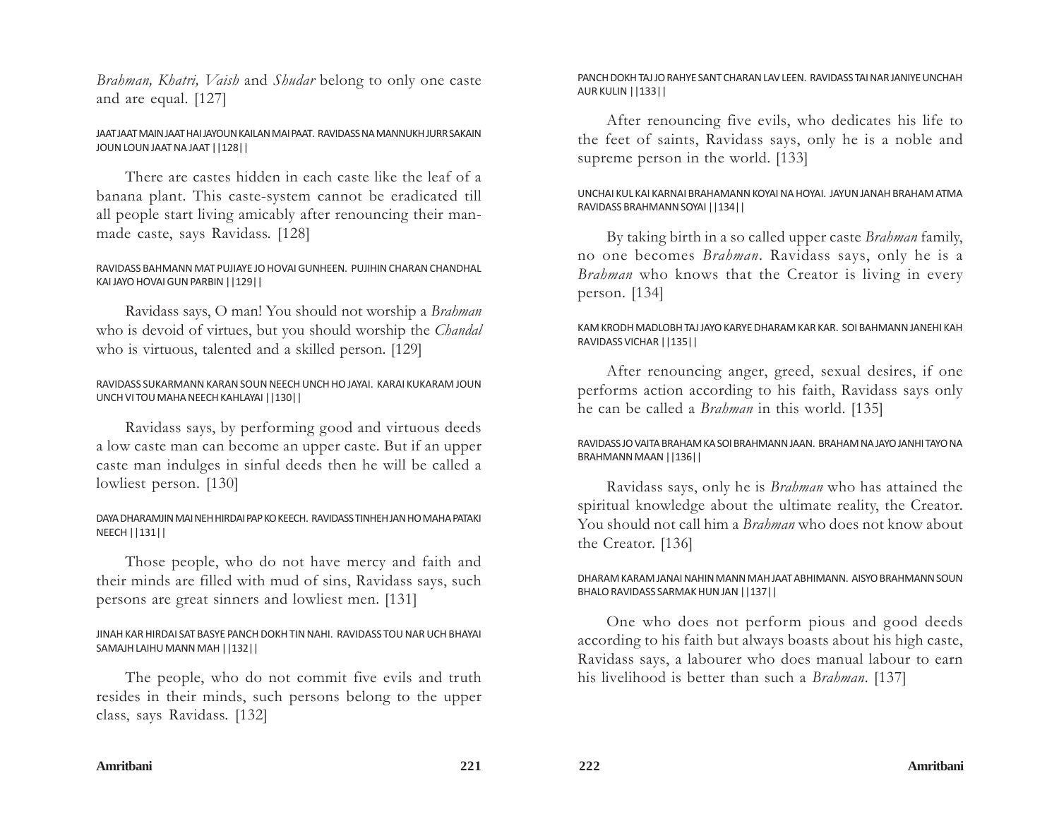*Brahman, Khatri, Vaish* and *Shudar* belong to only one caste and are equal. [127]

JAAT JAAT MAIN JAAT HAI JAYOUN KAILAN MAI PAAT. RAVIDASS NA MANNUKH JURR SAKAIN JOUN LOUN JAAT NA JAAT ||128||

There are castes hidden in each caste like the leaf of a banana plant. This caste-system cannot be eradicated till all people start living amicably after renouncing their man-made caste, says Ravidass. [128]

RAVIDASS BAHMANN MAT PUJIAYE JO HOVAI GUNHEEN. PUJIHIN CHARAN CHANDHAL KAI JAYO HOVAI GUN PARBIN ||129||

Ravidass says, O man! You should not worship a *Brahman* who is devoid of virtues, but you should worship the *Chandal* who is virtuous, talented and a skilled person. [129]

RAVIDASS SUKARMANN KARAN SOUN NEECH UNCH HO JAYAI. KARAI KUKARAM JOUN UNCH VI TOU MAHA NEECH KAHLAYAI ||130||

Ravidass says, by performing good and virtuous deeds a low caste man can become an upper caste. But if an upper caste man indulges in sinful deeds then he will be called a lowliest person. [130]

DAYA DHARAMJIN MAI NEH HIRDAI PAP KO KEECH. RAVIDASS TINHEH JAN HO MAHA PATAKI NEECH ||131||

Those people, who do not have mercy and faith and their minds are filled with mud of sins, Ravidass says, such persons are great sinners and lowliest men. [131]

JINAH KAR HIRDAI SAT BASYE PANCH DOKH TIN NAHI. RAVIDASS TOU NAR UCH BHAYAI SAMAJH LAIHU MANN MAH ||132||

The people, who do not commit five evils and truth resides in their minds, such persons belong to the upper class, says Ravidass. [132]

PANCH DOKH TAJ JO RAHYE SANT CHARAN LAV LEEN. RAVIDASS TAI NAR JANIYE UNCHAH AUR KULIN ||133||

After renouncing five evils, who dedicates his life to the feet of saints, Ravidass says, only he is a noble and supreme person in the world. [133]

UNCHAI KUL KAI KARNAI BRAHAMANN KOYAI NA HOYAI. JAYUN JANAH BRAHAM ATMA RAVIDASS BRAHMANN SOYAI ||134||

By taking birth in a so called upper caste *Brahman* family, no one becomes *Brahman*. Ravidass says, only he is a *Brahman* who knows that the Creator is living in every person. [134]

KAM KRODH MADLOBH TAJ JAYO KARYE DHARAM KAR KAR. SOI BAHMANN JANEHI KAH RAVIDASS VICHAR ||135||

After renouncing anger, greed, sexual desires, if one performs action according to his faith, Ravidass says only he can be called a *Brahman* in this world. [135]

RAVIDASS JO VAITA BRAHAM KA SOI BRAHMANN JAAN. BRAHAM NA JAYO JANHI TAYO NA BRAHMANN MAAN ||136||

Ravidass says, only he is *Brahman* who has attained the spiritual knowledge about the ultimate reality, the Creator. You should not call him a *Brahman* who does not know about the Creator. [136]

DHARAM KARAM JANAI NAHIN MANN MAH JAAT ABHIMANN. AISYO BRAHMANN SOUN BHALO RAVIDASS SARMAK HUN JAN ||137||

One who does not perform pious and good deeds according to his faith but always boasts about his high caste, Ravidass says, a labourer who does manual labour to earn his livelihood is better than such a *Brahman*. [137]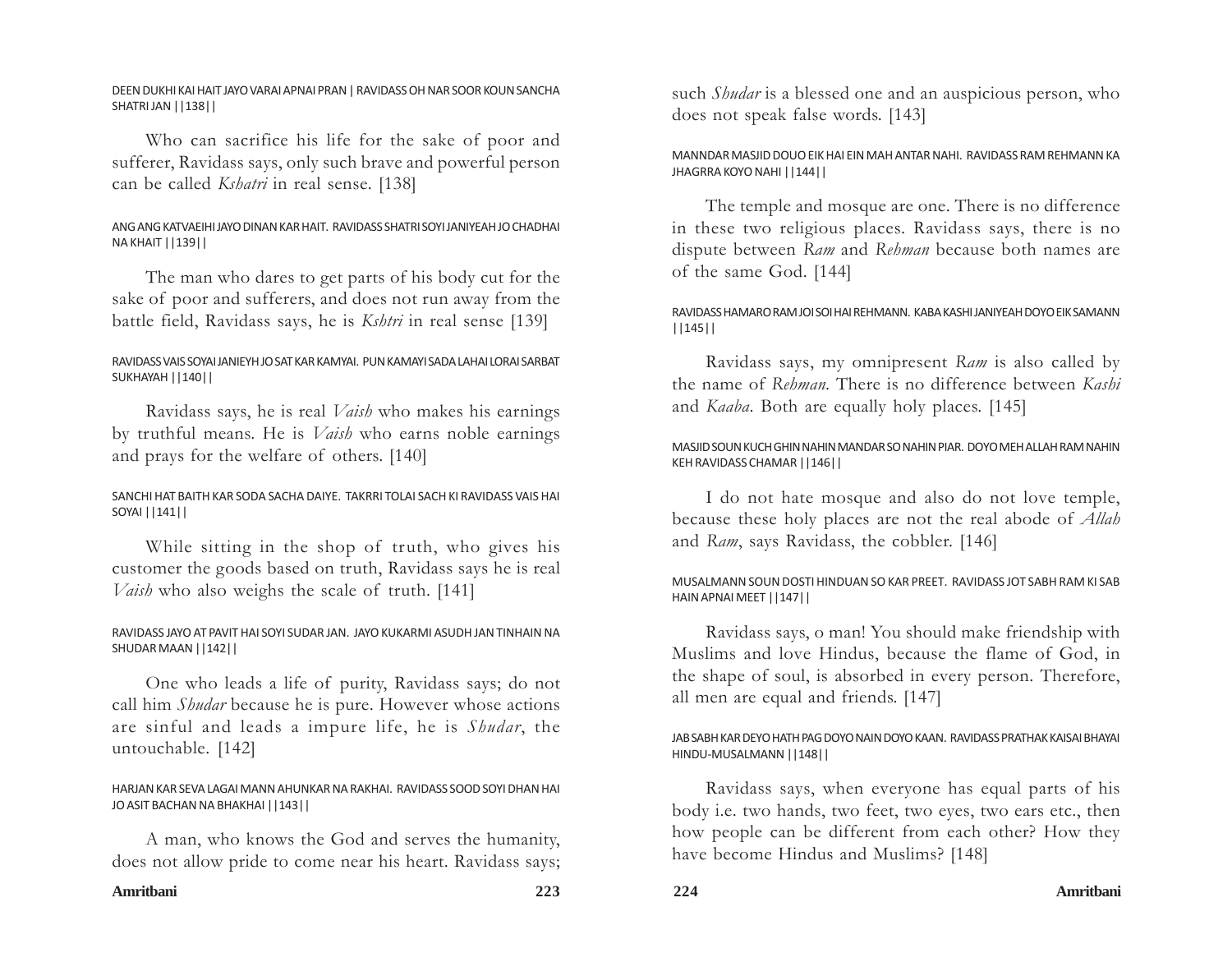DEEN DUKHI KAI HAIT JAYO VARAI APNAI PRAN | RAVIDASS OH NAR SOOR KOUN SANCHA SHATRI JAN ||138||

Who can sacrifice his life for the sake of poor and sufferer, Ravidass says, only such brave and powerful person can be called *Kshatri* in real sense. [138]

ANG ANG KATVAEIHI JAYO DINAN KAR HAIT. RAVIDASS SHATRI SOYI JANIYEAH JO CHADHAI NA KHAIT ||139||

The man who dares to get parts of his body cut for the sake of poor and sufferers, and does not run away from the battle field, Ravidass says, he is *Kshtri* in real sense [139]

RAVIDASS VAIS SOYAI JANIEYH JO SAT KAR KAMYAI. PUN KAMAYI SADA LAHAI LORAI SARBAT SUKHAYAH ||140||

Ravidass says, he is real *Vaish* who makes his earnings by truthful means. He is *Vaish* who earns noble earnings and prays for the welfare of others. [140]

SANCHI HAT BAITH KAR SODA SACHA DAIYE. TAKRRI TOLAI SACH KI RAVIDASS VAIS HAI SOYAI ||141||

While sitting in the shop of truth, who gives his customer the goods based on truth, Ravidass says he is real *Vaish* who also weighs the scale of truth. [141]

RAVIDASS JAYO AT PAVIT HAI SOYI SUDAR JAN. JAYO KUKARMI ASUDH JAN TINHAIN NA SHUDAR MAAN ||142||

One who leads a life of purity, Ravidass says; do not call him *Shudar* because he is pure. However whose actions are sinful and leads a impure life, he is *Shudar*, the untouchable. [142]

HARJAN KAR SEVA LAGAI MANN AHUNKAR NA RAKHAI. RAVIDASS SOOD SOYI DHAN HAI JO ASIT BACHAN NA BHAKHAI ||143||

A man, who knows the God and serves the humanity, does not allow pride to come near his heart. Ravidass says; such *Shudar* is a blessed one and an auspicious person, who does not speak false words. [143]

MANNDAR MASJID DOUO EIK HAI EIN MAH ANTAR NAHI. RAVIDASS RAM REHMANN KA JHAGRRA KOYO NAHI ||144||

The temple and mosque are one. There is no difference in these two religious places. Ravidass says, there is no dispute between *Ram* and *Rehman* because both names are of the same God. [144]

RAVIDASS HAMARO RAM JOI SOI HAI REHMANN. KABA KASHI JANIYEAH DOYO EIK SAMANN ||145||

Ravidass says, my omnipresent *Ram* is also called by the name of *Rehman*. There is no difference between *Kashi* and *Kaaba*. Both are equally holy places. [145]

MASJID SOUN KUCH GHIN NAHIN MANDAR SO NAHIN PIAR. DOYO MEH ALLAH RAM NAHIN KEH RAVIDASS CHAMAR ||146||

I do not hate mosque and also do not love temple, because these holy places are not the real abode of *Allah* and *Ram*, says Ravidass, the cobbler. [146]

MUSALMANN SOUN DOSTI HINDUAN SO KAR PREET. RAVIDASS JOT SABH RAM KI SAB HAIN APNAI MEET ||147||

Ravidass says, o man! You should make friendship with Muslims and love Hindus, because the flame of God, in the shape of soul, is absorbed in every person. Therefore, all men are equal and friends. [147]

JAB SABH KAR DEYO HATH PAG DOYO NAIN DOYO KAAN. RAVIDASS PRATHAK KAISAI BHAYAI HINDU-MUSALMANN ||148||

Ravidass says, when everyone has equal parts of his body i.e. two hands, two feet, two eyes, two ears etc., then how people can be different from each other? How they have become Hindus and Muslims? [148]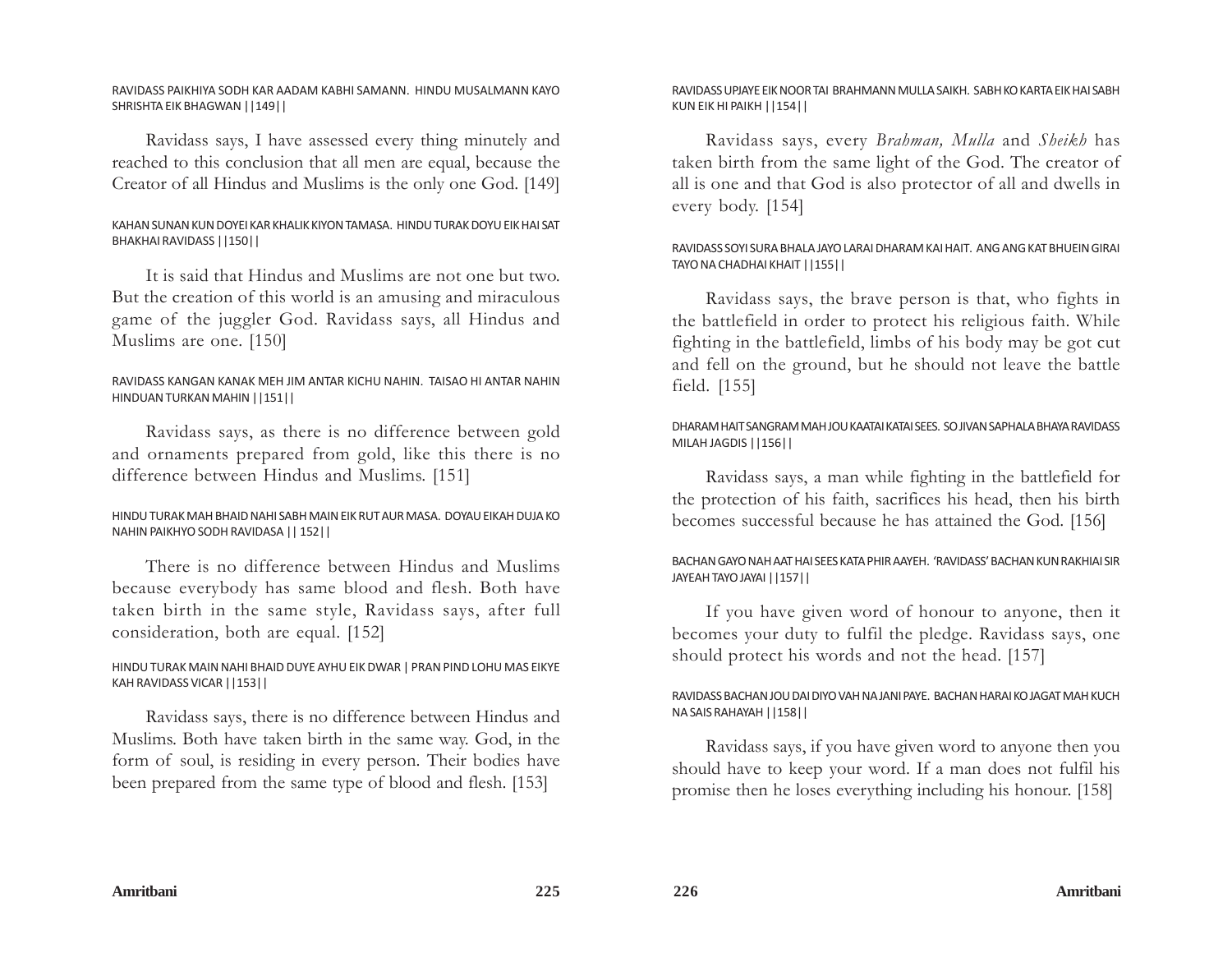RAVIDASS PAIKHIYA SODH KAR AADAM KABHI SAMANN. HINDU MUSALMANN KAYO SHRISHTA EIK BHAGWAN ||149||

Ravidass says, I have assessed every thing minutely and reached to this conclusion that all men are equal, because the Creator of all Hindus and Muslims is the only one God. [149]

KAHAN SUNAN KUN DOYEI KAR KHALIK KIYON TAMASA. HINDU TURAK DOYU EIK HAI SAT BHAKHAI RAVIDASS ||150||

It is said that Hindus and Muslims are not one but two. But the creation of this world is an amusing and miraculous game of the juggler God. Ravidass says, all Hindus and Muslims are one. [150]

RAVIDASS KANGAN KANAK MEH JIM ANTAR KICHU NAHIN. TAISAO HI ANTAR NAHIN HINDUAN TURKAN MAHIN ||151||

Ravidass says, as there is no difference between gold and ornaments prepared from gold, like this there is no difference between Hindus and Muslims. [151]

HINDU TURAK MAH BHAID NAHI SABH MAIN EIK RUT AUR MASA. DOYAU EIKAH DUJA KO NAHIN PAIKHYO SODH RAVIDASA || 152||

There is no difference between Hindus and Muslims because everybody has same blood and flesh. Both have taken birth in the same style, Ravidass says, after full consideration, both are equal. [152]

HINDU TURAK MAIN NAHI BHAID DUYE AYHU EIK DWAR | PRAN PIND LOHU MAS EIKYE KAH RAVIDASS VICAR ||153||

Ravidass says, there is no difference between Hindus and Muslims. Both have taken birth in the same way. God, in the form of soul, is residing in every person. Their bodies have been prepared from the same type of blood and flesh. [153]

RAVIDASS UPJAYE EIK NOOR TAI BRAHMANN MULLA SAIKH. SABH KO KARTA EIK HAI SABH KUN EIK HI PAIKH ||154||

Ravidass says, every *Brahman, Mulla* and *Sheikh* has taken birth from the same light of the God. The creator of all is one and that God is also protector of all and dwells in every body. [154]

RAVIDASS SOYI SURA BHALA JAYO LARAI DHARAM KAI HAIT. ANG ANG KAT BHUEIN GIRAI TAYO NA CHADHAI KHAIT ||155||

Ravidass says, the brave person is that, who fights in the battlefield in order to protect his religious faith. While fighting in the battlefield, limbs of his body may be got cut and fell on the ground, but he should not leave the battle field. [155]

DHARAM HAIT SANGRAM MAH JOU KAATAI KATAI SEES. SO JIVAN SAPHALA BHAYA RAVIDASS MILAH JAGDIS ||156||

Ravidass says, a man while fighting in the battlefield for the protection of his faith, sacrifices his head, then his birth becomes successful because he has attained the God. [156]

BACHAN GAYO NAH AAT HAI SEES KATA PHIR AAYEH. 'RAVIDASS' BACHAN KUN RAKHIAI SIR JAYEAH TAYO JAYAI ||157||

If you have given word of honour to anyone, then it becomes your duty to fulfil the pledge. Ravidass says, one should protect his words and not the head. [157]

RAVIDASS BACHAN JOU DAI DIYO VAH NA JANI PAYE. BACHAN HARAI KO JAGAT MAH KUCH NA SAIS RAHAYAH ||158||

Ravidass says, if you have given word to anyone then you should have to keep your word. If a man does not fulfil his promise then he loses everything including his honour. [158]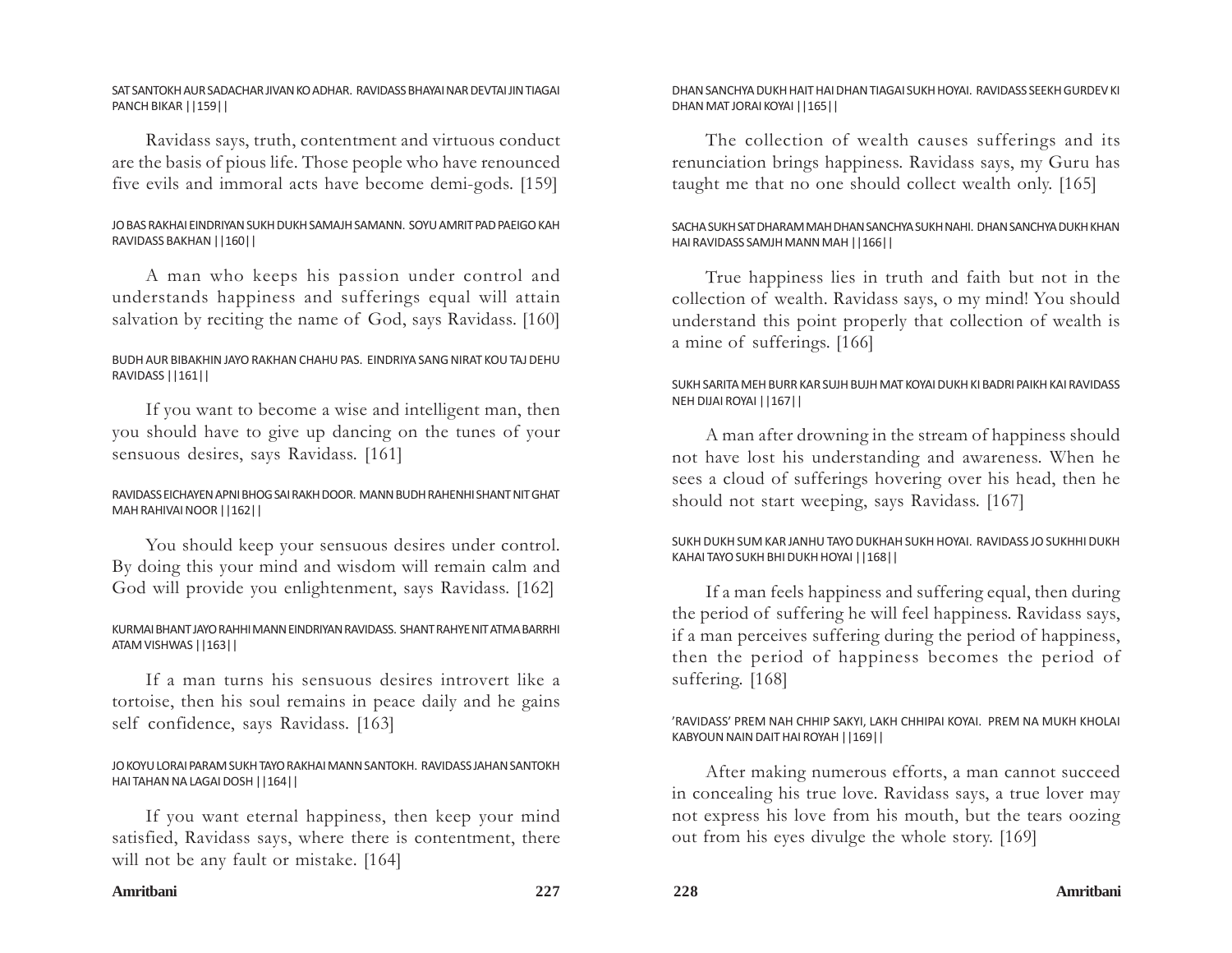SAT SANTOKH AUR SADACHAR JIVAN KO ADHAR. RAVIDASS BHAYAI NAR DEVTAI JIN TIAGAI PANCH BIKAR ||159||

Ravidass says, truth, contentment and virtuous conduct are the basis of pious life. Those people who have renounced five evils and immoral acts have become demi-gods. [159]

JO BAS RAKHAI EINDRIYAN SUKH DUKH SAMAJH SAMANN. SOYU AMRIT PAD PAEIGO KAH RAVIDASS BAKHAN ||160||

A man who keeps his passion under control and understands happiness and sufferings equal will attain salvation by reciting the name of God, says Ravidass. [160]

BUDH AUR BIBAKHIN JAYO RAKHAN CHAHU PAS. EINDRIYA SANG NIRAT KOU TAJ DEHU RAVIDASS ||161||

If you want to become a wise and intelligent man, then you should have to give up dancing on the tunes of your sensuous desires, says Ravidass. [161]

RAVIDASS EICHAYEN APNI BHOG SAI RAKH DOOR. MANN BUDH RAHENHI SHANT NIT GHAT MAH RAHIVAI NOOR ||162||

You should keep your sensuous desires under control. By doing this your mind and wisdom will remain calm and God will provide you enlightenment, says Ravidass. [162]

KURMAI BHANT JAYO RAHHI MANN EINDRIYAN RAVIDASS. SHANT RAHYE NIT ATMA BARRHI ATAM VISHWAS ||163||

If a man turns his sensuous desires introvert like a tortoise, then his soul remains in peace daily and he gains self confidence, says Ravidass. [163]

JO KOYU LORAI PARAM SUKH TAYO RAKHAI MANN SANTOKH. RAVIDASS JAHAN SANTOKH HAI TAHAN NA LAGAI DOSH ||164||

If you want eternal happiness, then keep your mind satisfied, Ravidass says, where there is contentment, there will not be any fault or mistake. [164]

DHAN SANCHYA DUKH HAIT HAI DHAN TIAGAI SUKH HOYAI. RAVIDASS SEEKH GURDEV KI DHAN MAT JORAI KOYAI ||165||

The collection of wealth causes sufferings and its renunciation brings happiness. Ravidass says, my Guru has taught me that no one should collect wealth only. [165]

SACHA SUKH SAT DHARAM MAH DHAN SANCHYA SUKH NAHI. DHAN SANCHYA DUKH KHAN HAI RAVIDASS SAMJH MANN MAH ||166||

True happiness lies in truth and faith but not in the collection of wealth. Ravidass says, o my mind! You should understand this point properly that collection of wealth is a mine of sufferings. [166]

SUKH SARITA MEH BURR KAR SUJH BUJH MAT KOYAI DUKH KI BADRI PAIKH KAI RAVIDASS NEH DIJAI ROYAI ||167||

A man after drowning in the stream of happiness should not have lost his understanding and awareness. When he sees a cloud of sufferings hovering over his head, then he should not start weeping, says Ravidass. [167]

SUKH DUKH SUM KAR JANHU TAYO DUKHAH SUKH HOYAI. RAVIDASS JO SUKHHI DUKH KAHAI TAYO SUKH BHI DUKH HOYAI ||168||

If a man feels happiness and suffering equal, then during the period of suffering he will feel happiness. Ravidass says, if a man perceives suffering during the period of happiness, then the period of happiness becomes the period of suffering. [168]

'RAVIDASS' PREM NAH CHHIP SAKYI, LAKH CHHIPAI KOYAI. PREM NA MUKH KHOLAI KABYOUN NAIN DAIT HAI ROYAH ||169||

After making numerous efforts, a man cannot succeed in concealing his true love. Ravidass says, a true lover may not express his love from his mouth, but the tears oozing out from his eyes divulge the whole story. [169]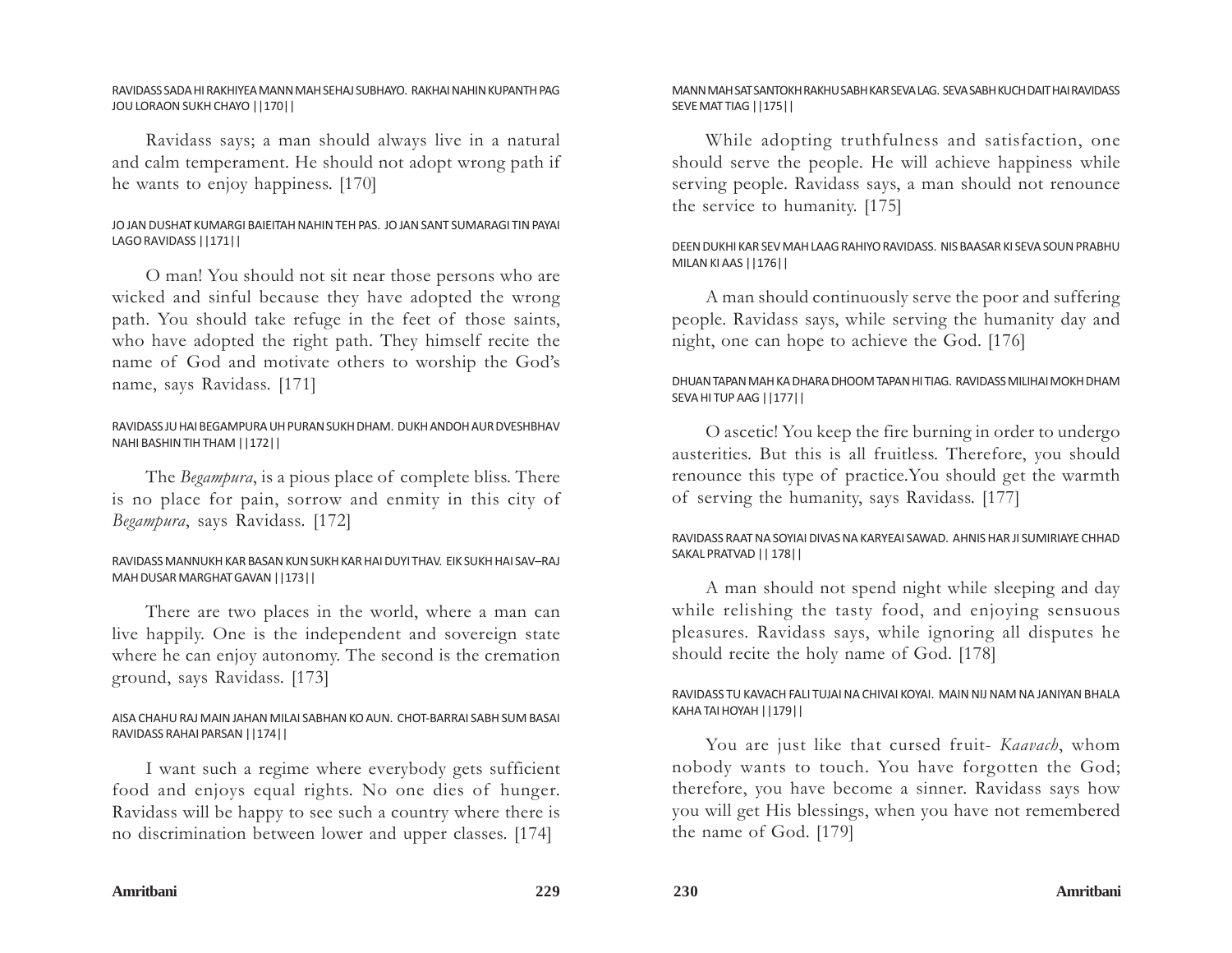RAVIDASS SADA HI RAKHIYEA MANN MAH SEHAJ SUBHAYO. RAKHAI NAHIN KUPANTH PAG JOU LORAON SUKH CHAYO ||170||

Ravidass says; a man should always live in a natural and calm temperament. He should not adopt wrong path if he wants to enjoy happiness. [170]

JO JAN DUSHAT KUMARGI BAIEITAH NAHIN TEH PAS. JO JAN SANT SUMARAGI TIN PAYAI LAGO RAVIDASS ||171||

O man! You should not sit near those persons who are wicked and sinful because they have adopted the wrong path. You should take refuge in the feet of those saints, who have adopted the right path. They himself recite the name of God and motivate others to worship the God's name, says Ravidass. [171]

RAVIDASS JU HAI BEGAMPURA UH PURAN SUKH DHAM. DUKH ANDOH AUR DVESHBHAV NAHI BASHIN TIH THAM ||172||

The *Begampura*, is a pious place of complete bliss. There is no place for pain, sorrow and enmity in this city of *Begampura*, says Ravidass. [172]

RAVIDASS MANNUKH KAR BASAN KUN SUKH KAR HAI DUYI THAV. EIK SUKH HAI SAV–RAJ MAH DUSAR MARGHAT GAVAN ||173||

There are two places in the world, where a man can live happily. One is the independent and sovereign state where he can enjoy autonomy. The second is the cremation ground, says Ravidass. [173]

AISA CHAHU RAJ MAIN JAHAN MILAI SABHAN KO AUN. CHOT-BARRAI SABH SUM BASAI RAVIDASS RAHAI PARSAN ||174||

I want such a regime where everybody gets sufficient food and enjoys equal rights. No one dies of hunger. Ravidass will be happy to see such a country where there is no discrimination between lower and upper classes. [174]

MANN MAH SAT SANTOKH RAKHU SABH KAR SEVA LAG. SEVA SABH KUCH DAIT HAI RAVIDASS SEVE MAT TIAG ||175||

While adopting truthfulness and satisfaction, one should serve the people. He will achieve happiness while serving people. Ravidass says, a man should not renounce the service to humanity. [175]

DEEN DUKHI KAR SEV MAH LAAG RAHIYO RAVIDASS. NIS BAASAR KI SEVA SOUN PRABHU MILAN KI AAS ||176||

A man should continuously serve the poor and suffering people. Ravidass says, while serving the humanity day and night, one can hope to achieve the God. [176]

DHUAN TAPAN MAH KA DHARA DHOOM TAPAN HI TIAG. RAVIDASS MILIHAI MOKH DHAM SEVA HI TUP AAG ||177||

O ascetic! You keep the fire burning in order to undergo austerities. But this is all fruitless. Therefore, you should renounce this type of practice.You should get the warmth of serving the humanity, says Ravidass. [177]

RAVIDASS RAAT NA SOYIAI DIVAS NA KARYEAI SAWAD. AHNIS HAR JI SUMIRIAYE CHHAD SAKAL PRATVAD || 178||

A man should not spend night while sleeping and day while relishing the tasty food, and enjoying sensuous pleasures. Ravidass says, while ignoring all disputes he should recite the holy name of God. [178]

RAVIDASS TU KAVACH FALI TUJAI NA CHIVAI KOYAI. MAIN NIJ NAM NA JANIYAN BHALA KAHA TAI HOYAH ||179||

You are just like that cursed fruit- *Kaavach*, whom nobody wants to touch. You have forgotten the God; therefore, you have become a sinner. Ravidass says how you will get His blessings, when you have not remembered the name of God. [179]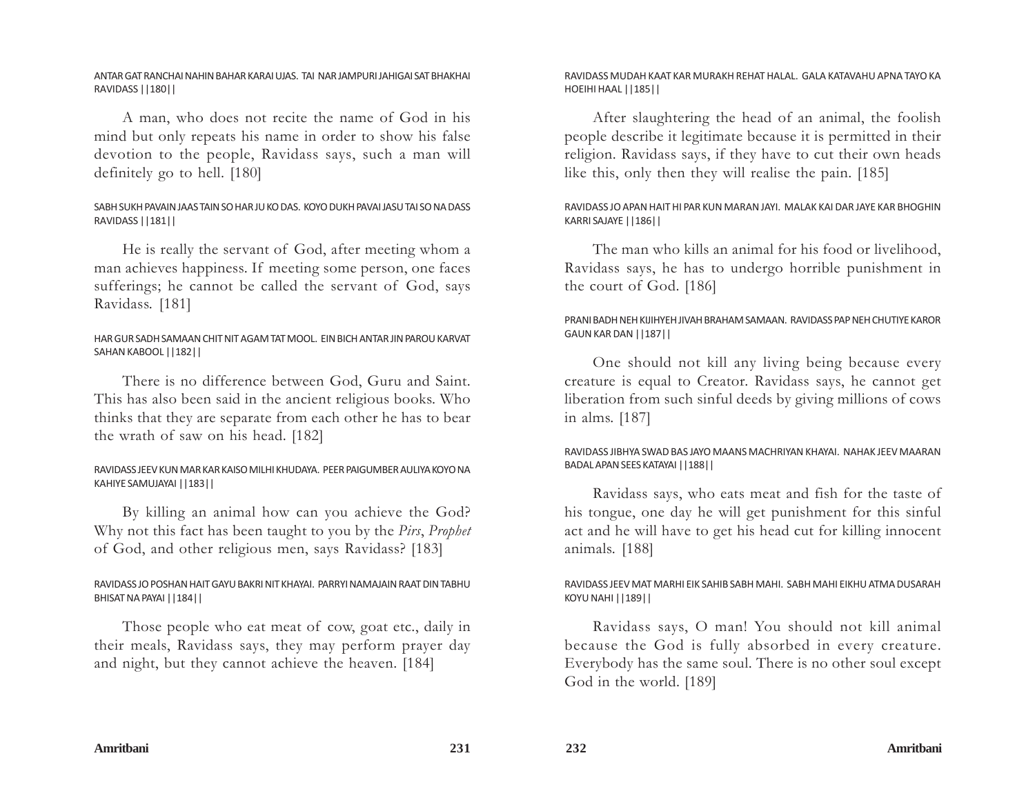ANTAR GAT RANCHAI NAHIN BAHAR KARAI UJAS. TAI NAR JAMPURI JAHIGAI SAT BHAKHAI RAVIDASS ||180||

A man, who does not recite the name of God in his mind but only repeats his name in order to show his false devotion to the people, Ravidass says, such a man will definitely go to hell. [180]

SABH SUKH PAVAIN JAAS TAIN SO HAR JU KO DAS. KOYO DUKH PAVAI JASU TAI SO NA DASS RAVIDASS ||181||

He is really the servant of God, after meeting whom a man achieves happiness. If meeting some person, one faces sufferings; he cannot be called the servant of God, says Ravidass. [181]

HAR GUR SADH SAMAAN CHIT NIT AGAM TAT MOOL. EIN BICH ANTAR JIN PAROU KARVAT SAHAN KABOOL ||182||

There is no difference between God, Guru and Saint. This has also been said in the ancient religious books. Who thinks that they are separate from each other he has to bear the wrath of saw on his head. [182]

RAVIDASS JEEV KUN MAR KAR KAISO MILHI KHUDAYA. PEER PAIGUMBER AULIYA KOYO NA KAHIYE SAMUJAYAI ||183||

By killing an animal how can you achieve the God? Why not this fact has been taught to you by the *Pirs*, *Prophet* of God, and other religious men, says Ravidass? [183]

RAVIDASS JO POSHAN HAIT GAYU BAKRI NIT KHAYAI. PARRYI NAMAJAIN RAAT DIN TABHU BHISAT NA PAYAI ||184||

Those people who eat meat of cow, goat etc., daily in their meals, Ravidass says, they may perform prayer day and night, but they cannot achieve the heaven. [184]

RAVIDASS MUDAH KAAT KAR MURAKH REHAT HALAL. GALA KATAVAHU APNA TAYO KA HOEIHI HAAL ||185||

After slaughtering the head of an animal, the foolish people describe it legitimate because it is permitted in their religion. Ravidass says, if they have to cut their own heads like this, only then they will realise the pain. [185]

RAVIDASS JO APAN HAIT HI PAR KUN MARAN JAYI. MALAK KAI DAR JAYE KAR BHOGHIN KARRI SAJAYE ||186||

The man who kills an animal for his food or livelihood, Ravidass says, he has to undergo horrible punishment in the court of God. [186]

PRANI BADH NEH KIJIHYEH JIVAH BRAHAM SAMAAN. RAVIDASS PAP NEH CHUTIYE KAROR GAUN KAR DAN ||187||

One should not kill any living being because every creature is equal to Creator. Ravidass says, he cannot get liberation from such sinful deeds by giving millions of cows in alms. [187]

RAVIDASS JIBHYA SWAD BAS JAYO MAANS MACHRIYAN KHAYAI. NAHAK JEEV MAARAN BADAL APAN SEES KATAYAI ||188||

Ravidass says, who eats meat and fish for the taste of his tongue, one day he will get punishment for this sinful act and he will have to get his head cut for killing innocent animals. [188]

RAVIDASS JEEV MAT MARHI EIK SAHIB SABH MAHI. SABH MAHI EIKHU ATMA DUSARAH KOYU NAHI ||189||

Ravidass says, O man! You should not kill animal because the God is fully absorbed in every creature. Everybody has the same soul. There is no other soul except God in the world. [189]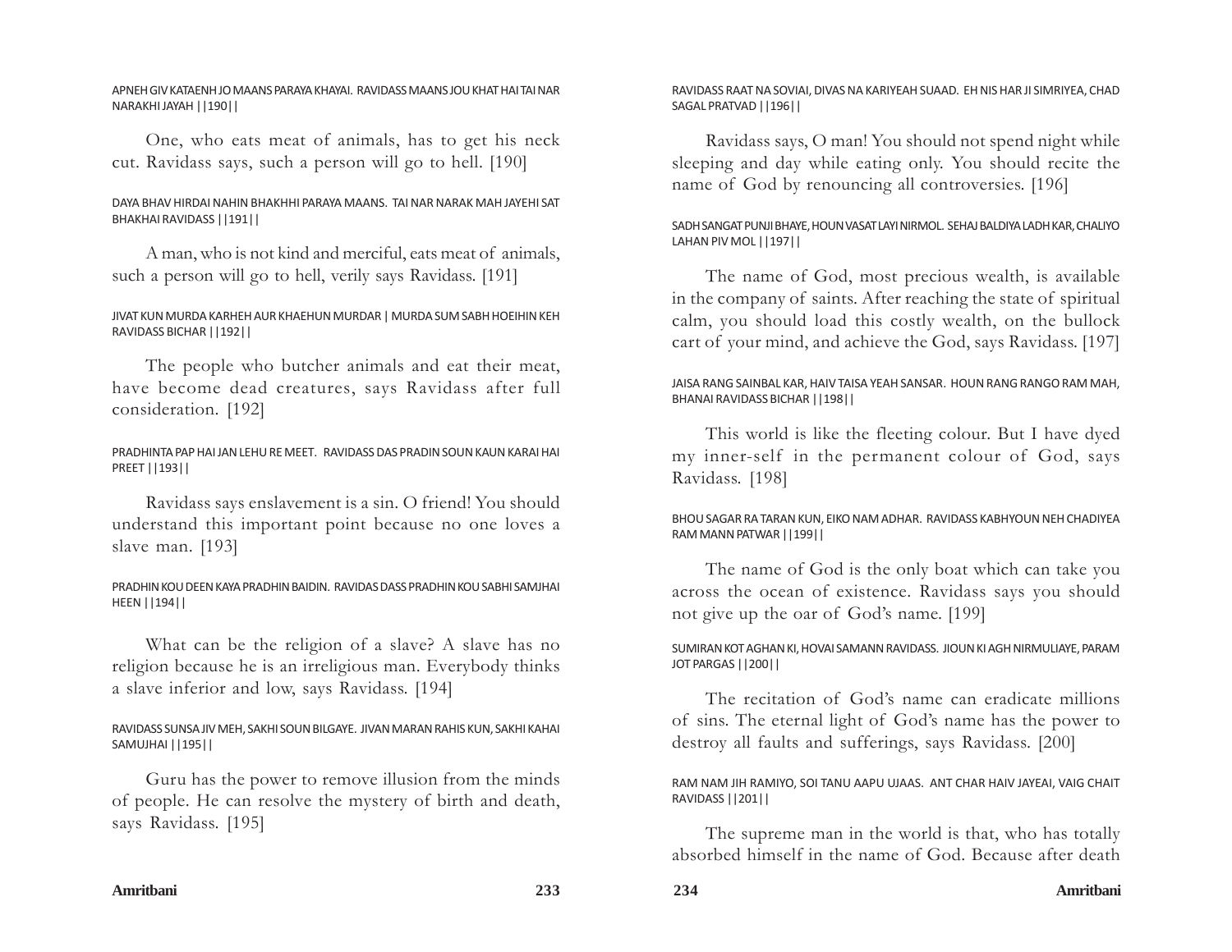APNEH GIV KATAENH JO MAANS PARAYA KHAYAI. RAVIDASS MAANS JOU KHAT HAI TAI NAR NARAKHI JAYAH ||190||

One, who eats meat of animals, has to get his neck cut. Ravidass says, such a person will go to hell. [190]

DAYA BHAV HIRDAI NAHIN BHAKHHI PARAYA MAANS. TAI NAR NARAK MAH JAYEHI SAT BHAKHAI RAVIDASS ||191||

A man, who is not kind and merciful, eats meat of animals, such a person will go to hell, verily says Ravidass. [191]

JIVAT KUN MURDA KARHEH AUR KHAEHUN MURDAR | MURDA SUM SABH HOEIHIN KEH RAVIDASS BICHAR ||192||

The people who butcher animals and eat their meat, have become dead creatures, says Ravidass after full consideration. [192]

PRADHINTA PAP HAI JAN LEHU RE MEET. RAVIDASS DAS PRADIN SOUN KAUN KARAI HAI PREET ||193||

Ravidass says enslavement is a sin. O friend! You should understand this important point because no one loves a slave man. [193]

PRADHIN KOU DEEN KAYA PRADHIN BAIDIN. RAVIDAS DASS PRADHIN KOU SABHI SAMJHAI HEEN ||194||

What can be the religion of a slave? A slave has no religion because he is an irreligious man. Everybody thinks a slave inferior and low, says Ravidass. [194]

RAVIDASS SUNSA JIV MEH, SAKHI SOUN BILGAYE. JIVAN MARAN RAHIS KUN, SAKHI KAHAI SAMUJHAI ||195||

Guru has the power to remove illusion from the minds of people. He can resolve the mystery of birth and death, says Ravidass. [195]

RAVIDASS RAAT NA SOVIAI, DIVAS NA KARIYEAH SUAAD. EH NIS HAR JI SIMRIYEA, CHAD SAGAL PRATVAD ||196||

Ravidass says, O man! You should not spend night while sleeping and day while eating only. You should recite the name of God by renouncing all controversies. [196]

SADH SANGAT PUNJI BHAYE, HOUN VASAT LAYI NIRMOL. SEHAJ BALDIYA LADH KAR, CHALIYO LAHAN PIV MOL ||197||

The name of God, most precious wealth, is available in the company of saints. After reaching the state of spiritual calm, you should load this costly wealth, on the bullock cart of your mind, and achieve the God, says Ravidass. [197]

JAISA RANG SAINBAL KAR, HAIV TAISA YEAH SANSAR. HOUN RANG RANGO RAM MAH, BHANAI RAVIDASS BICHAR ||198||

This world is like the fleeting colour. But I have dyed my inner-self in the permanent colour of God, says Ravidass. [198]

BHOU SAGAR RA TARAN KUN, EIKO NAM ADHAR. RAVIDASS KABHYOUN NEH CHADIYEA RAM MANN PATWAR ||199||

The name of God is the only boat which can take you across the ocean of existence. Ravidass says you should not give up the oar of God's name. [199]

SUMIRAN KOT AGHAN KI, HOVAI SAMANN RAVIDASS. JIOUN KI AGH NIRMULIAYE, PARAM JOT PARGAS ||200||

The recitation of God's name can eradicate millions of sins. The eternal light of God's name has the power to destroy all faults and sufferings, says Ravidass. [200]

RAM NAM JIH RAMIYO, SOI TANU AAPU UJAAS. ANT CHAR HAIV JAYEAI, VAIG CHAIT RAVIDASS ||201||

The supreme man in the world is that, who has totally absorbed himself in the name of God. Because after death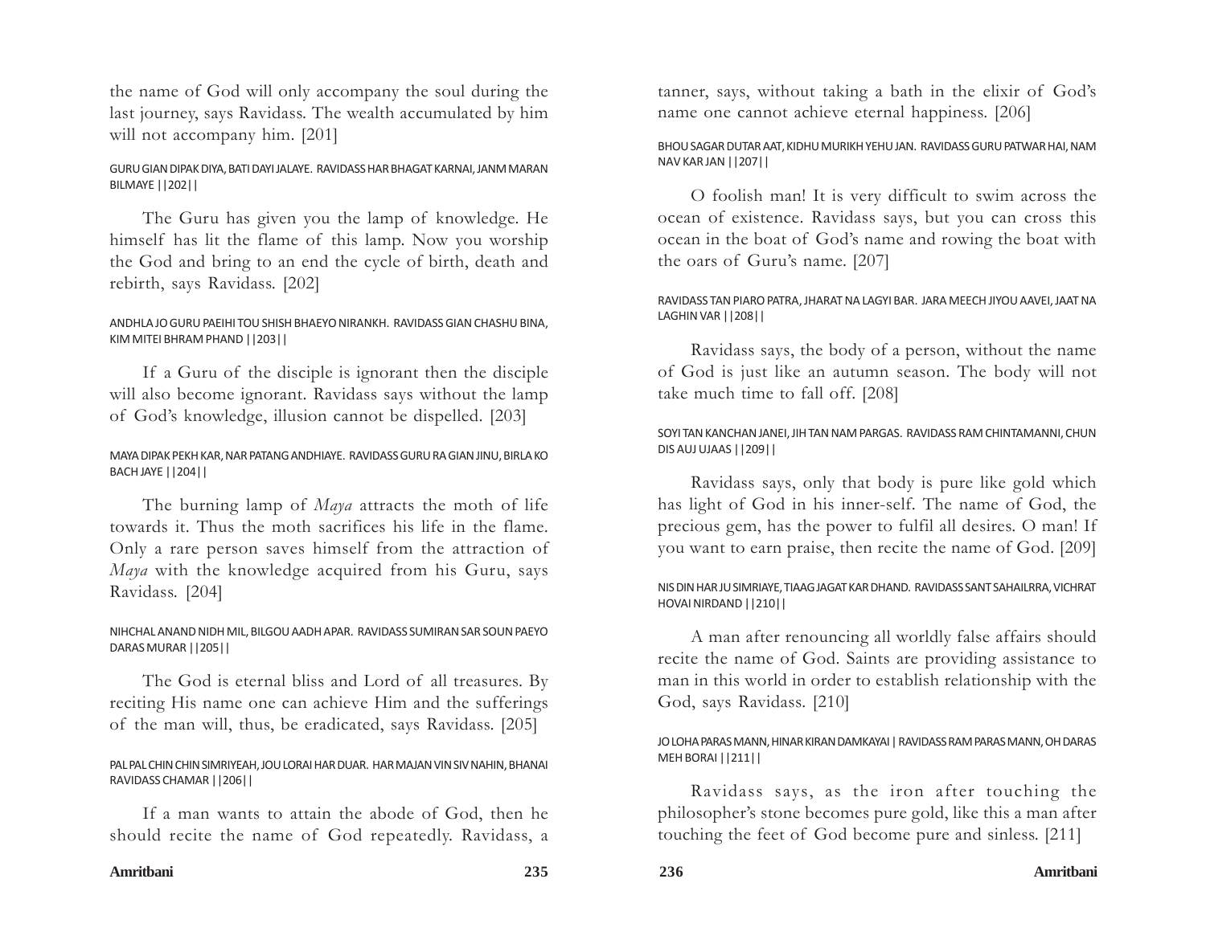the name of God will only accompany the soul during the last journey, says Ravidass. The wealth accumulated by him will not accompany him. [201]

GURU GIAN DIPAK DIYA, BATI DAYI JALAYE. RAVIDASS HAR BHAGAT KARNAI, JANM MARAN BILMAYE ||202||

The Guru has given you the lamp of knowledge. He himself has lit the flame of this lamp. Now you worship the God and bring to an end the cycle of birth, death and rebirth, says Ravidass. [202]

ANDHLA JO GURU PAEIHI TOU SHISH BHAEYO NIRANKH. RAVIDASS GIAN CHASHU BINA, KIM MITEI BHRAM PHAND ||203||

If a Guru of the disciple is ignorant then the disciple will also become ignorant. Ravidass says without the lamp of God's knowledge, illusion cannot be dispelled. [203]

MAYA DIPAK PEKH KAR, NAR PATANG ANDHIAYE. RAVIDASS GURU RA GIAN JINU, BIRLA KO BACH JAYE ||204||

The burning lamp of *Maya* attracts the moth of life towards it. Thus the moth sacrifices his life in the flame. Only a rare person saves himself from the attraction of *Maya* with the knowledge acquired from his Guru, says Ravidass. [204]

NIHCHAL ANAND NIDH MIL, BILGOU AADH APAR. RAVIDASS SUMIRAN SAR SOUN PAEYO DARAS MURAR ||205||

The God is eternal bliss and Lord of all treasures. By reciting His name one can achieve Him and the sufferings of the man will, thus, be eradicated, says Ravidass. [205]

PAL PAL CHIN CHIN SIMRIYEAH, JOU LORAI HAR DUAR. HAR MAJAN VIN SIV NAHIN, BHANAI RAVIDASS CHAMAR ||206||

If a man wants to attain the abode of God, then he should recite the name of God repeatedly. Ravidass, a tanner, says, without taking a bath in the elixir of God's name one cannot achieve eternal happiness. [206]

BHOU SAGAR DUTAR AAT, KIDHU MURIKH YEHU JAN. RAVIDASS GURU PATWAR HAI, NAM NAV KAR JAN ||207||

O foolish man! It is very difficult to swim across the ocean of existence. Ravidass says, but you can cross this ocean in the boat of God's name and rowing the boat with the oars of Guru's name. [207]

RAVIDASS TAN PIARO PATRA, JHARAT NA LAGYI BAR. JARA MEECH JIYOU AAVEI, JAAT NA LAGHIN VAR ||208||

Ravidass says, the body of a person, without the name of God is just like an autumn season. The body will not take much time to fall off. [208]

SOYI TAN KANCHAN JANEI, JIH TAN NAM PARGAS. RAVIDASS RAM CHINTAMANNI, CHUN DIS AUJ UJAAS ||209||

Ravidass says, only that body is pure like gold which has light of God in his inner-self. The name of God, the precious gem, has the power to fulfil all desires. O man! If you want to earn praise, then recite the name of God. [209]

NIS DIN HAR JU SIMRIAYE, TIAAG JAGAT KAR DHAND. RAVIDASS SANT SAHAILRRA, VICHRAT HOVAI NIRDAND ||210||

A man after renouncing all worldly false affairs should recite the name of God. Saints are providing assistance to man in this world in order to establish relationship with the God, says Ravidass. [210]

JO LOHA PARAS MANN, HINAR KIRAN DAMKAYAI | RAVIDASS RAM PARAS MANN, OH DARAS MEH BORAI ||211||

Ravidass says, as the iron after touching the philosopher's stone becomes pure gold, like this a man after touching the feet of God become pure and sinless. [211]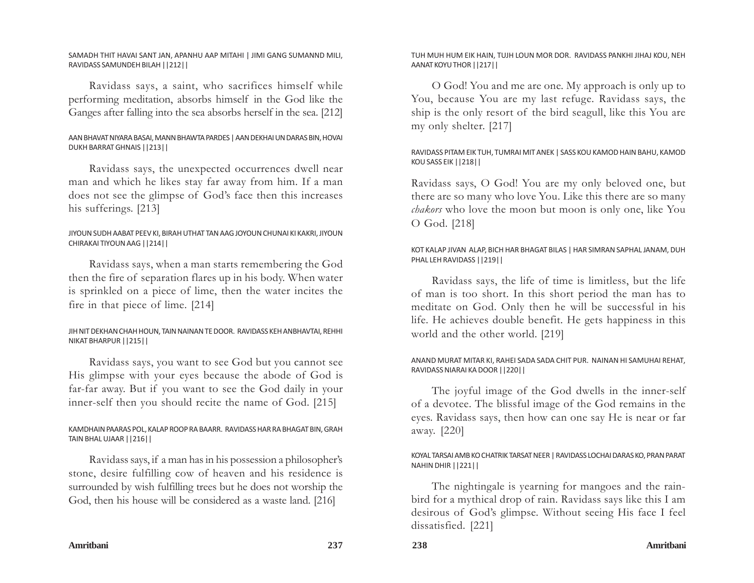SAMADH THIT HAVAI SANT JAN, APANHU AAP MITAHI | JIMI GANG SUMANND MILI, RAVIDASS SAMUNDEH BILAH ||212||

Ravidass says, a saint, who sacrifices himself while performing meditation, absorbs himself in the God like the Ganges after falling into the sea absorbs herself in the sea. [212]

AAN BHAVAT NIYARA BASAI, MANN BHAWTA PARDES | AAN DEKHAI UN DARAS BIN, HOVAI DUKH BARRAT GHNAIS ||213||

Ravidass says, the unexpected occurrences dwell near man and which he likes stay far away from him. If a man does not see the glimpse of God's face then this increases his sufferings. [213]

JIYOUN SUDH AABAT PEEV KI, BIRAH UTHAT TAN AAG JOYOUN CHUNAI KI KAKRI, JIYOUN CHIRAKAI TIYOUN AAG ||214||

Ravidass says, when a man starts remembering the God then the fire of separation flares up in his body. When water is sprinkled on a piece of lime, then the water incites the fire in that piece of lime. [214]

JIH NIT DEKHAN CHAH HOUN, TAIN NAINAN TE DOOR. RAVIDASS KEH ANBHAVTAI, REHHI NIKAT BHARPUR ||215||

Ravidass says, you want to see God but you cannot see His glimpse with your eyes because the abode of God is far-far away. But if you want to see the God daily in your inner-self then you should recite the name of God. [215]

KAMDHAIN PAARAS POL, KALAP ROOP RA BAARR. RAVIDASS HAR RA BHAGAT BIN, GRAH TAIN BHAL UJAAR ||216||

Ravidass says, if a man has in his possession a philosopher's stone, desire fulfilling cow of heaven and his residence is surrounded by wish fulfilling trees but he does not worship the God, then his house will be considered as a waste land. [216]

TUH MUH HUM EIK HAIN, TUJH LOUN MOR DOR. RAVIDASS PANKHI JIHAJ KOU, NEH AANAT KOYU THOR ||217||

O God! You and me are one. My approach is only up to You, because You are my last refuge. Ravidass says, the ship is the only resort of the bird seagull, like this You are my only shelter. [217]

RAVIDASS PITAM EIK TUH, TUMRAI MIT ANEK | SASS KOU KAMOD HAIN BAHU, KAMOD KOU SASS EIK ||218||

Ravidass says, O God! You are my only beloved one, but there are so many who love You. Like this there are so many *chakors* who love the moon but moon is only one, like You O God. [218]

KOT KALAP JIVAN ALAP, BICH HAR BHAGAT BILAS | HAR SIMRAN SAPHAL JANAM, DUH PHAL LEH RAVIDASS ||219||

Ravidass says, the life of time is limitless, but the life of man is too short. In this short period the man has to meditate on God. Only then he will be successful in his life. He achieves double benefit. He gets happiness in this world and the other world. [219]

ANAND MURAT MITAR KI, RAHEI SADA SADA CHIT PUR. NAINAN HI SAMUHAI REHAT, RAVIDASS NIARAI KA DOOR ||220||

The joyful image of the God dwells in the inner-self of a devotee. The blissful image of the God remains in the eyes. Ravidass says, then how can one say He is near or far away. [220]

KOYAL TARSAI AMB KO CHATRIK TARSAT NEER | RAVIDASS LOCHAI DARAS KO, PRAN PARAT NAHIN DHIR ||221||

The nightingale is yearning for mangoes and the rain-bird for a mythical drop of rain. Ravidass says like this I am desirous of God's glimpse. Without seeing His face I feel dissatisfied. [221]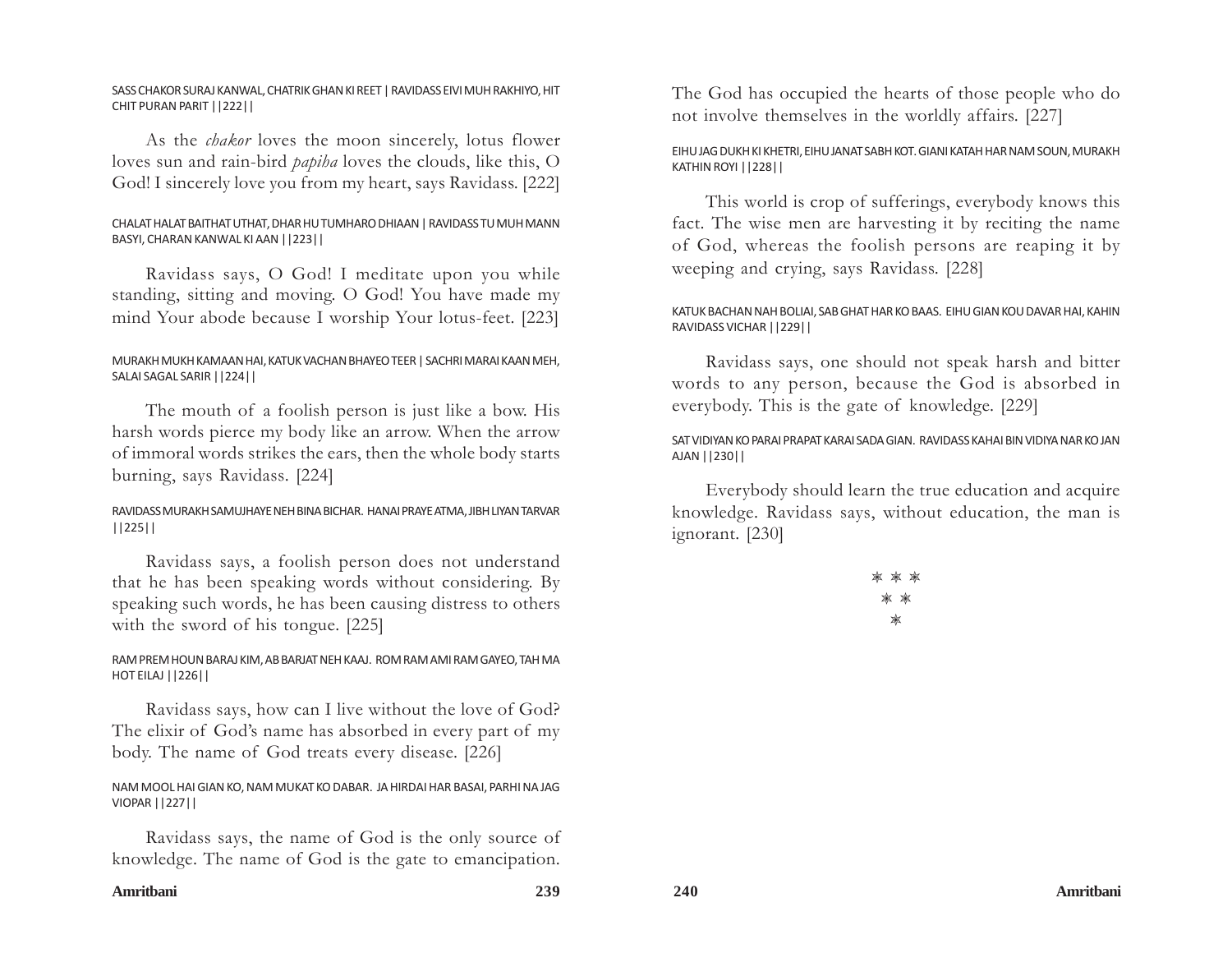SASS CHAKOR SURAJ KANWAL, CHATRIK GHAN KI REET | RAVIDASS EIVI MUH RAKHIYO, HIT CHIT PURAN PARIT ||222||

As the *chakor* loves the moon sincerely, lotus flower loves sun and rain-bird *papiha* loves the clouds, like this, O God! I sincerely love you from my heart, says Ravidass. [222]

CHALAT HALAT BAITHAT UTHAT, DHAR HU TUMHARO DHIAAN | RAVIDASS TU MUH MANN BASYI, CHARAN KANWAL KI AAN ||223||

Ravidass says, O God! I meditate upon you while standing, sitting and moving. O God! You have made my mind Your abode because I worship Your lotus-feet. [223]

MURAKH MUKH KAMAAN HAI, KATUK VACHAN BHAYEO TEER | SACHRI MARAI KAAN MEH, SALAI SAGAL SARIR ||224||

The mouth of a foolish person is just like a bow. His harsh words pierce my body like an arrow. When the arrow of immoral words strikes the ears, then the whole body starts burning, says Ravidass. [224]

RAVIDASS MURAKH SAMUJHAYE NEH BINA BICHAR. HANAI PRAYE ATMA, JIBH LIYAN TARVAR ||225||

Ravidass says, a foolish person does not understand that he has been speaking words without considering. By speaking such words, he has been causing distress to others with the sword of his tongue. [225]

RAM PREM HOUN BARAJ KIM, AB BARJAT NEH KAAJ. ROM RAM AMI RAM GAYEO, TAH MA HOT EILAJ ||226||

Ravidass says, how can I live without the love of God? The elixir of God's name has absorbed in every part of my body. The name of God treats every disease. [226]

NAM MOOL HAI GIAN KO, NAM MUKAT KO DABAR. JA HIRDAI HAR BASAI, PARHI NA JAG VIOPAR ||227||

Ravidass says, the name of God is the only source of knowledge. The name of God is the gate to emancipation. The God has occupied the hearts of those people who do not involve themselves in the worldly affairs. [227]

EIHU JAG DUKH KI KHETRI, EIHU JANAT SABH KOT. GIANI KATAH HAR NAM SOUN, MURAKH KATHIN ROYI ||228||

This world is crop of sufferings, everybody knows this fact. The wise men are harvesting it by reciting the name of God, whereas the foolish persons are reaping it by weeping and crying, says Ravidass. [228]

KATUK BACHAN NAH BOLIAI, SAB GHAT HAR KO BAAS. EIHU GIAN KOU DAVAR HAI, KAHIN RAVIDASS VICHAR ||229||

Ravidass says, one should not speak harsh and bitter words to any person, because the God is absorbed in everybody. This is the gate of knowledge. [229]

SAT VIDIYAN KO PARAI PRAPAT KARAI SADA GIAN. RAVIDASS KAHAI BIN VIDIYA NAR KO JAN AJAN ||230||

Everybody should learn the true education and acquire knowledge. Ravidass says, without education, the man is ignorant. [230]

* * *
* *
*